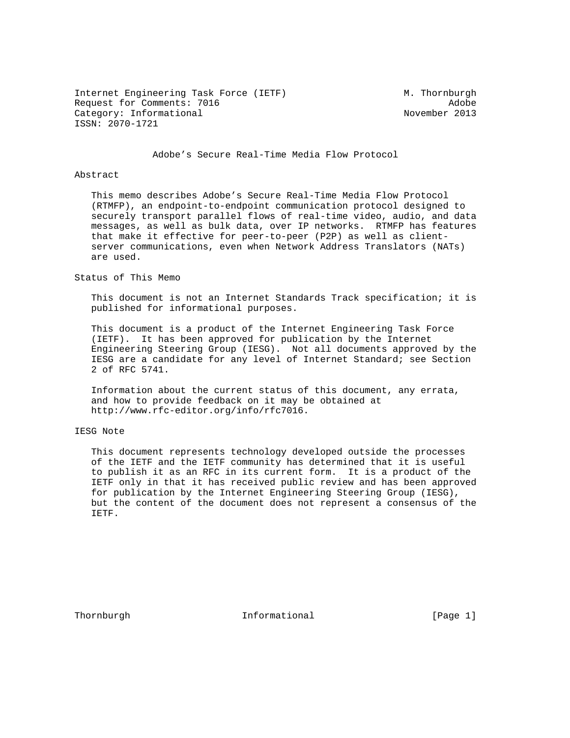Internet Engineering Task Force (IETF)  M. Thornburgh
Request for Comments: 7016  Adobe
Category: Informational  November 2013
ISSN: 2070-1721

# Adobe's Secure Real-Time Media Flow Protocol

## Abstract

This memo describes Adobe's Secure Real-Time Media Flow Protocol (RTMFP), an endpoint-to-endpoint communication protocol designed to securely transport parallel flows of real-time video, audio, and data messages, as well as bulk data, over IP networks. RTMFP has features that make it effective for peer-to-peer (P2P) as well as client-server communications, even when Network Address Translators (NATs) are used.

## Status of This Memo

This document is not an Internet Standards Track specification; it is published for informational purposes.

This document is a product of the Internet Engineering Task Force (IETF). It has been approved for publication by the Internet Engineering Steering Group (IESG). Not all documents approved by the IESG are a candidate for any level of Internet Standard; see Section 2 of RFC 5741.

Information about the current status of this document, any errata, and how to provide feedback on it may be obtained at http://www.rfc-editor.org/info/rfc7016.

## IESG Note

This document represents technology developed outside the processes of the IETF and the IETF community has determined that it is useful to publish it as an RFC in its current form. It is a product of the IETF only in that it has received public review and has been approved for publication by the Internet Engineering Steering Group (IESG), but the content of the document does not represent a consensus of the IETF.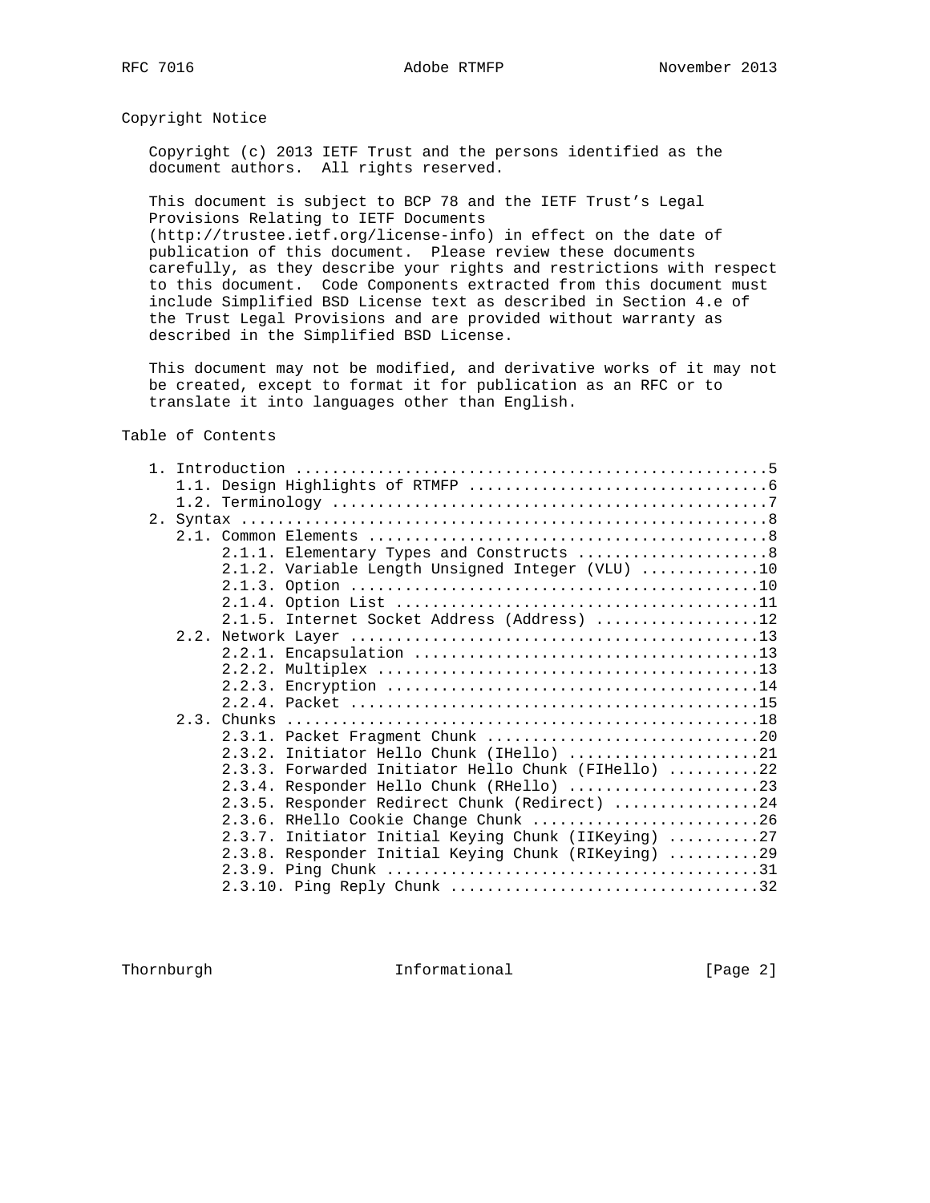## Copyright Notice

Copyright (c) 2013 IETF Trust and the persons identified as the document authors.  All rights reserved.

This document is subject to BCP 78 and the IETF Trust's Legal Provisions Relating to IETF Documents (http://trustee.ietf.org/license-info) in effect on the date of publication of this document.  Please review these documents carefully, as they describe your rights and restrictions with respect to this document.  Code Components extracted from this document must include Simplified BSD License text as described in Section 4.e of the Trust Legal Provisions and are provided without warranty as described in the Simplified BSD License.

This document may not be modified, and derivative works of it may not be created, except to format it for publication as an RFC or to translate it into languages other than English.

## Table of Contents

```
   1. Introduction ....................................................5
      1.1. Design Highlights of RTMFP .................................6
      1.2. Terminology ................................................7
   2. Syntax ..........................................................8
      2.1. Common Elements ............................................8
           2.1.1. Elementary Types and Constructs .....................8
           2.1.2. Variable Length Unsigned Integer (VLU) .............10
           2.1.3. Option .............................................10
           2.1.4. Option List ........................................11
           2.1.5. Internet Socket Address (Address) ..................12
      2.2. Network Layer .............................................13
           2.2.1. Encapsulation ......................................13
           2.2.2. Multiplex ..........................................13
           2.2.3. Encryption .........................................14
           2.2.4. Packet .............................................15
      2.3. Chunks ....................................................18
           2.3.1. Packet Fragment Chunk ..............................20
           2.3.2. Initiator Hello Chunk (IHello) .....................21
           2.3.3. Forwarded Initiator Hello Chunk (FIHello) ..........22
           2.3.4. Responder Hello Chunk (RHello) .....................23
           2.3.5. Responder Redirect Chunk (Redirect) ................24
           2.3.6. RHello Cookie Change Chunk .........................26
           2.3.7. Initiator Initial Keying Chunk (IIKeying) ..........27
           2.3.8. Responder Initial Keying Chunk (RIKeying) ..........29
           2.3.9. Ping Chunk .........................................31
           2.3.10. Ping Reply Chunk ..................................32
```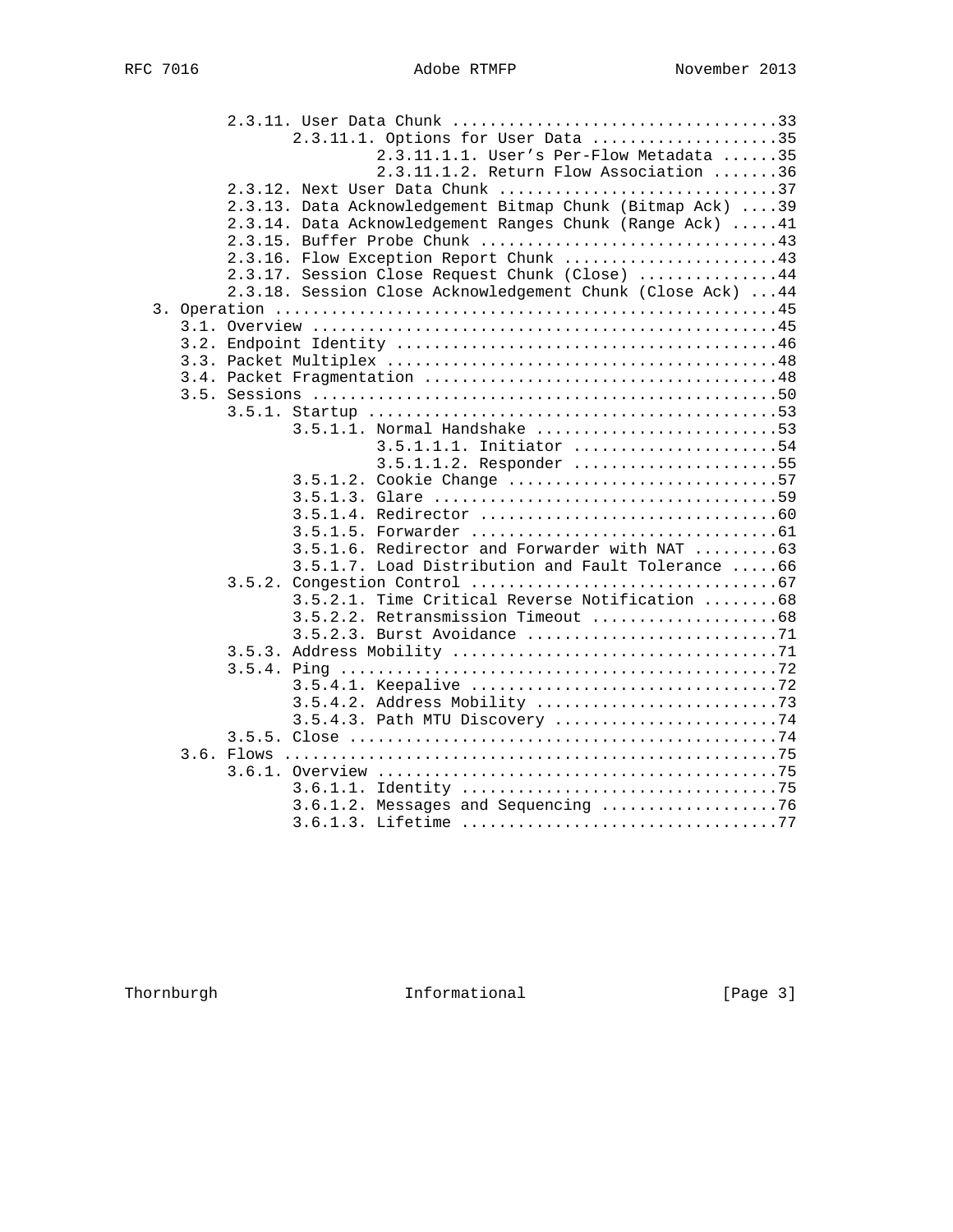```
         2.3.11. User Data Chunk ..................................33
                2.3.11.1. Options for User Data ....................35
                         2.3.11.1.1. User's Per-Flow Metadata ......35
                         2.3.11.1.2. Return Flow Association .......36
         2.3.12. Next User Data Chunk .............................37
         2.3.13. Data Acknowledgement Bitmap Chunk (Bitmap Ack) ....39
         2.3.14. Data Acknowledgement Ranges Chunk (Range Ack) .....41
         2.3.15. Buffer Probe Chunk ...............................43
         2.3.16. Flow Exception Report Chunk ......................43
         2.3.17. Session Close Request Chunk (Close) ..............44
         2.3.18. Session Close Acknowledgement Chunk (Close Ack) ...44
   3. Operation ....................................................45
      3.1. Overview ................................................45
      3.2. Endpoint Identity .......................................46
      3.3. Packet Multiplex ........................................48
      3.4. Packet Fragmentation ....................................48
      3.5. Sessions ................................................50
         3.5.1. Startup ............................................53
                3.5.1.1. Normal Handshake ..........................53
                         3.5.1.1.1. Initiator ......................54
                         3.5.1.1.2. Responder ......................55
                3.5.1.2. Cookie Change .............................57
                3.5.1.3. Glare .....................................59
                3.5.1.4. Redirector ................................60
                3.5.1.5. Forwarder .................................61
                3.5.1.6. Redirector and Forwarder with NAT .........63
                3.5.1.7. Load Distribution and Fault Tolerance .....66
         3.5.2. Congestion Control .................................67
                3.5.2.1. Time Critical Reverse Notification ........68
                3.5.2.2. Retransmission Timeout ....................68
                3.5.2.3. Burst Avoidance ...........................71
         3.5.3. Address Mobility ...................................71
         3.5.4. Ping ...............................................72
                3.5.4.1. Keepalive .................................72
                3.5.4.2. Address Mobility ..........................73
                3.5.4.3. Path MTU Discovery ........................74
         3.5.5. Close ..............................................74
      3.6. Flows ...................................................75
         3.6.1. Overview ...........................................75
                3.6.1.1. Identity ..................................75
                3.6.1.2. Messages and Sequencing ...................76
                3.6.1.3. Lifetime ..................................77
```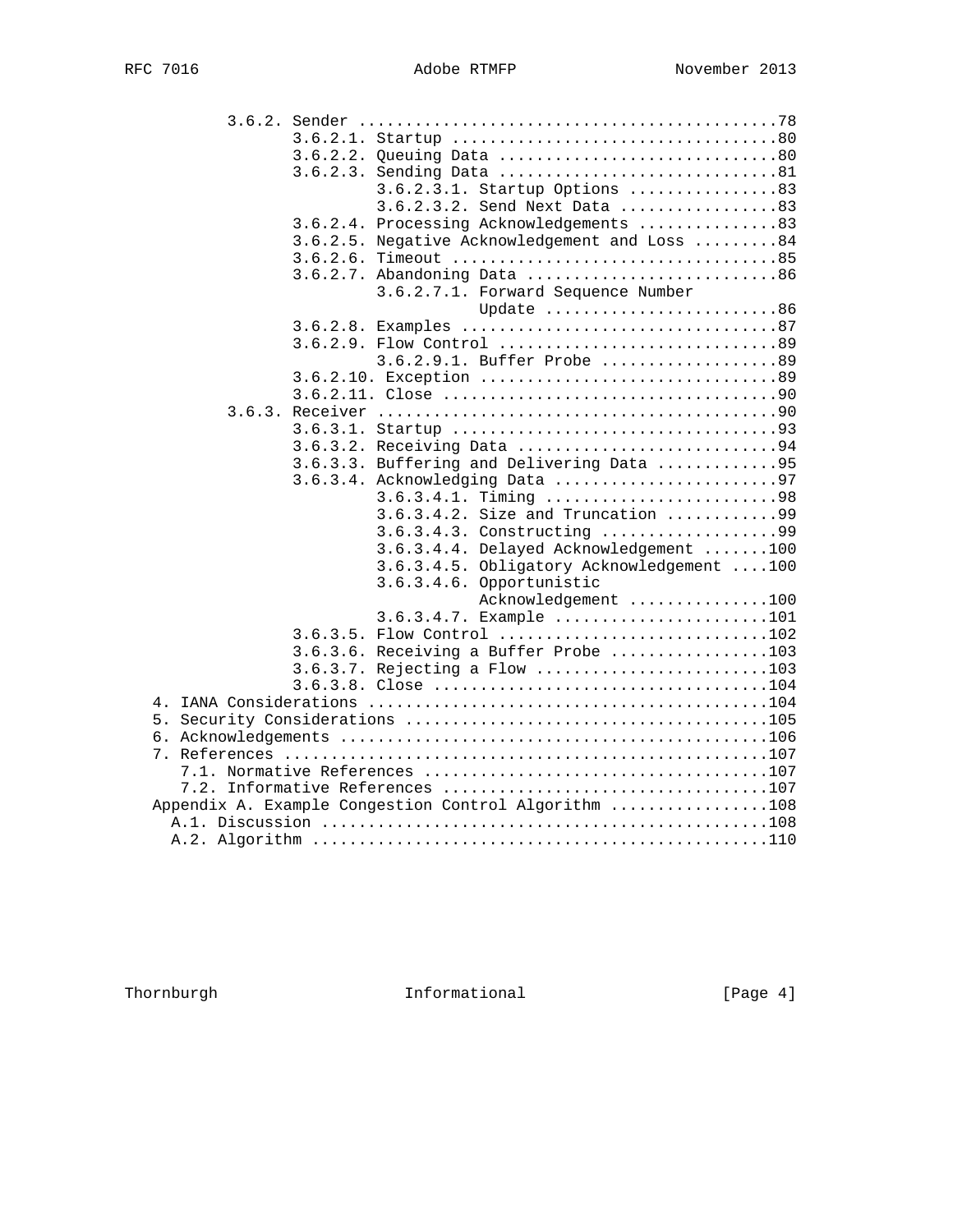```
         3.6.2. Sender .............................................78
                3.6.2.1. Startup ...................................80
                3.6.2.2. Queuing Data ..............................80
                3.6.2.3. Sending Data ..............................81
                         3.6.2.3.1. Startup Options ................83
                         3.6.2.3.2. Send Next Data .................83
                3.6.2.4. Processing Acknowledgements ...............83
                3.6.2.5. Negative Acknowledgement and Loss .........84
                3.6.2.6. Timeout ...................................85
                3.6.2.7. Abandoning Data ...........................86
                         3.6.2.7.1. Forward Sequence Number
                                    Update .........................86
                3.6.2.8. Examples ..................................87
                3.6.2.9. Flow Control ..............................89
                         3.6.2.9.1. Buffer Probe ...................89
                3.6.2.10. Exception ................................89
                3.6.2.11. Close ....................................90
         3.6.3. Receiver ...........................................90
                3.6.3.1. Startup ...................................93
                3.6.3.2. Receiving Data ............................94
                3.6.3.3. Buffering and Delivering Data .............95
                3.6.3.4. Acknowledging Data ........................97
                         3.6.3.4.1. Timing .........................98
                         3.6.3.4.2. Size and Truncation ............99
                         3.6.3.4.3. Constructing ...................99
                         3.6.3.4.4. Delayed Acknowledgement .......100
                         3.6.3.4.5. Obligatory Acknowledgement ....100
                         3.6.3.4.6. Opportunistic
                                    Acknowledgement ...............100
                         3.6.3.4.7. Example .......................101
                3.6.3.5. Flow Control .............................102
                3.6.3.6. Receiving a Buffer Probe .................103
                3.6.3.7. Rejecting a Flow .........................103
                3.6.3.8. Close ....................................104
   4. IANA Considerations ..........................................104
   5. Security Considerations ......................................105
   6. Acknowledgements .............................................106
   7. References ...................................................107
      7.1. Normative References ....................................107
      7.2. Informative References ..................................107
   Appendix A. Example Congestion Control Algorithm ................108
     A.1. Discussion ...............................................108
     A.2. Algorithm ................................................110
```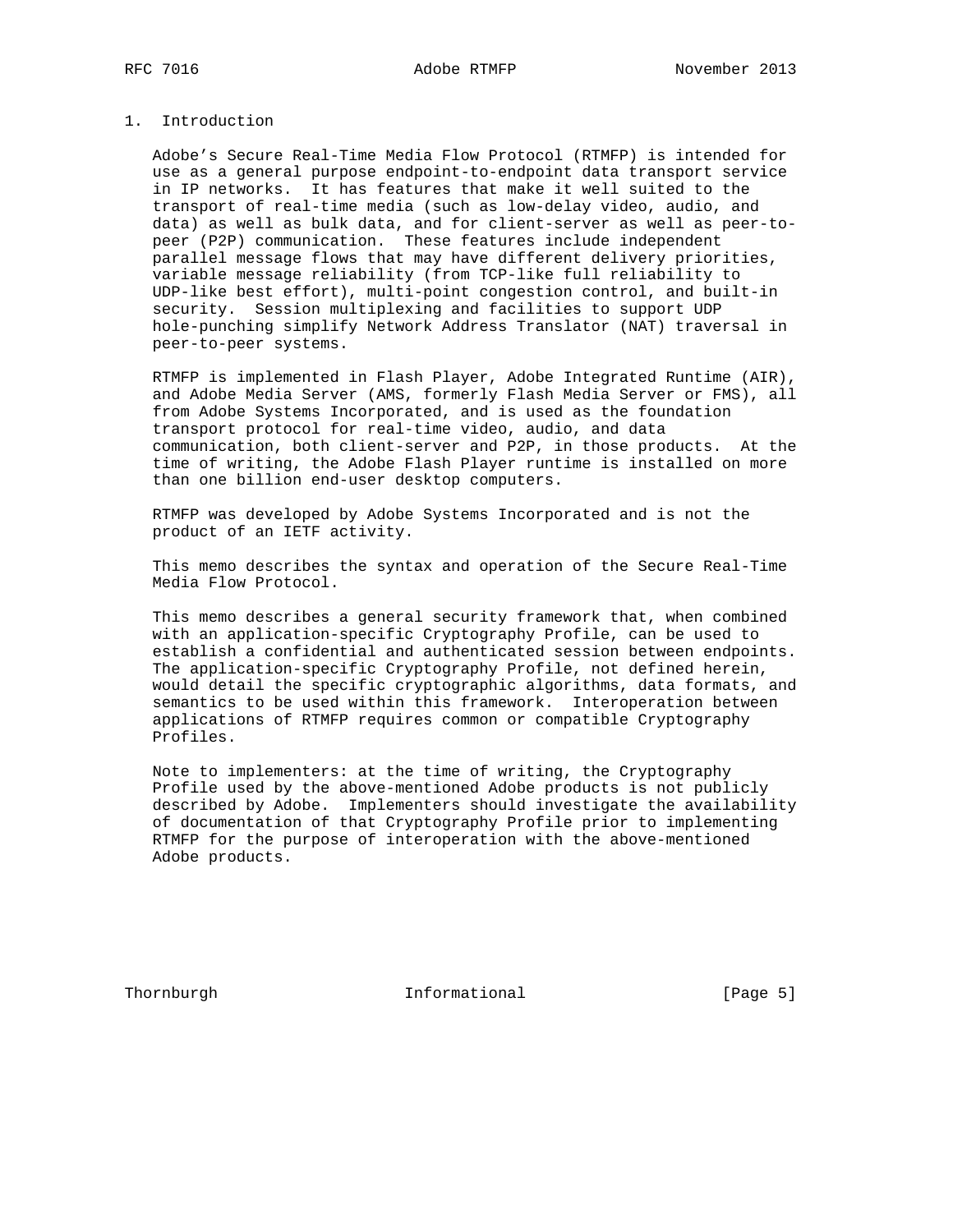# 1. Introduction

Adobe's Secure Real-Time Media Flow Protocol (RTMFP) is intended for use as a general purpose endpoint-to-endpoint data transport service in IP networks. It has features that make it well suited to the transport of real-time media (such as low-delay video, audio, and data) as well as bulk data, and for client-server as well as peer-to-peer (P2P) communication. These features include independent parallel message flows that may have different delivery priorities, variable message reliability (from TCP-like full reliability to UDP-like best effort), multi-point congestion control, and built-in security. Session multiplexing and facilities to support UDP hole-punching simplify Network Address Translator (NAT) traversal in peer-to-peer systems.

RTMFP is implemented in Flash Player, Adobe Integrated Runtime (AIR), and Adobe Media Server (AMS, formerly Flash Media Server or FMS), all from Adobe Systems Incorporated, and is used as the foundation transport protocol for real-time video, audio, and data communication, both client-server and P2P, in those products. At the time of writing, the Adobe Flash Player runtime is installed on more than one billion end-user desktop computers.

RTMFP was developed by Adobe Systems Incorporated and is not the product of an IETF activity.

This memo describes the syntax and operation of the Secure Real-Time Media Flow Protocol.

This memo describes a general security framework that, when combined with an application-specific Cryptography Profile, can be used to establish a confidential and authenticated session between endpoints. The application-specific Cryptography Profile, not defined herein, would detail the specific cryptographic algorithms, data formats, and semantics to be used within this framework. Interoperation between applications of RTMFP requires common or compatible Cryptography Profiles.

Note to implementers: at the time of writing, the Cryptography Profile used by the above-mentioned Adobe products is not publicly described by Adobe. Implementers should investigate the availability of documentation of that Cryptography Profile prior to implementing RTMFP for the purpose of interoperation with the above-mentioned Adobe products.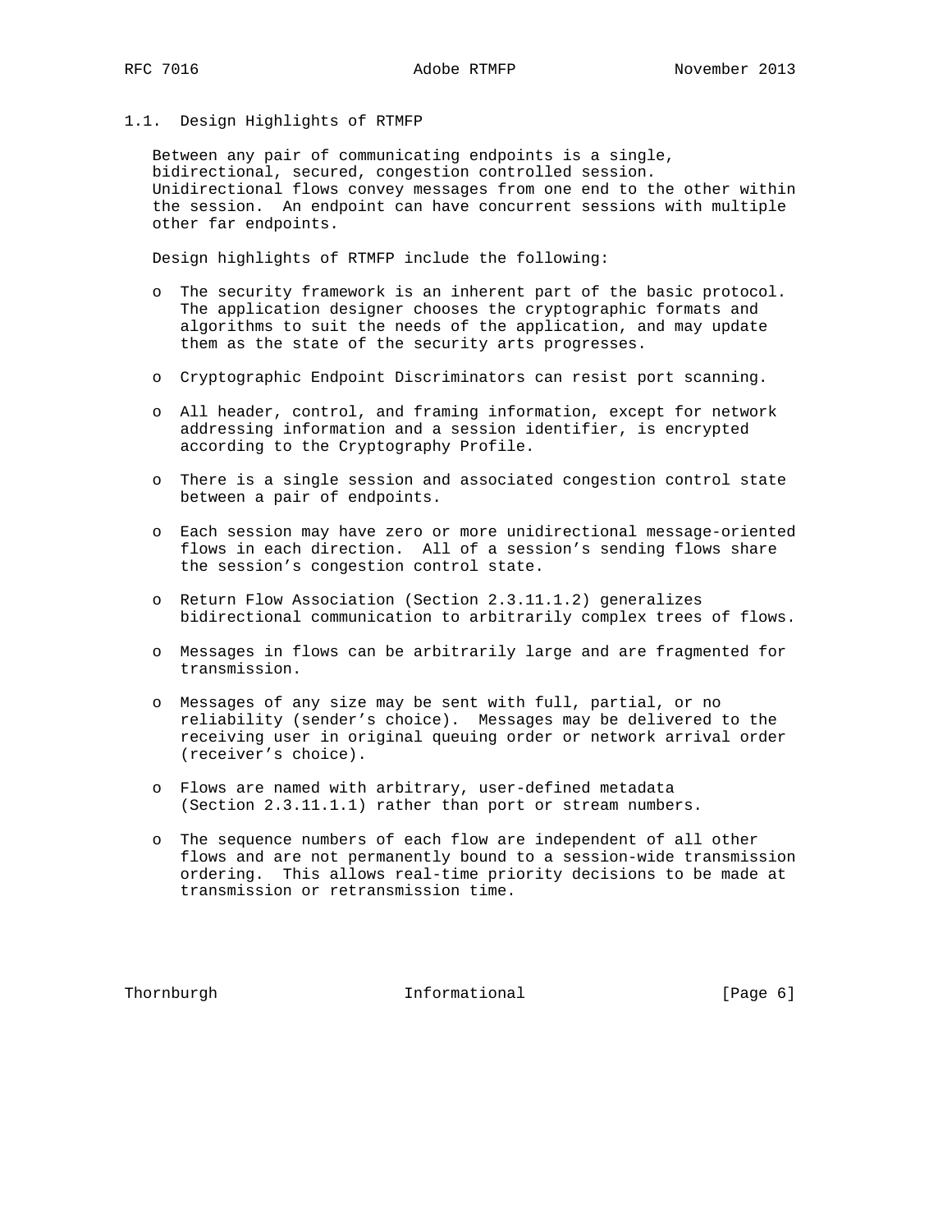### 1.1. Design Highlights of RTMFP

Between any pair of communicating endpoints is a single, bidirectional, secured, congestion controlled session. Unidirectional flows convey messages from one end to the other within the session. An endpoint can have concurrent sessions with multiple other far endpoints.

Design highlights of RTMFP include the following:

- The security framework is an inherent part of the basic protocol. The application designer chooses the cryptographic formats and algorithms to suit the needs of the application, and may update them as the state of the security arts progresses.
- Cryptographic Endpoint Discriminators can resist port scanning.
- All header, control, and framing information, except for network addressing information and a session identifier, is encrypted according to the Cryptography Profile.
- There is a single session and associated congestion control state between a pair of endpoints.
- Each session may have zero or more unidirectional message-oriented flows in each direction. All of a session's sending flows share the session's congestion control state.
- Return Flow Association (Section 2.3.11.1.2) generalizes bidirectional communication to arbitrarily complex trees of flows.
- Messages in flows can be arbitrarily large and are fragmented for transmission.
- Messages of any size may be sent with full, partial, or no reliability (sender's choice). Messages may be delivered to the receiving user in original queuing order or network arrival order (receiver's choice).
- Flows are named with arbitrary, user-defined metadata (Section 2.3.11.1.1) rather than port or stream numbers.
- The sequence numbers of each flow are independent of all other flows and are not permanently bound to a session-wide transmission ordering. This allows real-time priority decisions to be made at transmission or retransmission time.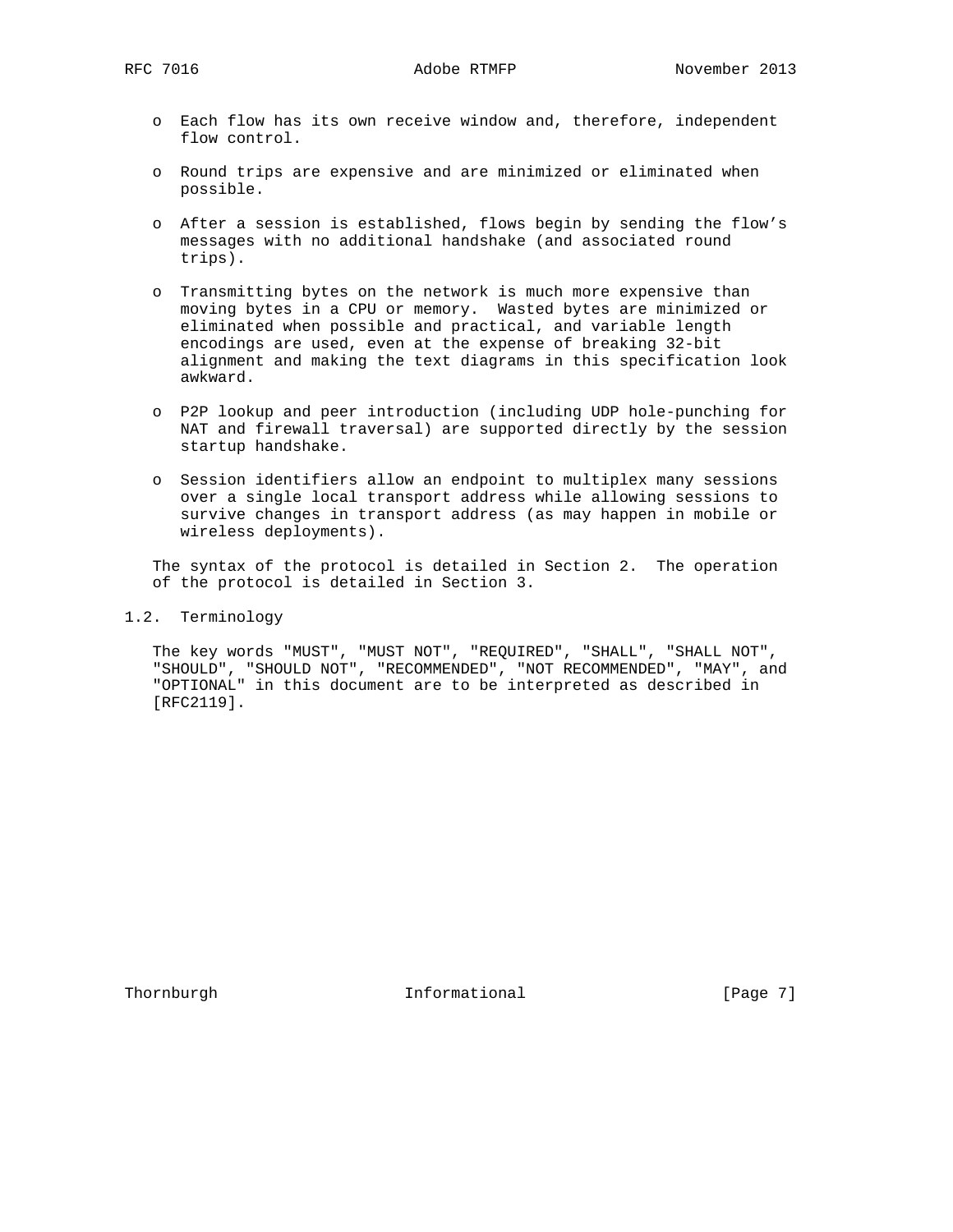- Each flow has its own receive window and, therefore, independent flow control.

- Round trips are expensive and are minimized or eliminated when possible.

- After a session is established, flows begin by sending the flow's messages with no additional handshake (and associated round trips).

- Transmitting bytes on the network is much more expensive than moving bytes in a CPU or memory. Wasted bytes are minimized or eliminated when possible and practical, and variable length encodings are used, even at the expense of breaking 32-bit alignment and making the text diagrams in this specification look awkward.

- P2P lookup and peer introduction (including UDP hole-punching for NAT and firewall traversal) are supported directly by the session startup handshake.

- Session identifiers allow an endpoint to multiplex many sessions over a single local transport address while allowing sessions to survive changes in transport address (as may happen in mobile or wireless deployments).

The syntax of the protocol is detailed in Section 2. The operation of the protocol is detailed in Section 3.

## 1.2. Terminology

The key words "MUST", "MUST NOT", "REQUIRED", "SHALL", "SHALL NOT", "SHOULD", "SHOULD NOT", "RECOMMENDED", "NOT RECOMMENDED", "MAY", and "OPTIONAL" in this document are to be interpreted as described in [RFC2119].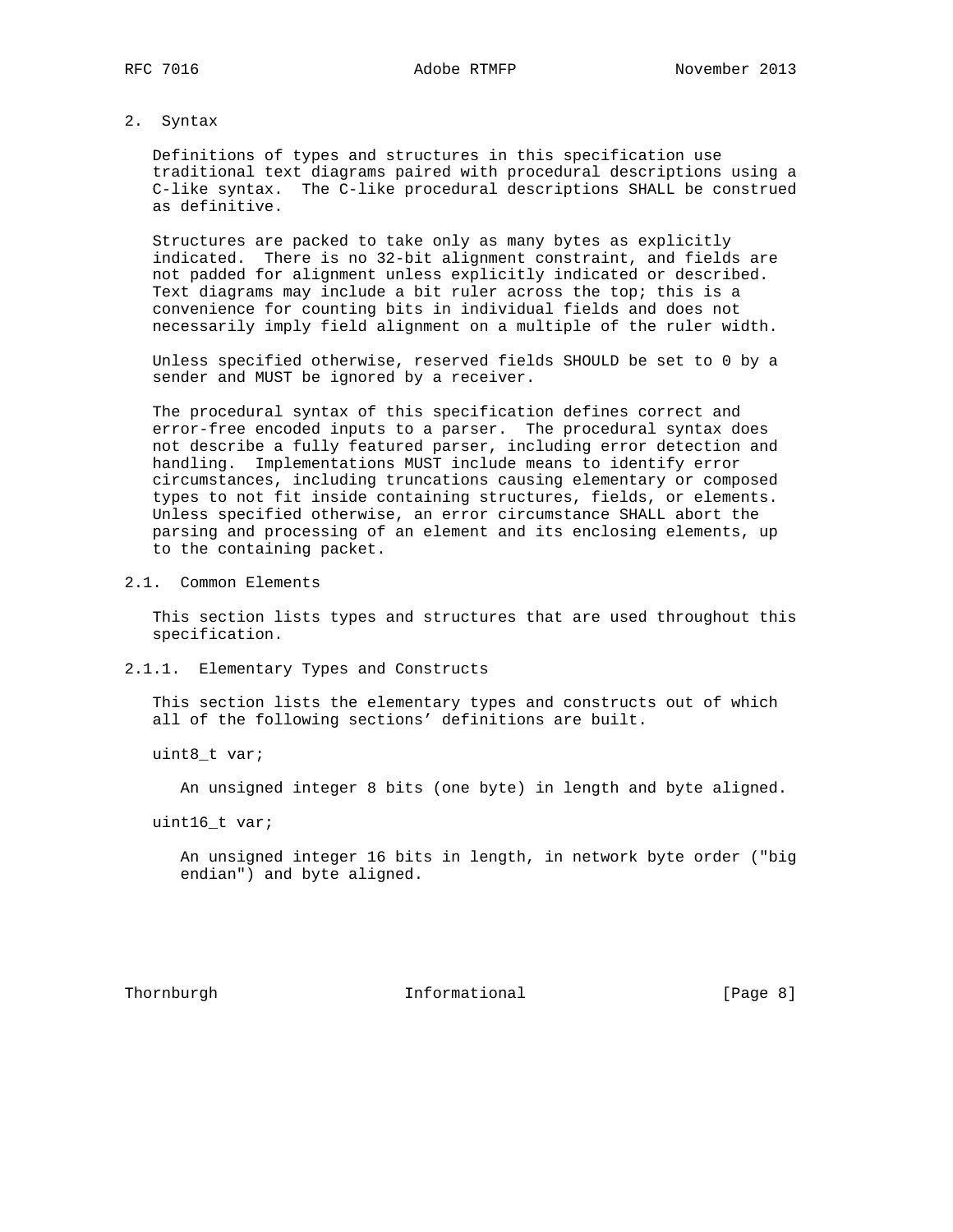# 2. Syntax

Definitions of types and structures in this specification use traditional text diagrams paired with procedural descriptions using a C-like syntax. The C-like procedural descriptions SHALL be construed as definitive.

Structures are packed to take only as many bytes as explicitly indicated. There is no 32-bit alignment constraint, and fields are not padded for alignment unless explicitly indicated or described. Text diagrams may include a bit ruler across the top; this is a convenience for counting bits in individual fields and does not necessarily imply field alignment on a multiple of the ruler width.

Unless specified otherwise, reserved fields SHOULD be set to 0 by a sender and MUST be ignored by a receiver.

The procedural syntax of this specification defines correct and error-free encoded inputs to a parser. The procedural syntax does not describe a fully featured parser, including error detection and handling. Implementations MUST include means to identify error circumstances, including truncations causing elementary or composed types to not fit inside containing structures, fields, or elements. Unless specified otherwise, an error circumstance SHALL abort the parsing and processing of an element and its enclosing elements, up to the containing packet.

## 2.1. Common Elements

This section lists types and structures that are used throughout this specification.

### 2.1.1. Elementary Types and Constructs

This section lists the elementary types and constructs out of which all of the following sections' definitions are built.

```
uint8_t var;
```

An unsigned integer 8 bits (one byte) in length and byte aligned.

```
uint16_t var;
```

An unsigned integer 16 bits in length, in network byte order ("big endian") and byte aligned.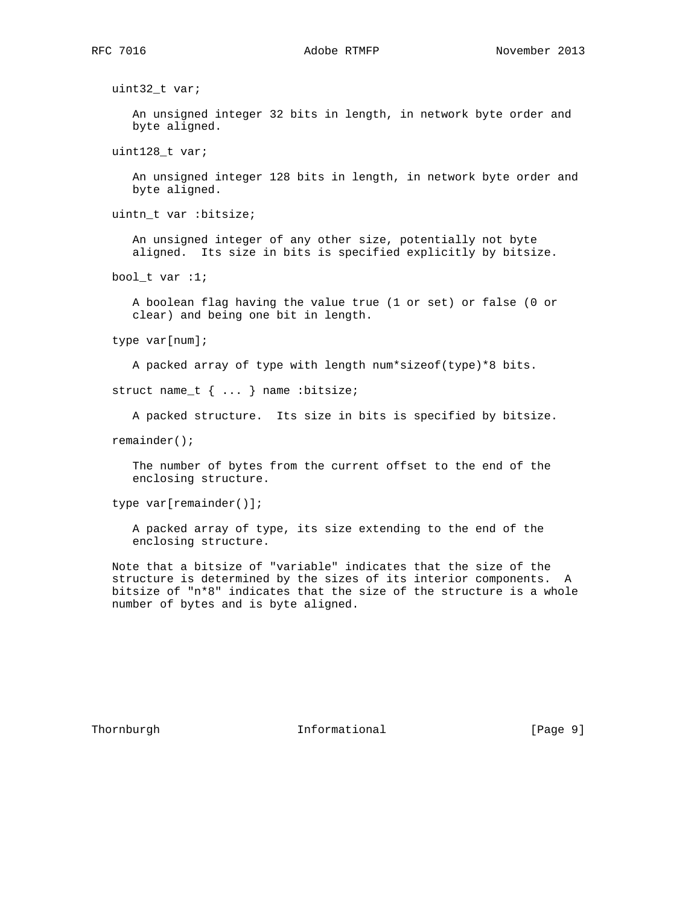```
uint32_t var;
```

An unsigned integer 32 bits in length, in network byte order and byte aligned.

```
uint128_t var;
```

An unsigned integer 128 bits in length, in network byte order and byte aligned.

```
uintn_t var :bitsize;
```

An unsigned integer of any other size, potentially not byte aligned. Its size in bits is specified explicitly by bitsize.

```
bool_t var :1;
```

A boolean flag having the value true (1 or set) or false (0 or clear) and being one bit in length.

```
type var[num];
```

A packed array of type with length num*sizeof(type)*8 bits.

```
struct name_t { ... } name :bitsize;
```

A packed structure. Its size in bits is specified by bitsize.

```
remainder();
```

The number of bytes from the current offset to the end of the enclosing structure.

```
type var[remainder()];
```

A packed array of type, its size extending to the end of the enclosing structure.

Note that a bitsize of "variable" indicates that the size of the structure is determined by the sizes of its interior components. A bitsize of "n*8" indicates that the size of the structure is a whole number of bytes and is byte aligned.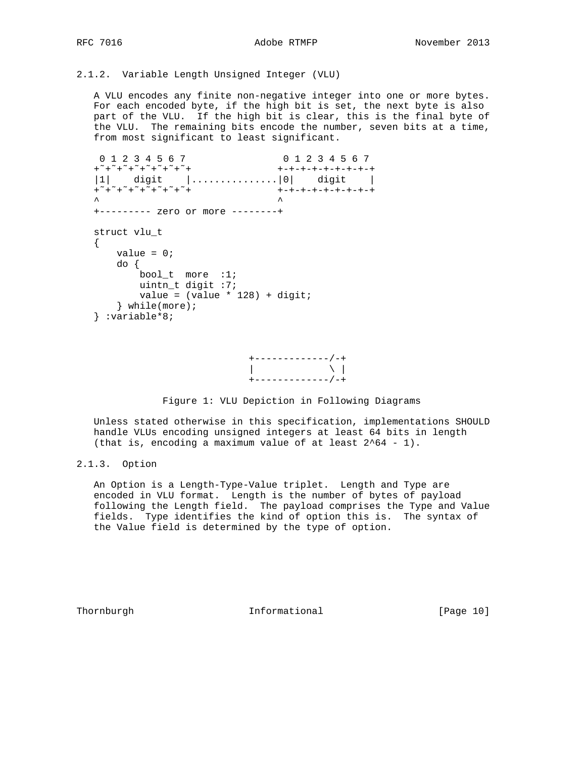### 2.1.2. Variable Length Unsigned Integer (VLU)

A VLU encodes any finite non-negative integer into one or more bytes. For each encoded byte, if the high bit is set, the next byte is also part of the VLU. If the high bit is clear, this is the final byte of the VLU. The remaining bits encode the number, seven bits at a time, from most significant to least significant.

```
 0 1 2 3 4 5 6 7                0 1 2 3 4 5 6 7
+~+~+~+~+~+~+~+~+              +-+-+-+-+-+-+-+-+
|1|    digit    |..............|0|    digit    |
+~+~+~+~+~+~+~+~+              +-+-+-+-+-+-+-+-+
^                              ^
+--------- zero or more --------+

struct vlu_t
{
    value = 0;
    do {
        bool_t  more  :1;
        uintn_t digit :7;
        value = (value * 128) + digit;
    } while(more);
} :variable*8;
```

```
                          +-------------/-+
                          |             \ |
                          +-------------/-+
```

Figure 1: VLU Depiction in Following Diagrams

Unless stated otherwise in this specification, implementations SHOULD handle VLUs encoding unsigned integers at least 64 bits in length (that is, encoding a maximum value of at least 2^64 - 1).

### 2.1.3. Option

An Option is a Length-Type-Value triplet. Length and Type are encoded in VLU format. Length is the number of bytes of payload following the Length field. The payload comprises the Type and Value fields. Type identifies the kind of option this is. The syntax of the Value field is determined by the type of option.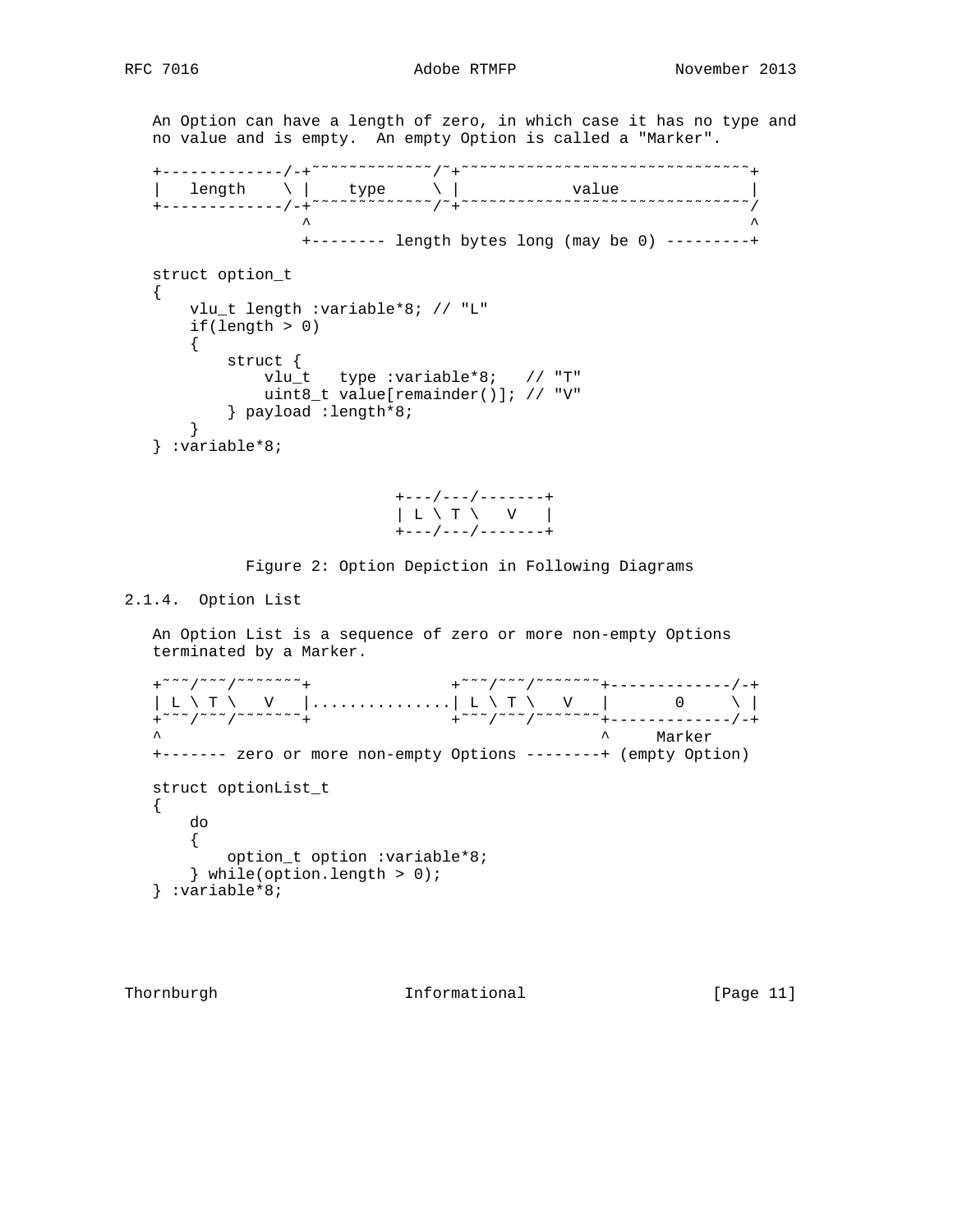An Option can have a length of zero, in which case it has no type and no value and is empty. An empty Option is called a "Marker".

```
+-------------/-+~~~~~~~~~~~~~/~+~~~~~~~~~~~~~~~~~~~~~~~~~~~~~~~+
|   length    \ |    type     \ |            value              |
+-------------/-+~~~~~~~~~~~~~/~+~~~~~~~~~~~~~~~~~~~~~~~~~~~~~~~/
                ^                                               ^
                +-------- length bytes long (may be 0) ---------+

struct option_t
{
    vlu_t length :variable*8; // "L"
    if(length > 0)
    {
        struct {
            vlu_t   type :variable*8;   // "T"
            uint8_t value[remainder()]; // "V"
        } payload :length*8;
    }
} :variable*8;
```

```
                          +---/---/-------+
                          | L \ T \   V   |
                          +---/---/-------+
```

Figure 2: Option Depiction in Following Diagrams

### 2.1.4. Option List

An Option List is a sequence of zero or more non-empty Options terminated by a Marker.

```
+~~~/~~~/~~~~~~~+               +~~~/~~~/~~~~~~~+-------------/-+
| L \ T \   V   |...............| L \ T \   V   |       0     \ |
+~~~/~~~/~~~~~~~+               +~~~/~~~/~~~~~~~+-------------/-+
^                                               ^     Marker
+------- zero or more non-empty Options --------+ (empty Option)

struct optionList_t
{
    do
    {
        option_t option :variable*8;
    } while(option.length > 0);
} :variable*8;
```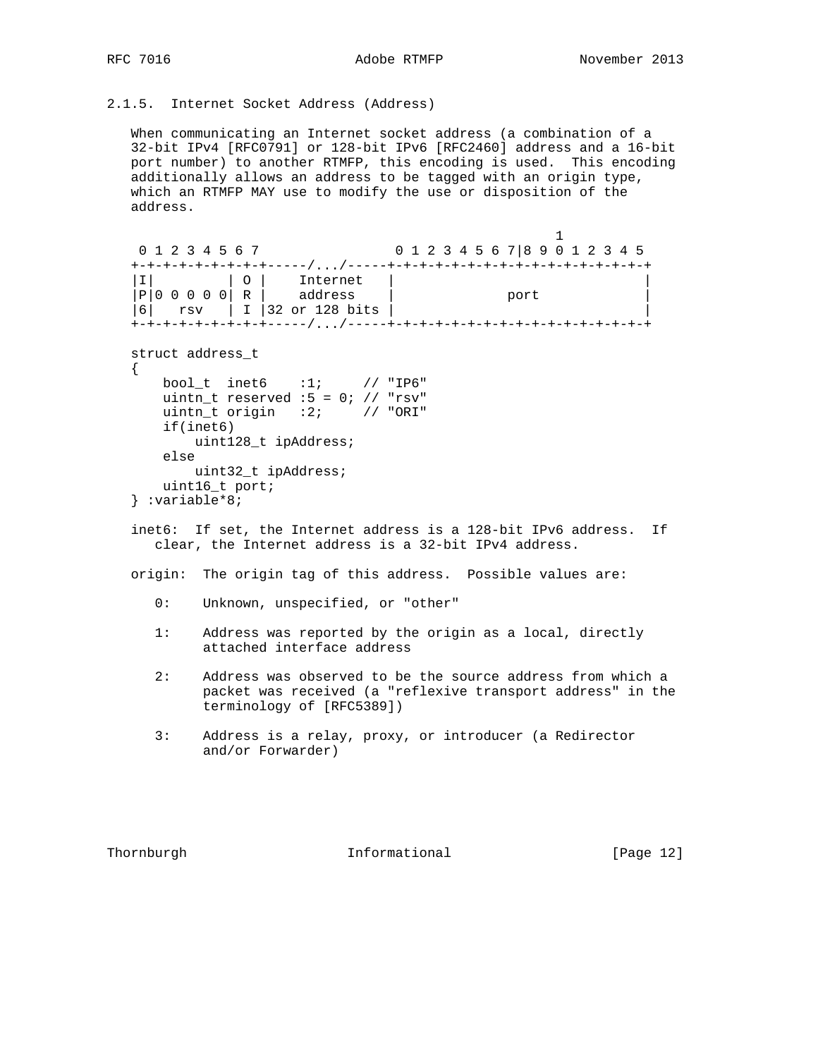### 2.1.5. Internet Socket Address (Address)

When communicating an Internet socket address (a combination of a 32-bit IPv4 [RFC0791] or 128-bit IPv6 [RFC2460] address and a 16-bit port number) to another RTMFP, this encoding is used. This encoding additionally allows an address to be tagged with an origin type, which an RTMFP MAY use to modify the use or disposition of the address.

```
                                                          1
 0 1 2 3 4 5 6 7                 0 1 2 3 4 5 6 7|8 9 0 1 2 3 4 5
+-+-+-+-+-+-+-+-+-----/.../-----+-+-+-+-+-+-+-+-+-+-+-+-+-+-+-+-+
|I|         | O |    Internet   |                               |
|P|0 0 0 0 0| R |    address    |             port              |
|6|   rsv   | I |32 or 128 bits |                               |
+-+-+-+-+-+-+-+-+-----/.../-----+-+-+-+-+-+-+-+-+-+-+-+-+-+-+-+-+
```

```
struct address_t
{
    bool_t  inet6    :1;     // "IP6"
    uintn_t reserved :5 = 0; // "rsv"
    uintn_t origin   :2;     // "ORI"
    if(inet6)
        uint128_t ipAddress;
    else
        uint32_t ipAddress;
    uint16_t port;
} :variable*8;
```

inet6: If set, the Internet address is a 128-bit IPv6 address. If clear, the Internet address is a 32-bit IPv4 address.

origin: The origin tag of this address. Possible values are:

- 0: Unknown, unspecified, or "other"
- 1: Address was reported by the origin as a local, directly attached interface address
- 2: Address was observed to be the source address from which a packet was received (a "reflexive transport address" in the terminology of [RFC5389])
- 3: Address is a relay, proxy, or introducer (a Redirector and/or Forwarder)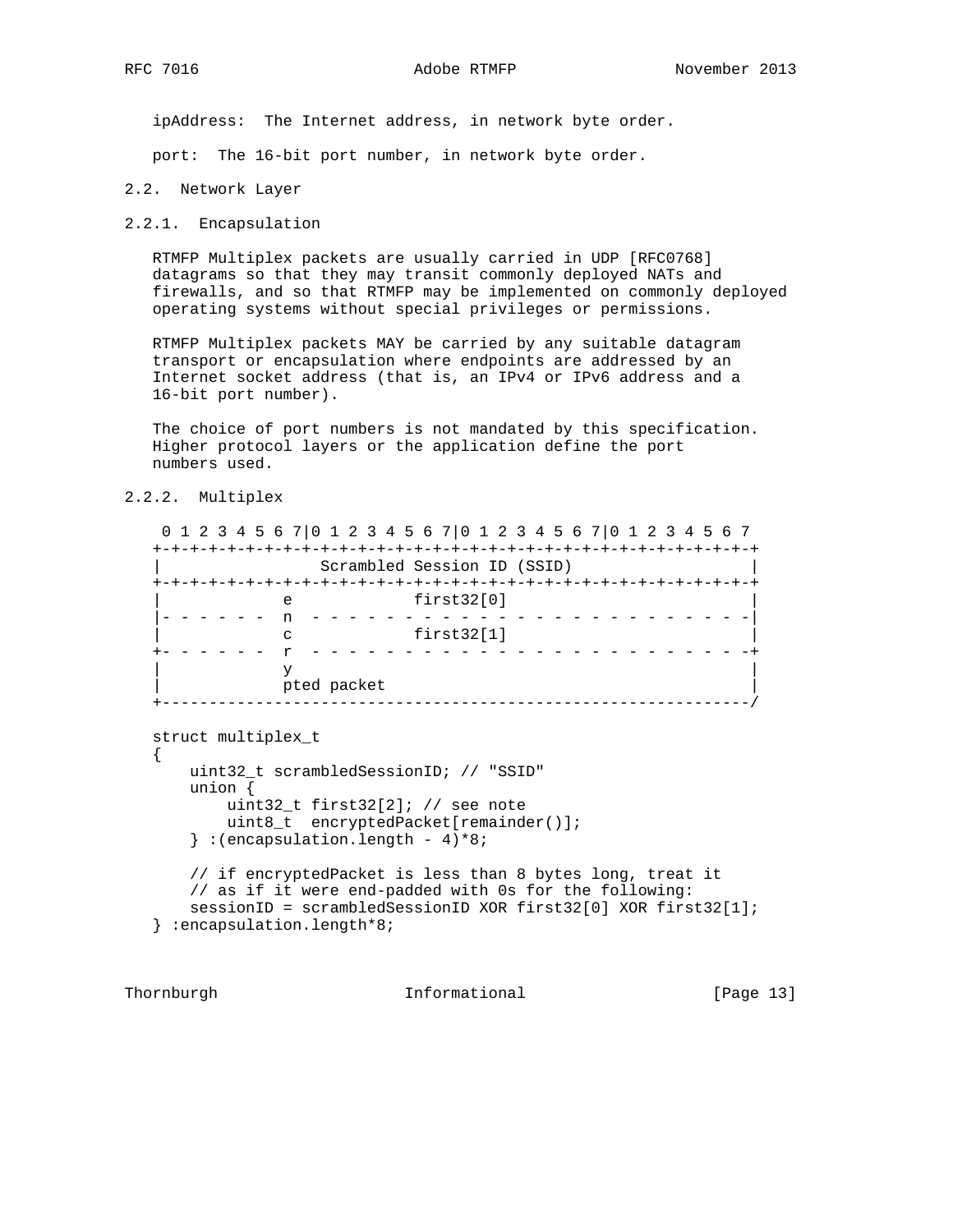ipAddress:  The Internet address, in network byte order.

port:  The 16-bit port number, in network byte order.

## 2.2. Network Layer

### 2.2.1. Encapsulation

RTMFP Multiplex packets are usually carried in UDP [RFC0768] datagrams so that they may transit commonly deployed NATs and firewalls, and so that RTMFP may be implemented on commonly deployed operating systems without special privileges or permissions.

RTMFP Multiplex packets MAY be carried by any suitable datagram transport or encapsulation where endpoints are addressed by an Internet socket address (that is, an IPv4 or IPv6 address and a 16-bit port number).

The choice of port numbers is not mandated by this specification. Higher protocol layers or the application define the port numbers used.

### 2.2.2. Multiplex

```
 0 1 2 3 4 5 6 7|0 1 2 3 4 5 6 7|0 1 2 3 4 5 6 7|0 1 2 3 4 5 6 7
+-+-+-+-+-+-+-+-+-+-+-+-+-+-+-+-+-+-+-+-+-+-+-+-+-+-+-+-+-+-+-+-+
|                  Scrambled Session ID (SSID)                  |
+-+-+-+-+-+-+-+-+-+-+-+-+-+-+-+-+-+-+-+-+-+-+-+-+-+-+-+-+-+-+-+-+
|            e             first32[0]                           |
|- - - - - -  n  - - - - - - - - - - - - - - - - - - - - - - - -|
|            c             first32[1]                           |
+- - - - - -  r  - - - - - - - - - - - - - - - - - - - - - - - -+
|            y                                                  |
|            pted packet                                        |
+---------------------------------------------------------------/

struct multiplex_t
{
    uint32_t scrambledSessionID; // "SSID"
    union {
        uint32_t first32[2]; // see note
        uint8_t  encryptedPacket[remainder()];
    } :(encapsulation.length - 4)*8;

    // if encryptedPacket is less than 8 bytes long, treat it
    // as if it were end-padded with 0s for the following:
    sessionID = scrambledSessionID XOR first32[0] XOR first32[1];
} :encapsulation.length*8;
```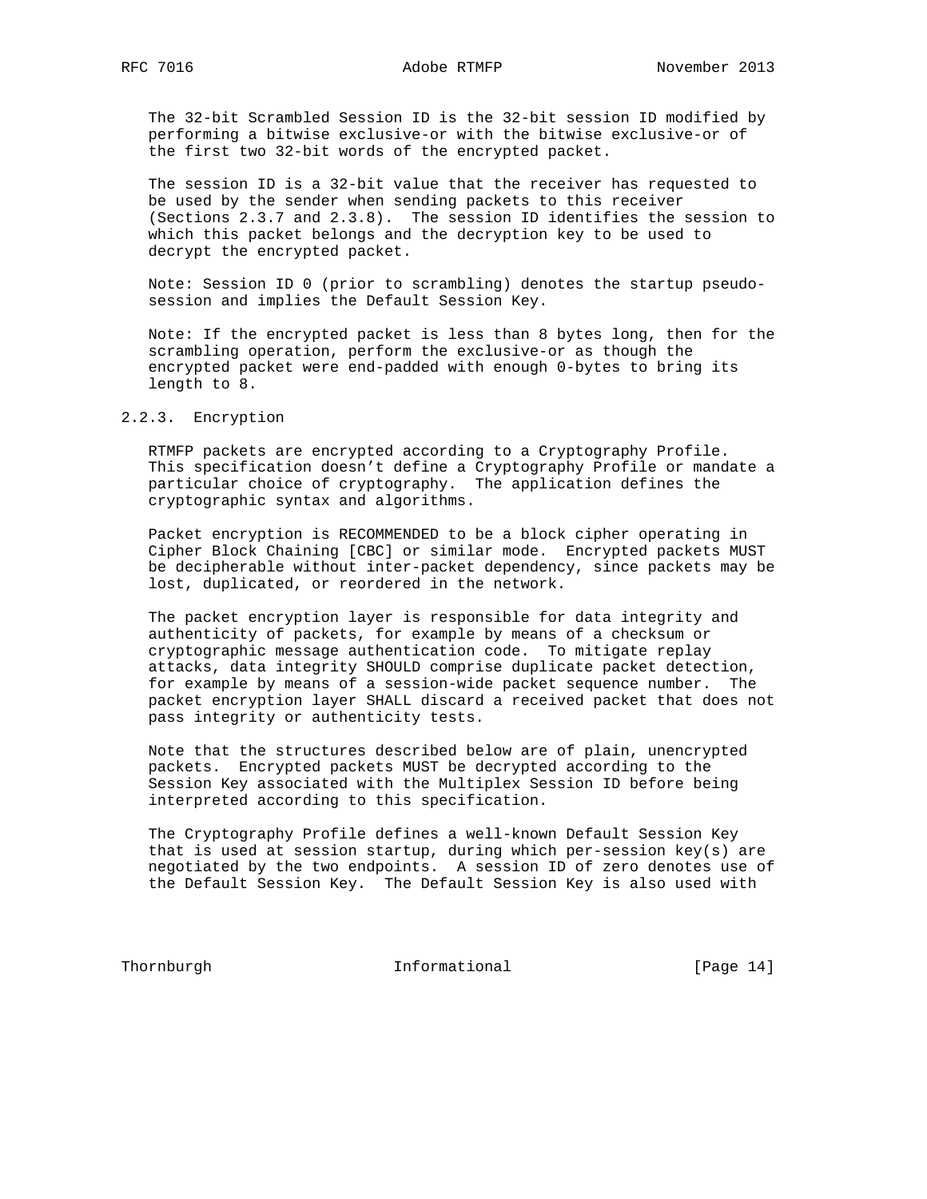The 32-bit Scrambled Session ID is the 32-bit session ID modified by performing a bitwise exclusive-or with the bitwise exclusive-or of the first two 32-bit words of the encrypted packet.

The session ID is a 32-bit value that the receiver has requested to be used by the sender when sending packets to this receiver (Sections 2.3.7 and 2.3.8). The session ID identifies the session to which this packet belongs and the decryption key to be used to decrypt the encrypted packet.

Note: Session ID 0 (prior to scrambling) denotes the startup pseudo-session and implies the Default Session Key.

Note: If the encrypted packet is less than 8 bytes long, then for the scrambling operation, perform the exclusive-or as though the encrypted packet were end-padded with enough 0-bytes to bring its length to 8.

### 2.2.3. Encryption

RTMFP packets are encrypted according to a Cryptography Profile. This specification doesn't define a Cryptography Profile or mandate a particular choice of cryptography. The application defines the cryptographic syntax and algorithms.

Packet encryption is RECOMMENDED to be a block cipher operating in Cipher Block Chaining [CBC] or similar mode. Encrypted packets MUST be decipherable without inter-packet dependency, since packets may be lost, duplicated, or reordered in the network.

The packet encryption layer is responsible for data integrity and authenticity of packets, for example by means of a checksum or cryptographic message authentication code. To mitigate replay attacks, data integrity SHOULD comprise duplicate packet detection, for example by means of a session-wide packet sequence number. The packet encryption layer SHALL discard a received packet that does not pass integrity or authenticity tests.

Note that the structures described below are of plain, unencrypted packets. Encrypted packets MUST be decrypted according to the Session Key associated with the Multiplex Session ID before being interpreted according to this specification.

The Cryptography Profile defines a well-known Default Session Key that is used at session startup, during which per-session key(s) are negotiated by the two endpoints. A session ID of zero denotes use of the Default Session Key. The Default Session Key is also used with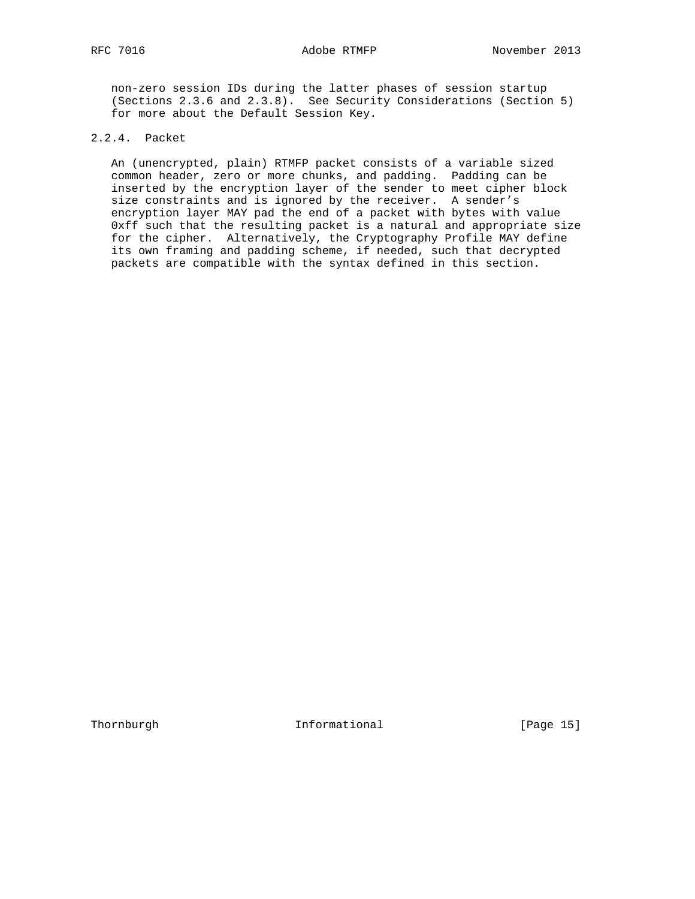non-zero session IDs during the latter phases of session startup (Sections 2.3.6 and 2.3.8). See Security Considerations (Section 5) for more about the Default Session Key.

### 2.2.4. Packet

An (unencrypted, plain) RTMFP packet consists of a variable sized common header, zero or more chunks, and padding. Padding can be inserted by the encryption layer of the sender to meet cipher block size constraints and is ignored by the receiver. A sender's encryption layer MAY pad the end of a packet with bytes with value 0xff such that the resulting packet is a natural and appropriate size for the cipher. Alternatively, the Cryptography Profile MAY define its own framing and padding scheme, if needed, such that decrypted packets are compatible with the syntax defined in this section.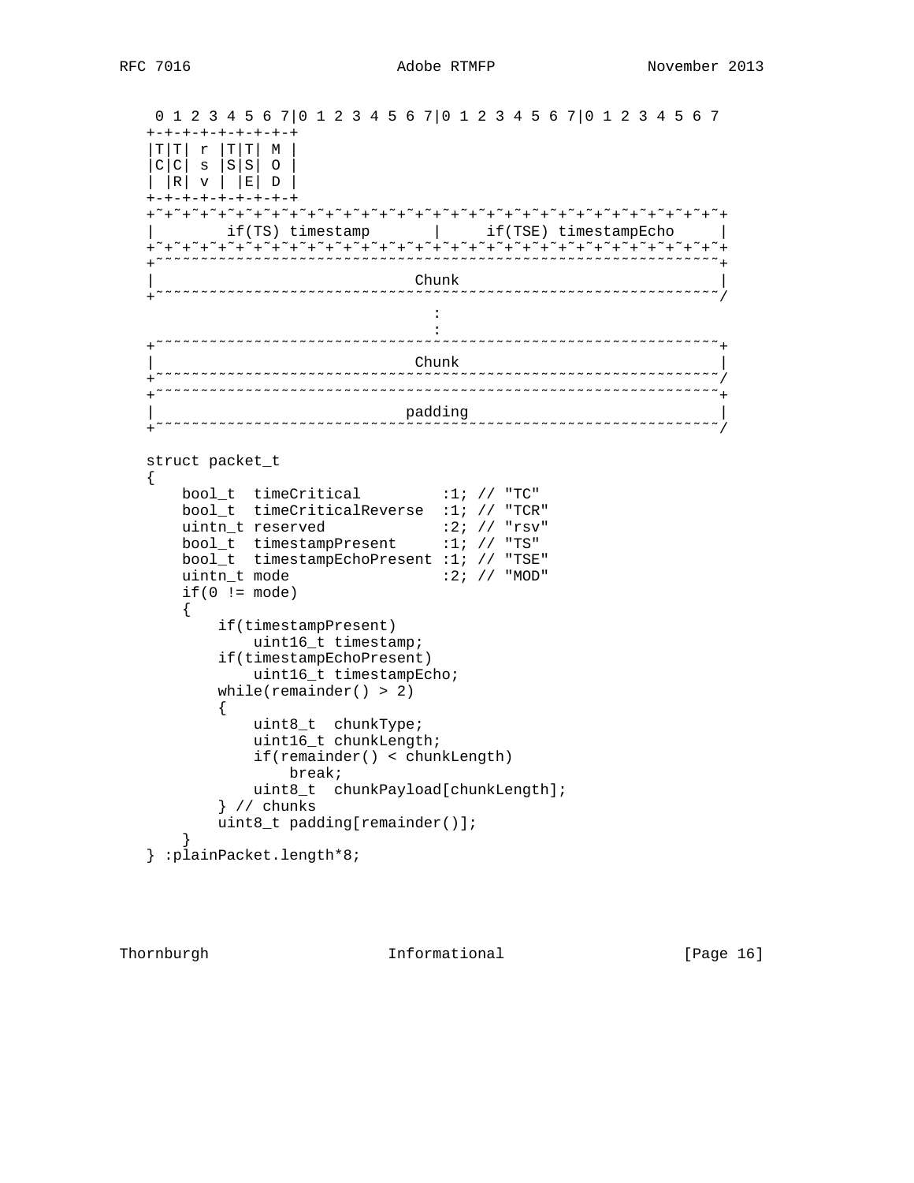```
 0 1 2 3 4 5 6 7|0 1 2 3 4 5 6 7|0 1 2 3 4 5 6 7|0 1 2 3 4 5 6 7
+-+-+-+-+-+-+-+-+
|T|T| r |T|T| M |
|C|C| s |S|S| O |
| |R| v | |E| D |
+-+-+-+-+-+-+-+-+
+~+~+~+~+~+~+~+~+~+~+~+~+~+~+~+~+~+~+~+~+~+~+~+~+~+~+~+~+~+~+~+~+
|        if(TS) timestamp       |     if(TSE) timestampEcho     |
+~+~+~+~+~+~+~+~+~+~+~+~+~+~+~+~+~+~+~+~+~+~+~+~+~+~+~+~+~+~+~+~+
+~~~~~~~~~~~~~~~~~~~~~~~~~~~~~~~~~~~~~~~~~~~~~~~~~~~~~~~~~~~~~~~+
|                             Chunk                             |
+~~~~~~~~~~~~~~~~~~~~~~~~~~~~~~~~~~~~~~~~~~~~~~~~~~~~~~~~~~~~~~~/
                                :
                                :
+~~~~~~~~~~~~~~~~~~~~~~~~~~~~~~~~~~~~~~~~~~~~~~~~~~~~~~~~~~~~~~~+
|                             Chunk                             |
+~~~~~~~~~~~~~~~~~~~~~~~~~~~~~~~~~~~~~~~~~~~~~~~~~~~~~~~~~~~~~~~/
+~~~~~~~~~~~~~~~~~~~~~~~~~~~~~~~~~~~~~~~~~~~~~~~~~~~~~~~~~~~~~~~+
|                            padding                            |
+~~~~~~~~~~~~~~~~~~~~~~~~~~~~~~~~~~~~~~~~~~~~~~~~~~~~~~~~~~~~~~~/

struct packet_t
{
    bool_t  timeCritical         :1; // "TC"
    bool_t  timeCriticalReverse  :1; // "TCR"
    uintn_t reserved             :2; // "rsv"
    bool_t  timestampPresent     :1; // "TS"
    bool_t  timestampEchoPresent :1; // "TSE"
    uintn_t mode                 :2; // "MOD"
    if(0 != mode)
    {
        if(timestampPresent)
            uint16_t timestamp;
        if(timestampEchoPresent)
            uint16_t timestampEcho;
        while(remainder() > 2)
        {
            uint8_t  chunkType;
            uint16_t chunkLength;
            if(remainder() < chunkLength)
                break;
            uint8_t  chunkPayload[chunkLength];
        } // chunks
        uint8_t padding[remainder()];
    }
} :plainPacket.length*8;
```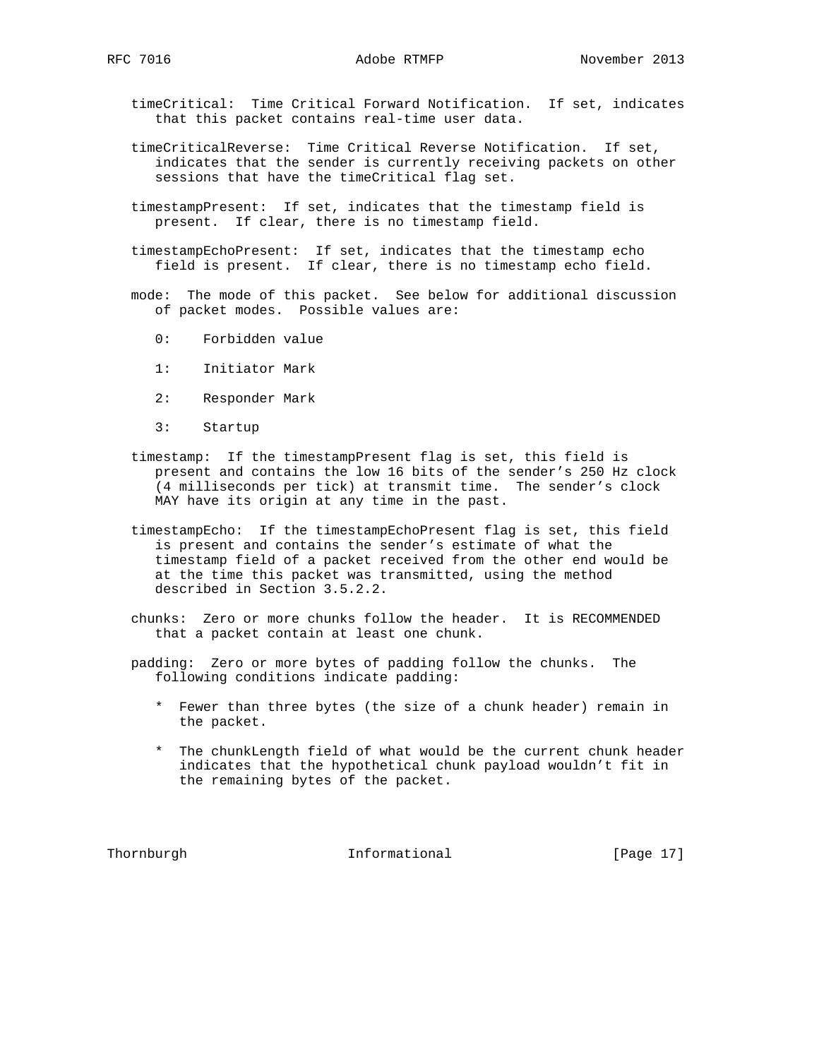timeCritical: Time Critical Forward Notification. If set, indicates that this packet contains real-time user data.

timeCriticalReverse: Time Critical Reverse Notification. If set, indicates that the sender is currently receiving packets on other sessions that have the timeCritical flag set.

timestampPresent: If set, indicates that the timestamp field is present. If clear, there is no timestamp field.

timestampEchoPresent: If set, indicates that the timestamp echo field is present. If clear, there is no timestamp echo field.

mode: The mode of this packet. See below for additional discussion of packet modes. Possible values are:

- 0: Forbidden value
- 1: Initiator Mark
- 2: Responder Mark
- 3: Startup

timestamp: If the timestampPresent flag is set, this field is present and contains the low 16 bits of the sender's 250 Hz clock (4 milliseconds per tick) at transmit time. The sender's clock MAY have its origin at any time in the past.

timestampEcho: If the timestampEchoPresent flag is set, this field is present and contains the sender's estimate of what the timestamp field of a packet received from the other end would be at the time this packet was transmitted, using the method described in Section 3.5.2.2.

chunks: Zero or more chunks follow the header. It is RECOMMENDED that a packet contain at least one chunk.

padding: Zero or more bytes of padding follow the chunks. The following conditions indicate padding:

* Fewer than three bytes (the size of a chunk header) remain in the packet.

* The chunkLength field of what would be the current chunk header indicates that the hypothetical chunk payload wouldn't fit in the remaining bytes of the packet.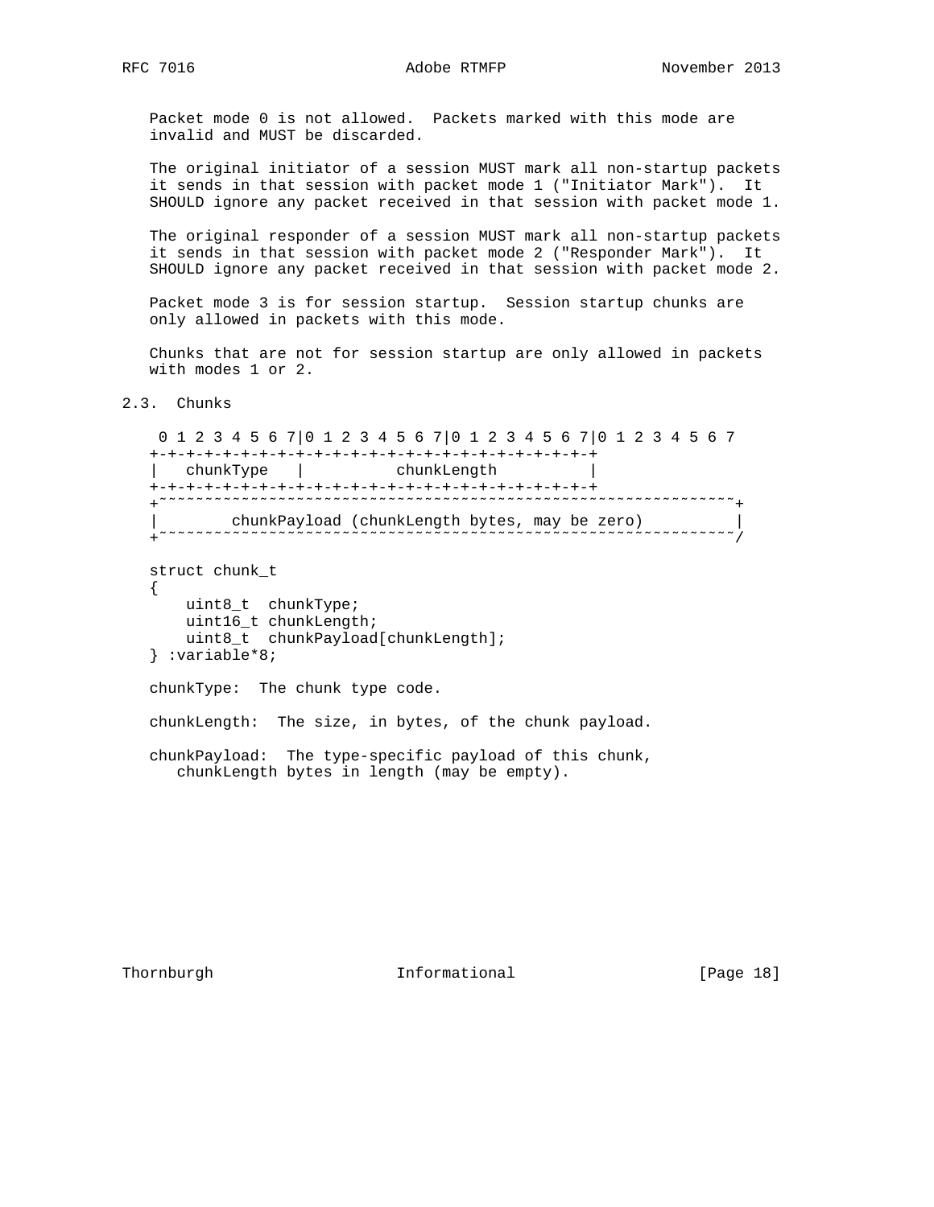Packet mode 0 is not allowed. Packets marked with this mode are invalid and MUST be discarded.

The original initiator of a session MUST mark all non-startup packets it sends in that session with packet mode 1 ("Initiator Mark"). It SHOULD ignore any packet received in that session with packet mode 1.

The original responder of a session MUST mark all non-startup packets it sends in that session with packet mode 2 ("Responder Mark"). It SHOULD ignore any packet received in that session with packet mode 2.

Packet mode 3 is for session startup. Session startup chunks are only allowed in packets with this mode.

Chunks that are not for session startup are only allowed in packets with modes 1 or 2.

## 2.3. Chunks

```
 0 1 2 3 4 5 6 7|0 1 2 3 4 5 6 7|0 1 2 3 4 5 6 7|0 1 2 3 4 5 6 7
+-+-+-+-+-+-+-+-+-+-+-+-+-+-+-+-+-+-+-+-+-+-+-+-+
|   chunkType   |          chunkLength          |
+-+-+-+-+-+-+-+-+-+-+-+-+-+-+-+-+-+-+-+-+-+-+-+-+
+~~~~~~~~~~~~~~~~~~~~~~~~~~~~~~~~~~~~~~~~~~~~~~~~~~~~~~~~~~~~~~~+
|        chunkPayload (chunkLength bytes, may be zero)          |
+~~~~~~~~~~~~~~~~~~~~~~~~~~~~~~~~~~~~~~~~~~~~~~~~~~~~~~~~~~~~~~~/
```

```
struct chunk_t
{
    uint8_t  chunkType;
    uint16_t chunkLength;
    uint8_t  chunkPayload[chunkLength];
} :variable*8;
```

chunkType: The chunk type code.

chunkLength: The size, in bytes, of the chunk payload.

chunkPayload: The type-specific payload of this chunk, chunkLength bytes in length (may be empty).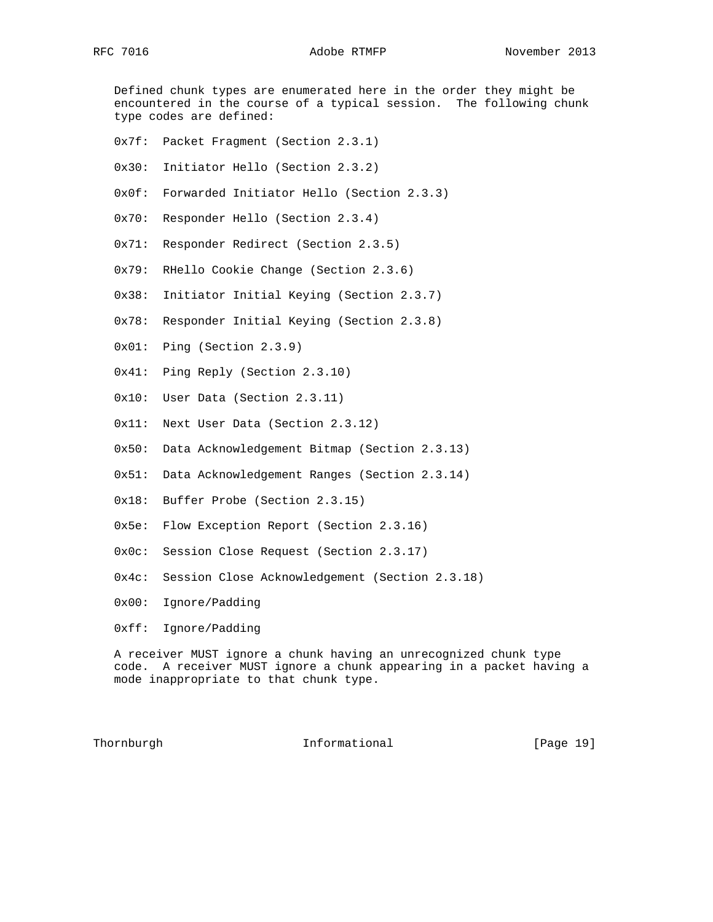Defined chunk types are enumerated here in the order they might be encountered in the course of a typical session. The following chunk type codes are defined:

0x7f: Packet Fragment (Section 2.3.1)

0x30: Initiator Hello (Section 2.3.2)

0x0f: Forwarded Initiator Hello (Section 2.3.3)

0x70: Responder Hello (Section 2.3.4)

0x71: Responder Redirect (Section 2.3.5)

0x79: RHello Cookie Change (Section 2.3.6)

0x38: Initiator Initial Keying (Section 2.3.7)

0x78: Responder Initial Keying (Section 2.3.8)

0x01: Ping (Section 2.3.9)

0x41: Ping Reply (Section 2.3.10)

0x10: User Data (Section 2.3.11)

0x11: Next User Data (Section 2.3.12)

0x50: Data Acknowledgement Bitmap (Section 2.3.13)

0x51: Data Acknowledgement Ranges (Section 2.3.14)

0x18: Buffer Probe (Section 2.3.15)

0x5e: Flow Exception Report (Section 2.3.16)

0x0c: Session Close Request (Section 2.3.17)

0x4c: Session Close Acknowledgement (Section 2.3.18)

0x00: Ignore/Padding

0xff: Ignore/Padding

A receiver MUST ignore a chunk having an unrecognized chunk type code. A receiver MUST ignore a chunk appearing in a packet having a mode inappropriate to that chunk type.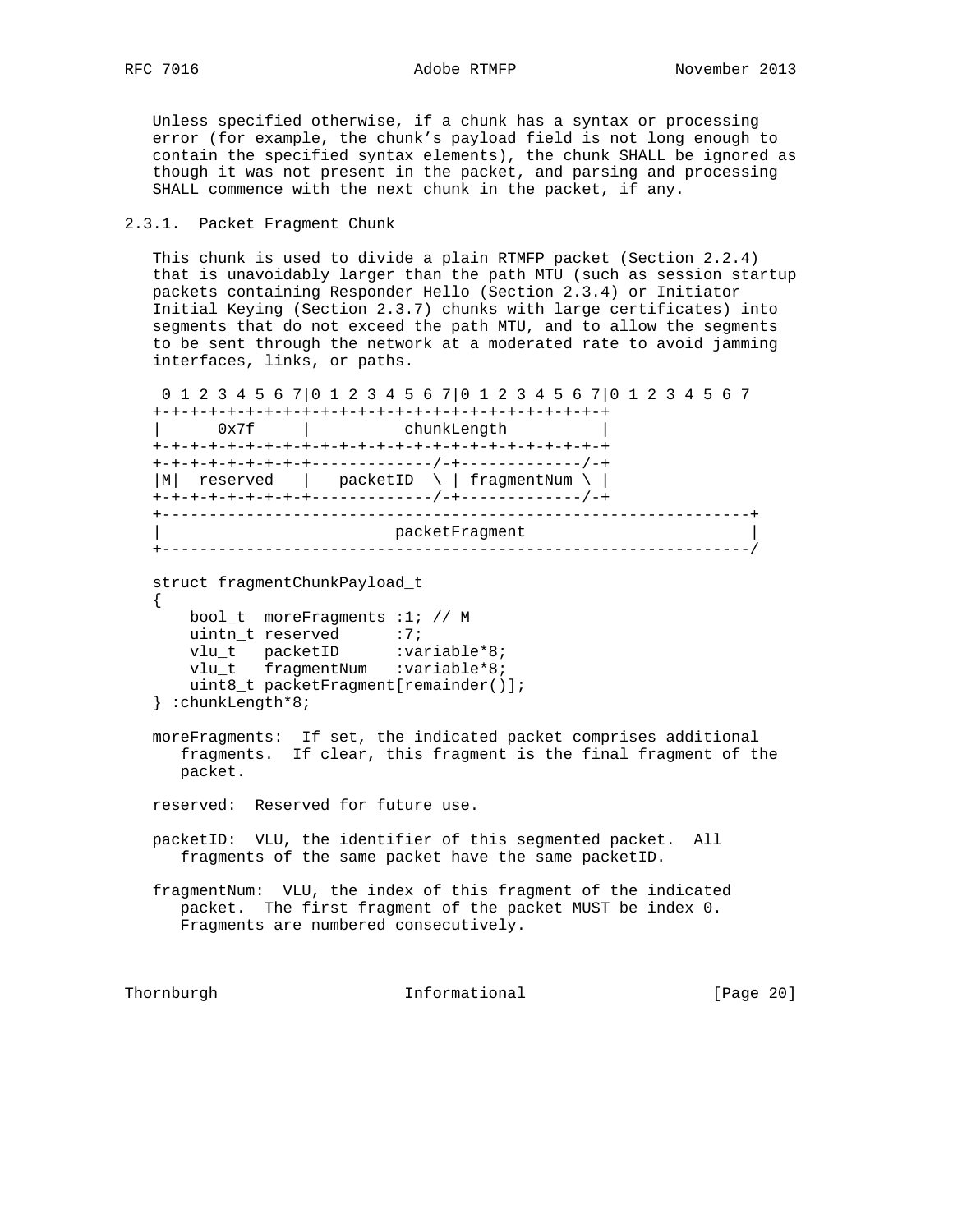Unless specified otherwise, if a chunk has a syntax or processing error (for example, the chunk's payload field is not long enough to contain the specified syntax elements), the chunk SHALL be ignored as though it was not present in the packet, and parsing and processing SHALL commence with the next chunk in the packet, if any.

### 2.3.1. Packet Fragment Chunk

This chunk is used to divide a plain RTMFP packet (Section 2.2.4) that is unavoidably larger than the path MTU (such as session startup packets containing Responder Hello (Section 2.3.4) or Initiator Initial Keying (Section 2.3.7) chunks with large certificates) into segments that do not exceed the path MTU, and to allow the segments to be sent through the network at a moderated rate to avoid jamming interfaces, links, or paths.

```
 0 1 2 3 4 5 6 7|0 1 2 3 4 5 6 7|0 1 2 3 4 5 6 7|0 1 2 3 4 5 6 7
+-+-+-+-+-+-+-+-+-+-+-+-+-+-+-+-+-+-+-+-+-+-+-+-+
|      0x7f     |          chunkLength          |
+-+-+-+-+-+-+-+-+-+-+-+-+-+-+-+-+-+-+-+-+-+-+-+-+
+-+-+-+-+-+-+-+-+-------------/-+-------------/-+
|M|  reserved   |   packetID  \ | fragmentNum \ |
+-+-+-+-+-+-+-+-+-------------/-+-------------/-+
+---------------------------------------------------------------+
|                        packetFragment                         |
+---------------------------------------------------------------/

struct fragmentChunkPayload_t
{
    bool_t  moreFragments :1; // M
    uintn_t reserved      :7;
    vlu_t   packetID      :variable*8;
    vlu_t   fragmentNum   :variable*8;
    uint8_t packetFragment[remainder()];
} :chunkLength*8;
```

moreFragments: If set, the indicated packet comprises additional fragments. If clear, this fragment is the final fragment of the packet.

reserved: Reserved for future use.

packetID: VLU, the identifier of this segmented packet. All fragments of the same packet have the same packetID.

fragmentNum: VLU, the index of this fragment of the indicated packet. The first fragment of the packet MUST be index 0. Fragments are numbered consecutively.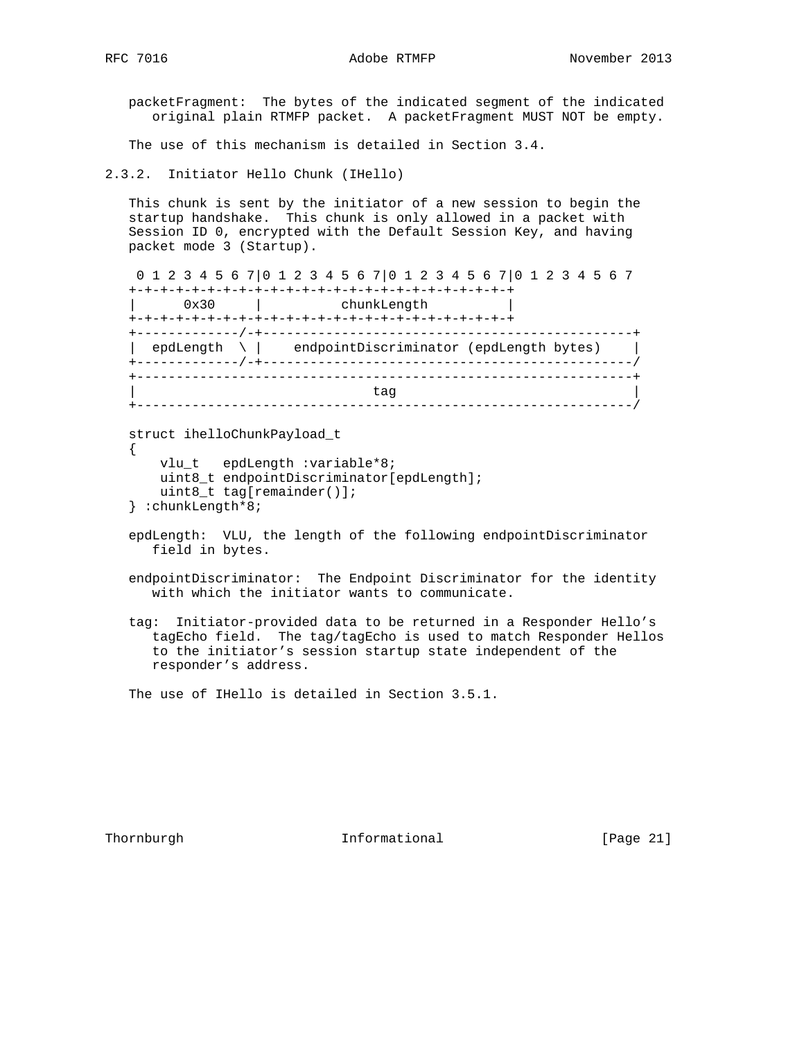packetFragment:  The bytes of the indicated segment of the indicated original plain RTMFP packet.  A packetFragment MUST NOT be empty.

The use of this mechanism is detailed in Section 3.4.

### 2.3.2.  Initiator Hello Chunk (IHello)

This chunk is sent by the initiator of a new session to begin the startup handshake.  This chunk is only allowed in a packet with Session ID 0, encrypted with the Default Session Key, and having packet mode 3 (Startup).

```
 0 1 2 3 4 5 6 7|0 1 2 3 4 5 6 7|0 1 2 3 4 5 6 7|0 1 2 3 4 5 6 7
+-+-+-+-+-+-+-+-+-+-+-+-+-+-+-+-+-+-+-+-+-+-+-+-+
|      0x30     |          chunkLength          |
+-+-+-+-+-+-+-+-+-+-+-+-+-+-+-+-+-+-+-+-+-+-+-+-+
+-------------/-+-----------------------------------------------+
|  epdLength  \ |    endpointDiscriminator (epdLength bytes)    |
+-------------/-+-----------------------------------------------/
+---------------------------------------------------------------+
|                              tag                              |
+---------------------------------------------------------------/
```

```
struct ihelloChunkPayload_t
{
    vlu_t   epdLength :variable*8;
    uint8_t endpointDiscriminator[epdLength];
    uint8_t tag[remainder()];
} :chunkLength*8;
```

epdLength:  VLU, the length of the following endpointDiscriminator field in bytes.

endpointDiscriminator:  The Endpoint Discriminator for the identity with which the initiator wants to communicate.

tag:  Initiator-provided data to be returned in a Responder Hello's tagEcho field.  The tag/tagEcho is used to match Responder Hellos to the initiator's session startup state independent of the responder's address.

The use of IHello is detailed in Section 3.5.1.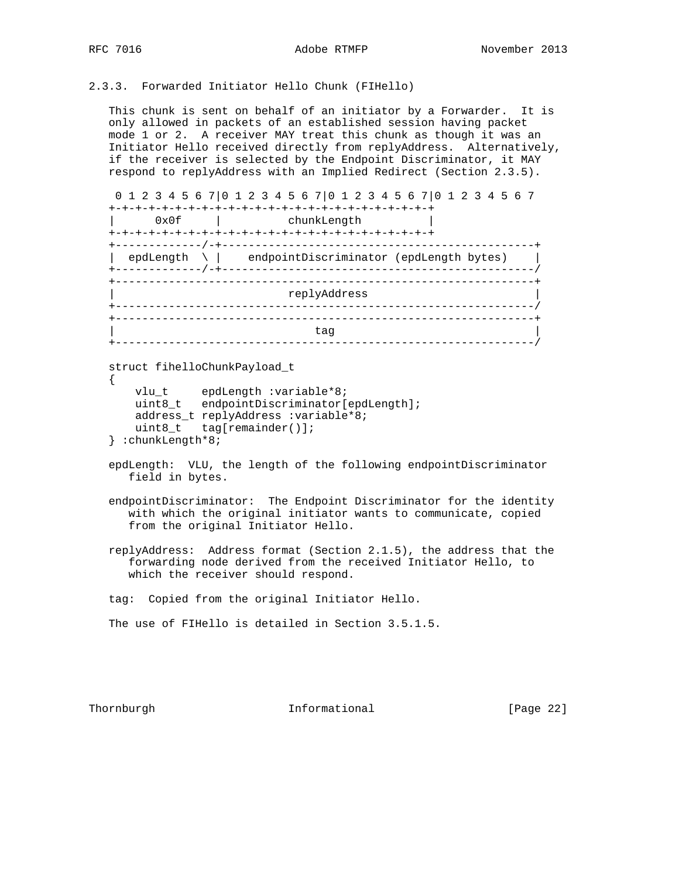### 2.3.3. Forwarded Initiator Hello Chunk (FIHello)

This chunk is sent on behalf of an initiator by a Forwarder. It is only allowed in packets of an established session having packet mode 1 or 2. A receiver MAY treat this chunk as though it was an Initiator Hello received directly from replyAddress. Alternatively, if the receiver is selected by the Endpoint Discriminator, it MAY respond to replyAddress with an Implied Redirect (Section 2.3.5).

```
 0 1 2 3 4 5 6 7|0 1 2 3 4 5 6 7|0 1 2 3 4 5 6 7|0 1 2 3 4 5 6 7
+-+-+-+-+-+-+-+-+-+-+-+-+-+-+-+-+-+-+-+-+-+-+-+-+
|      0x0f     |          chunkLength          |
+-+-+-+-+-+-+-+-+-+-+-+-+-+-+-+-+-+-+-+-+-+-+-+-+
+-------------/-+-----------------------------------------------+
|  epdLength  \ |    endpointDiscriminator (epdLength bytes)    |
+-------------/-+-----------------------------------------------/
+---------------------------------------------------------------+
|                          replyAddress                         |
+---------------------------------------------------------------/
+---------------------------------------------------------------+
|                              tag                              |
+---------------------------------------------------------------/
```

```
struct fihelloChunkPayload_t
{
    vlu_t     epdLength :variable*8;
    uint8_t   endpointDiscriminator[epdLength];
    address_t replyAddress :variable*8;
    uint8_t   tag[remainder()];
} :chunkLength*8;
```

epdLength: VLU, the length of the following endpointDiscriminator field in bytes.

endpointDiscriminator: The Endpoint Discriminator for the identity with which the original initiator wants to communicate, copied from the original Initiator Hello.

replyAddress: Address format (Section 2.1.5), the address that the forwarding node derived from the received Initiator Hello, to which the receiver should respond.

tag: Copied from the original Initiator Hello.

The use of FIHello is detailed in Section 3.5.1.5.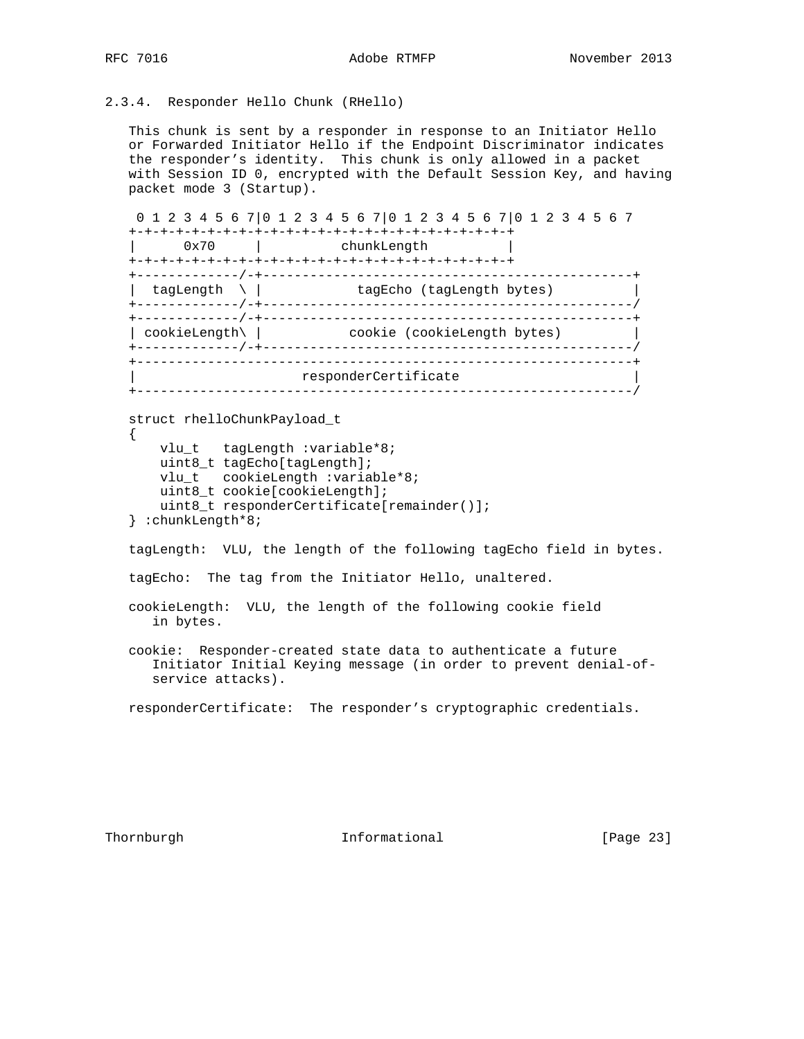### 2.3.4. Responder Hello Chunk (RHello)

This chunk is sent by a responder in response to an Initiator Hello or Forwarded Initiator Hello if the Endpoint Discriminator indicates the responder's identity. This chunk is only allowed in a packet with Session ID 0, encrypted with the Default Session Key, and having packet mode 3 (Startup).

```
 0 1 2 3 4 5 6 7|0 1 2 3 4 5 6 7|0 1 2 3 4 5 6 7|0 1 2 3 4 5 6 7
+-+-+-+-+-+-+-+-+-+-+-+-+-+-+-+-+-+-+-+-+-+-+-+-+
|      0x70     |          chunkLength          |
+-+-+-+-+-+-+-+-+-+-+-+-+-+-+-+-+-+-+-+-+-+-+-+-+
+-------------/-+-----------------------------------------------+
|  tagLength  \ |           tagEcho (tagLength bytes)           |
+-------------/-+-----------------------------------------------/
+-------------/-+-----------------------------------------------+
| cookieLength\ |          cookie (cookieLength bytes)          |
+-------------/-+-----------------------------------------------/
+---------------------------------------------------------------+
|                     responderCertificate                      |
+---------------------------------------------------------------/
```

```
struct rhelloChunkPayload_t
{
    vlu_t   tagLength :variable*8;
    uint8_t tagEcho[tagLength];
    vlu_t   cookieLength :variable*8;
    uint8_t cookie[cookieLength];
    uint8_t responderCertificate[remainder()];
} :chunkLength*8;
```

tagLength: VLU, the length of the following tagEcho field in bytes.

tagEcho: The tag from the Initiator Hello, unaltered.

cookieLength: VLU, the length of the following cookie field in bytes.

cookie: Responder-created state data to authenticate a future Initiator Initial Keying message (in order to prevent denial-of-service attacks).

responderCertificate: The responder's cryptographic credentials.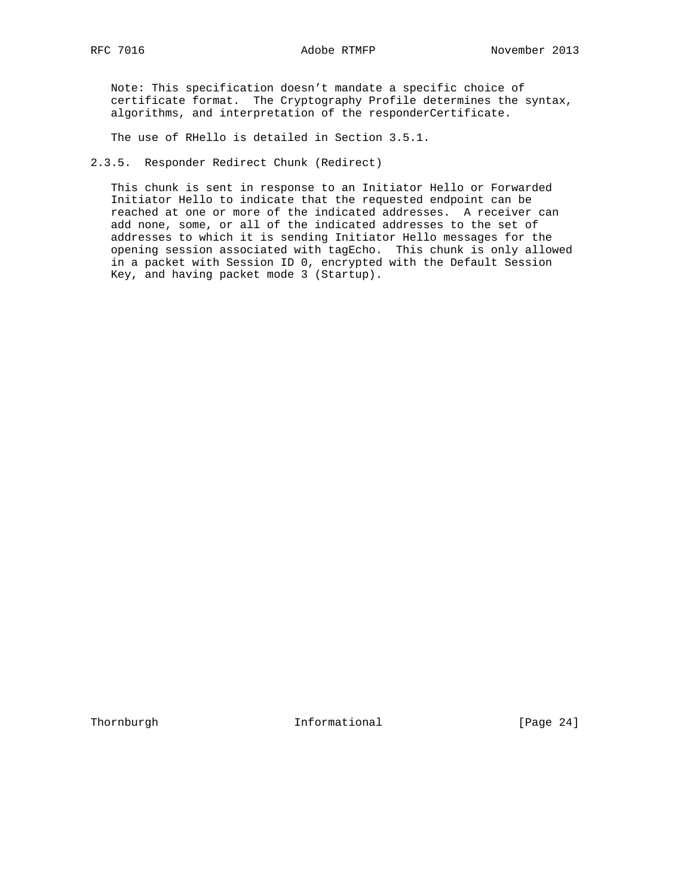Note: This specification doesn't mandate a specific choice of certificate format. The Cryptography Profile determines the syntax, algorithms, and interpretation of the responderCertificate.

The use of RHello is detailed in Section 3.5.1.

### 2.3.5. Responder Redirect Chunk (Redirect)

This chunk is sent in response to an Initiator Hello or Forwarded Initiator Hello to indicate that the requested endpoint can be reached at one or more of the indicated addresses. A receiver can add none, some, or all of the indicated addresses to the set of addresses to which it is sending Initiator Hello messages for the opening session associated with tagEcho. This chunk is only allowed in a packet with Session ID 0, encrypted with the Default Session Key, and having packet mode 3 (Startup).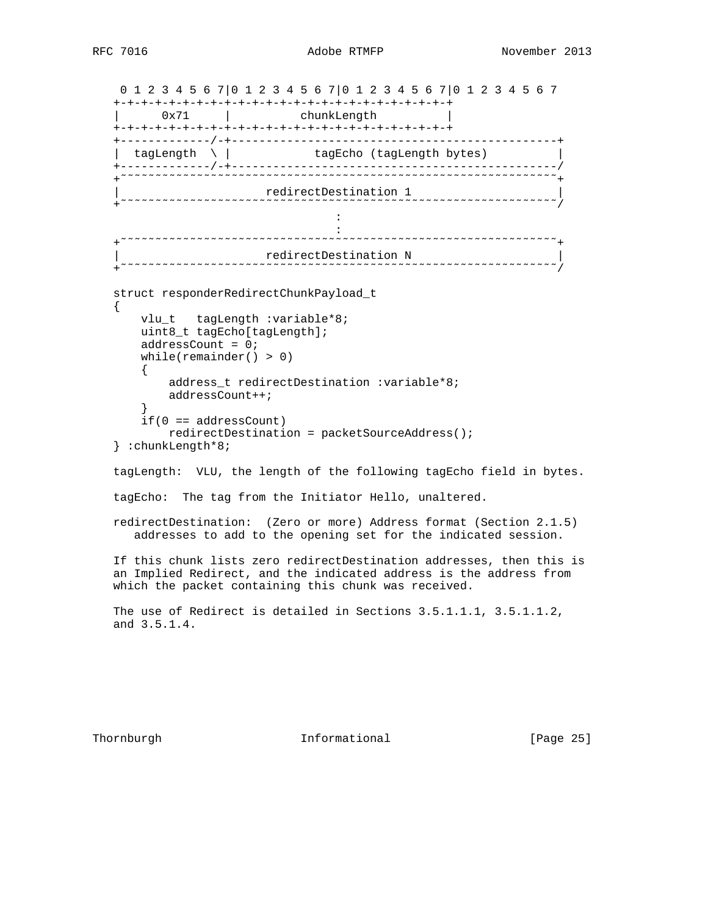```
 0 1 2 3 4 5 6 7|0 1 2 3 4 5 6 7|0 1 2 3 4 5 6 7|0 1 2 3 4 5 6 7
+-+-+-+-+-+-+-+-+-+-+-+-+-+-+-+-+-+-+-+-+-+-+-+-+
|      0x71     |          chunkLength          |
+-+-+-+-+-+-+-+-+-+-+-+-+-+-+-+-+-+-+-+-+-+-+-+-+
+-------------/-+-----------------------------------------------+
|  tagLength  \ |            tagEcho (tagLength bytes)          |
+-------------/-+-----------------------------------------------/
+~~~~~~~~~~~~~~~~~~~~~~~~~~~~~~~~~~~~~~~~~~~~~~~~~~~~~~~~~~~~~~~+
|                    redirectDestination 1                      |
+~~~~~~~~~~~~~~~~~~~~~~~~~~~~~~~~~~~~~~~~~~~~~~~~~~~~~~~~~~~~~~~/
                                :
                                :
+~~~~~~~~~~~~~~~~~~~~~~~~~~~~~~~~~~~~~~~~~~~~~~~~~~~~~~~~~~~~~~~+
|                    redirectDestination N                      |
+~~~~~~~~~~~~~~~~~~~~~~~~~~~~~~~~~~~~~~~~~~~~~~~~~~~~~~~~~~~~~~~/
```

```
struct responderRedirectChunkPayload_t
{
    vlu_t   tagLength :variable*8;
    uint8_t tagEcho[tagLength];
    addressCount = 0;
    while(remainder() > 0)
    {
        address_t redirectDestination :variable*8;
        addressCount++;
    }
    if(0 == addressCount)
        redirectDestination = packetSourceAddress();
} :chunkLength*8;
```

tagLength: VLU, the length of the following tagEcho field in bytes.

tagEcho: The tag from the Initiator Hello, unaltered.

redirectDestination: (Zero or more) Address format (Section 2.1.5) addresses to add to the opening set for the indicated session.

If this chunk lists zero redirectDestination addresses, then this is an Implied Redirect, and the indicated address is the address from which the packet containing this chunk was received.

The use of Redirect is detailed in Sections 3.5.1.1.1, 3.5.1.1.2, and 3.5.1.4.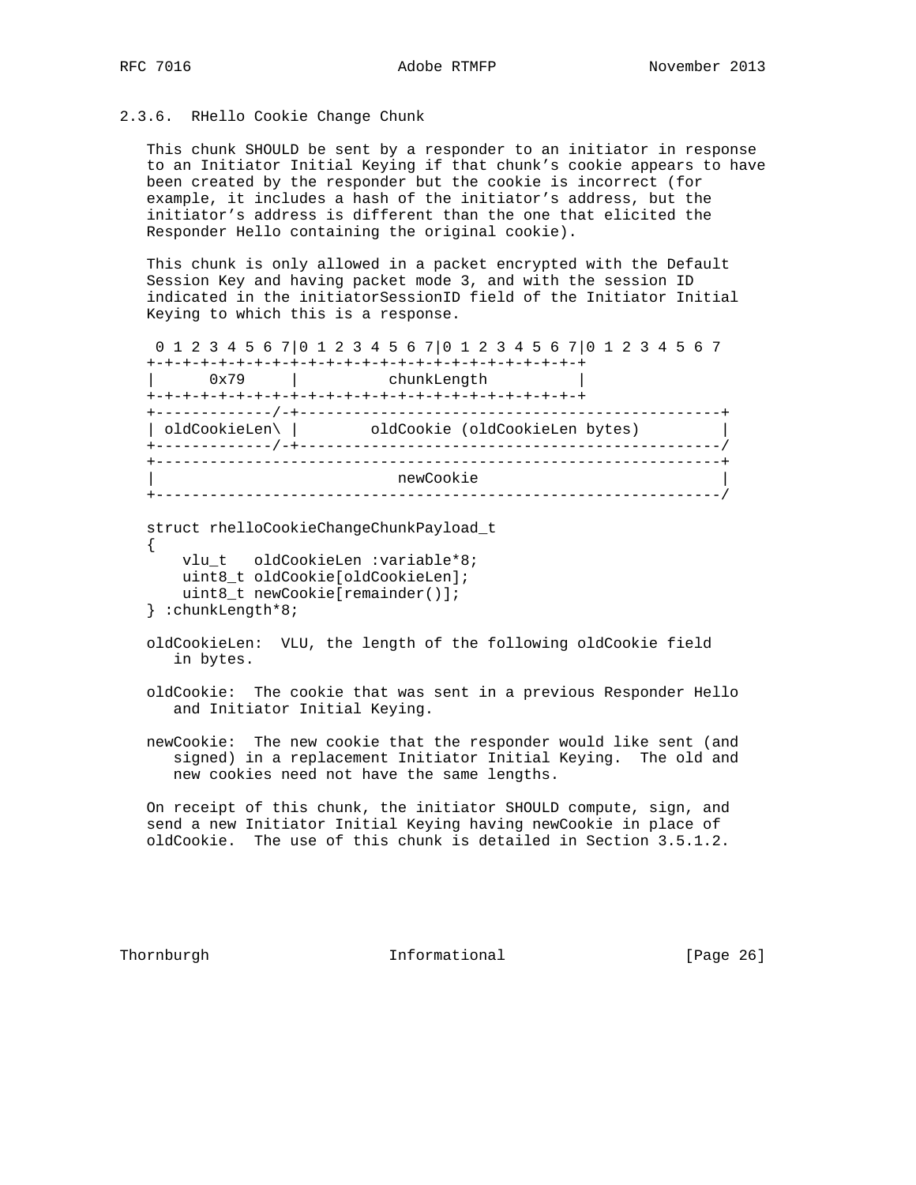### 2.3.6. RHello Cookie Change Chunk

This chunk SHOULD be sent by a responder to an initiator in response to an Initiator Initial Keying if that chunk's cookie appears to have been created by the responder but the cookie is incorrect (for example, it includes a hash of the initiator's address, but the initiator's address is different than the one that elicited the Responder Hello containing the original cookie).

This chunk is only allowed in a packet encrypted with the Default Session Key and having packet mode 3, and with the session ID indicated in the initiatorSessionID field of the Initiator Initial Keying to which this is a response.

```
 0 1 2 3 4 5 6 7|0 1 2 3 4 5 6 7|0 1 2 3 4 5 6 7|0 1 2 3 4 5 6 7
+-+-+-+-+-+-+-+-+-+-+-+-+-+-+-+-+-+-+-+-+-+-+-+-+
|      0x79     |          chunkLength          |
+-+-+-+-+-+-+-+-+-+-+-+-+-+-+-+-+-+-+-+-+-+-+-+-+
+-------------/-+-----------------------------------------------+
| oldCookieLen\ |        oldCookie (oldCookieLen bytes)         |
+-------------/-+-----------------------------------------------/
+---------------------------------------------------------------+
|                           newCookie                           |
+---------------------------------------------------------------/
```

```
struct rhelloCookieChangeChunkPayload_t
{
    vlu_t   oldCookieLen :variable*8;
    uint8_t oldCookie[oldCookieLen];
    uint8_t newCookie[remainder()];
} :chunkLength*8;
```

oldCookieLen: VLU, the length of the following oldCookie field in bytes.

oldCookie: The cookie that was sent in a previous Responder Hello and Initiator Initial Keying.

newCookie: The new cookie that the responder would like sent (and signed) in a replacement Initiator Initial Keying. The old and new cookies need not have the same lengths.

On receipt of this chunk, the initiator SHOULD compute, sign, and send a new Initiator Initial Keying having newCookie in place of oldCookie. The use of this chunk is detailed in Section 3.5.1.2.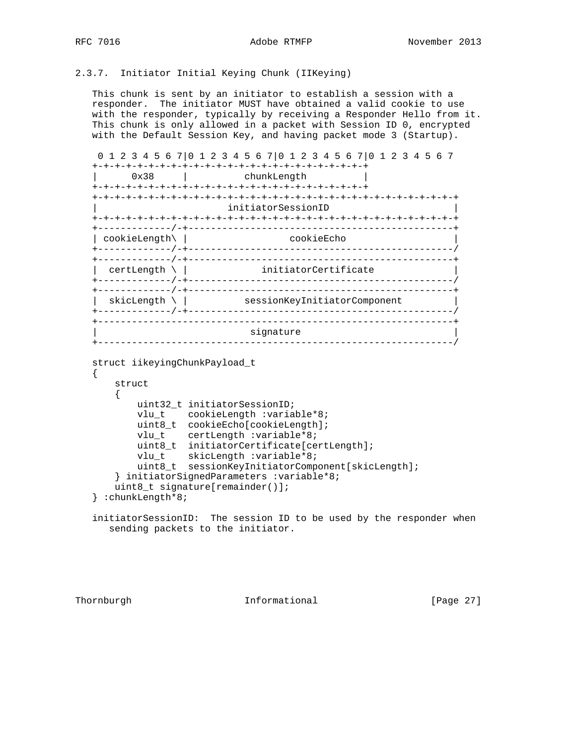### 2.3.7. Initiator Initial Keying Chunk (IIKeying)

This chunk is sent by an initiator to establish a session with a responder. The initiator MUST have obtained a valid cookie to use with the responder, typically by receiving a Responder Hello from it. This chunk is only allowed in a packet with Session ID 0, encrypted with the Default Session Key, and having packet mode 3 (Startup).

```
 0 1 2 3 4 5 6 7|0 1 2 3 4 5 6 7|0 1 2 3 4 5 6 7|0 1 2 3 4 5 6 7
+-+-+-+-+-+-+-+-+-+-+-+-+-+-+-+-+-+-+-+-+-+-+-+-+
|      0x38     |          chunkLength          |
+-+-+-+-+-+-+-+-+-+-+-+-+-+-+-+-+-+-+-+-+-+-+-+-+
+-+-+-+-+-+-+-+-+-+-+-+-+-+-+-+-+-+-+-+-+-+-+-+-+-+-+-+-+-+-+-+-+
|                       initiatorSessionID                      |
+-+-+-+-+-+-+-+-+-+-+-+-+-+-+-+-+-+-+-+-+-+-+-+-+-+-+-+-+-+-+-+-+
+-------------/-+-----------------------------------------------+
| cookieLength\ |                  cookieEcho                   |
+-------------/-+-----------------------------------------------/
+-------------/-+-----------------------------------------------+
|  certLength \ |             initiatorCertificate              |
+-------------/-+-----------------------------------------------/
+-------------/-+-----------------------------------------------+
|  skicLength \ |          sessionKeyInitiatorComponent         |
+-------------/-+-----------------------------------------------/
+---------------------------------------------------------------+
|                            signature                          |
+---------------------------------------------------------------/
```

```
struct iikeyingChunkPayload_t
{
    struct
    {
        uint32_t initiatorSessionID;
        vlu_t    cookieLength :variable*8;
        uint8_t  cookieEcho[cookieLength];
        vlu_t    certLength :variable*8;
        uint8_t  initiatorCertificate[certLength];
        vlu_t    skicLength :variable*8;
        uint8_t  sessionKeyInitiatorComponent[skicLength];
    } initiatorSignedParameters :variable*8;
    uint8_t signature[remainder()];
} :chunkLength*8;
```

initiatorSessionID: The session ID to be used by the responder when sending packets to the initiator.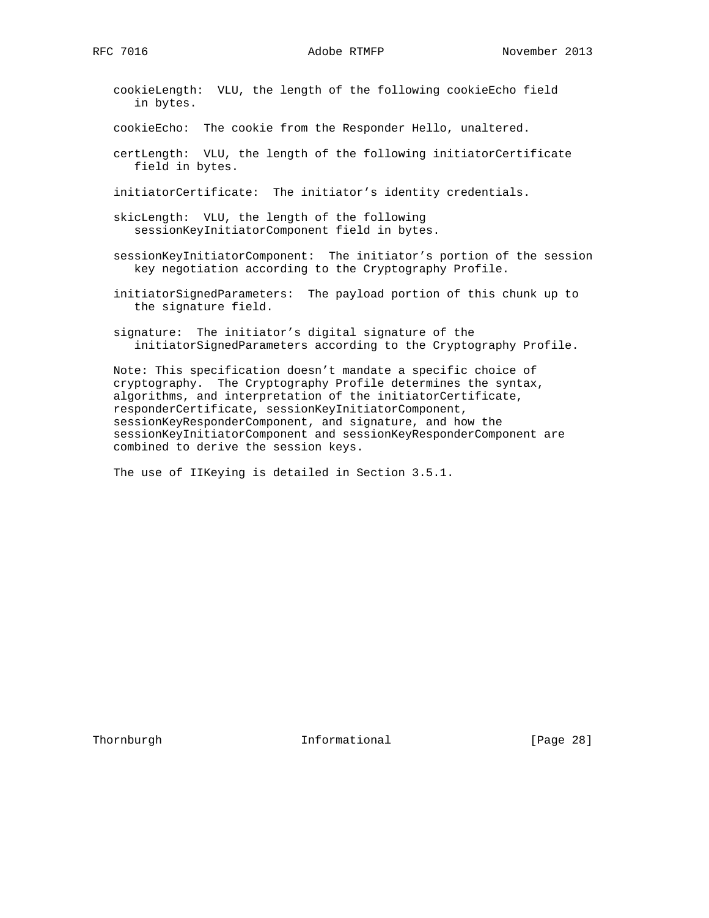cookieLength: VLU, the length of the following cookieEcho field in bytes.

cookieEcho: The cookie from the Responder Hello, unaltered.

certLength: VLU, the length of the following initiatorCertificate field in bytes.

initiatorCertificate: The initiator's identity credentials.

skicLength: VLU, the length of the following sessionKeyInitiatorComponent field in bytes.

sessionKeyInitiatorComponent: The initiator's portion of the session key negotiation according to the Cryptography Profile.

initiatorSignedParameters: The payload portion of this chunk up to the signature field.

signature: The initiator's digital signature of the initiatorSignedParameters according to the Cryptography Profile.

Note: This specification doesn't mandate a specific choice of cryptography. The Cryptography Profile determines the syntax, algorithms, and interpretation of the initiatorCertificate, responderCertificate, sessionKeyInitiatorComponent, sessionKeyResponderComponent, and signature, and how the sessionKeyInitiatorComponent and sessionKeyResponderComponent are combined to derive the session keys.

The use of IIKeying is detailed in Section 3.5.1.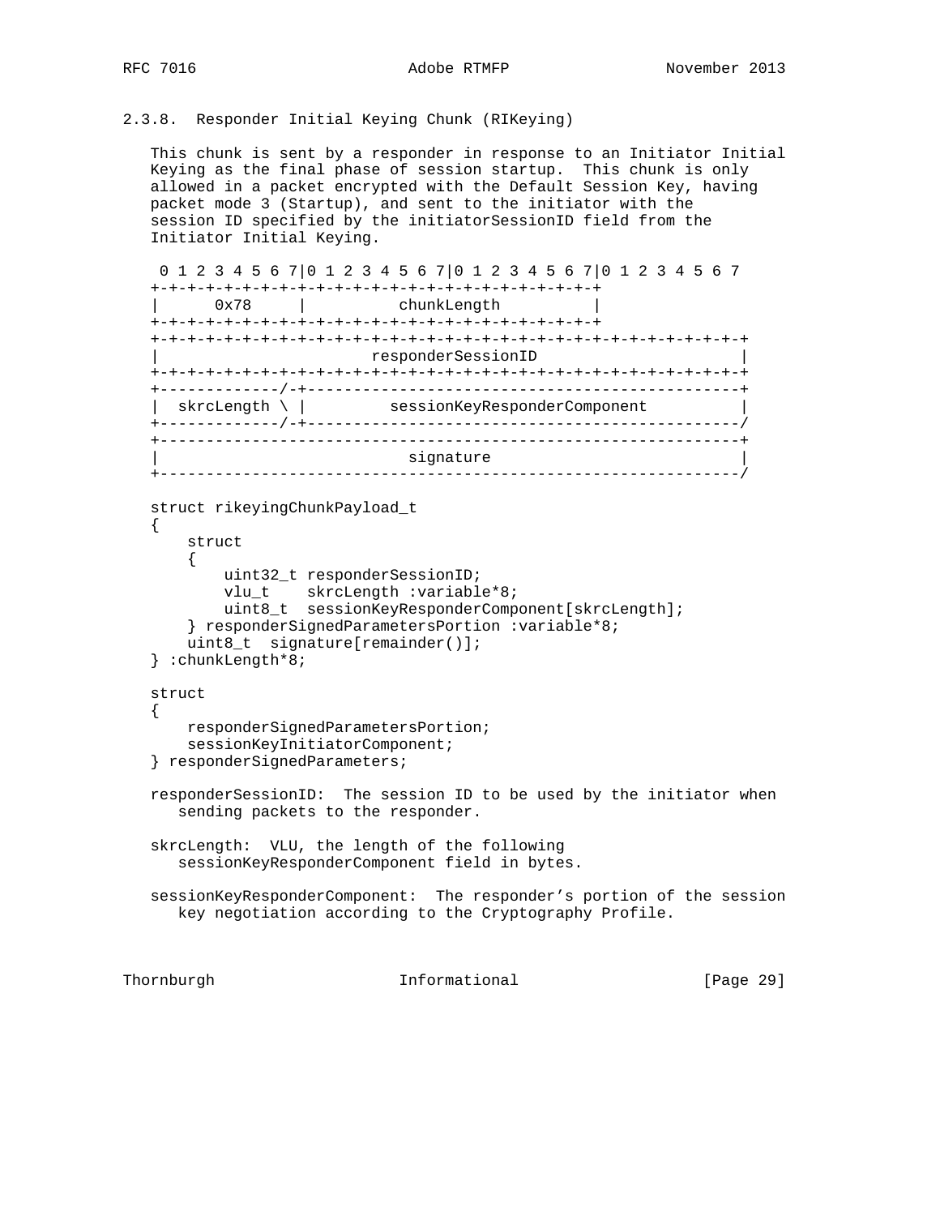### 2.3.8. Responder Initial Keying Chunk (RIKeying)

This chunk is sent by a responder in response to an Initiator Initial Keying as the final phase of session startup. This chunk is only allowed in a packet encrypted with the Default Session Key, having packet mode 3 (Startup), and sent to the initiator with the session ID specified by the initiatorSessionID field from the Initiator Initial Keying.

```
 0 1 2 3 4 5 6 7|0 1 2 3 4 5 6 7|0 1 2 3 4 5 6 7|0 1 2 3 4 5 6 7
+-+-+-+-+-+-+-+-+-+-+-+-+-+-+-+-+-+-+-+-+-+-+-+-+
|      0x78     |          chunkLength          |
+-+-+-+-+-+-+-+-+-+-+-+-+-+-+-+-+-+-+-+-+-+-+-+-+
+-+-+-+-+-+-+-+-+-+-+-+-+-+-+-+-+-+-+-+-+-+-+-+-+-+-+-+-+-+-+-+-+
|                      responderSessionID                       |
+-+-+-+-+-+-+-+-+-+-+-+-+-+-+-+-+-+-+-+-+-+-+-+-+-+-+-+-+-+-+-+-+
+-------------/-+-----------------------------------------------+
|  skrcLength \ |         sessionKeyResponderComponent          |
+-------------/-+-----------------------------------------------/
+---------------------------------------------------------------+
|                           signature                           |
+---------------------------------------------------------------/

struct rikeyingChunkPayload_t
{
    struct
    {
        uint32_t responderSessionID;
        vlu_t    skrcLength :variable*8;
        uint8_t  sessionKeyResponderComponent[skrcLength];
    } responderSignedParametersPortion :variable*8;
    uint8_t  signature[remainder()];
} :chunkLength*8;

struct
{
    responderSignedParametersPortion;
    sessionKeyInitiatorComponent;
} responderSignedParameters;
```

responderSessionID: The session ID to be used by the initiator when sending packets to the responder.

skrcLength: VLU, the length of the following sessionKeyResponderComponent field in bytes.

sessionKeyResponderComponent: The responder's portion of the session key negotiation according to the Cryptography Profile.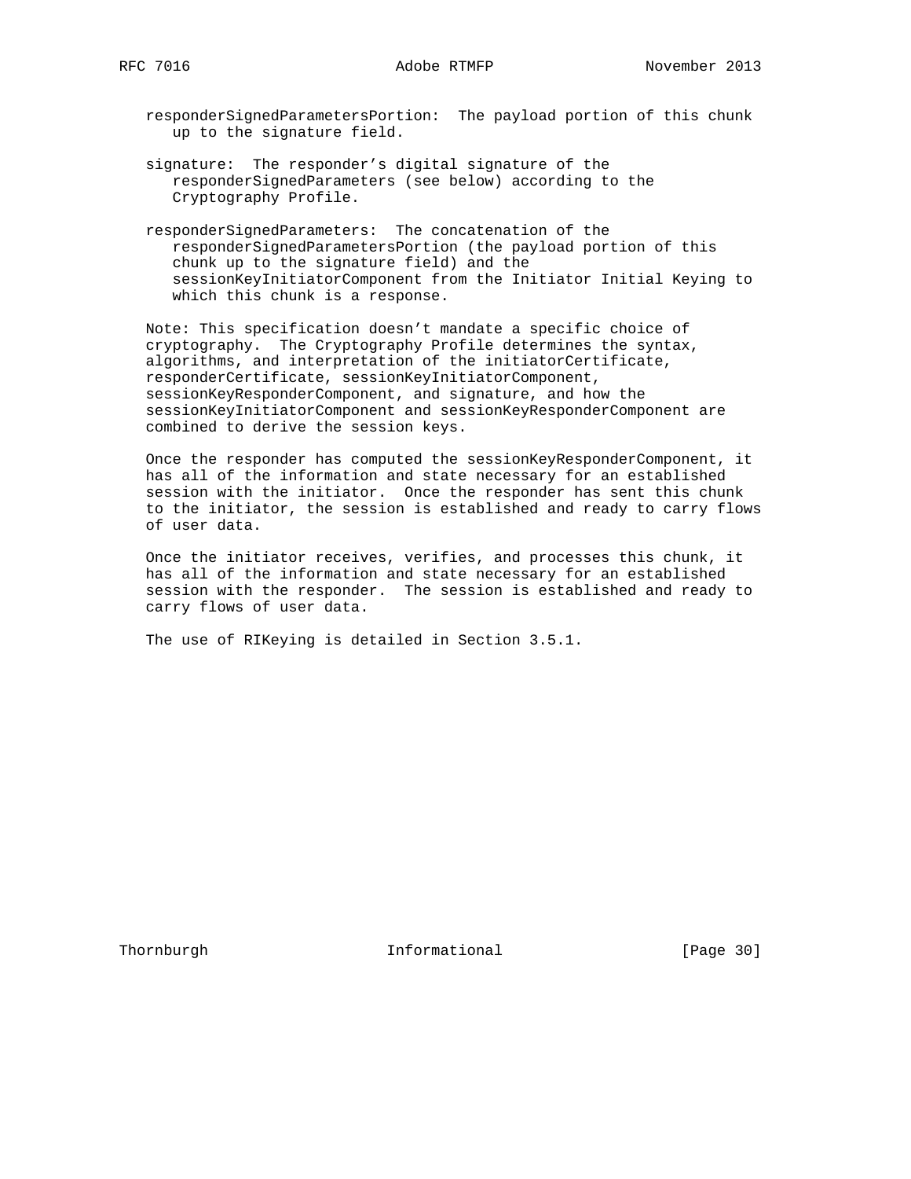responderSignedParametersPortion: The payload portion of this chunk up to the signature field.

signature: The responder's digital signature of the responderSignedParameters (see below) according to the Cryptography Profile.

responderSignedParameters: The concatenation of the responderSignedParametersPortion (the payload portion of this chunk up to the signature field) and the sessionKeyInitiatorComponent from the Initiator Initial Keying to which this chunk is a response.

Note: This specification doesn't mandate a specific choice of cryptography. The Cryptography Profile determines the syntax, algorithms, and interpretation of the initiatorCertificate, responderCertificate, sessionKeyInitiatorComponent, sessionKeyResponderComponent, and signature, and how the sessionKeyInitiatorComponent and sessionKeyResponderComponent are combined to derive the session keys.

Once the responder has computed the sessionKeyResponderComponent, it has all of the information and state necessary for an established session with the initiator. Once the responder has sent this chunk to the initiator, the session is established and ready to carry flows of user data.

Once the initiator receives, verifies, and processes this chunk, it has all of the information and state necessary for an established session with the responder. The session is established and ready to carry flows of user data.

The use of RIKeying is detailed in Section 3.5.1.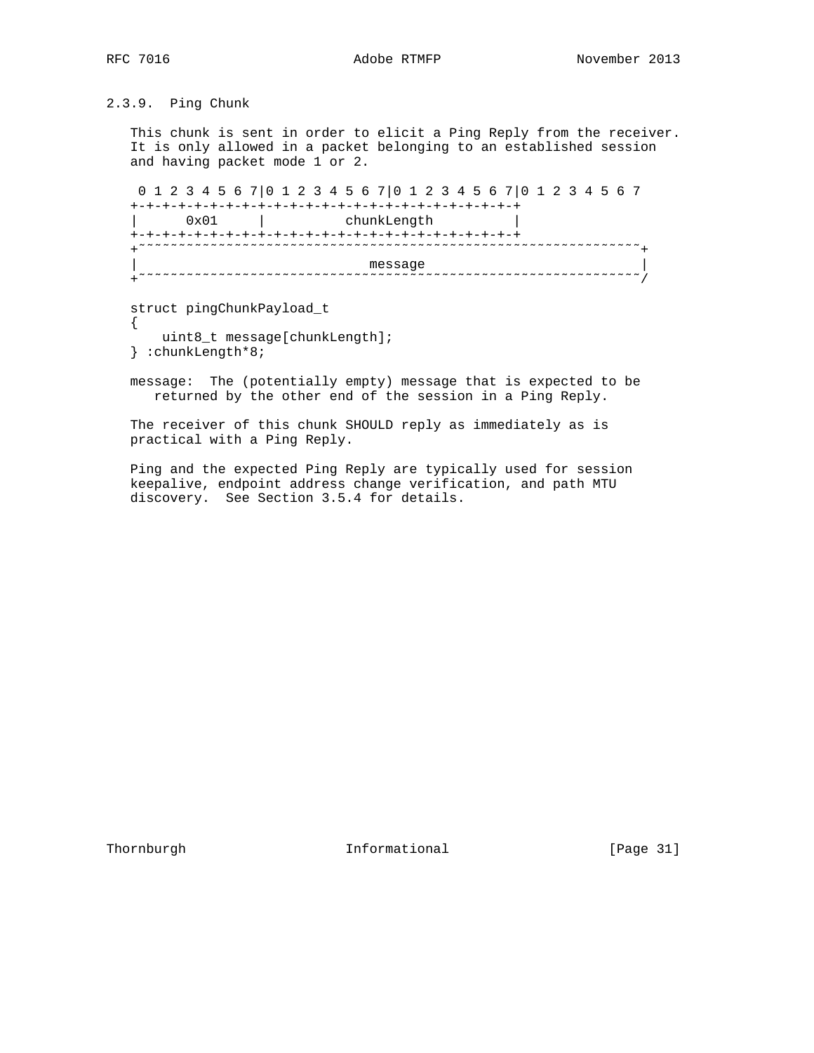### 2.3.9. Ping Chunk

This chunk is sent in order to elicit a Ping Reply from the receiver. It is only allowed in a packet belonging to an established session and having packet mode 1 or 2.

```
 0 1 2 3 4 5 6 7|0 1 2 3 4 5 6 7|0 1 2 3 4 5 6 7|0 1 2 3 4 5 6 7
+-+-+-+-+-+-+-+-+-+-+-+-+-+-+-+-+-+-+-+-+-+-+-+-+
|      0x01     |          chunkLength          |
+-+-+-+-+-+-+-+-+-+-+-+-+-+-+-+-+-+-+-+-+-+-+-+-+
+~~~~~~~~~~~~~~~~~~~~~~~~~~~~~~~~~~~~~~~~~~~~~~~~~~~~~~~~~~~~~~~+
|                            message                            |
+~~~~~~~~~~~~~~~~~~~~~~~~~~~~~~~~~~~~~~~~~~~~~~~~~~~~~~~~~~~~~~~/
```

```
struct pingChunkPayload_t
{
    uint8_t message[chunkLength];
} :chunkLength*8;
```

message: The (potentially empty) message that is expected to be returned by the other end of the session in a Ping Reply.

The receiver of this chunk SHOULD reply as immediately as is practical with a Ping Reply.

Ping and the expected Ping Reply are typically used for session keepalive, endpoint address change verification, and path MTU discovery. See Section 3.5.4 for details.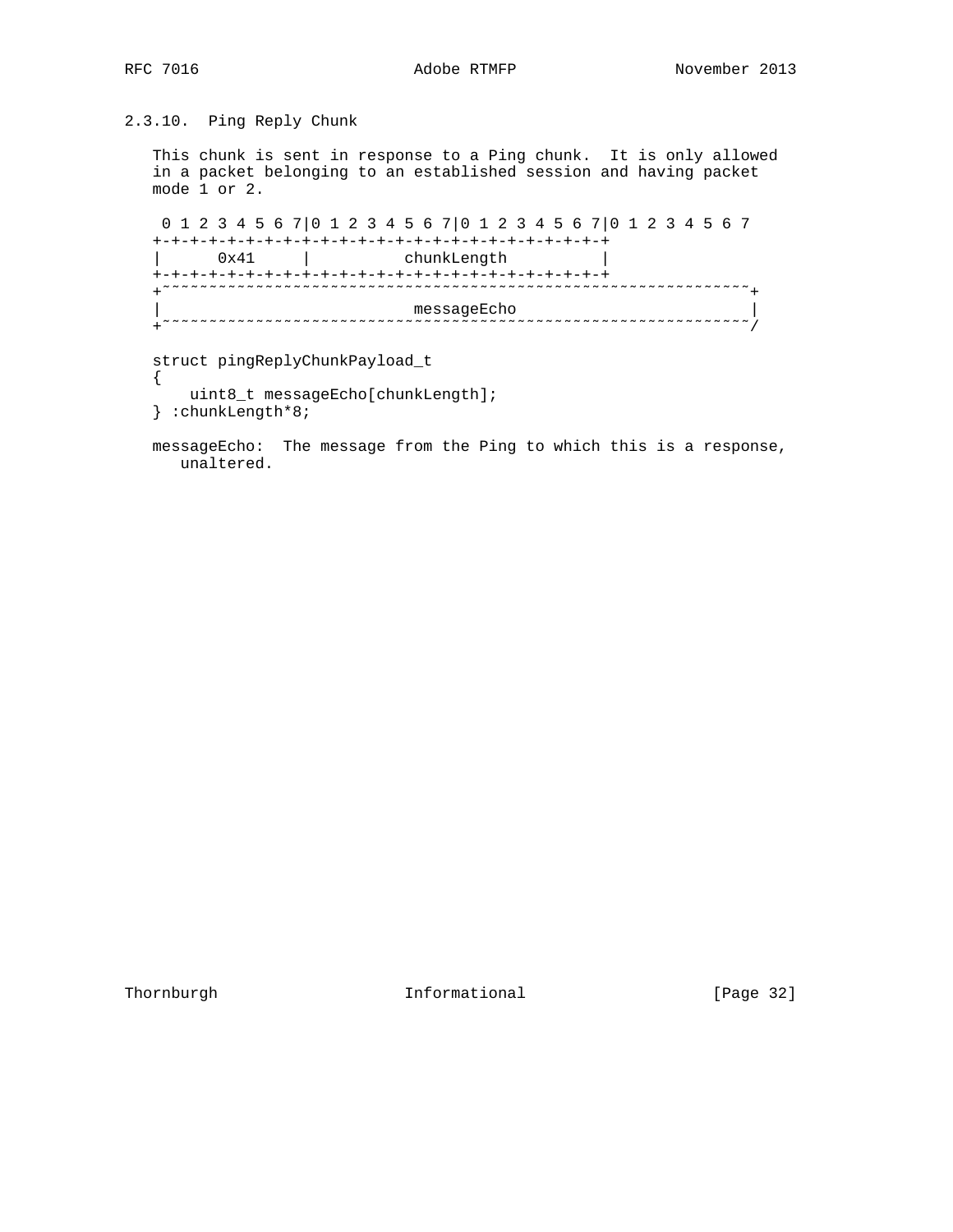### 2.3.10. Ping Reply Chunk

This chunk is sent in response to a Ping chunk. It is only allowed in a packet belonging to an established session and having packet mode 1 or 2.

```
 0 1 2 3 4 5 6 7|0 1 2 3 4 5 6 7|0 1 2 3 4 5 6 7|0 1 2 3 4 5 6 7
+-+-+-+-+-+-+-+-+-+-+-+-+-+-+-+-+-+-+-+-+-+-+-+-+
|      0x41     |          chunkLength          |
+-+-+-+-+-+-+-+-+-+-+-+-+-+-+-+-+-+-+-+-+-+-+-+-+
+~~~~~~~~~~~~~~~~~~~~~~~~~~~~~~~~~~~~~~~~~~~~~~~~~~~~~~~~~~~~~~~+
|                          messageEcho                          |
+~~~~~~~~~~~~~~~~~~~~~~~~~~~~~~~~~~~~~~~~~~~~~~~~~~~~~~~~~~~~~~~/
```

```
struct pingReplyChunkPayload_t
{
    uint8_t messageEcho[chunkLength];
} :chunkLength*8;
```

messageEcho: The message from the Ping to which this is a response, unaltered.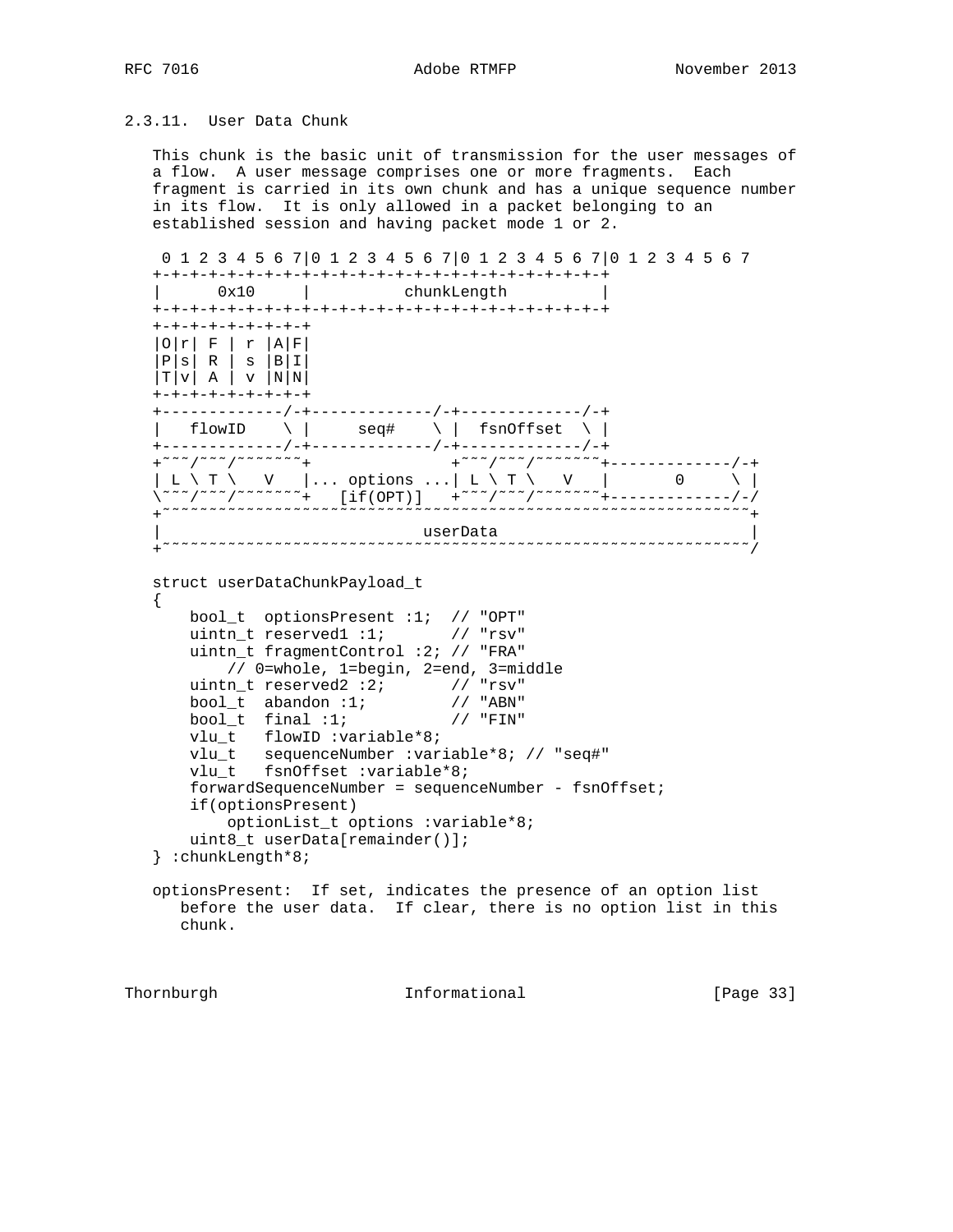### 2.3.11. User Data Chunk

This chunk is the basic unit of transmission for the user messages of a flow. A user message comprises one or more fragments. Each fragment is carried in its own chunk and has a unique sequence number in its flow. It is only allowed in a packet belonging to an established session and having packet mode 1 or 2.

```
 0 1 2 3 4 5 6 7|0 1 2 3 4 5 6 7|0 1 2 3 4 5 6 7|0 1 2 3 4 5 6 7
+-+-+-+-+-+-+-+-+-+-+-+-+-+-+-+-+-+-+-+-+-+-+-+-+
|      0x10     |          chunkLength          |
+-+-+-+-+-+-+-+-+-+-+-+-+-+-+-+-+-+-+-+-+-+-+-+-+
+-+-+-+-+-+-+-+-+
|O|r| F | r |A|F|
|P|s| R | s |B|I|
|T|v| A | v |N|N|
+-+-+-+-+-+-+-+-+
+-------------/-+-------------/-+-------------/-+
|   flowID    \ |     seq#    \ |  fsnOffset  \ |
+-------------/-+-------------/-+-------------/-+
+~~~/~~~/~~~~~~~+               +~~~/~~~/~~~~~~~+-------------/-+
| L \ T \   V   |... options ...| L \ T \   V   |       0     \ |
\~~~/~~~/~~~~~~~+   [if(OPT)]   +~~~/~~~/~~~~~~~+-------------/-/
+~~~~~~~~~~~~~~~~~~~~~~~~~~~~~~~~~~~~~~~~~~~~~~~~~~~~~~~~~~~~~~~+
|                            userData                           |
+~~~~~~~~~~~~~~~~~~~~~~~~~~~~~~~~~~~~~~~~~~~~~~~~~~~~~~~~~~~~~~~/
```

```
struct userDataChunkPayload_t
{
    bool_t  optionsPresent :1;  // "OPT"
    uintn_t reserved1 :1;       // "rsv"
    uintn_t fragmentControl :2; // "FRA"
        // 0=whole, 1=begin, 2=end, 3=middle
    uintn_t reserved2 :2;       // "rsv"
    bool_t  abandon :1;         // "ABN"
    bool_t  final :1;           // "FIN"
    vlu_t   flowID :variable*8;
    vlu_t   sequenceNumber :variable*8; // "seq#"
    vlu_t   fsnOffset :variable*8;
    forwardSequenceNumber = sequenceNumber - fsnOffset;
    if(optionsPresent)
        optionList_t options :variable*8;
    uint8_t userData[remainder()];
} :chunkLength*8;
```

optionsPresent: If set, indicates the presence of an option list before the user data. If clear, there is no option list in this chunk.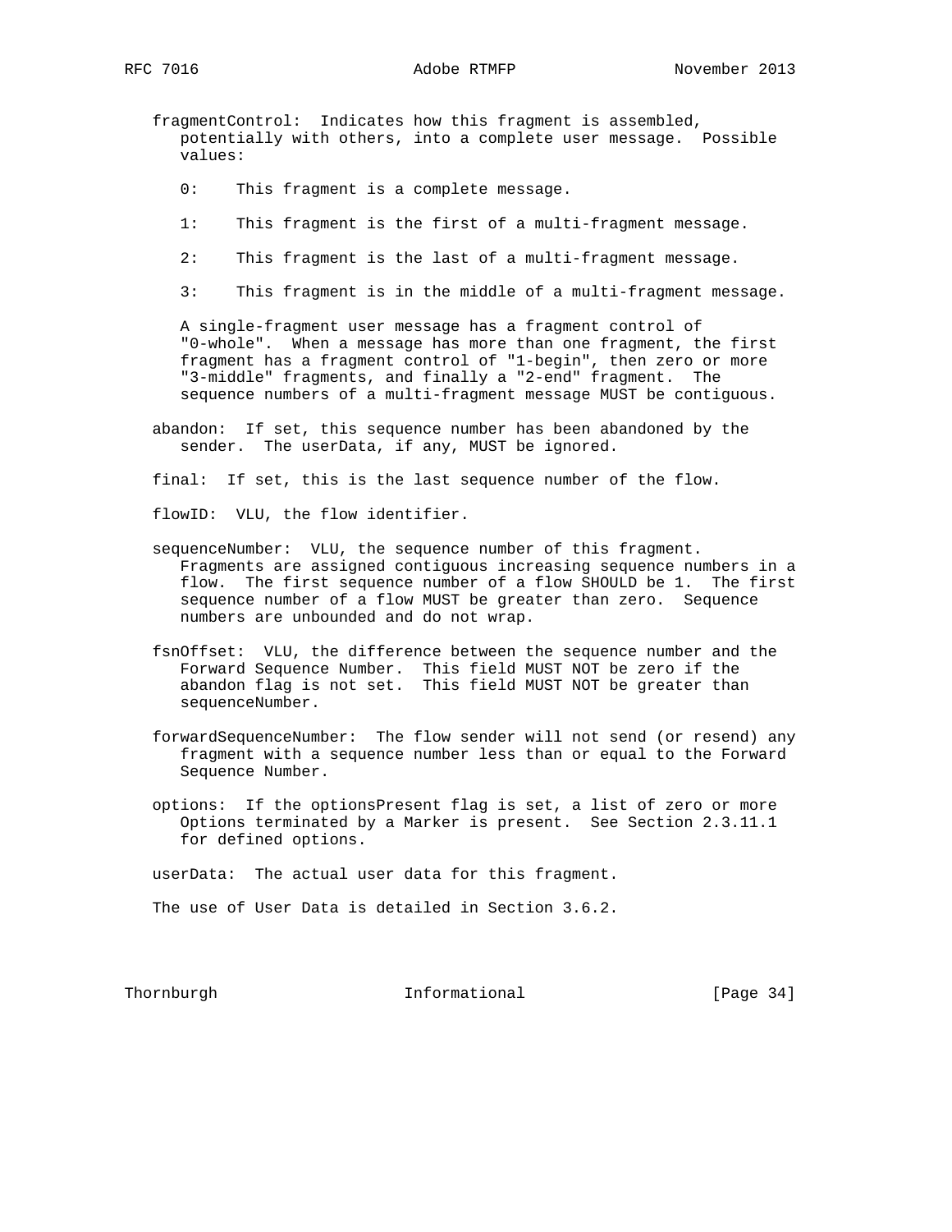fragmentControl: Indicates how this fragment is assembled, potentially with others, into a complete user message. Possible values:

- 0: This fragment is a complete message.
- 1: This fragment is the first of a multi-fragment message.
- 2: This fragment is the last of a multi-fragment message.
- 3: This fragment is in the middle of a multi-fragment message.

A single-fragment user message has a fragment control of "0-whole". When a message has more than one fragment, the first fragment has a fragment control of "1-begin", then zero or more "3-middle" fragments, and finally a "2-end" fragment. The sequence numbers of a multi-fragment message MUST be contiguous.

abandon: If set, this sequence number has been abandoned by the sender. The userData, if any, MUST be ignored.

final: If set, this is the last sequence number of the flow.

flowID: VLU, the flow identifier.

sequenceNumber: VLU, the sequence number of this fragment. Fragments are assigned contiguous increasing sequence numbers in a flow. The first sequence number of a flow SHOULD be 1. The first sequence number of a flow MUST be greater than zero. Sequence numbers are unbounded and do not wrap.

fsnOffset: VLU, the difference between the sequence number and the Forward Sequence Number. This field MUST NOT be zero if the abandon flag is not set. This field MUST NOT be greater than sequenceNumber.

forwardSequenceNumber: The flow sender will not send (or resend) any fragment with a sequence number less than or equal to the Forward Sequence Number.

options: If the optionsPresent flag is set, a list of zero or more Options terminated by a Marker is present. See Section 2.3.11.1 for defined options.

userData: The actual user data for this fragment.

The use of User Data is detailed in Section 3.6.2.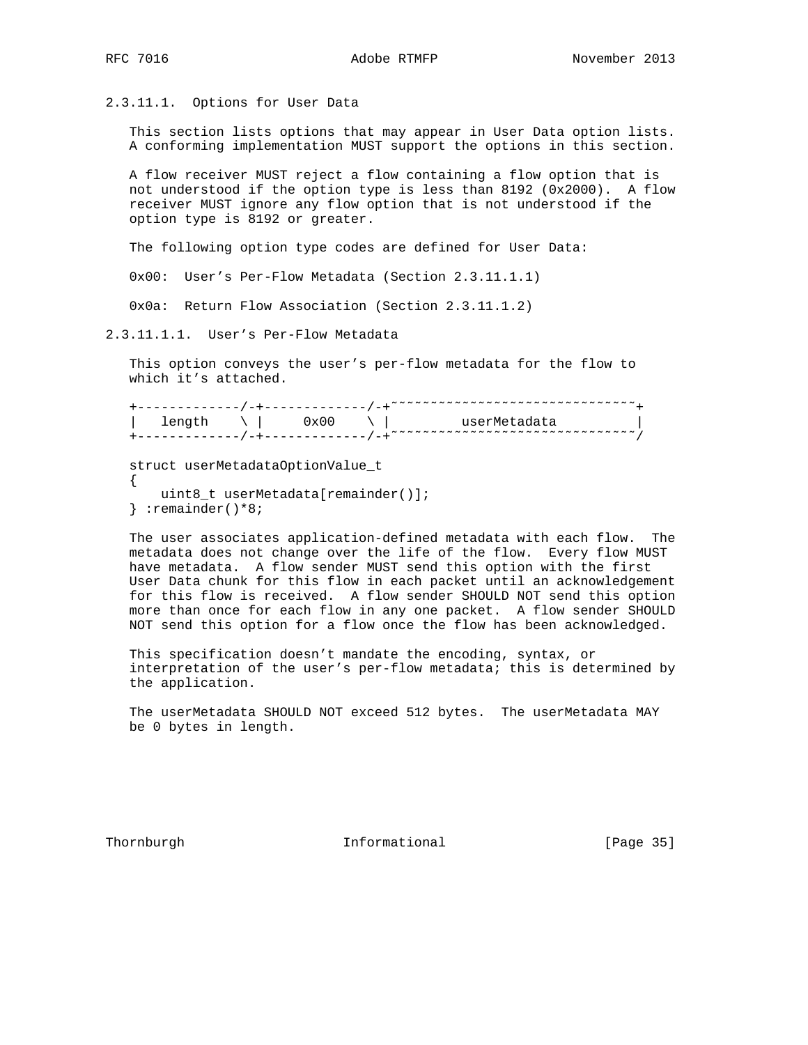### 2.3.11.1. Options for User Data

This section lists options that may appear in User Data option lists. A conforming implementation MUST support the options in this section.

A flow receiver MUST reject a flow containing a flow option that is not understood if the option type is less than 8192 (0x2000). A flow receiver MUST ignore any flow option that is not understood if the option type is 8192 or greater.

The following option type codes are defined for User Data:

0x00: User's Per-Flow Metadata (Section 2.3.11.1.1)

0x0a: Return Flow Association (Section 2.3.11.1.2)

#### 2.3.11.1.1. User's Per-Flow Metadata

This option conveys the user's per-flow metadata for the flow to which it's attached.

```
+-------------/-+-------------/-+~~~~~~~~~~~~~~~~~~~~~~~~~~~~~~~+
|   length    \ |     0x00    \ |         userMetadata          |
+-------------/-+-------------/-+~~~~~~~~~~~~~~~~~~~~~~~~~~~~~~~/

struct userMetadataOptionValue_t
{
    uint8_t userMetadata[remainder()];
} :remainder()*8;
```

The user associates application-defined metadata with each flow. The metadata does not change over the life of the flow. Every flow MUST have metadata. A flow sender MUST send this option with the first User Data chunk for this flow in each packet until an acknowledgement for this flow is received. A flow sender SHOULD NOT send this option more than once for each flow in any one packet. A flow sender SHOULD NOT send this option for a flow once the flow has been acknowledged.

This specification doesn't mandate the encoding, syntax, or interpretation of the user's per-flow metadata; this is determined by the application.

The userMetadata SHOULD NOT exceed 512 bytes. The userMetadata MAY be 0 bytes in length.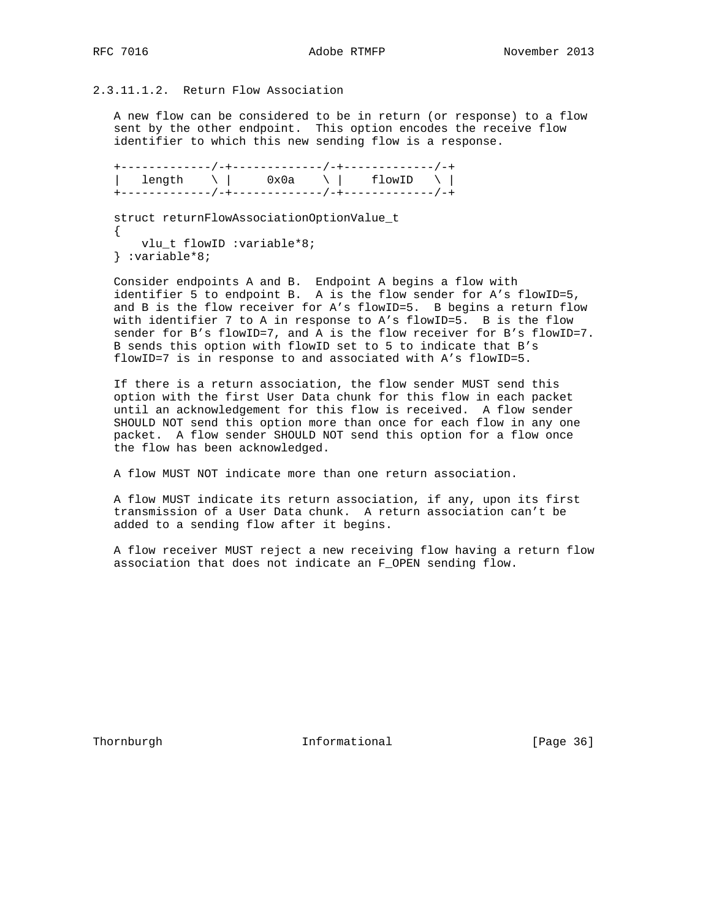#### 2.3.11.1.2. Return Flow Association

A new flow can be considered to be in return (or response) to a flow sent by the other endpoint. This option encodes the receive flow identifier to which this new sending flow is a response.

```
+-------------/-+-------------/-+-------------/-+
|   length    \ |     0x0a    \ |    flowID   \ |
+-------------/-+-------------/-+-------------/-+

struct returnFlowAssociationOptionValue_t
{
    vlu_t flowID :variable*8;
} :variable*8;
```

Consider endpoints A and B. Endpoint A begins a flow with identifier 5 to endpoint B. A is the flow sender for A's flowID=5, and B is the flow receiver for A's flowID=5. B begins a return flow with identifier 7 to A in response to A's flowID=5. B is the flow sender for B's flowID=7, and A is the flow receiver for B's flowID=7. B sends this option with flowID set to 5 to indicate that B's flowID=7 is in response to and associated with A's flowID=5.

If there is a return association, the flow sender MUST send this option with the first User Data chunk for this flow in each packet until an acknowledgement for this flow is received. A flow sender SHOULD NOT send this option more than once for each flow in any one packet. A flow sender SHOULD NOT send this option for a flow once the flow has been acknowledged.

A flow MUST NOT indicate more than one return association.

A flow MUST indicate its return association, if any, upon its first transmission of a User Data chunk. A return association can't be added to a sending flow after it begins.

A flow receiver MUST reject a new receiving flow having a return flow association that does not indicate an F_OPEN sending flow.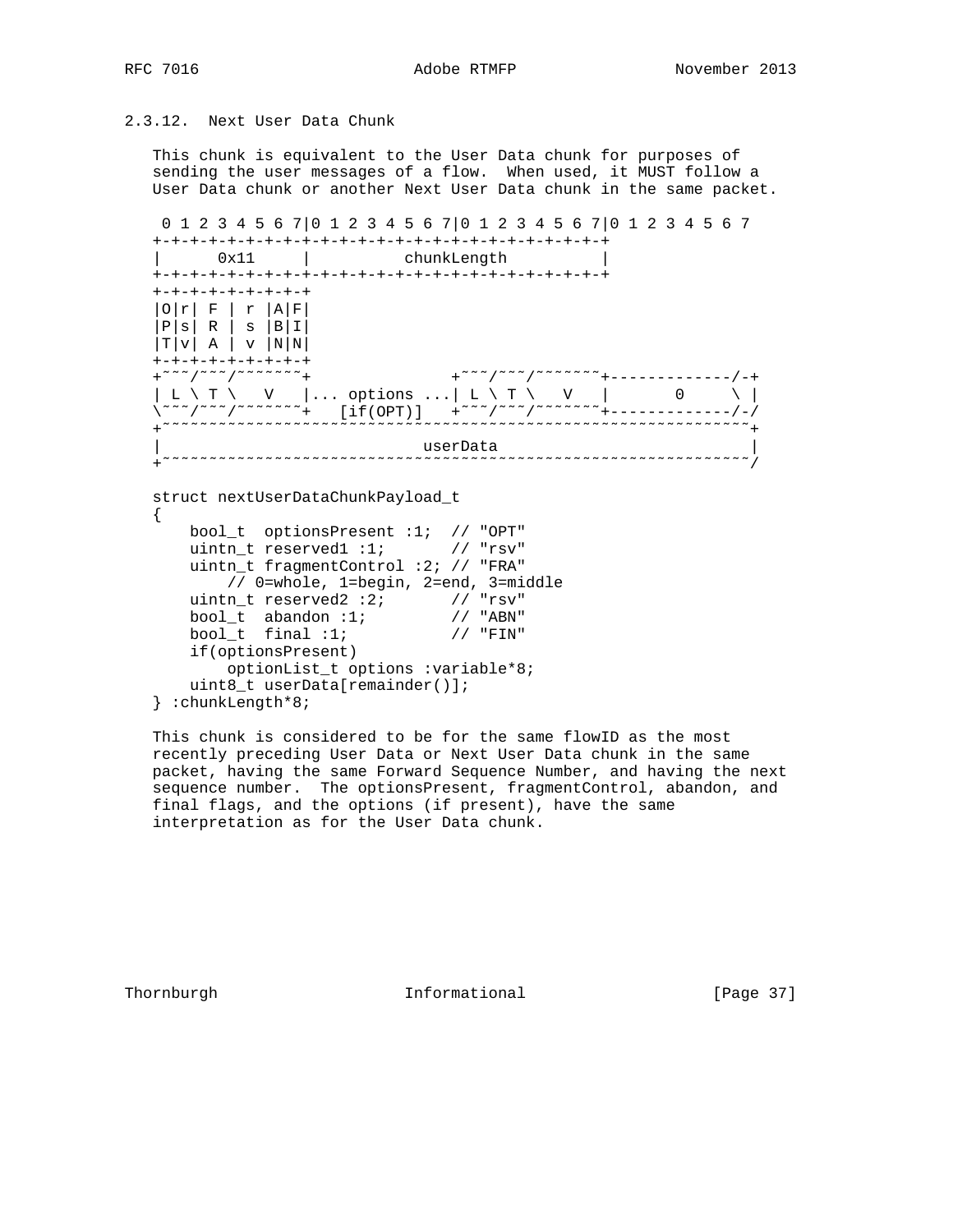### 2.3.12. Next User Data Chunk

This chunk is equivalent to the User Data chunk for purposes of sending the user messages of a flow. When used, it MUST follow a User Data chunk or another Next User Data chunk in the same packet.

```
 0 1 2 3 4 5 6 7|0 1 2 3 4 5 6 7|0 1 2 3 4 5 6 7|0 1 2 3 4 5 6 7
+-+-+-+-+-+-+-+-+-+-+-+-+-+-+-+-+-+-+-+-+-+-+-+-+
|      0x11     |          chunkLength          |
+-+-+-+-+-+-+-+-+-+-+-+-+-+-+-+-+-+-+-+-+-+-+-+-+
+-+-+-+-+-+-+-+-+
|O|r| F | r |A|F|
|P|s| R | s |B|I|
|T|v| A | v |N|N|
+-+-+-+-+-+-+-+-+
+~~~/~~~/~~~~~~~+               +~~~/~~~/~~~~~~~+-------------/-+
| L \ T \   V   |... options ...| L \ T \   V   |       0     \ |
\~~~/~~~/~~~~~~~+   [if(OPT)]   +~~~/~~~/~~~~~~~+-------------/-/
+~~~~~~~~~~~~~~~~~~~~~~~~~~~~~~~~~~~~~~~~~~~~~~~~~~~~~~~~~~~~~~~+
|                            userData                           |
+~~~~~~~~~~~~~~~~~~~~~~~~~~~~~~~~~~~~~~~~~~~~~~~~~~~~~~~~~~~~~~/
```

```
struct nextUserDataChunkPayload_t
{
    bool_t  optionsPresent :1;  // "OPT"
    uintn_t reserved1 :1;       // "rsv"
    uintn_t fragmentControl :2; // "FRA"
        // 0=whole, 1=begin, 2=end, 3=middle
    uintn_t reserved2 :2;       // "rsv"
    bool_t  abandon :1;         // "ABN"
    bool_t  final :1;           // "FIN"
    if(optionsPresent)
        optionList_t options :variable*8;
    uint8_t userData[remainder()];
} :chunkLength*8;
```

This chunk is considered to be for the same flowID as the most recently preceding User Data or Next User Data chunk in the same packet, having the same Forward Sequence Number, and having the next sequence number. The optionsPresent, fragmentControl, abandon, and final flags, and the options (if present), have the same interpretation as for the User Data chunk.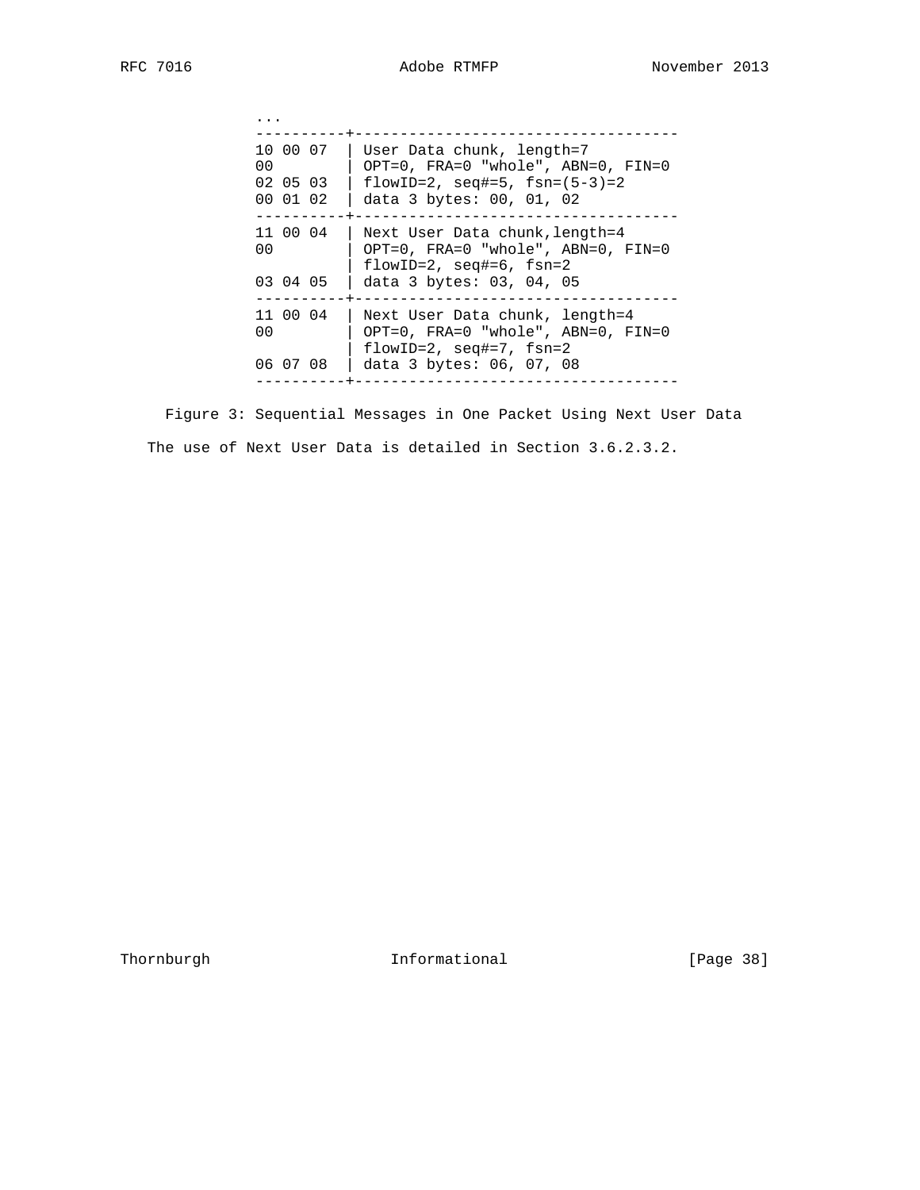```
          ...
          ----------+------------------------------------
          10 00 07  | User Data chunk, length=7
          00        | OPT=0, FRA=0 "whole", ABN=0, FIN=0
          02 05 03  | flowID=2, seq#=5, fsn=(5-3)=2
          00 01 02  | data 3 bytes: 00, 01, 02
          ----------+------------------------------------
          11 00 04  | Next User Data chunk,length=4
          00        | OPT=0, FRA=0 "whole", ABN=0, FIN=0
                    | flowID=2, seq#=6, fsn=2
          03 04 05  | data 3 bytes: 03, 04, 05
          ----------+------------------------------------
          11 00 04  | Next User Data chunk, length=4
          00        | OPT=0, FRA=0 "whole", ABN=0, FIN=0
                    | flowID=2, seq#=7, fsn=2
          06 07 08  | data 3 bytes: 06, 07, 08
          ----------+------------------------------------
```

Figure 3: Sequential Messages in One Packet Using Next User Data

The use of Next User Data is detailed in Section 3.6.2.3.2.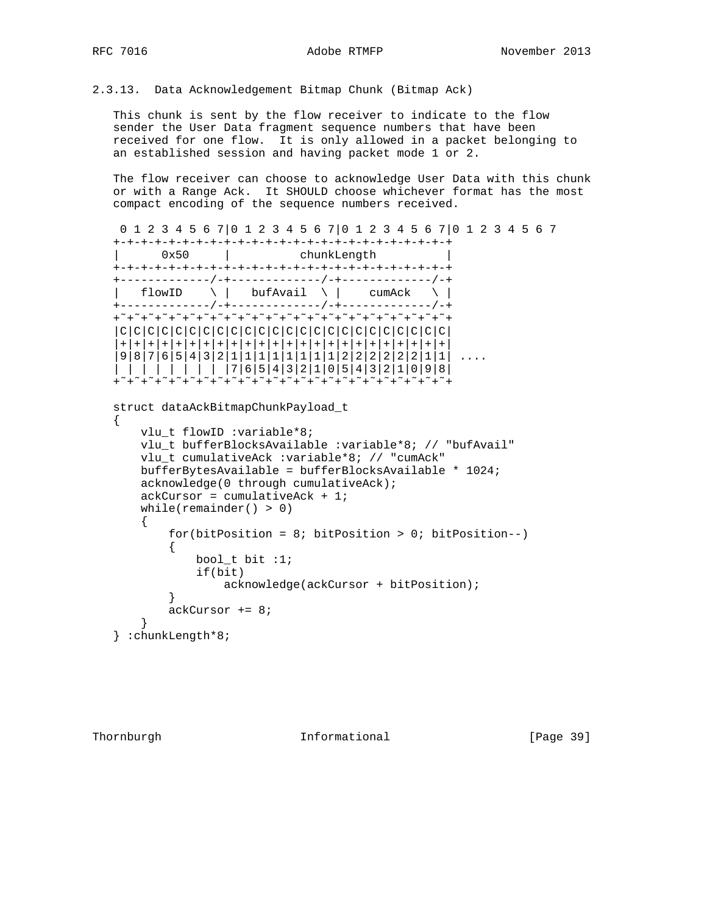### 2.3.13. Data Acknowledgement Bitmap Chunk (Bitmap Ack)

This chunk is sent by the flow receiver to indicate to the flow sender the User Data fragment sequence numbers that have been received for one flow. It is only allowed in a packet belonging to an established session and having packet mode 1 or 2.

The flow receiver can choose to acknowledge User Data with this chunk or with a Range Ack. It SHOULD choose whichever format has the most compact encoding of the sequence numbers received.

```
 0 1 2 3 4 5 6 7|0 1 2 3 4 5 6 7|0 1 2 3 4 5 6 7|0 1 2 3 4 5 6 7
+-+-+-+-+-+-+-+-+-+-+-+-+-+-+-+-+-+-+-+-+-+-+-+-+
|      0x50     |          chunkLength          |
+-+-+-+-+-+-+-+-+-+-+-+-+-+-+-+-+-+-+-+-+-+-+-+-+
+-------------/-+-------------/-+-------------/-+
|   flowID    \ |   bufAvail  \ |    cumAck   \ |
+-------------/-+-------------/-+-------------/-+
+~+~+~+~+~+~+~+~+~+~+~+~+~+~+~+~+~+~+~+~+~+~+~+~+
|C|C|C|C|C|C|C|C|C|C|C|C|C|C|C|C|C|C|C|C|C|C|C|C|
|+|+|+|+|+|+|+|+|+|+|+|+|+|+|+|+|+|+|+|+|+|+|+|+|
|9|8|7|6|5|4|3|2|1|1|1|1|1|1|1|1|2|2|2|2|2|2|1|1| ....
| | | | | | | | |7|6|5|4|3|2|1|0|5|4|3|2|1|0|9|8|
+~+~+~+~+~+~+~+~+~+~+~+~+~+~+~+~+~+~+~+~+~+~+~+~+
```

```
struct dataAckBitmapChunkPayload_t
{
    vlu_t flowID :variable*8;
    vlu_t bufferBlocksAvailable :variable*8; // "bufAvail"
    vlu_t cumulativeAck :variable*8; // "cumAck"
    bufferBytesAvailable = bufferBlocksAvailable * 1024;
    acknowledge(0 through cumulativeAck);
    ackCursor = cumulativeAck + 1;
    while(remainder() > 0)
    {
        for(bitPosition = 8; bitPosition > 0; bitPosition--)
        {
            bool_t bit :1;
            if(bit)
                acknowledge(ackCursor + bitPosition);
        }
        ackCursor += 8;
    }
} :chunkLength*8;
```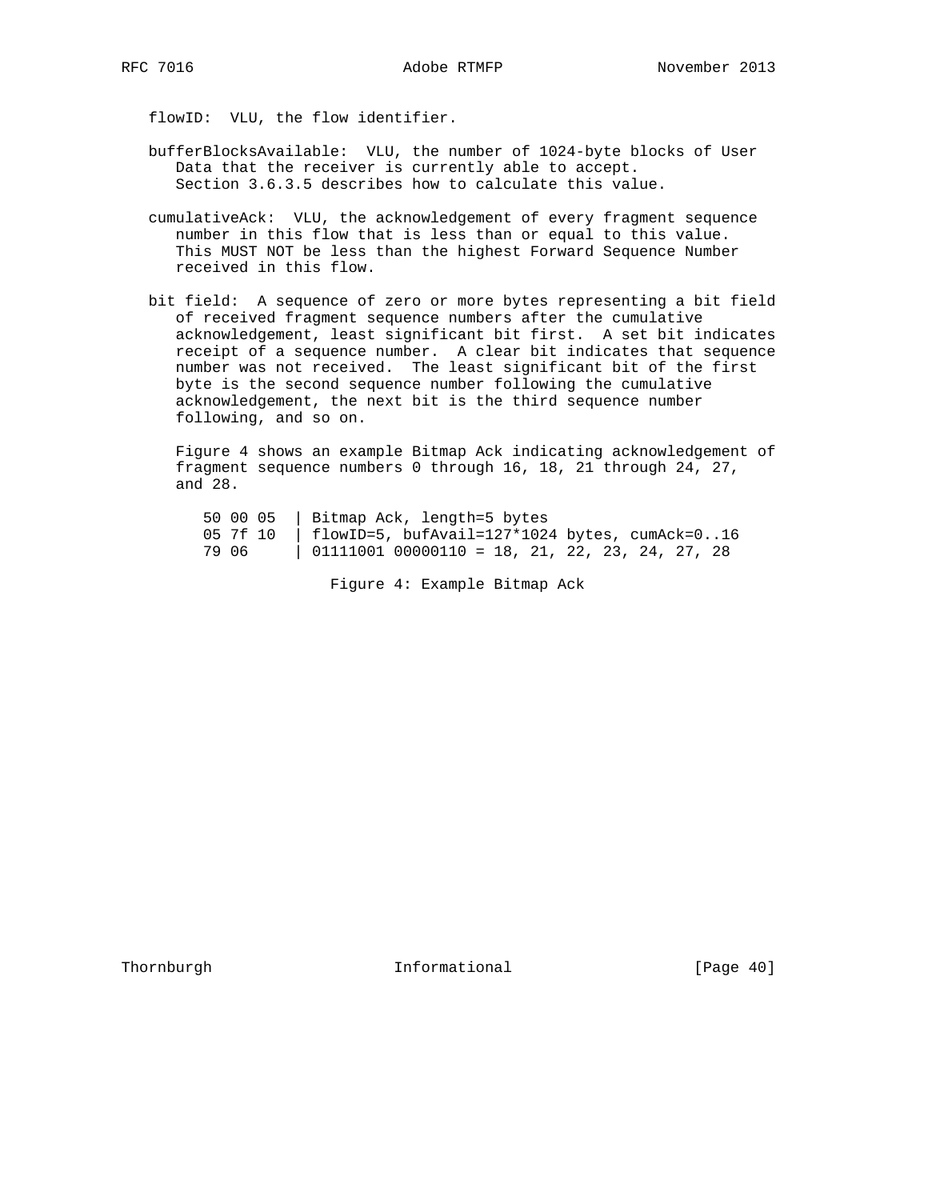flowID: VLU, the flow identifier.

bufferBlocksAvailable: VLU, the number of 1024-byte blocks of User Data that the receiver is currently able to accept. Section 3.6.3.5 describes how to calculate this value.

cumulativeAck: VLU, the acknowledgement of every fragment sequence number in this flow that is less than or equal to this value. This MUST NOT be less than the highest Forward Sequence Number received in this flow.

bit field: A sequence of zero or more bytes representing a bit field of received fragment sequence numbers after the cumulative acknowledgement, least significant bit first. A set bit indicates receipt of a sequence number. A clear bit indicates that sequence number was not received. The least significant bit of the first byte is the second sequence number following the cumulative acknowledgement, the next bit is the third sequence number following, and so on.

Figure 4 shows an example Bitmap Ack indicating acknowledgement of fragment sequence numbers 0 through 16, 18, 21 through 24, 27, and 28.

```
50 00 05  | Bitmap Ack, length=5 bytes
05 7f 10  | flowID=5, bufAvail=127*1024 bytes, cumAck=0..16
79 06     | 01111001 00000110 = 18, 21, 22, 23, 24, 27, 28
```

Figure 4: Example Bitmap Ack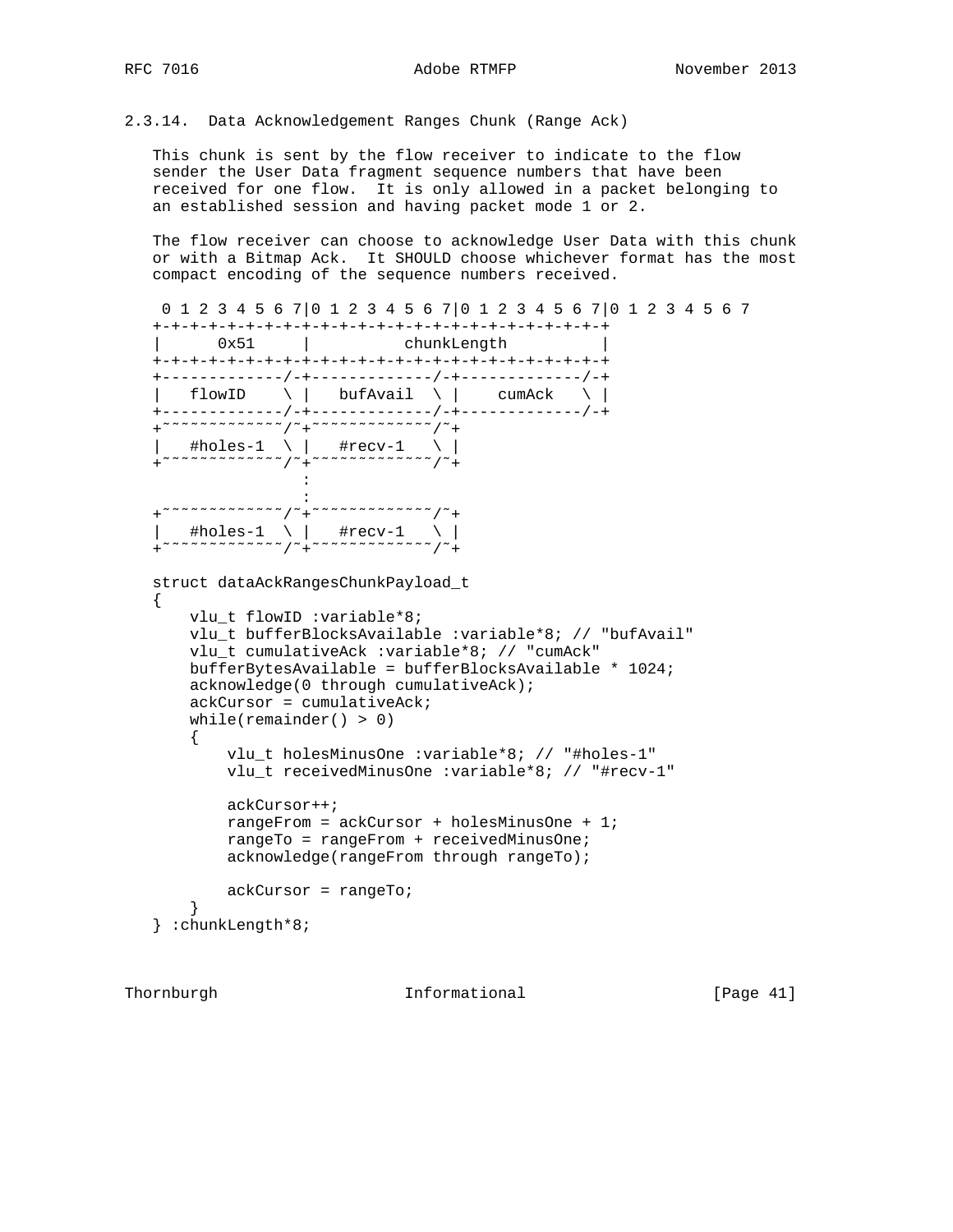### 2.3.14. Data Acknowledgement Ranges Chunk (Range Ack)

This chunk is sent by the flow receiver to indicate to the flow sender the User Data fragment sequence numbers that have been received for one flow. It is only allowed in a packet belonging to an established session and having packet mode 1 or 2.

The flow receiver can choose to acknowledge User Data with this chunk or with a Bitmap Ack. It SHOULD choose whichever format has the most compact encoding of the sequence numbers received.

```
 0 1 2 3 4 5 6 7|0 1 2 3 4 5 6 7|0 1 2 3 4 5 6 7|0 1 2 3 4 5 6 7
+-+-+-+-+-+-+-+-+-+-+-+-+-+-+-+-+-+-+-+-+-+-+-+-+
|      0x51     |          chunkLength          |
+-+-+-+-+-+-+-+-+-+-+-+-+-+-+-+-+-+-+-+-+-+-+-+-+
+-------------/-+-------------/-+-------------/-+
|   flowID    \ |   bufAvail  \ |    cumAck   \ |
+-------------/-+-------------/-+-------------/-+
+~~~~~~~~~~~~~/~+~~~~~~~~~~~~~/~+
|   #holes-1  \ |   #recv-1   \ |
+~~~~~~~~~~~~~/~+~~~~~~~~~~~~~/~+
                :
                :
+~~~~~~~~~~~~~/~+~~~~~~~~~~~~~/~+
|   #holes-1  \ |   #recv-1   \ |
+~~~~~~~~~~~~~/~+~~~~~~~~~~~~~/~+

struct dataAckRangesChunkPayload_t
{
    vlu_t flowID :variable*8;
    vlu_t bufferBlocksAvailable :variable*8; // "bufAvail"
    vlu_t cumulativeAck :variable*8; // "cumAck"
    bufferBytesAvailable = bufferBlocksAvailable * 1024;
    acknowledge(0 through cumulativeAck);
    ackCursor = cumulativeAck;
    while(remainder() > 0)
    {
        vlu_t holesMinusOne :variable*8; // "#holes-1"
        vlu_t receivedMinusOne :variable*8; // "#recv-1"

        ackCursor++;
        rangeFrom = ackCursor + holesMinusOne + 1;
        rangeTo = rangeFrom + receivedMinusOne;
        acknowledge(rangeFrom through rangeTo);

        ackCursor = rangeTo;
    }
} :chunkLength*8;
```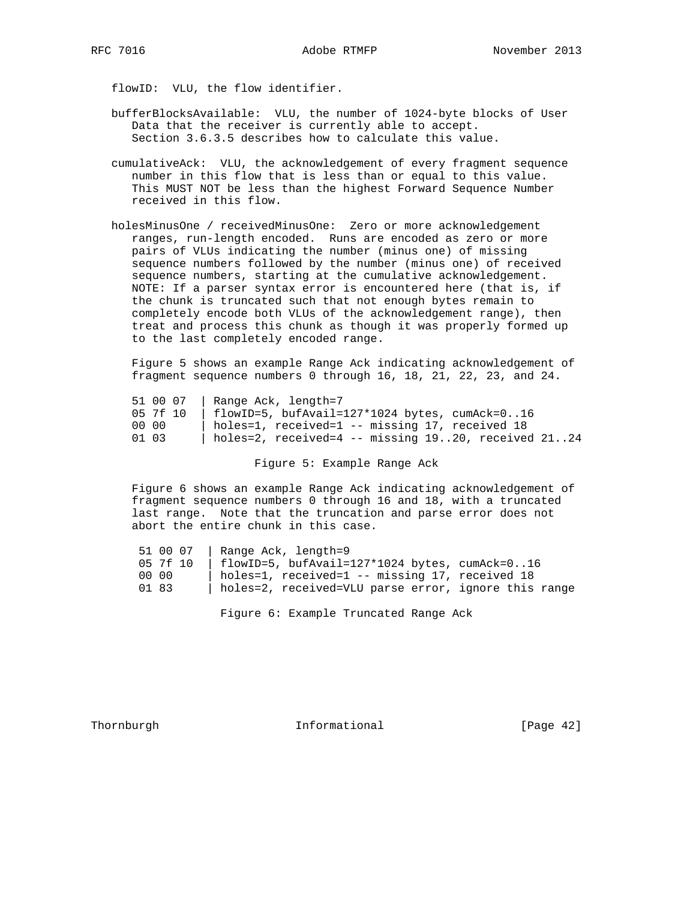flowID: VLU, the flow identifier.

bufferBlocksAvailable: VLU, the number of 1024-byte blocks of User Data that the receiver is currently able to accept. Section 3.6.3.5 describes how to calculate this value.

cumulativeAck: VLU, the acknowledgement of every fragment sequence number in this flow that is less than or equal to this value. This MUST NOT be less than the highest Forward Sequence Number received in this flow.

holesMinusOne / receivedMinusOne: Zero or more acknowledgement ranges, run-length encoded. Runs are encoded as zero or more pairs of VLUs indicating the number (minus one) of missing sequence numbers followed by the number (minus one) of received sequence numbers, starting at the cumulative acknowledgement. NOTE: If a parser syntax error is encountered here (that is, if the chunk is truncated such that not enough bytes remain to completely encode both VLUs of the acknowledgement range), then treat and process this chunk as though it was properly formed up to the last completely encoded range.

Figure 5 shows an example Range Ack indicating acknowledgement of fragment sequence numbers 0 through 16, 18, 21, 22, 23, and 24.

```
51 00 07  | Range Ack, length=7
05 7f 10  | flowID=5, bufAvail=127*1024 bytes, cumAck=0..16
00 00     | holes=1, received=1 -- missing 17, received 18
01 03     | holes=2, received=4 -- missing 19..20, received 21..24
```

Figure 5: Example Range Ack

Figure 6 shows an example Range Ack indicating acknowledgement of fragment sequence numbers 0 through 16 and 18, with a truncated last range. Note that the truncation and parse error does not abort the entire chunk in this case.

```
51 00 07  | Range Ack, length=9
05 7f 10  | flowID=5, bufAvail=127*1024 bytes, cumAck=0..16
00 00     | holes=1, received=1 -- missing 17, received 18
01 83     | holes=2, received=VLU parse error, ignore this range
```

Figure 6: Example Truncated Range Ack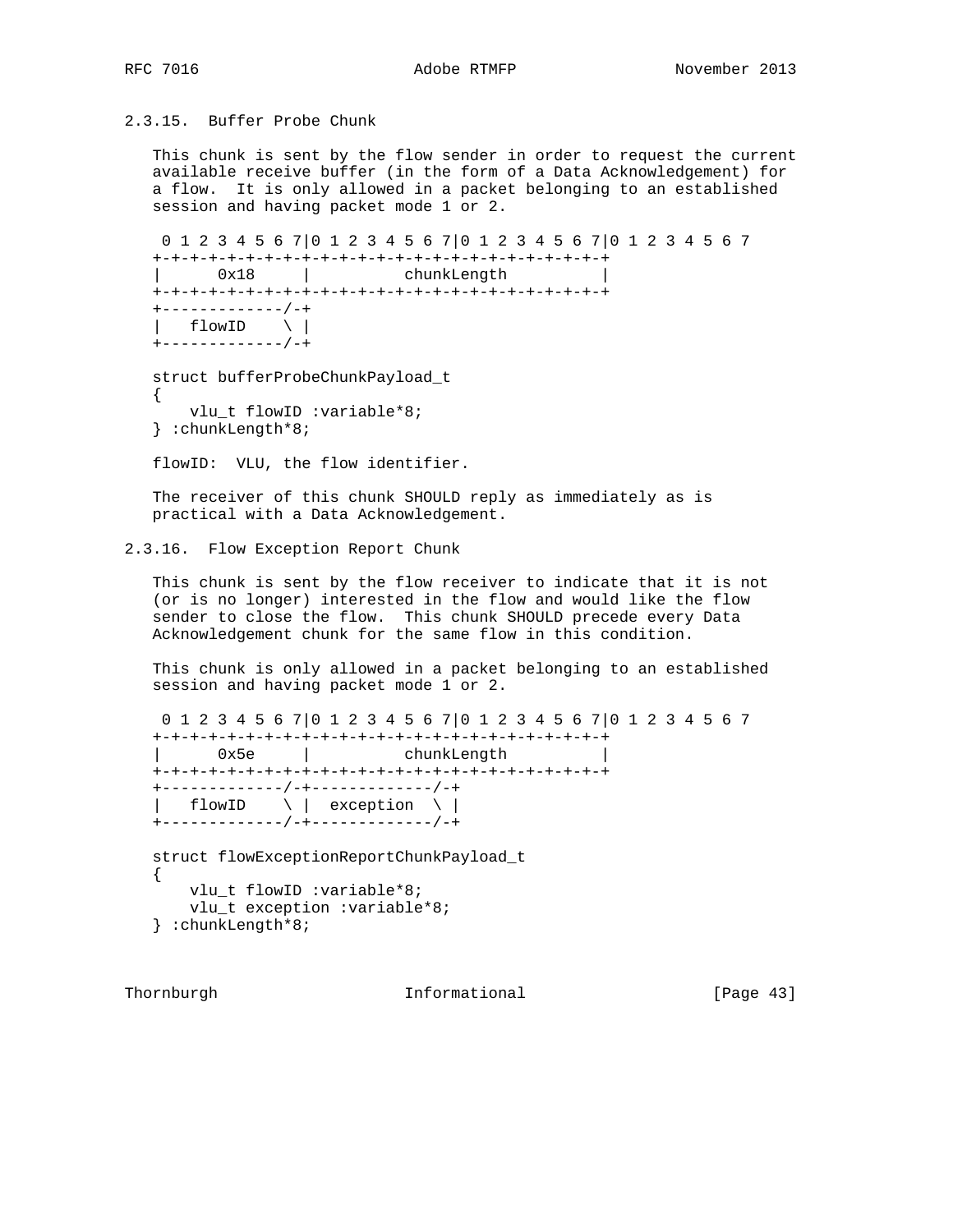### 2.3.15. Buffer Probe Chunk

This chunk is sent by the flow sender in order to request the current available receive buffer (in the form of a Data Acknowledgement) for a flow. It is only allowed in a packet belonging to an established session and having packet mode 1 or 2.

```
 0 1 2 3 4 5 6 7|0 1 2 3 4 5 6 7|0 1 2 3 4 5 6 7|0 1 2 3 4 5 6 7
+-+-+-+-+-+-+-+-+-+-+-+-+-+-+-+-+-+-+-+-+-+-+-+-+
|      0x18     |          chunkLength          |
+-+-+-+-+-+-+-+-+-+-+-+-+-+-+-+-+-+-+-+-+-+-+-+-+
+-------------/-+
|   flowID    \ |
+-------------/-+

struct bufferProbeChunkPayload_t
{
    vlu_t flowID :variable*8;
} :chunkLength*8;
```

flowID: VLU, the flow identifier.

The receiver of this chunk SHOULD reply as immediately as is practical with a Data Acknowledgement.

### 2.3.16. Flow Exception Report Chunk

This chunk is sent by the flow receiver to indicate that it is not (or is no longer) interested in the flow and would like the flow sender to close the flow. This chunk SHOULD precede every Data Acknowledgement chunk for the same flow in this condition.

This chunk is only allowed in a packet belonging to an established session and having packet mode 1 or 2.

```
 0 1 2 3 4 5 6 7|0 1 2 3 4 5 6 7|0 1 2 3 4 5 6 7|0 1 2 3 4 5 6 7
+-+-+-+-+-+-+-+-+-+-+-+-+-+-+-+-+-+-+-+-+-+-+-+-+
|      0x5e     |          chunkLength          |
+-+-+-+-+-+-+-+-+-+-+-+-+-+-+-+-+-+-+-+-+-+-+-+-+
+-------------/-+-------------/-+
|   flowID    \ |  exception  \ |
+-------------/-+-------------/-+

struct flowExceptionReportChunkPayload_t
{
    vlu_t flowID :variable*8;
    vlu_t exception :variable*8;
} :chunkLength*8;
```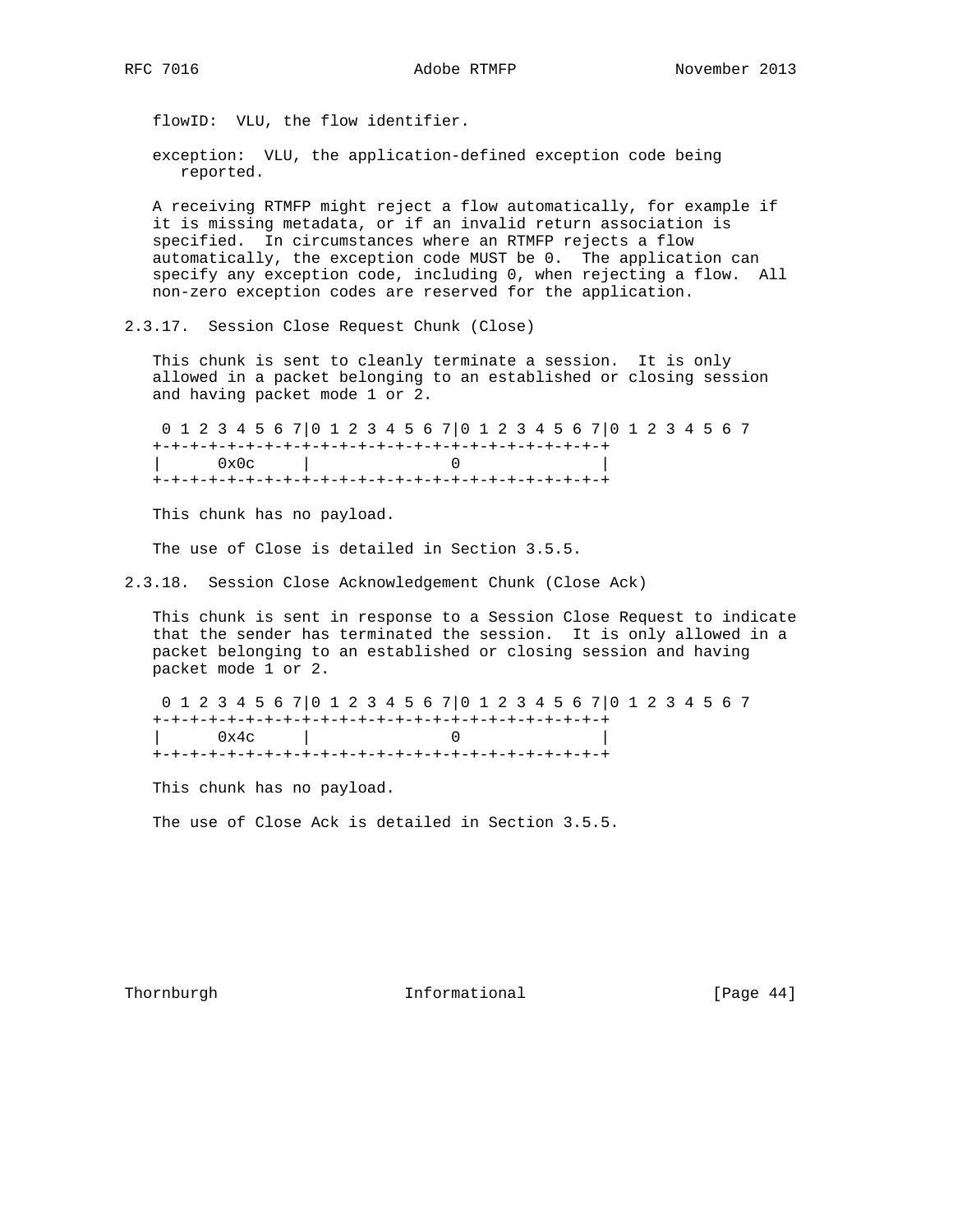flowID: VLU, the flow identifier.

exception: VLU, the application-defined exception code being reported.

A receiving RTMFP might reject a flow automatically, for example if it is missing metadata, or if an invalid return association is specified. In circumstances where an RTMFP rejects a flow automatically, the exception code MUST be 0. The application can specify any exception code, including 0, when rejecting a flow. All non-zero exception codes are reserved for the application.

### 2.3.17. Session Close Request Chunk (Close)

This chunk is sent to cleanly terminate a session. It is only allowed in a packet belonging to an established or closing session and having packet mode 1 or 2.

```
 0 1 2 3 4 5 6 7|0 1 2 3 4 5 6 7|0 1 2 3 4 5 6 7|0 1 2 3 4 5 6 7
+-+-+-+-+-+-+-+-+-+-+-+-+-+-+-+-+-+-+-+-+-+-+-+-+
|      0x0c     |               0               |
+-+-+-+-+-+-+-+-+-+-+-+-+-+-+-+-+-+-+-+-+-+-+-+-+
```

This chunk has no payload.

The use of Close is detailed in Section 3.5.5.

### 2.3.18. Session Close Acknowledgement Chunk (Close Ack)

This chunk is sent in response to a Session Close Request to indicate that the sender has terminated the session. It is only allowed in a packet belonging to an established or closing session and having packet mode 1 or 2.

```
 0 1 2 3 4 5 6 7|0 1 2 3 4 5 6 7|0 1 2 3 4 5 6 7|0 1 2 3 4 5 6 7
+-+-+-+-+-+-+-+-+-+-+-+-+-+-+-+-+-+-+-+-+-+-+-+-+
|      0x4c     |               0               |
+-+-+-+-+-+-+-+-+-+-+-+-+-+-+-+-+-+-+-+-+-+-+-+-+
```

This chunk has no payload.

The use of Close Ack is detailed in Section 3.5.5.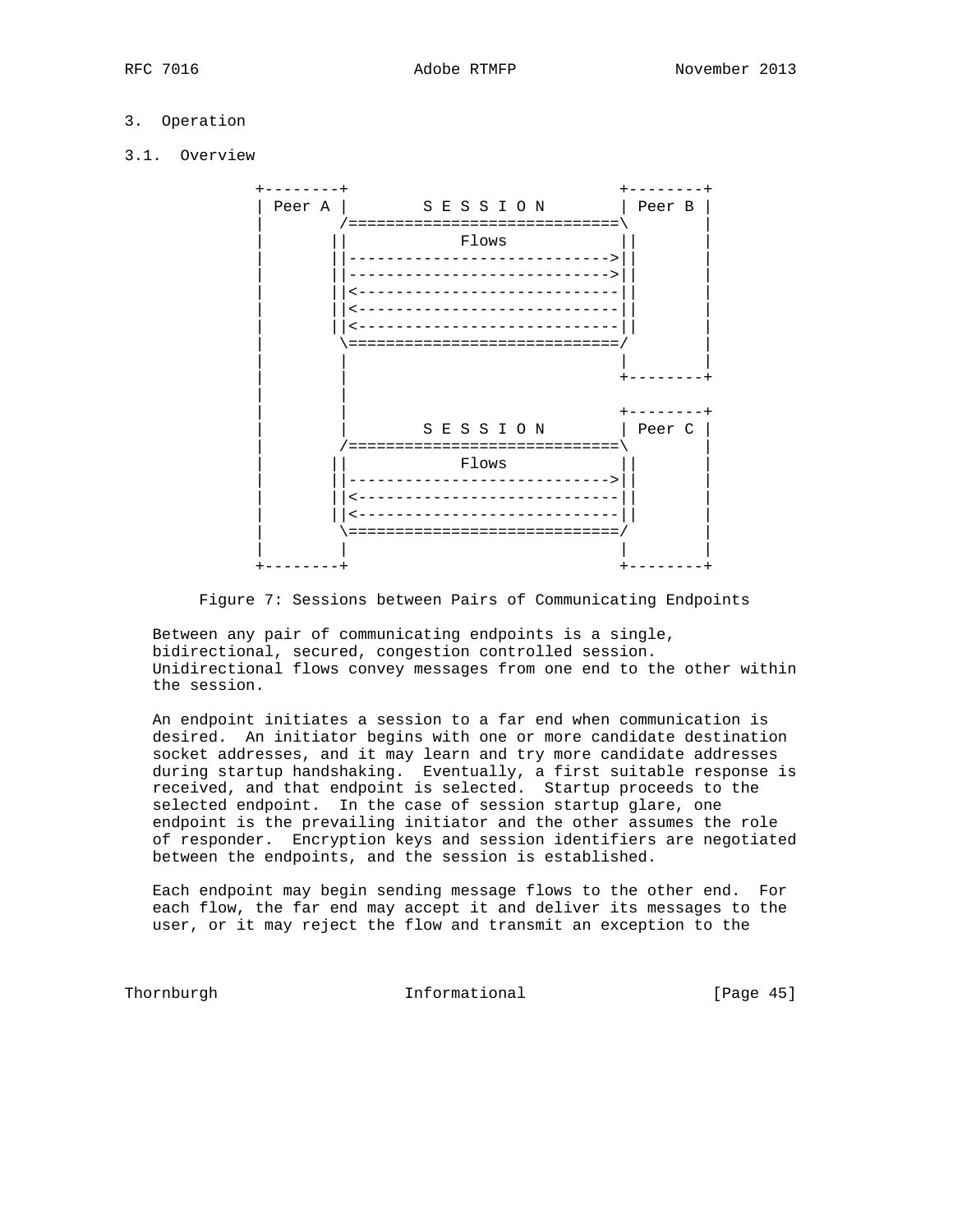# 3. Operation

## 3.1. Overview

```
+--------+                            +--------+
| Peer A |        S E S S I O N       | Peer B |
|        /=============================\       |
|       ||            Flows            ||      |
|       ||---------------------------->||      |
|       ||---------------------------->||      |
|       ||<----------------------------||      |
|       ||<----------------------------||      |
|       ||<----------------------------||      |
|        \=============================/       |
|        |                             |       |
|        |                             +--------+
|        |
|        |                             +--------+
|        |          S E S S I O N      | Peer C |
|        /=============================\       |
|       ||            Flows            ||      |
|       ||---------------------------->||      |
|       ||<----------------------------||      |
|       ||<----------------------------||      |
|        \=============================/       |
|        |                             |       |
+--------+                             +--------+
```

Figure 7: Sessions between Pairs of Communicating Endpoints

Between any pair of communicating endpoints is a single, bidirectional, secured, congestion controlled session. Unidirectional flows convey messages from one end to the other within the session.

An endpoint initiates a session to a far end when communication is desired. An initiator begins with one or more candidate destination socket addresses, and it may learn and try more candidate addresses during startup handshaking. Eventually, a first suitable response is received, and that endpoint is selected. Startup proceeds to the selected endpoint. In the case of session startup glare, one endpoint is the prevailing initiator and the other assumes the role of responder. Encryption keys and session identifiers are negotiated between the endpoints, and the session is established.

Each endpoint may begin sending message flows to the other end. For each flow, the far end may accept it and deliver its messages to the user, or it may reject the flow and transmit an exception to the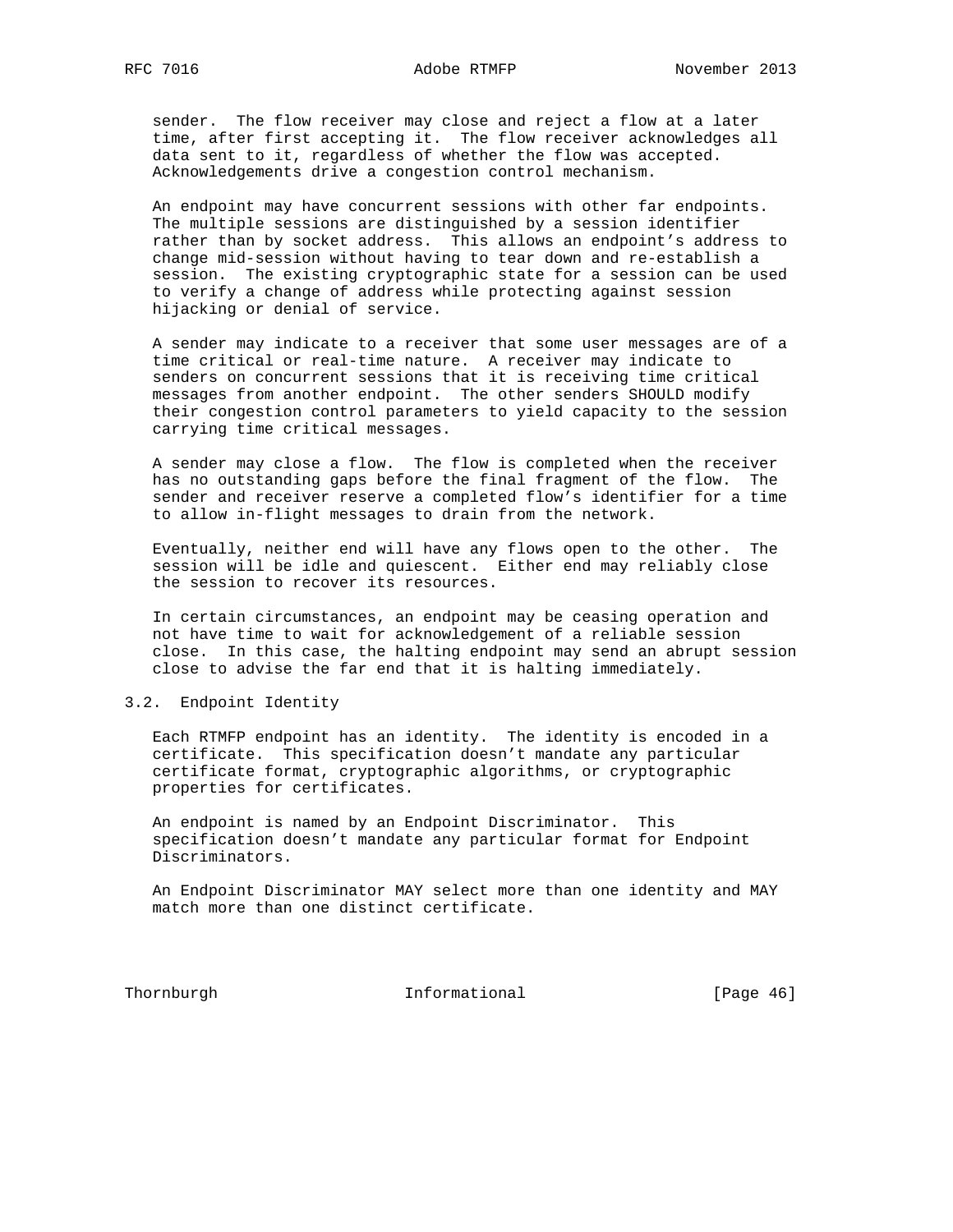sender. The flow receiver may close and reject a flow at a later time, after first accepting it. The flow receiver acknowledges all data sent to it, regardless of whether the flow was accepted. Acknowledgements drive a congestion control mechanism.

An endpoint may have concurrent sessions with other far endpoints. The multiple sessions are distinguished by a session identifier rather than by socket address. This allows an endpoint's address to change mid-session without having to tear down and re-establish a session. The existing cryptographic state for a session can be used to verify a change of address while protecting against session hijacking or denial of service.

A sender may indicate to a receiver that some user messages are of a time critical or real-time nature. A receiver may indicate to senders on concurrent sessions that it is receiving time critical messages from another endpoint. The other senders SHOULD modify their congestion control parameters to yield capacity to the session carrying time critical messages.

A sender may close a flow. The flow is completed when the receiver has no outstanding gaps before the final fragment of the flow. The sender and receiver reserve a completed flow's identifier for a time to allow in-flight messages to drain from the network.

Eventually, neither end will have any flows open to the other. The session will be idle and quiescent. Either end may reliably close the session to recover its resources.

In certain circumstances, an endpoint may be ceasing operation and not have time to wait for acknowledgement of a reliable session close. In this case, the halting endpoint may send an abrupt session close to advise the far end that it is halting immediately.

### 3.2. Endpoint Identity

Each RTMFP endpoint has an identity. The identity is encoded in a certificate. This specification doesn't mandate any particular certificate format, cryptographic algorithms, or cryptographic properties for certificates.

An endpoint is named by an Endpoint Discriminator. This specification doesn't mandate any particular format for Endpoint Discriminators.

An Endpoint Discriminator MAY select more than one identity and MAY match more than one distinct certificate.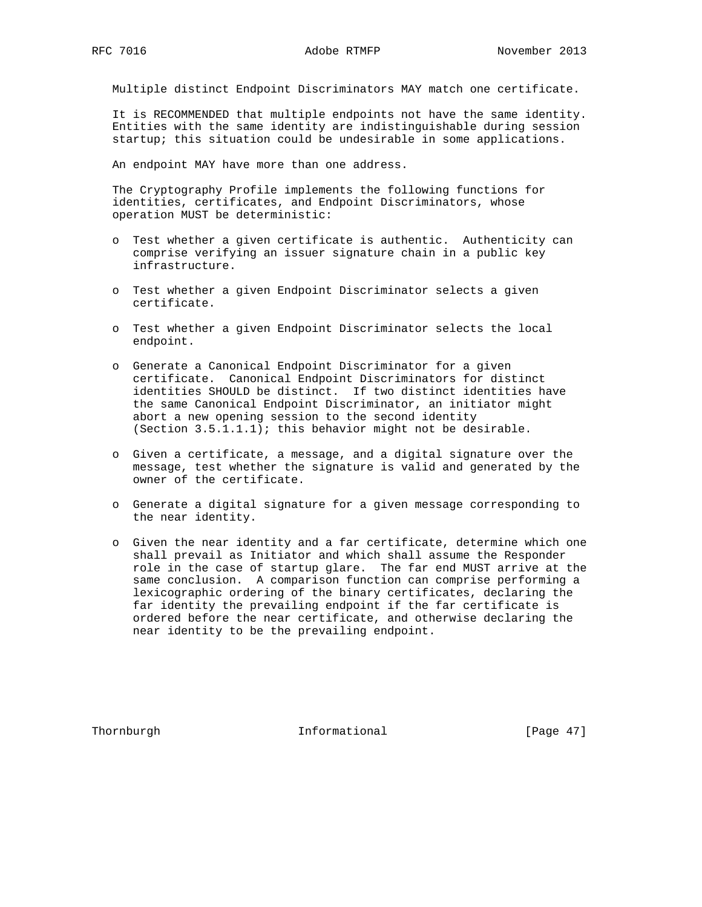Multiple distinct Endpoint Discriminators MAY match one certificate.

It is RECOMMENDED that multiple endpoints not have the same identity. Entities with the same identity are indistinguishable during session startup; this situation could be undesirable in some applications.

An endpoint MAY have more than one address.

The Cryptography Profile implements the following functions for identities, certificates, and Endpoint Discriminators, whose operation MUST be deterministic:

- Test whether a given certificate is authentic. Authenticity can comprise verifying an issuer signature chain in a public key infrastructure.
- Test whether a given Endpoint Discriminator selects a given certificate.
- Test whether a given Endpoint Discriminator selects the local endpoint.
- Generate a Canonical Endpoint Discriminator for a given certificate. Canonical Endpoint Discriminators for distinct identities SHOULD be distinct. If two distinct identities have the same Canonical Endpoint Discriminator, an initiator might abort a new opening session to the second identity (Section 3.5.1.1.1); this behavior might not be desirable.
- Given a certificate, a message, and a digital signature over the message, test whether the signature is valid and generated by the owner of the certificate.
- Generate a digital signature for a given message corresponding to the near identity.
- Given the near identity and a far certificate, determine which one shall prevail as Initiator and which shall assume the Responder role in the case of startup glare. The far end MUST arrive at the same conclusion. A comparison function can comprise performing a lexicographic ordering of the binary certificates, declaring the far identity the prevailing endpoint if the far certificate is ordered before the near certificate, and otherwise declaring the near identity to be the prevailing endpoint.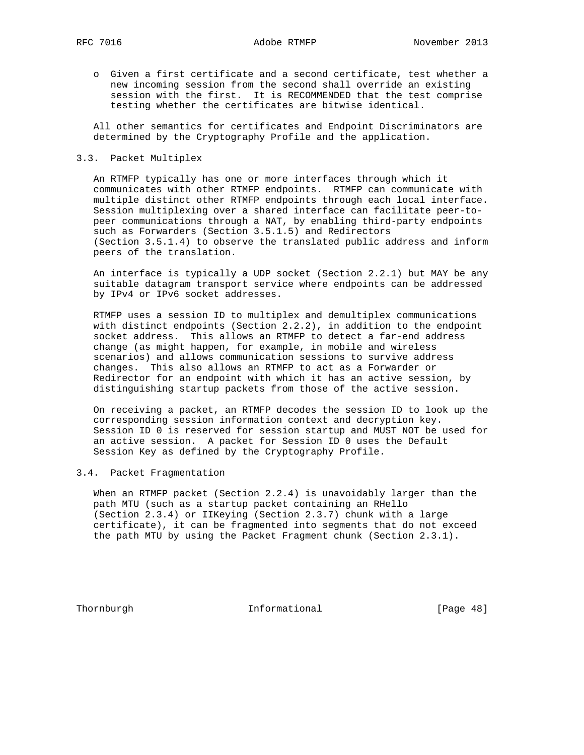- Given a first certificate and a second certificate, test whether a new incoming session from the second shall override an existing session with the first. It is RECOMMENDED that the test comprise testing whether the certificates are bitwise identical.

All other semantics for certificates and Endpoint Discriminators are determined by the Cryptography Profile and the application.

### 3.3. Packet Multiplex

An RTMFP typically has one or more interfaces through which it communicates with other RTMFP endpoints. RTMFP can communicate with multiple distinct other RTMFP endpoints through each local interface. Session multiplexing over a shared interface can facilitate peer-to-peer communications through a NAT, by enabling third-party endpoints such as Forwarders (Section 3.5.1.5) and Redirectors (Section 3.5.1.4) to observe the translated public address and inform peers of the translation.

An interface is typically a UDP socket (Section 2.2.1) but MAY be any suitable datagram transport service where endpoints can be addressed by IPv4 or IPv6 socket addresses.

RTMFP uses a session ID to multiplex and demultiplex communications with distinct endpoints (Section 2.2.2), in addition to the endpoint socket address. This allows an RTMFP to detect a far-end address change (as might happen, for example, in mobile and wireless scenarios) and allows communication sessions to survive address changes. This also allows an RTMFP to act as a Forwarder or Redirector for an endpoint with which it has an active session, by distinguishing startup packets from those of the active session.

On receiving a packet, an RTMFP decodes the session ID to look up the corresponding session information context and decryption key. Session ID 0 is reserved for session startup and MUST NOT be used for an active session. A packet for Session ID 0 uses the Default Session Key as defined by the Cryptography Profile.

### 3.4. Packet Fragmentation

When an RTMFP packet (Section 2.2.4) is unavoidably larger than the path MTU (such as a startup packet containing an RHello (Section 2.3.4) or IIKeying (Section 2.3.7) chunk with a large certificate), it can be fragmented into segments that do not exceed the path MTU by using the Packet Fragment chunk (Section 2.3.1).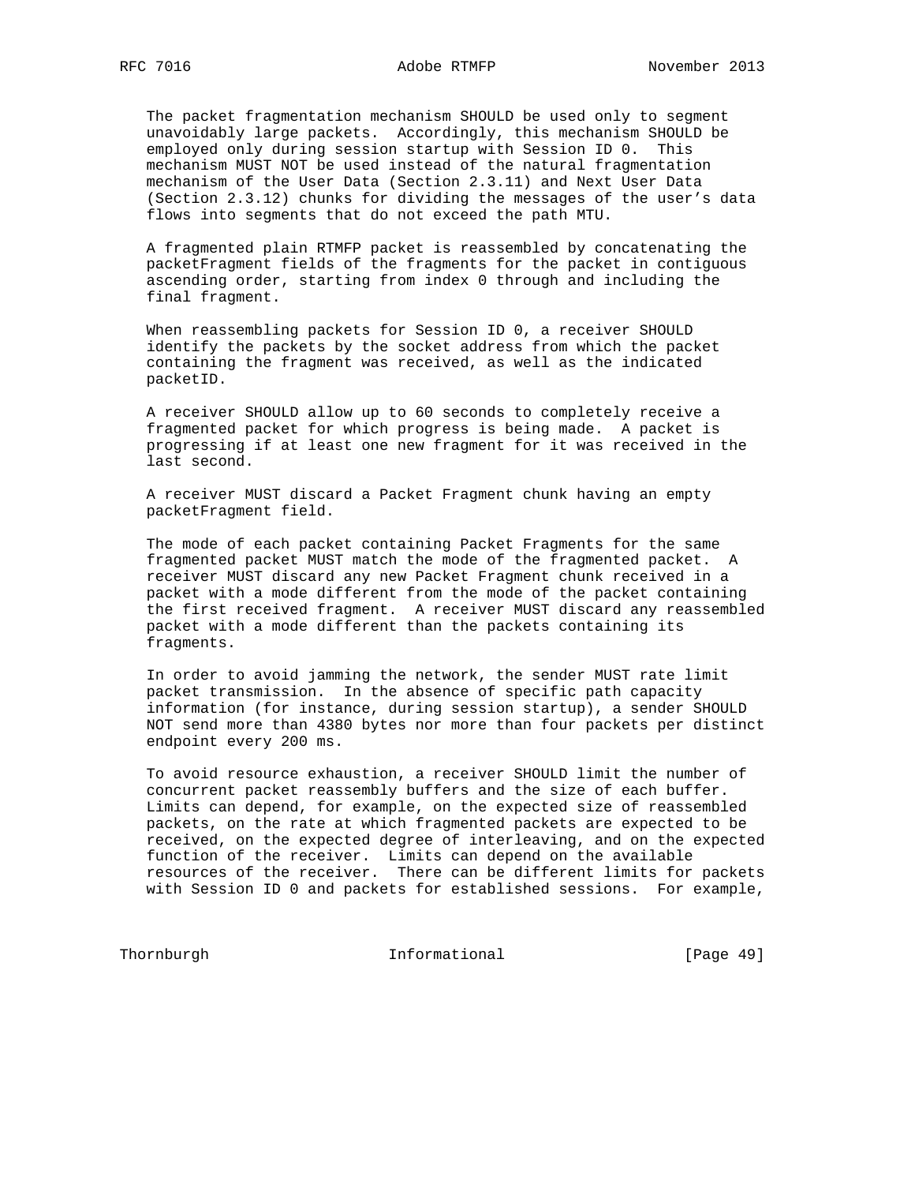The packet fragmentation mechanism SHOULD be used only to segment unavoidably large packets. Accordingly, this mechanism SHOULD be employed only during session startup with Session ID 0. This mechanism MUST NOT be used instead of the natural fragmentation mechanism of the User Data (Section 2.3.11) and Next User Data (Section 2.3.12) chunks for dividing the messages of the user's data flows into segments that do not exceed the path MTU.

A fragmented plain RTMFP packet is reassembled by concatenating the packetFragment fields of the fragments for the packet in contiguous ascending order, starting from index 0 through and including the final fragment.

When reassembling packets for Session ID 0, a receiver SHOULD identify the packets by the socket address from which the packet containing the fragment was received, as well as the indicated packetID.

A receiver SHOULD allow up to 60 seconds to completely receive a fragmented packet for which progress is being made. A packet is progressing if at least one new fragment for it was received in the last second.

A receiver MUST discard a Packet Fragment chunk having an empty packetFragment field.

The mode of each packet containing Packet Fragments for the same fragmented packet MUST match the mode of the fragmented packet. A receiver MUST discard any new Packet Fragment chunk received in a packet with a mode different from the mode of the packet containing the first received fragment. A receiver MUST discard any reassembled packet with a mode different than the packets containing its fragments.

In order to avoid jamming the network, the sender MUST rate limit packet transmission. In the absence of specific path capacity information (for instance, during session startup), a sender SHOULD NOT send more than 4380 bytes nor more than four packets per distinct endpoint every 200 ms.

To avoid resource exhaustion, a receiver SHOULD limit the number of concurrent packet reassembly buffers and the size of each buffer. Limits can depend, for example, on the expected size of reassembled packets, on the rate at which fragmented packets are expected to be received, on the expected degree of interleaving, and on the expected function of the receiver. Limits can depend on the available resources of the receiver. There can be different limits for packets with Session ID 0 and packets for established sessions. For example,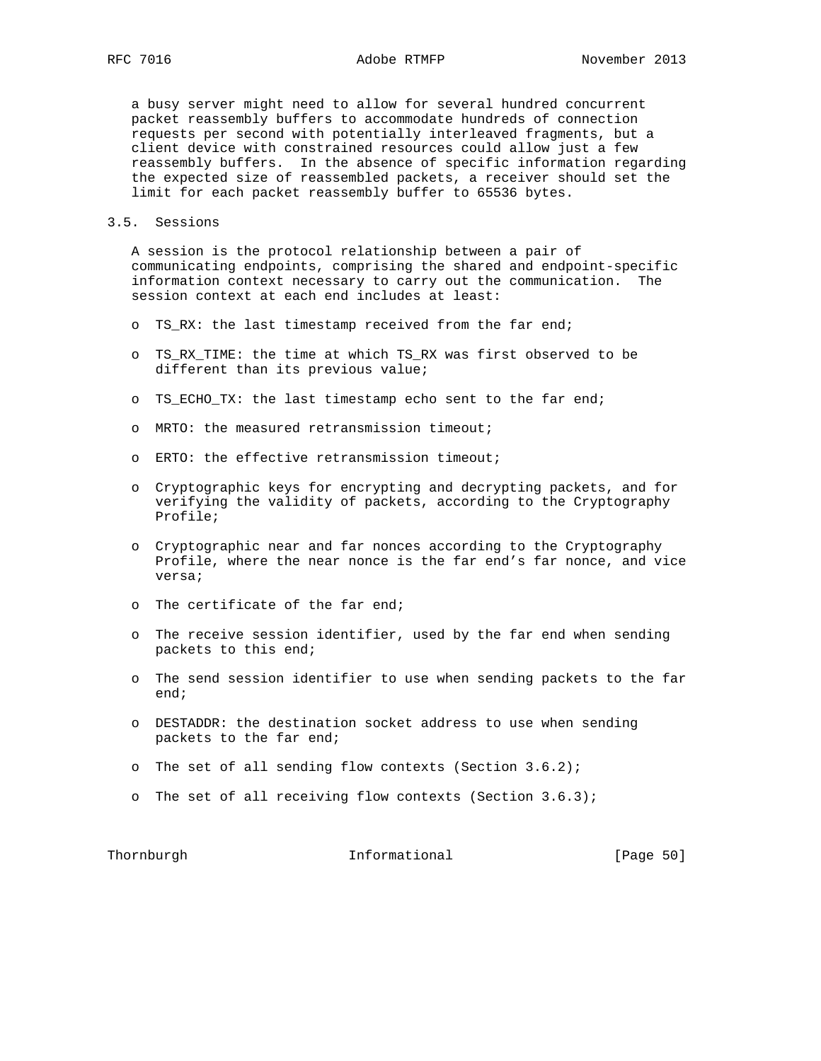a busy server might need to allow for several hundred concurrent packet reassembly buffers to accommodate hundreds of connection requests per second with potentially interleaved fragments, but a client device with constrained resources could allow just a few reassembly buffers. In the absence of specific information regarding the expected size of reassembled packets, a receiver should set the limit for each packet reassembly buffer to 65536 bytes.

### 3.5. Sessions

A session is the protocol relationship between a pair of communicating endpoints, comprising the shared and endpoint-specific information context necessary to carry out the communication. The session context at each end includes at least:

- TS_RX: the last timestamp received from the far end;
- TS_RX_TIME: the time at which TS_RX was first observed to be different than its previous value;
- TS_ECHO_TX: the last timestamp echo sent to the far end;
- MRTO: the measured retransmission timeout;
- ERTO: the effective retransmission timeout;
- Cryptographic keys for encrypting and decrypting packets, and for verifying the validity of packets, according to the Cryptography Profile;
- Cryptographic near and far nonces according to the Cryptography Profile, where the near nonce is the far end's far nonce, and vice versa;
- The certificate of the far end;
- The receive session identifier, used by the far end when sending packets to this end;
- The send session identifier to use when sending packets to the far end;
- DESTADDR: the destination socket address to use when sending packets to the far end;
- The set of all sending flow contexts (Section 3.6.2);
- The set of all receiving flow contexts (Section 3.6.3);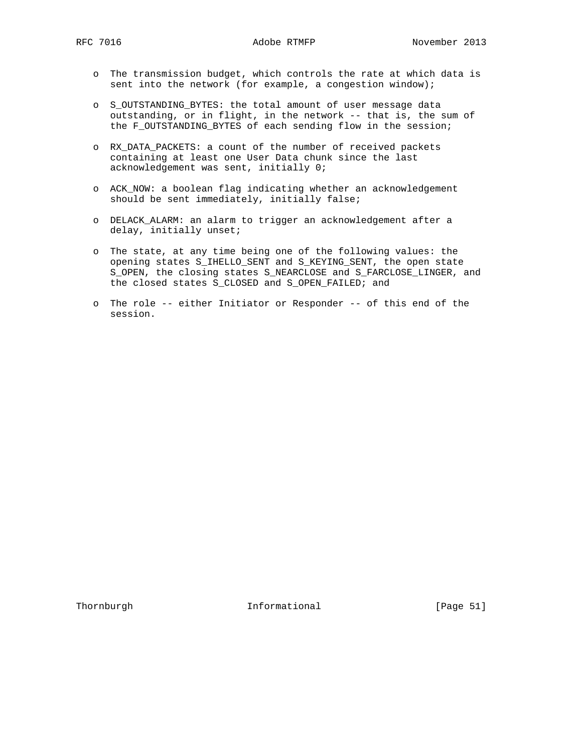- The transmission budget, which controls the rate at which data is sent into the network (for example, a congestion window);

- S_OUTSTANDING_BYTES: the total amount of user message data outstanding, or in flight, in the network -- that is, the sum of the F_OUTSTANDING_BYTES of each sending flow in the session;

- RX_DATA_PACKETS: a count of the number of received packets containing at least one User Data chunk since the last acknowledgement was sent, initially 0;

- ACK_NOW: a boolean flag indicating whether an acknowledgement should be sent immediately, initially false;

- DELACK_ALARM: an alarm to trigger an acknowledgement after a delay, initially unset;

- The state, at any time being one of the following values: the opening states S_IHELLO_SENT and S_KEYING_SENT, the open state S_OPEN, the closing states S_NEARCLOSE and S_FARCLOSE_LINGER, and the closed states S_CLOSED and S_OPEN_FAILED; and

- The role -- either Initiator or Responder -- of this end of the session.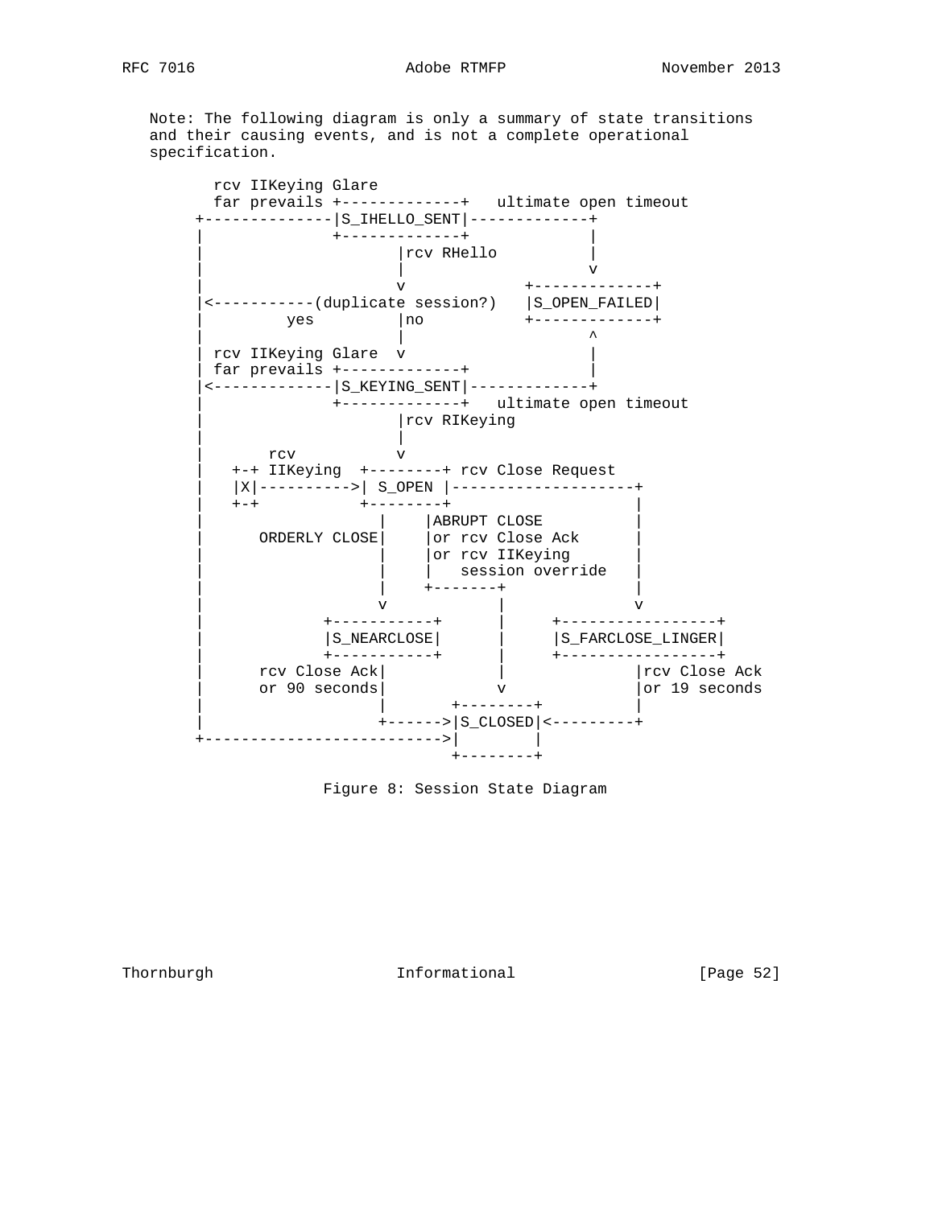Note: The following diagram is only a summary of state transitions and their causing events, and is not a complete operational specification.

```
     rcv IIKeying Glare
     far prevails +-------------+   ultimate open timeout
  +--------------|S_IHELLO_SENT|-------------+
  |              +-------------+             |
  |                     |rcv RHello          |
  |                     |                    v
  |                     v             +-------------+
  |<-----------(duplicate session?)   |S_OPEN_FAILED|
  |         yes         |no           +-------------+
  |                     |                    ^
  | rcv IIKeying Glare  v                    |
  | far prevails +-------------+             |
  |<-------------|S_KEYING_SENT|-------------+
  |              +-------------+   ultimate open timeout
  |                     |rcv RIKeying
  |                     |
  |       rcv           v
  |   +-+ IIKeying  +--------+ rcv Close Request
  |   |X|---------->| S_OPEN |--------------------+
  |   +-+           +--------+                    |
  |                   |    |ABRUPT CLOSE          |
  |      ORDERLY CLOSE|    |or rcv Close Ack      |
  |                   |    |or rcv IIKeying       |
  |                   |    |   session override   |
  |                   |    +-------+              |
  |                   v            |              v
  |             +-----------+      |     +-----------------+
  |             |S_NEARCLOSE|      |     |S_FARCLOSE_LINGER|
  |             +-----------+      |     +-----------------+
  |      rcv Close Ack|            |              |rcv Close Ack
  |      or 90 seconds|            v              |or 19 seconds
  |                   |       +--------+          |
  |                   +------>|S_CLOSED|<---------+
  +-------------------------->|        |
                              +--------+
```

Figure 8: Session State Diagram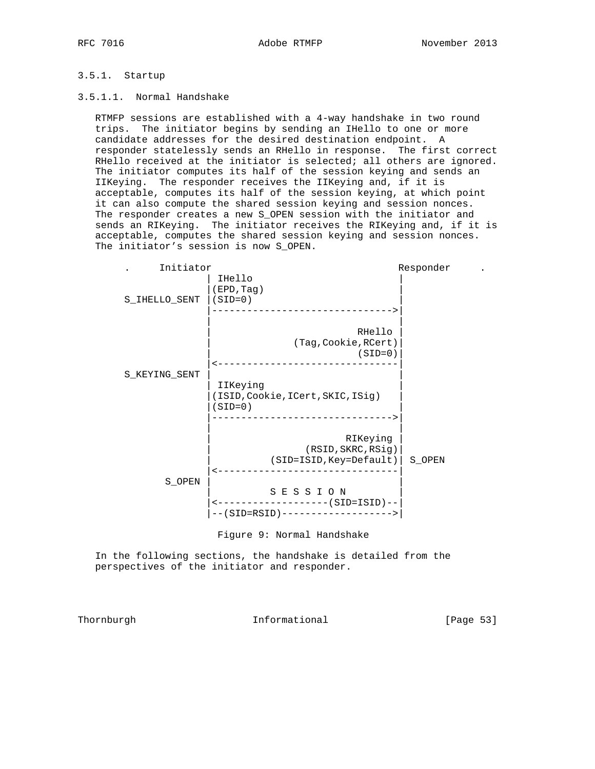### 3.5.1. Startup

#### 3.5.1.1. Normal Handshake

RTMFP sessions are established with a 4-way handshake in two round trips. The initiator begins by sending an IHello to one or more candidate addresses for the desired destination endpoint. A responder statelessly sends an RHello in response. The first correct RHello received at the initiator is selected; all others are ignored. The initiator computes its half of the session keying and sends an IIKeying. The responder receives the IIKeying and, if it is acceptable, computes its half of the session keying, at which point it can also compute the shared session keying and session nonces. The responder creates a new S_OPEN session with the initiator and sends an RIKeying. The initiator receives the RIKeying and, if it is acceptable, computes the shared session keying and session nonces. The initiator's session is now S_OPEN.

```
 .     Initiator                                Responder     .
              | IHello                          |
              |(EPD,Tag)                        |
S_IHELLO_SENT |(SID=0)                          |
              |-------------------------------->|
              |                                 |
              |                          RHello |
              |                (Tag,Cookie,RCert)|
              |                          (SID=0)|
              |<--------------------------------|
S_KEYING_SENT |                                 |
              | IIKeying                        |
              |(ISID,Cookie,ICert,SKIC,ISig)    |
              |(SID=0)                          |
              |-------------------------------->|
              |                                 |
              |                        RIKeying |
              |                  (RSID,SKRC,RSig)|
              |            (SID=ISID,Key=Default)| S_OPEN
              |<--------------------------------|
       S_OPEN |                                 |
              |          S E S S I O N          |
              |<-------------------(SID=ISID)--|
              |--(SID=RSID)------------------->|
```

Figure 9: Normal Handshake

In the following sections, the handshake is detailed from the perspectives of the initiator and responder.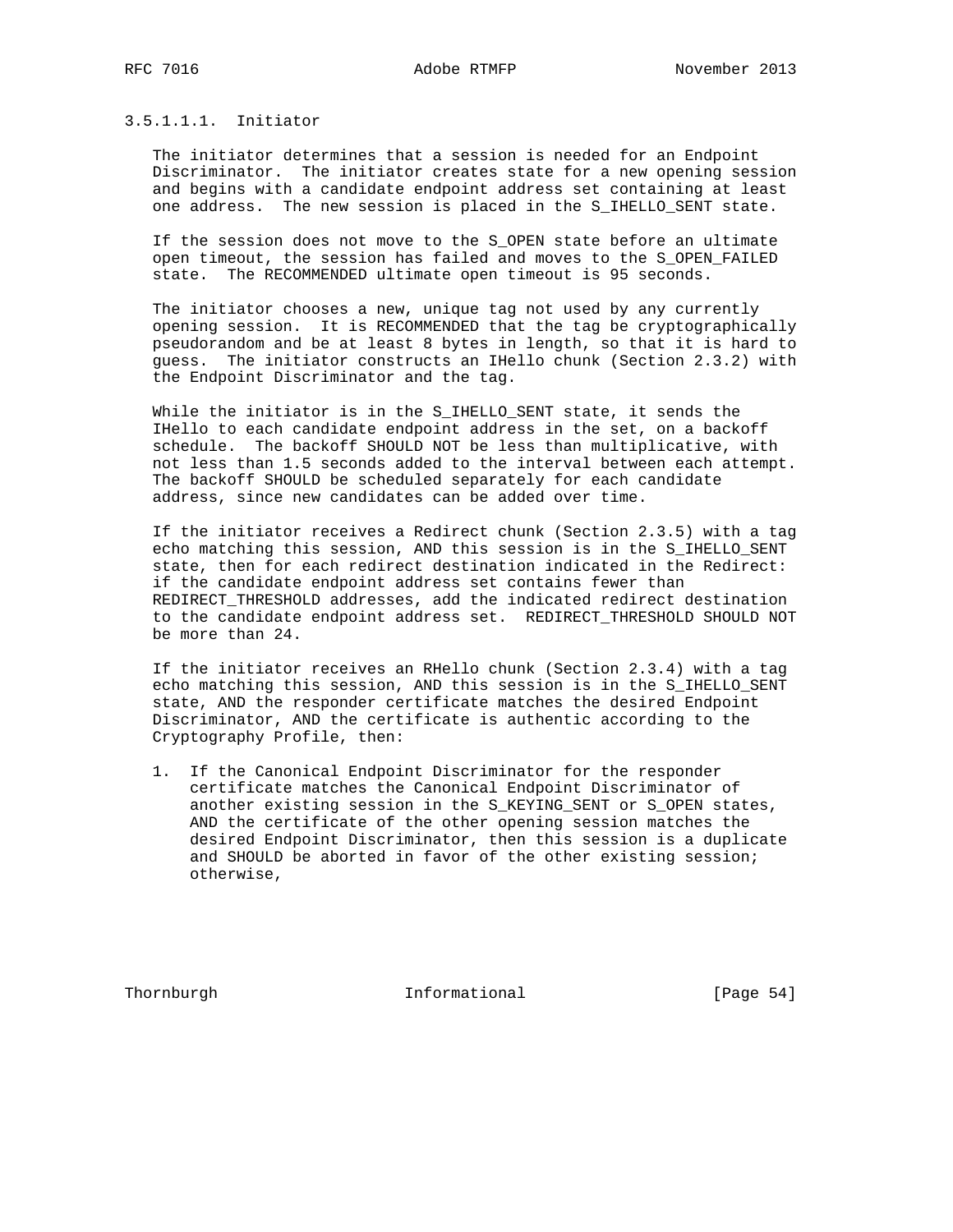#### 3.5.1.1.1. Initiator

The initiator determines that a session is needed for an Endpoint Discriminator. The initiator creates state for a new opening session and begins with a candidate endpoint address set containing at least one address. The new session is placed in the S_IHELLO_SENT state.

If the session does not move to the S_OPEN state before an ultimate open timeout, the session has failed and moves to the S_OPEN_FAILED state. The RECOMMENDED ultimate open timeout is 95 seconds.

The initiator chooses a new, unique tag not used by any currently opening session. It is RECOMMENDED that the tag be cryptographically pseudorandom and be at least 8 bytes in length, so that it is hard to guess. The initiator constructs an IHello chunk (Section 2.3.2) with the Endpoint Discriminator and the tag.

While the initiator is in the S_IHELLO_SENT state, it sends the IHello to each candidate endpoint address in the set, on a backoff schedule. The backoff SHOULD NOT be less than multiplicative, with not less than 1.5 seconds added to the interval between each attempt. The backoff SHOULD be scheduled separately for each candidate address, since new candidates can be added over time.

If the initiator receives a Redirect chunk (Section 2.3.5) with a tag echo matching this session, AND this session is in the S_IHELLO_SENT state, then for each redirect destination indicated in the Redirect: if the candidate endpoint address set contains fewer than REDIRECT_THRESHOLD addresses, add the indicated redirect destination to the candidate endpoint address set. REDIRECT_THRESHOLD SHOULD NOT be more than 24.

If the initiator receives an RHello chunk (Section 2.3.4) with a tag echo matching this session, AND this session is in the S_IHELLO_SENT state, AND the responder certificate matches the desired Endpoint Discriminator, AND the certificate is authentic according to the Cryptography Profile, then:

1. If the Canonical Endpoint Discriminator for the responder certificate matches the Canonical Endpoint Discriminator of another existing session in the S_KEYING_SENT or S_OPEN states, AND the certificate of the other opening session matches the desired Endpoint Discriminator, then this session is a duplicate and SHOULD be aborted in favor of the other existing session; otherwise,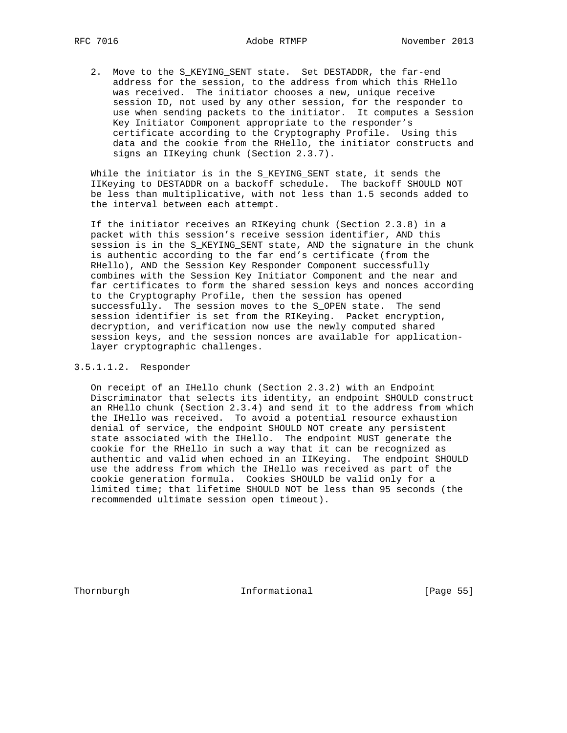2. Move to the S_KEYING_SENT state. Set DESTADDR, the far-end address for the session, to the address from which this RHello was received. The initiator chooses a new, unique receive session ID, not used by any other session, for the responder to use when sending packets to the initiator. It computes a Session Key Initiator Component appropriate to the responder's certificate according to the Cryptography Profile. Using this data and the cookie from the RHello, the initiator constructs and signs an IIKeying chunk (Section 2.3.7).

While the initiator is in the S_KEYING_SENT state, it sends the IIKeying to DESTADDR on a backoff schedule. The backoff SHOULD NOT be less than multiplicative, with not less than 1.5 seconds added to the interval between each attempt.

If the initiator receives an RIKeying chunk (Section 2.3.8) in a packet with this session's receive session identifier, AND this session is in the S_KEYING_SENT state, AND the signature in the chunk is authentic according to the far end's certificate (from the RHello), AND the Session Key Responder Component successfully combines with the Session Key Initiator Component and the near and far certificates to form the shared session keys and nonces according to the Cryptography Profile, then the session has opened successfully. The session moves to the S_OPEN state. The send session identifier is set from the RIKeying. Packet encryption, decryption, and verification now use the newly computed shared session keys, and the session nonces are available for application-layer cryptographic challenges.

###### 3.5.1.1.2. Responder

On receipt of an IHello chunk (Section 2.3.2) with an Endpoint Discriminator that selects its identity, an endpoint SHOULD construct an RHello chunk (Section 2.3.4) and send it to the address from which the IHello was received. To avoid a potential resource exhaustion denial of service, the endpoint SHOULD NOT create any persistent state associated with the IHello. The endpoint MUST generate the cookie for the RHello in such a way that it can be recognized as authentic and valid when echoed in an IIKeying. The endpoint SHOULD use the address from which the IHello was received as part of the cookie generation formula. Cookies SHOULD be valid only for a limited time; that lifetime SHOULD NOT be less than 95 seconds (the recommended ultimate session open timeout).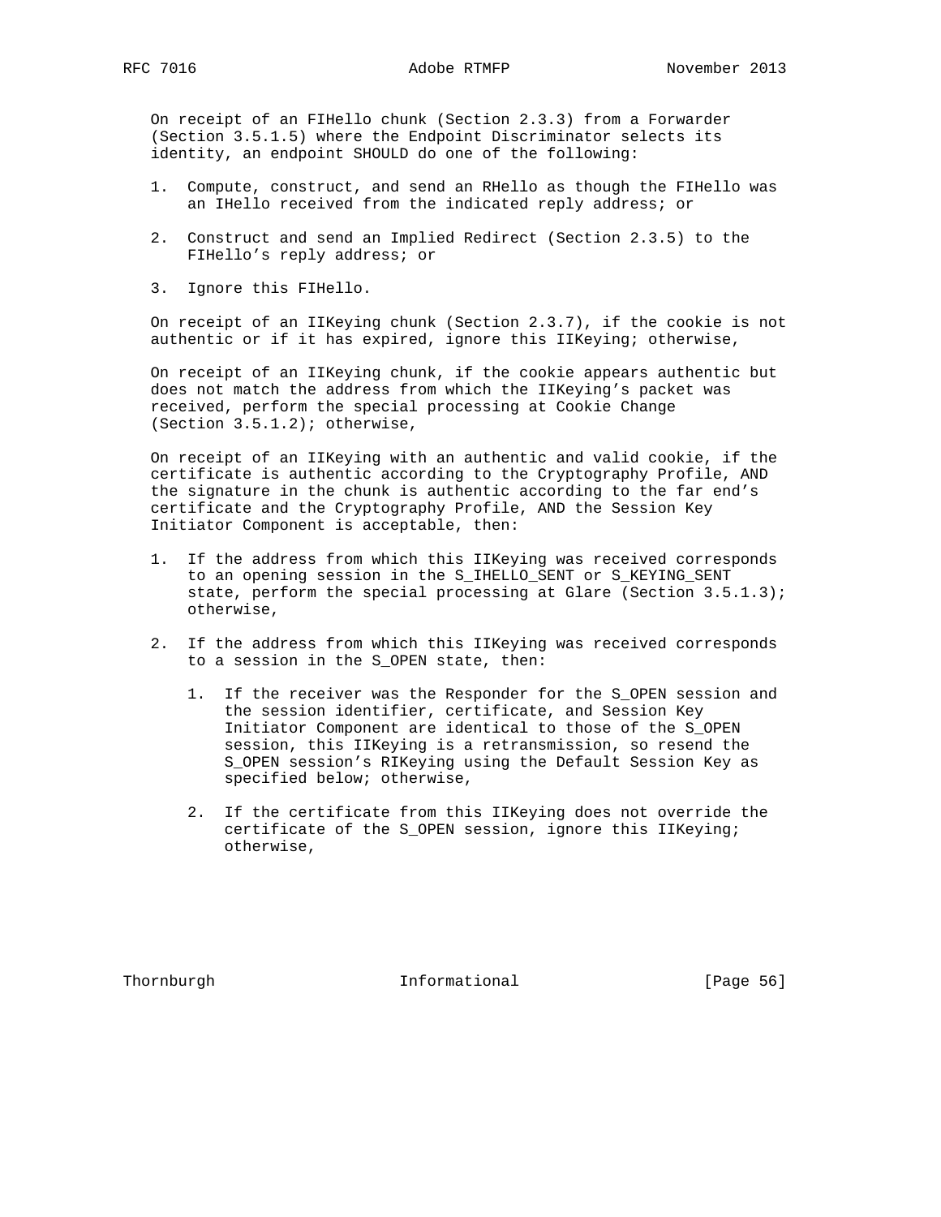On receipt of an FIHello chunk (Section 2.3.3) from a Forwarder (Section 3.5.1.5) where the Endpoint Discriminator selects its identity, an endpoint SHOULD do one of the following:

1. Compute, construct, and send an RHello as though the FIHello was an IHello received from the indicated reply address; or

2. Construct and send an Implied Redirect (Section 2.3.5) to the FIHello's reply address; or

3. Ignore this FIHello.

On receipt of an IIKeying chunk (Section 2.3.7), if the cookie is not authentic or if it has expired, ignore this IIKeying; otherwise,

On receipt of an IIKeying chunk, if the cookie appears authentic but does not match the address from which the IIKeying's packet was received, perform the special processing at Cookie Change (Section 3.5.1.2); otherwise,

On receipt of an IIKeying with an authentic and valid cookie, if the certificate is authentic according to the Cryptography Profile, AND the signature in the chunk is authentic according to the far end's certificate and the Cryptography Profile, AND the Session Key Initiator Component is acceptable, then:

1. If the address from which this IIKeying was received corresponds to an opening session in the S_IHELLO_SENT or S_KEYING_SENT state, perform the special processing at Glare (Section 3.5.1.3); otherwise,

2. If the address from which this IIKeying was received corresponds to a session in the S_OPEN state, then:

   1. If the receiver was the Responder for the S_OPEN session and the session identifier, certificate, and Session Key Initiator Component are identical to those of the S_OPEN session, this IIKeying is a retransmission, so resend the S_OPEN session's RIKeying using the Default Session Key as specified below; otherwise,

   2. If the certificate from this IIKeying does not override the certificate of the S_OPEN session, ignore this IIKeying; otherwise,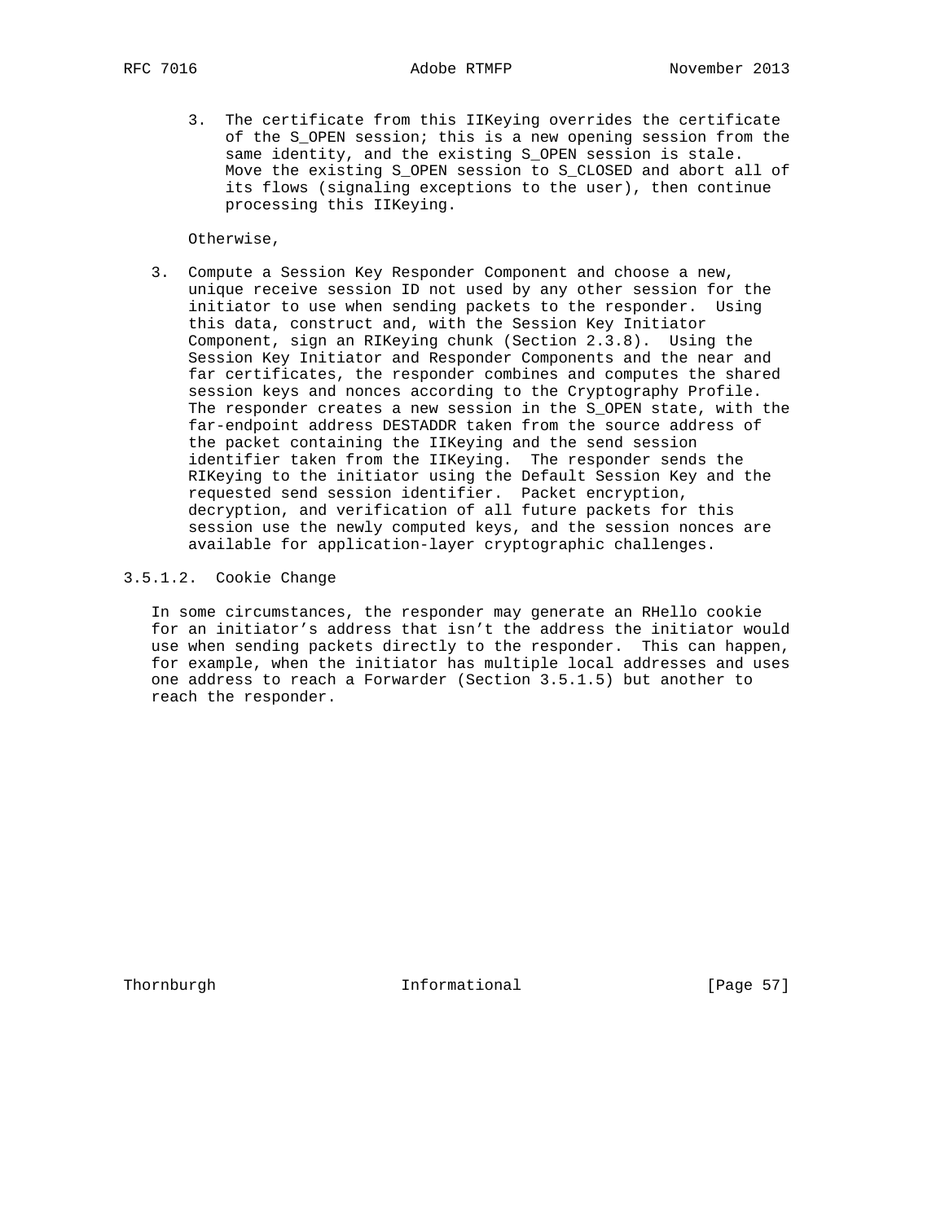3. The certificate from this IIKeying overrides the certificate of the S_OPEN session; this is a new opening session from the same identity, and the existing S_OPEN session is stale. Move the existing S_OPEN session to S_CLOSED and abort all of its flows (signaling exceptions to the user), then continue processing this IIKeying.

Otherwise,

3. Compute a Session Key Responder Component and choose a new, unique receive session ID not used by any other session for the initiator to use when sending packets to the responder. Using this data, construct and, with the Session Key Initiator Component, sign an RIKeying chunk (Section 2.3.8). Using the Session Key Initiator and Responder Components and the near and far certificates, the responder combines and computes the shared session keys and nonces according to the Cryptography Profile. The responder creates a new session in the S_OPEN state, with the far-endpoint address DESTADDR taken from the source address of the packet containing the IIKeying and the send session identifier taken from the IIKeying. The responder sends the RIKeying to the initiator using the Default Session Key and the requested send session identifier. Packet encryption, decryption, and verification of all future packets for this session use the newly computed keys, and the session nonces are available for application-layer cryptographic challenges.

#### 3.5.1.2. Cookie Change

In some circumstances, the responder may generate an RHello cookie for an initiator's address that isn't the address the initiator would use when sending packets directly to the responder. This can happen, for example, when the initiator has multiple local addresses and uses one address to reach a Forwarder (Section 3.5.1.5) but another to reach the responder.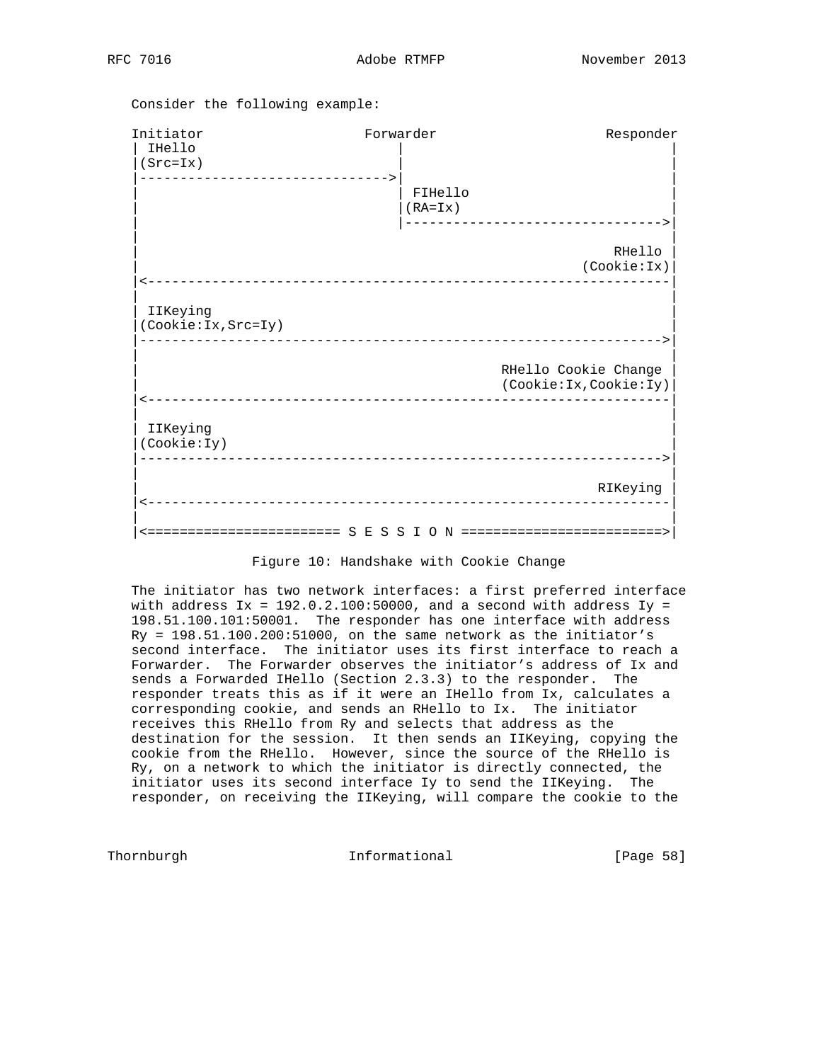Consider the following example:

```
Initiator                    Forwarder                    Responder
 | IHello                       |                                 |
 |(Src=Ix)                      |                                 |
 |------------------------------>|                                |
 |                              | FIHello                         |
 |                              |(RA=Ix)                          |
 |                              |-------------------------------->|
 |                                                                |
 |                                                         RHello |
 |                                                     (Cookie:Ix)|
 |<---------------------------------------------------------------|
 |                                                                |
 | IIKeying                                                       |
 |(Cookie:Ix,Src=Iy)                                              |
 |--------------------------------------------------------------->|
 |                                                                |
 |                                            RHello Cookie Change |
 |                                            (Cookie:Ix,Cookie:Iy)|
 |<---------------------------------------------------------------|
 |                                                                |
 | IIKeying                                                       |
 |(Cookie:Iy)                                                     |
 |--------------------------------------------------------------->|
 |                                                                |
 |                                                       RIKeying |
 |<---------------------------------------------------------------|
 |                                                                |
 |<======================= S E S S I O N ========================>|
```

Figure 10: Handshake with Cookie Change

The initiator has two network interfaces: a first preferred interface with address Ix = 192.0.2.100:50000, and a second with address Iy = 198.51.100.101:50001. The responder has one interface with address Ry = 198.51.100.200:51000, on the same network as the initiator's second interface. The initiator uses its first interface to reach a Forwarder. The Forwarder observes the initiator's address of Ix and sends a Forwarded IHello (Section 2.3.3) to the responder. The responder treats this as if it were an IHello from Ix, calculates a corresponding cookie, and sends an RHello to Ix. The initiator receives this RHello from Ry and selects that address as the destination for the session. It then sends an IIKeying, copying the cookie from the RHello. However, since the source of the RHello is Ry, on a network to which the initiator is directly connected, the initiator uses its second interface Iy to send the IIKeying. The responder, on receiving the IIKeying, will compare the cookie to the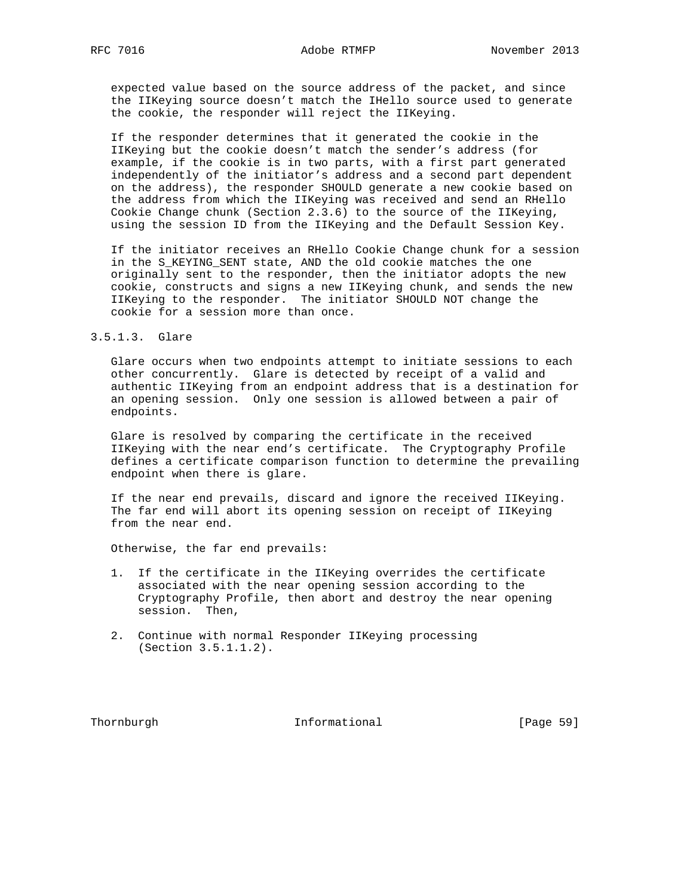expected value based on the source address of the packet, and since the IIKeying source doesn't match the IHello source used to generate the cookie, the responder will reject the IIKeying.

If the responder determines that it generated the cookie in the IIKeying but the cookie doesn't match the sender's address (for example, if the cookie is in two parts, with a first part generated independently of the initiator's address and a second part dependent on the address), the responder SHOULD generate a new cookie based on the address from which the IIKeying was received and send an RHello Cookie Change chunk (Section 2.3.6) to the source of the IIKeying, using the session ID from the IIKeying and the Default Session Key.

If the initiator receives an RHello Cookie Change chunk for a session in the S_KEYING_SENT state, AND the old cookie matches the one originally sent to the responder, then the initiator adopts the new cookie, constructs and signs a new IIKeying chunk, and sends the new IIKeying to the responder. The initiator SHOULD NOT change the cookie for a session more than once.

#### 3.5.1.3. Glare

Glare occurs when two endpoints attempt to initiate sessions to each other concurrently. Glare is detected by receipt of a valid and authentic IIKeying from an endpoint address that is a destination for an opening session. Only one session is allowed between a pair of endpoints.

Glare is resolved by comparing the certificate in the received IIKeying with the near end's certificate. The Cryptography Profile defines a certificate comparison function to determine the prevailing endpoint when there is glare.

If the near end prevails, discard and ignore the received IIKeying. The far end will abort its opening session on receipt of IIKeying from the near end.

Otherwise, the far end prevails:

1. If the certificate in the IIKeying overrides the certificate associated with the near opening session according to the Cryptography Profile, then abort and destroy the near opening session. Then,

2. Continue with normal Responder IIKeying processing (Section 3.5.1.1.2).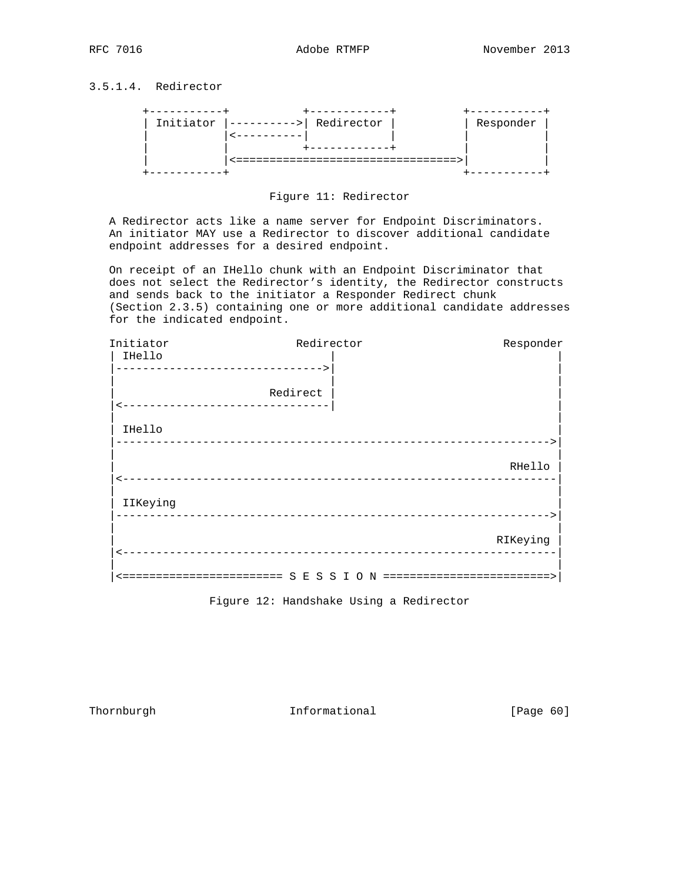#### 3.5.1.4. Redirector

```
+-----------+            +------------+           +-----------+
| Initiator |---------->| Redirector |           | Responder |
|           |<----------|            |           |           |
|           |            +------------+           |           |
|           |<================================>|           |
+-----------+                                     +-----------+
```

Figure 11: Redirector

A Redirector acts like a name server for Endpoint Discriminators. An initiator MAY use a Redirector to discover additional candidate endpoint addresses for a desired endpoint.

On receipt of an IHello chunk with an Endpoint Discriminator that does not select the Redirector's identity, the Redirector constructs and sends back to the initiator a Responder Redirect chunk (Section 2.3.5) containing one or more additional candidate addresses for the indicated endpoint.

```
Initiator                   Redirector                     Responder
| IHello                         |                                 |
|------------------------------->|                                 |
|                                |                                 |
|                       Redirect |                                 |
|<-------------------------------|                                 |
|                                                                  |
| IHello                                                           |
|----------------------------------------------------------------->|
|                                                                  |
|                                                           RHello |
|<-----------------------------------------------------------------|
|                                                                  |
| IIKeying                                                         |
|----------------------------------------------------------------->|
|                                                                  |
|                                                         RIKeying |
|<-----------------------------------------------------------------|
|                                                                  |
|<======================= S E S S I O N ========================>|
```

Figure 12: Handshake Using a Redirector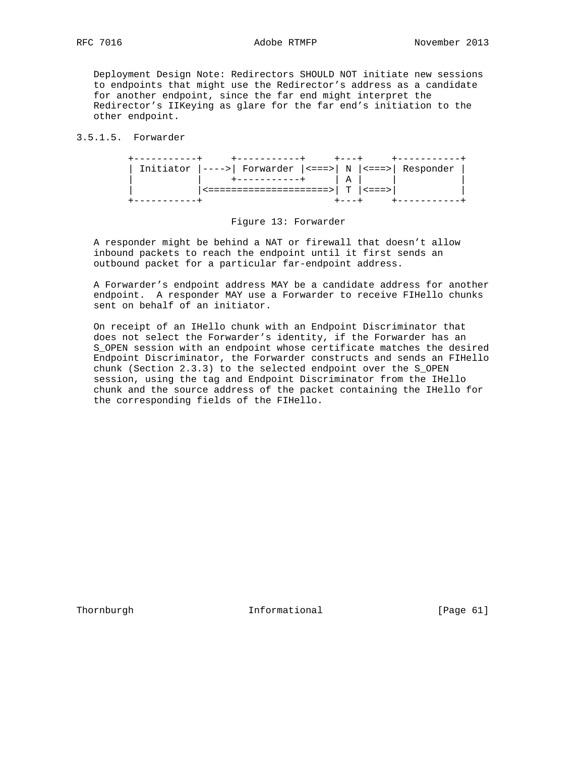Deployment Design Note: Redirectors SHOULD NOT initiate new sessions to endpoints that might use the Redirector's address as a candidate for another endpoint, since the far end might interpret the Redirector's IIKeying as glare for the far end's initiation to the other endpoint.

#### 3.5.1.5. Forwarder

```
+-----------+     +-----------+     +---+     +-----------+
| Initiator |---->| Forwarder |<===>| N |<===>| Responder |
|           |     +-----------+     | A |     |           |
|           |<=====================>| T |<===>|           |
+-----------+                       +---+     +-----------+
```

Figure 13: Forwarder

A responder might be behind a NAT or firewall that doesn't allow inbound packets to reach the endpoint until it first sends an outbound packet for a particular far-endpoint address.

A Forwarder's endpoint address MAY be a candidate address for another endpoint. A responder MAY use a Forwarder to receive FIHello chunks sent on behalf of an initiator.

On receipt of an IHello chunk with an Endpoint Discriminator that does not select the Forwarder's identity, if the Forwarder has an S_OPEN session with an endpoint whose certificate matches the desired Endpoint Discriminator, the Forwarder constructs and sends an FIHello chunk (Section 2.3.3) to the selected endpoint over the S_OPEN session, using the tag and Endpoint Discriminator from the IHello chunk and the source address of the packet containing the IHello for the corresponding fields of the FIHello.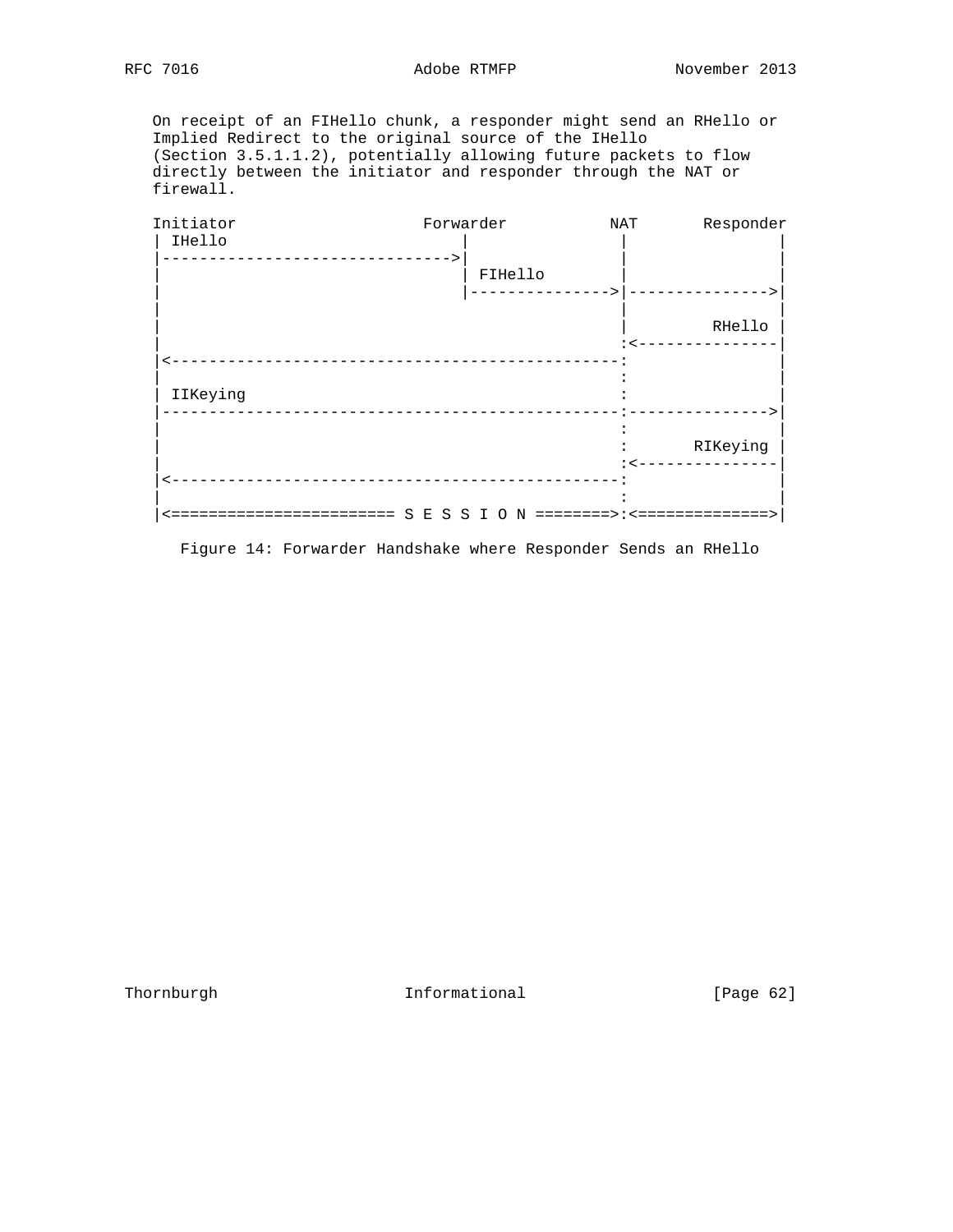On receipt of an FIHello chunk, a responder might send an RHello or Implied Redirect to the original source of the IHello (Section 3.5.1.1.2), potentially allowing future packets to flow directly between the initiator and responder through the NAT or firewall.

```
Initiator                    Forwarder           NAT       Responder
| IHello                         |                |                |
|------------------------------->|                |                |
|                                | FIHello        |                |
|                                |--------------->|--------------->|
|                                                 |                |
|                                                 |         RHello |
|                                                 :<---------------|
|<-----------------------------------------------:                |
|                                                 :                |
| IIKeying                                        :                |
|------------------------------------------------:--------------->|
|                                                 :                |
|                                                 :       RIKeying |
|                                                 :<---------------|
|<-----------------------------------------------:                |
|                                                 :                |
|<======================= S E S S I O N ========>:<==============>|
```

Figure 14: Forwarder Handshake where Responder Sends an RHello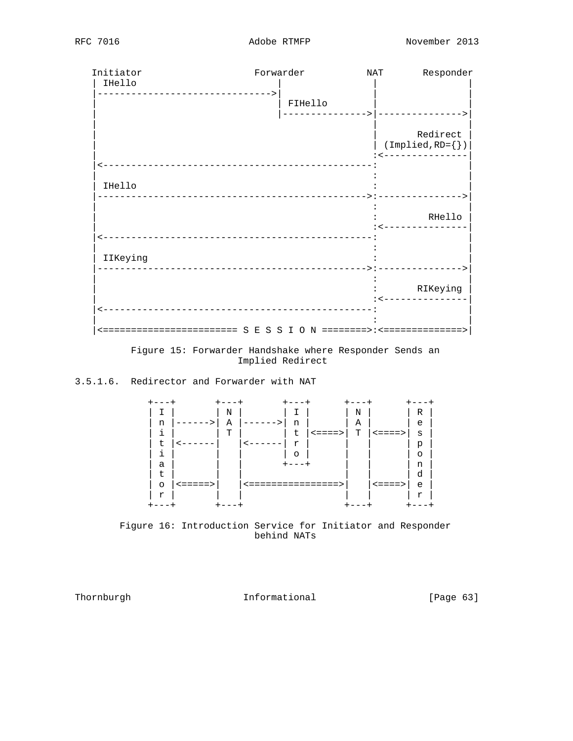```
   Initiator                    Forwarder           NAT       Responder
   | IHello                         |                 |               |
   |------------------------------->|                 |               |
   |                                | FIHello         |               |
   |                                |---------------->|-------------->|
   |                                                  |               |
   |                                                  |      Redirect |
   |                                                  | (Implied,RD={})|
   |                                                  :<--------------|
   |<-------------------------------------------------:               |
   |                                                  :               |
   | IHello                                           :               |
   |------------------------------------------------->:-------------->|
   |                                                  :               |
   |                                                  :        RHello |
   |                                                  :<--------------|
   |<-------------------------------------------------:               |
   |                                                  :               |
   | IIKeying                                         :               |
   |------------------------------------------------->:-------------->|
   |                                                  :               |
   |                                                  :      RIKeying |
   |                                                  :<--------------|
   |<-------------------------------------------------:               |
   |                                                  :               |
   |<======================= S E S S I O N ========>:<=============>|
```

Figure 15: Forwarder Handshake where Responder Sends an Implied Redirect

#### 3.5.1.6. Redirector and Forwarder with NAT

```
             +---+       +---+       +---+       +---+       +---+
             | I |       | N |       | I |       | N |       | R |
             | n |------>| A |------>| n |       | A |       | e |
             | i |       | T |       | t |<====>| T |<====>| s |
             | t |<------|   |<------| r |       |   |       | p |
             | i |       |   |       | o |       |   |       | o |
             | a |       |   |       +---+       |   |       | n |
             | t |       |   |                   |   |       | d |
             | o |<=====>|   |<================>|   |<====>| e |
             | r |       |   |                   |   |       | r |
             +---+       +---+                   +---+       +---+
```

Figure 16: Introduction Service for Initiator and Responder behind NATs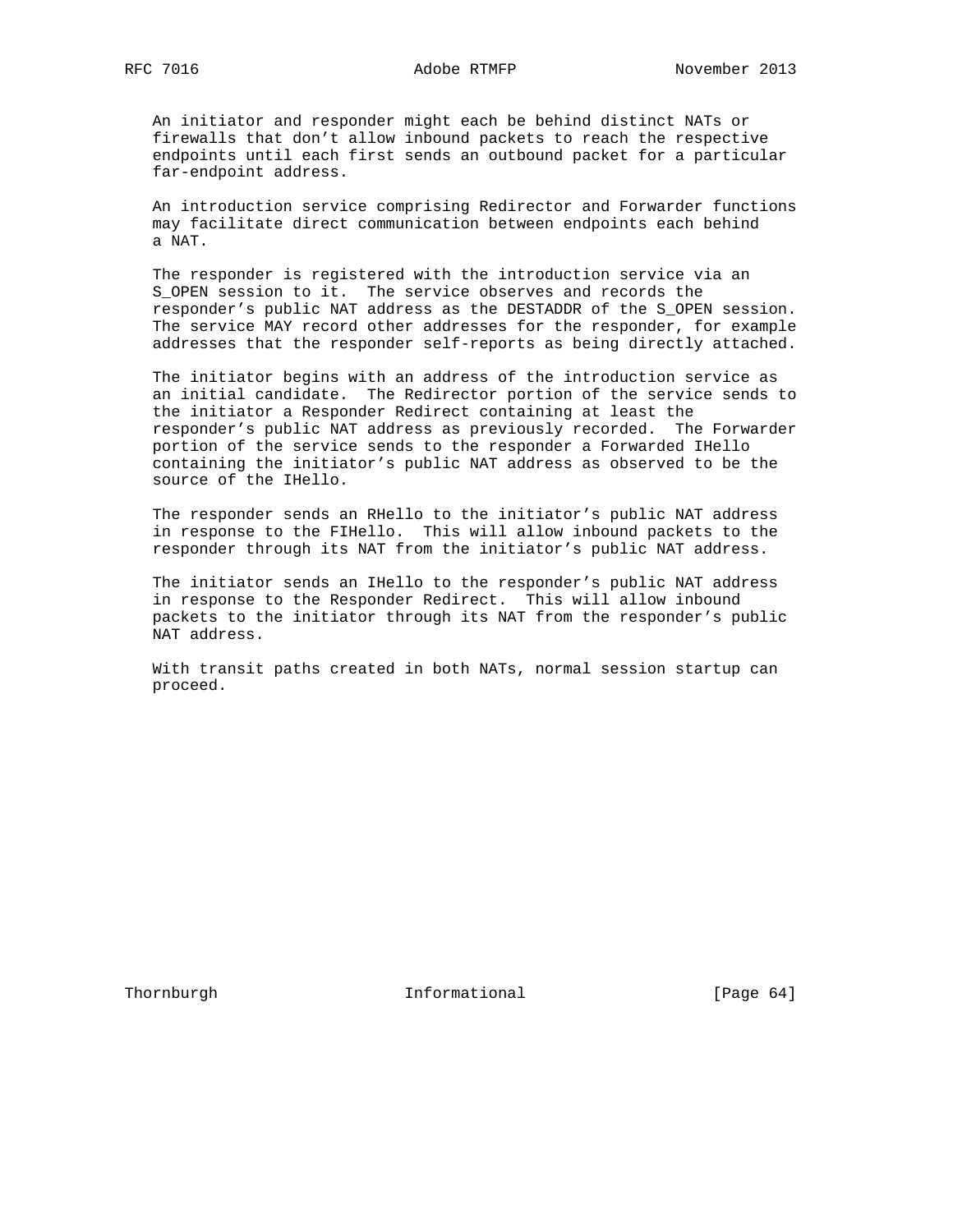An initiator and responder might each be behind distinct NATs or firewalls that don't allow inbound packets to reach the respective endpoints until each first sends an outbound packet for a particular far-endpoint address.

An introduction service comprising Redirector and Forwarder functions may facilitate direct communication between endpoints each behind a NAT.

The responder is registered with the introduction service via an S_OPEN session to it. The service observes and records the responder's public NAT address as the DESTADDR of the S_OPEN session. The service MAY record other addresses for the responder, for example addresses that the responder self-reports as being directly attached.

The initiator begins with an address of the introduction service as an initial candidate. The Redirector portion of the service sends to the initiator a Responder Redirect containing at least the responder's public NAT address as previously recorded. The Forwarder portion of the service sends to the responder a Forwarded IHello containing the initiator's public NAT address as observed to be the source of the IHello.

The responder sends an RHello to the initiator's public NAT address in response to the FIHello. This will allow inbound packets to the responder through its NAT from the initiator's public NAT address.

The initiator sends an IHello to the responder's public NAT address in response to the Responder Redirect. This will allow inbound packets to the initiator through its NAT from the responder's public NAT address.

With transit paths created in both NATs, normal session startup can proceed.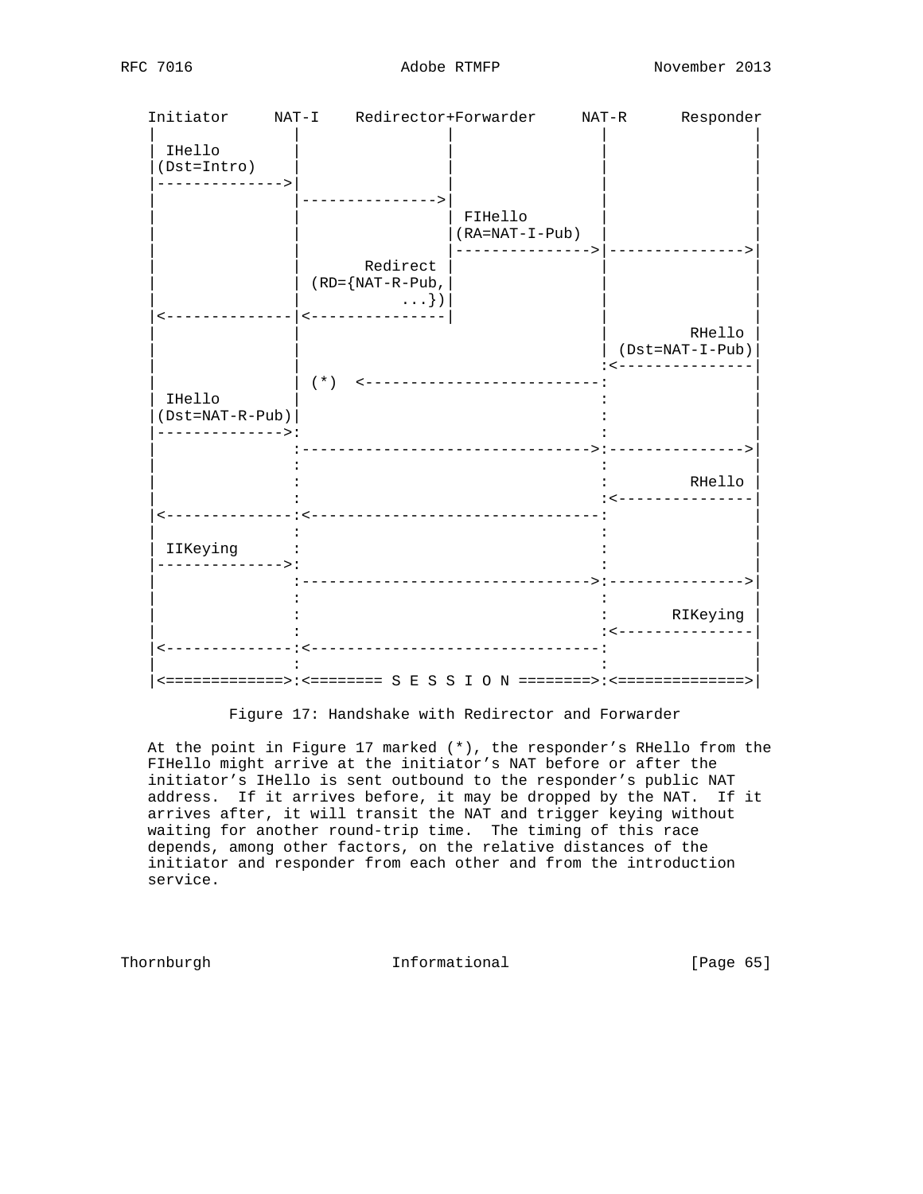```
 Initiator     NAT-I    Redirector+Forwarder     NAT-R      Responder
 |              |                |               |                |
 | IHello       |                |               |                |
 |(Dst=Intro)   |                |               |                |
 |------------->|                |               |                |
 |              |--------------->|               |                |
 |              |                | FIHello       |                |
 |              |                |(RA=NAT-I-Pub) |                |
 |              |                |-------------->|--------------->|
 |              |       Redirect |               |                |
 |              | (RD={NAT-R-Pub,|               |                |
 |              |           ...})|               |                |
 |<-------------|<---------------|               |                |
 |              |                                |         RHello |
 |              |                                | (Dst=NAT-I-Pub)|
 |              |                                :<---------------|
 |              | (*)  <-------------------------:                |
 | IHello       |                                :                |
 |(Dst=NAT-R-Pub)|                               :                |
 |------------->:                                :                |
 |              :------------------------------->:--------------->|
 |              :                                :                |
 |              :                                :         RHello |
 |              :                                :<---------------|
 |<-------------:<-------------------------------:                |
 |              :                                :                |
 | IIKeying     :                                :                |
 |------------->:                                :                |
 |              :------------------------------->:--------------->|
 |              :                                :                |
 |              :                                :       RIKeying |
 |              :                                :<---------------|
 |<-------------:<-------------------------------:                |
 |              :                                :                |
 |<============>:<======== S E S S I O N =======>:<==============>|
```

Figure 17: Handshake with Redirector and Forwarder

At the point in Figure 17 marked (*), the responder's RHello from the FIHello might arrive at the initiator's NAT before or after the initiator's IHello is sent outbound to the responder's public NAT address. If it arrives before, it may be dropped by the NAT. If it arrives after, it will transit the NAT and trigger keying without waiting for another round-trip time. The timing of this race depends, among other factors, on the relative distances of the initiator and responder from each other and from the introduction service.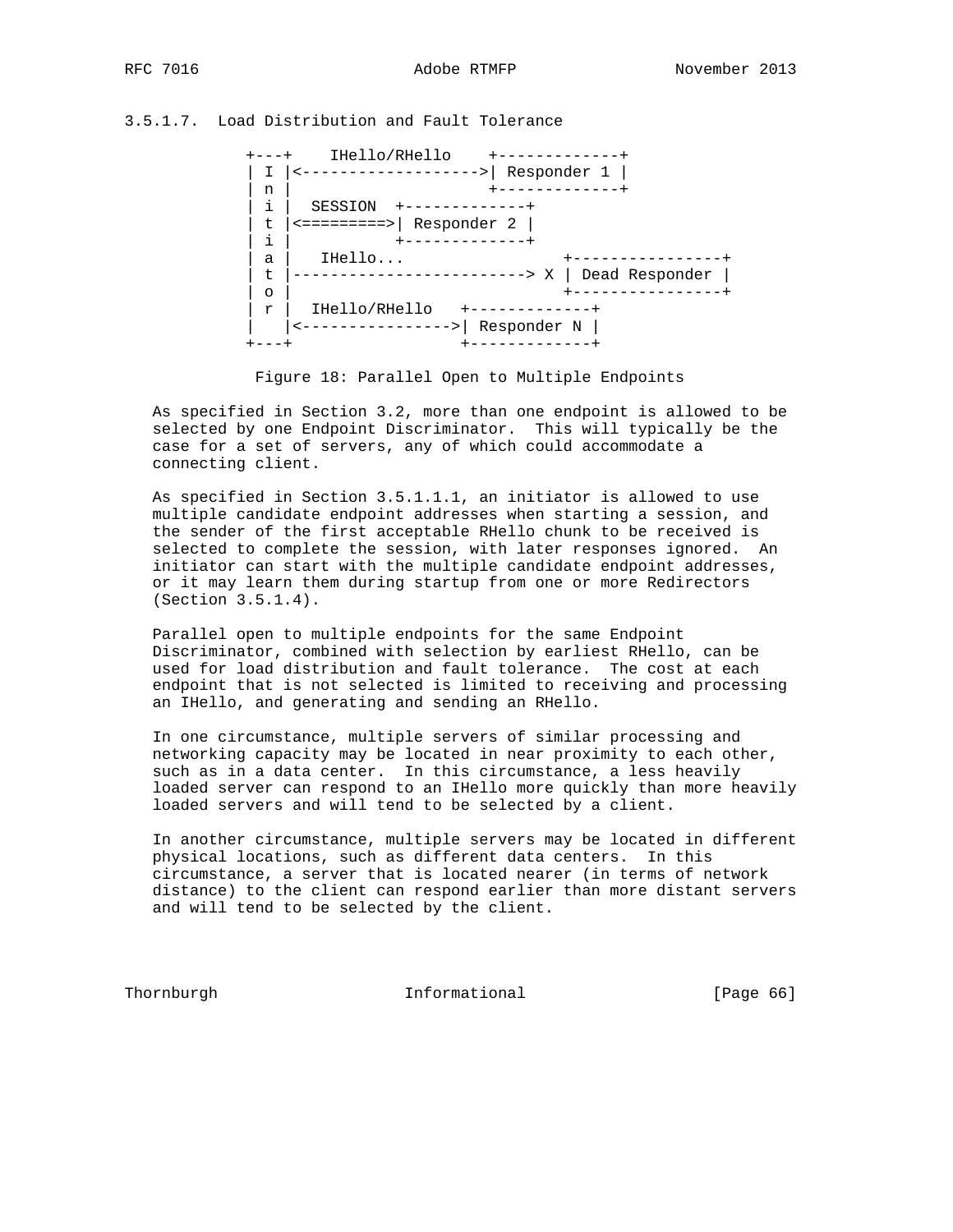#### 3.5.1.7. Load Distribution and Fault Tolerance

```
+---+    IHello/RHello    +-------------+
| I |<------------------->| Responder 1 |
| n |                     +-------------+
| i |  SESSION  +-------------+
| t |<=========>| Responder 2 |
| i |           +-------------+
| a |   IHello...                +----------------+
| t |-------------------------> X | Dead Responder |
| o |                            +----------------+
| r |  IHello/RHello   +-------------+
|   |<---------------->| Responder N |
+---+                  +-------------+
```

Figure 18: Parallel Open to Multiple Endpoints

As specified in Section 3.2, more than one endpoint is allowed to be selected by one Endpoint Discriminator. This will typically be the case for a set of servers, any of which could accommodate a connecting client.

As specified in Section 3.5.1.1.1, an initiator is allowed to use multiple candidate endpoint addresses when starting a session, and the sender of the first acceptable RHello chunk to be received is selected to complete the session, with later responses ignored. An initiator can start with the multiple candidate endpoint addresses, or it may learn them during startup from one or more Redirectors (Section 3.5.1.4).

Parallel open to multiple endpoints for the same Endpoint Discriminator, combined with selection by earliest RHello, can be used for load distribution and fault tolerance. The cost at each endpoint that is not selected is limited to receiving and processing an IHello, and generating and sending an RHello.

In one circumstance, multiple servers of similar processing and networking capacity may be located in near proximity to each other, such as in a data center. In this circumstance, a less heavily loaded server can respond to an IHello more quickly than more heavily loaded servers and will tend to be selected by a client.

In another circumstance, multiple servers may be located in different physical locations, such as different data centers. In this circumstance, a server that is located nearer (in terms of network distance) to the client can respond earlier than more distant servers and will tend to be selected by the client.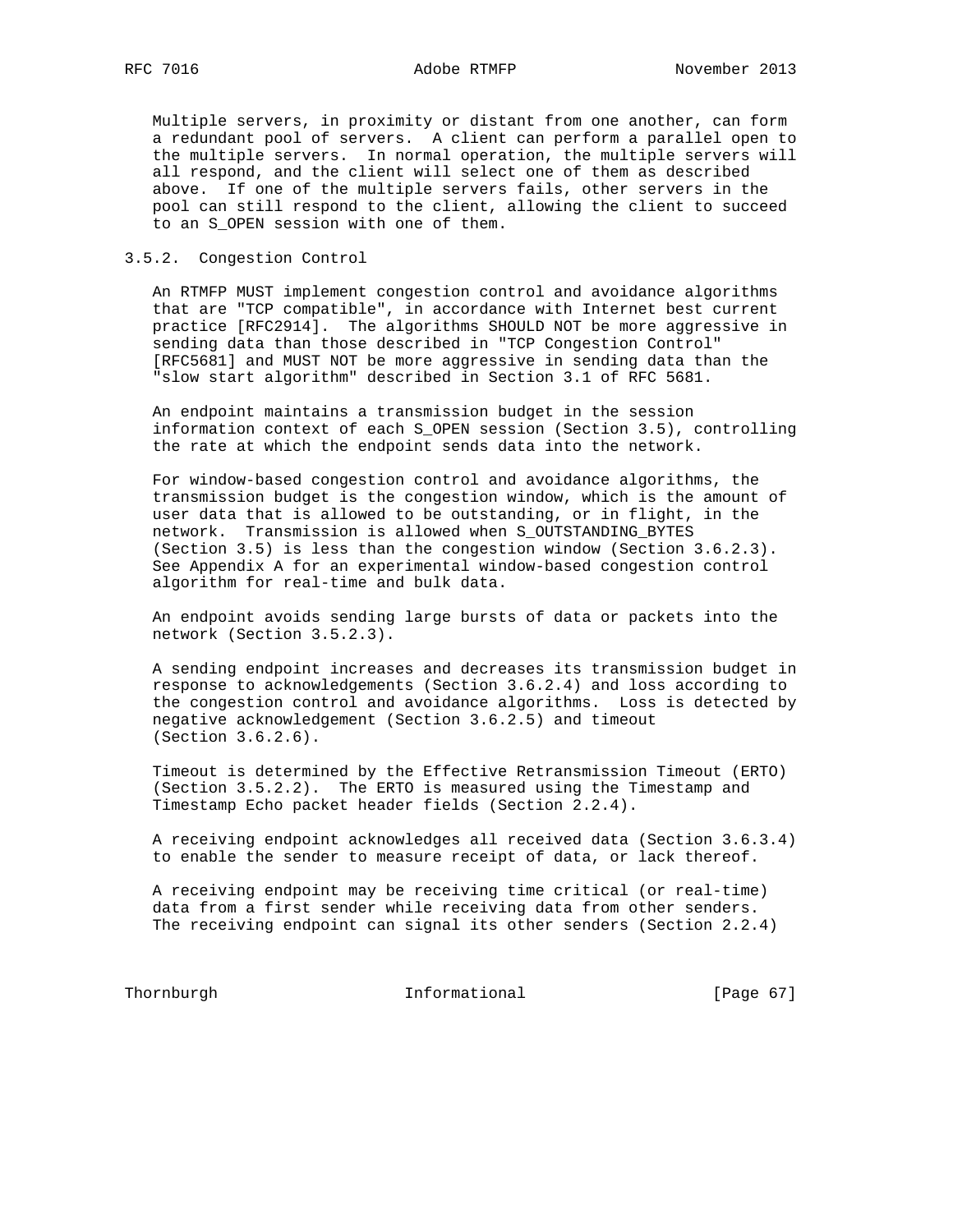Multiple servers, in proximity or distant from one another, can form a redundant pool of servers. A client can perform a parallel open to the multiple servers. In normal operation, the multiple servers will all respond, and the client will select one of them as described above. If one of the multiple servers fails, other servers in the pool can still respond to the client, allowing the client to succeed to an S_OPEN session with one of them.

### 3.5.2. Congestion Control

An RTMFP MUST implement congestion control and avoidance algorithms that are "TCP compatible", in accordance with Internet best current practice [RFC2914]. The algorithms SHOULD NOT be more aggressive in sending data than those described in "TCP Congestion Control" [RFC5681] and MUST NOT be more aggressive in sending data than the "slow start algorithm" described in Section 3.1 of RFC 5681.

An endpoint maintains a transmission budget in the session information context of each S_OPEN session (Section 3.5), controlling the rate at which the endpoint sends data into the network.

For window-based congestion control and avoidance algorithms, the transmission budget is the congestion window, which is the amount of user data that is allowed to be outstanding, or in flight, in the network. Transmission is allowed when S_OUTSTANDING_BYTES (Section 3.5) is less than the congestion window (Section 3.6.2.3). See Appendix A for an experimental window-based congestion control algorithm for real-time and bulk data.

An endpoint avoids sending large bursts of data or packets into the network (Section 3.5.2.3).

A sending endpoint increases and decreases its transmission budget in response to acknowledgements (Section 3.6.2.4) and loss according to the congestion control and avoidance algorithms. Loss is detected by negative acknowledgement (Section 3.6.2.5) and timeout (Section 3.6.2.6).

Timeout is determined by the Effective Retransmission Timeout (ERTO) (Section 3.5.2.2). The ERTO is measured using the Timestamp and Timestamp Echo packet header fields (Section 2.2.4).

A receiving endpoint acknowledges all received data (Section 3.6.3.4) to enable the sender to measure receipt of data, or lack thereof.

A receiving endpoint may be receiving time critical (or real-time) data from a first sender while receiving data from other senders. The receiving endpoint can signal its other senders (Section 2.2.4)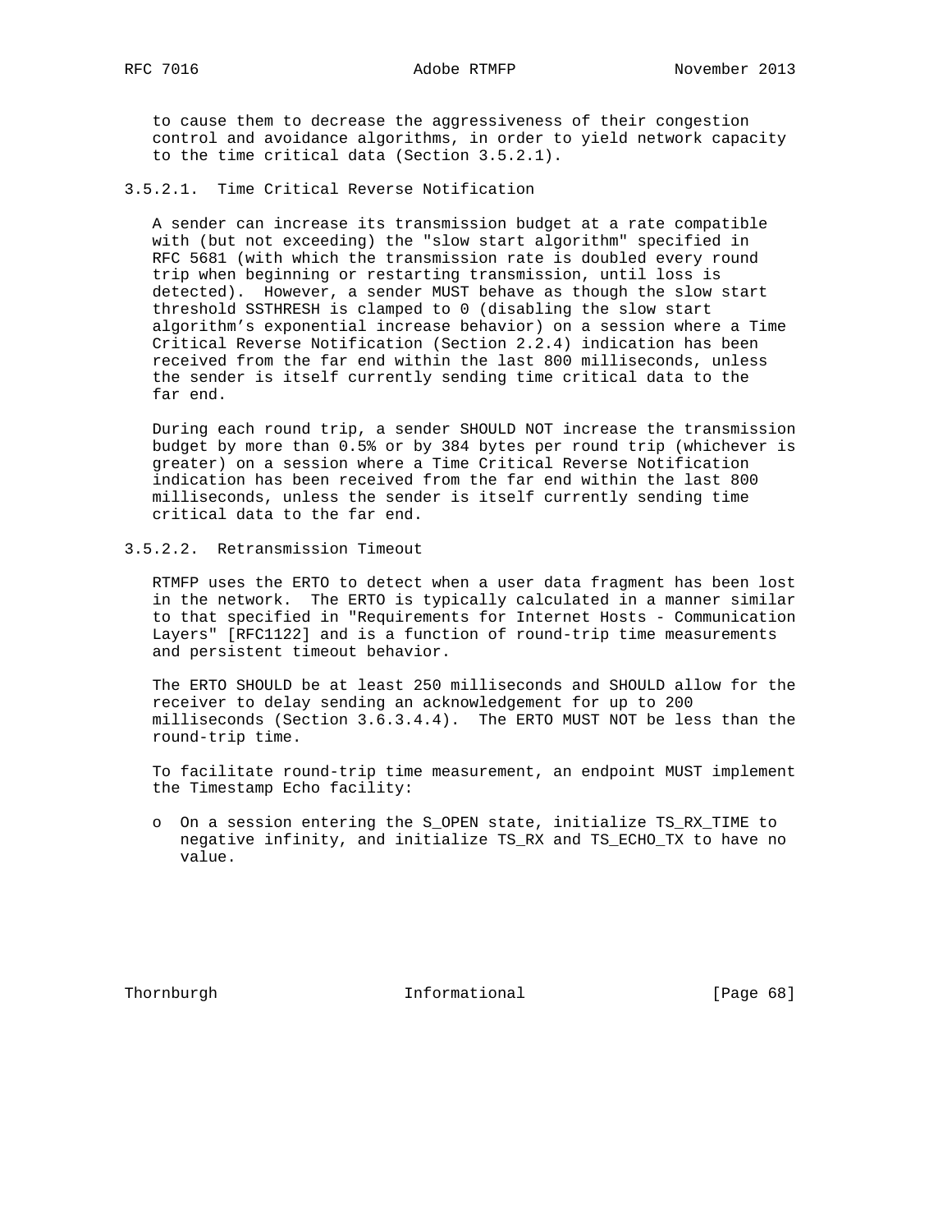to cause them to decrease the aggressiveness of their congestion control and avoidance algorithms, in order to yield network capacity to the time critical data (Section 3.5.2.1).

#### 3.5.2.1. Time Critical Reverse Notification

A sender can increase its transmission budget at a rate compatible with (but not exceeding) the "slow start algorithm" specified in RFC 5681 (with which the transmission rate is doubled every round trip when beginning or restarting transmission, until loss is detected). However, a sender MUST behave as though the slow start threshold SSTHRESH is clamped to 0 (disabling the slow start algorithm's exponential increase behavior) on a session where a Time Critical Reverse Notification (Section 2.2.4) indication has been received from the far end within the last 800 milliseconds, unless the sender is itself currently sending time critical data to the far end.

During each round trip, a sender SHOULD NOT increase the transmission budget by more than 0.5% or by 384 bytes per round trip (whichever is greater) on a session where a Time Critical Reverse Notification indication has been received from the far end within the last 800 milliseconds, unless the sender is itself currently sending time critical data to the far end.

#### 3.5.2.2. Retransmission Timeout

RTMFP uses the ERTO to detect when a user data fragment has been lost in the network. The ERTO is typically calculated in a manner similar to that specified in "Requirements for Internet Hosts - Communication Layers" [RFC1122] and is a function of round-trip time measurements and persistent timeout behavior.

The ERTO SHOULD be at least 250 milliseconds and SHOULD allow for the receiver to delay sending an acknowledgement for up to 200 milliseconds (Section 3.6.3.4.4). The ERTO MUST NOT be less than the round-trip time.

To facilitate round-trip time measurement, an endpoint MUST implement the Timestamp Echo facility:

- On a session entering the S_OPEN state, initialize TS_RX_TIME to negative infinity, and initialize TS_RX and TS_ECHO_TX to have no value.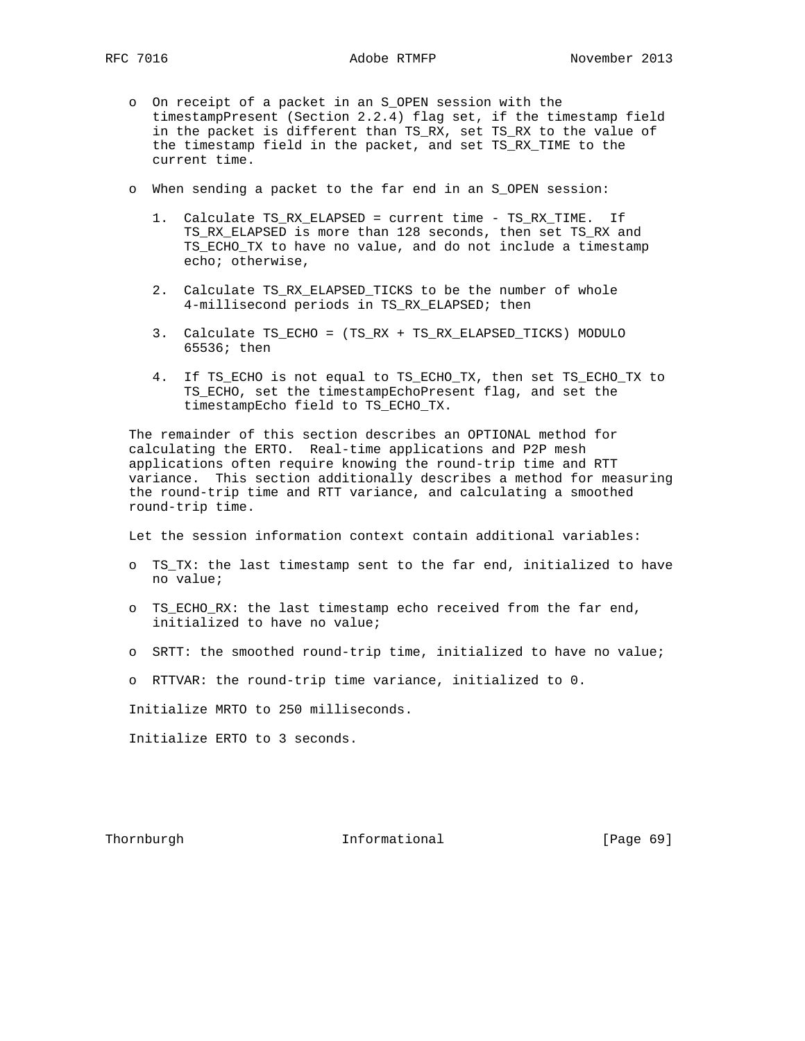- On receipt of a packet in an S_OPEN session with the timestampPresent (Section 2.2.4) flag set, if the timestamp field in the packet is different than TS_RX, set TS_RX to the value of the timestamp field in the packet, and set TS_RX_TIME to the current time.

- When sending a packet to the far end in an S_OPEN session:

  1. Calculate TS_RX_ELAPSED = current time - TS_RX_TIME. If TS_RX_ELAPSED is more than 128 seconds, then set TS_RX and TS_ECHO_TX to have no value, and do not include a timestamp echo; otherwise,

  2. Calculate TS_RX_ELAPSED_TICKS to be the number of whole 4-millisecond periods in TS_RX_ELAPSED; then

  3. Calculate TS_ECHO = (TS_RX + TS_RX_ELAPSED_TICKS) MODULO 65536; then

  4. If TS_ECHO is not equal to TS_ECHO_TX, then set TS_ECHO_TX to TS_ECHO, set the timestampEchoPresent flag, and set the timestampEcho field to TS_ECHO_TX.

The remainder of this section describes an OPTIONAL method for calculating the ERTO. Real-time applications and P2P mesh applications often require knowing the round-trip time and RTT variance. This section additionally describes a method for measuring the round-trip time and RTT variance, and calculating a smoothed round-trip time.

Let the session information context contain additional variables:

- TS_TX: the last timestamp sent to the far end, initialized to have no value;

- TS_ECHO_RX: the last timestamp echo received from the far end, initialized to have no value;

- SRTT: the smoothed round-trip time, initialized to have no value;

- RTTVAR: the round-trip time variance, initialized to 0.

Initialize MRTO to 250 milliseconds.

Initialize ERTO to 3 seconds.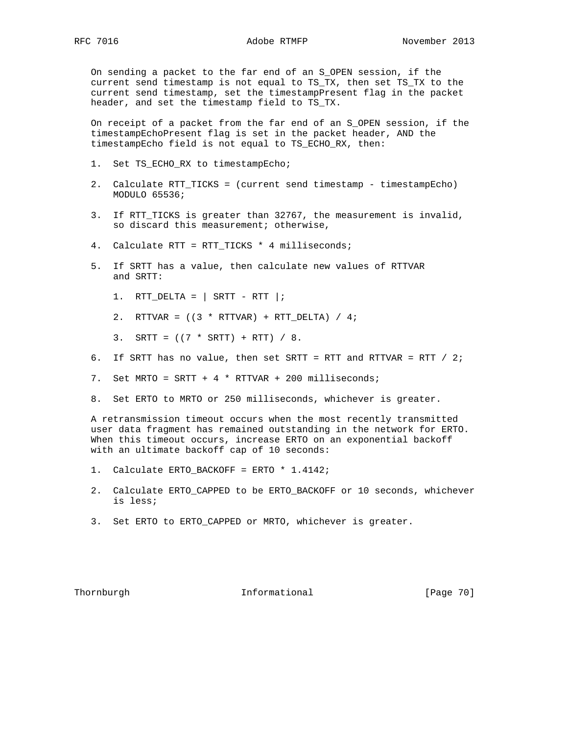On sending a packet to the far end of an S_OPEN session, if the current send timestamp is not equal to TS_TX, then set TS_TX to the current send timestamp, set the timestampPresent flag in the packet header, and set the timestamp field to TS_TX.

On receipt of a packet from the far end of an S_OPEN session, if the timestampEchoPresent flag is set in the packet header, AND the timestampEcho field is not equal to TS_ECHO_RX, then:

1. Set TS_ECHO_RX to timestampEcho;
2. Calculate RTT_TICKS = (current send timestamp - timestampEcho) MODULO 65536;
3. If RTT_TICKS is greater than 32767, the measurement is invalid, so discard this measurement; otherwise,
4. Calculate RTT = RTT_TICKS * 4 milliseconds;
5. If SRTT has a value, then calculate new values of RTTVAR and SRTT:
    1. RTT_DELTA = | SRTT - RTT |;
    2. RTTVAR = ((3 * RTTVAR) + RTT_DELTA) / 4;
    3. SRTT = ((7 * SRTT) + RTT) / 8.
6. If SRTT has no value, then set SRTT = RTT and RTTVAR = RTT / 2;
7. Set MRTO = SRTT + 4 * RTTVAR + 200 milliseconds;
8. Set ERTO to MRTO or 250 milliseconds, whichever is greater.

A retransmission timeout occurs when the most recently transmitted user data fragment has remained outstanding in the network for ERTO. When this timeout occurs, increase ERTO on an exponential backoff with an ultimate backoff cap of 10 seconds:

1. Calculate ERTO_BACKOFF = ERTO * 1.4142;
2. Calculate ERTO_CAPPED to be ERTO_BACKOFF or 10 seconds, whichever is less;
3. Set ERTO to ERTO_CAPPED or MRTO, whichever is greater.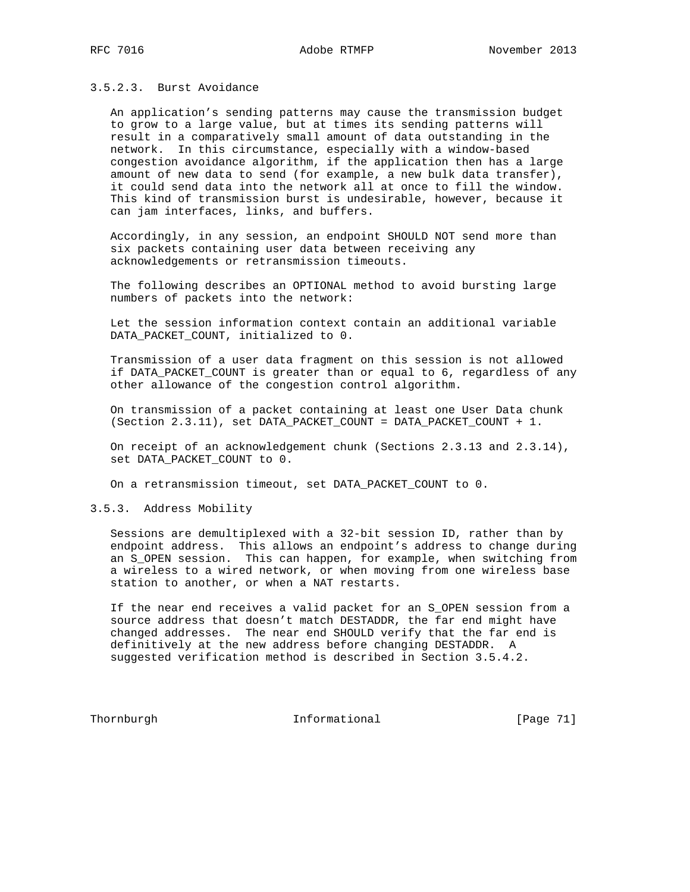#### 3.5.2.3. Burst Avoidance

An application's sending patterns may cause the transmission budget to grow to a large value, but at times its sending patterns will result in a comparatively small amount of data outstanding in the network. In this circumstance, especially with a window-based congestion avoidance algorithm, if the application then has a large amount of new data to send (for example, a new bulk data transfer), it could send data into the network all at once to fill the window. This kind of transmission burst is undesirable, however, because it can jam interfaces, links, and buffers.

Accordingly, in any session, an endpoint SHOULD NOT send more than six packets containing user data between receiving any acknowledgements or retransmission timeouts.

The following describes an OPTIONAL method to avoid bursting large numbers of packets into the network:

Let the session information context contain an additional variable DATA_PACKET_COUNT, initialized to 0.

Transmission of a user data fragment on this session is not allowed if DATA_PACKET_COUNT is greater than or equal to 6, regardless of any other allowance of the congestion control algorithm.

On transmission of a packet containing at least one User Data chunk (Section 2.3.11), set DATA_PACKET_COUNT = DATA_PACKET_COUNT + 1.

On receipt of an acknowledgement chunk (Sections 2.3.13 and 2.3.14), set DATA_PACKET_COUNT to 0.

On a retransmission timeout, set DATA_PACKET_COUNT to 0.

### 3.5.3. Address Mobility

Sessions are demultiplexed with a 32-bit session ID, rather than by endpoint address. This allows an endpoint's address to change during an S_OPEN session. This can happen, for example, when switching from a wireless to a wired network, or when moving from one wireless base station to another, or when a NAT restarts.

If the near end receives a valid packet for an S_OPEN session from a source address that doesn't match DESTADDR, the far end might have changed addresses. The near end SHOULD verify that the far end is definitively at the new address before changing DESTADDR. A suggested verification method is described in Section 3.5.4.2.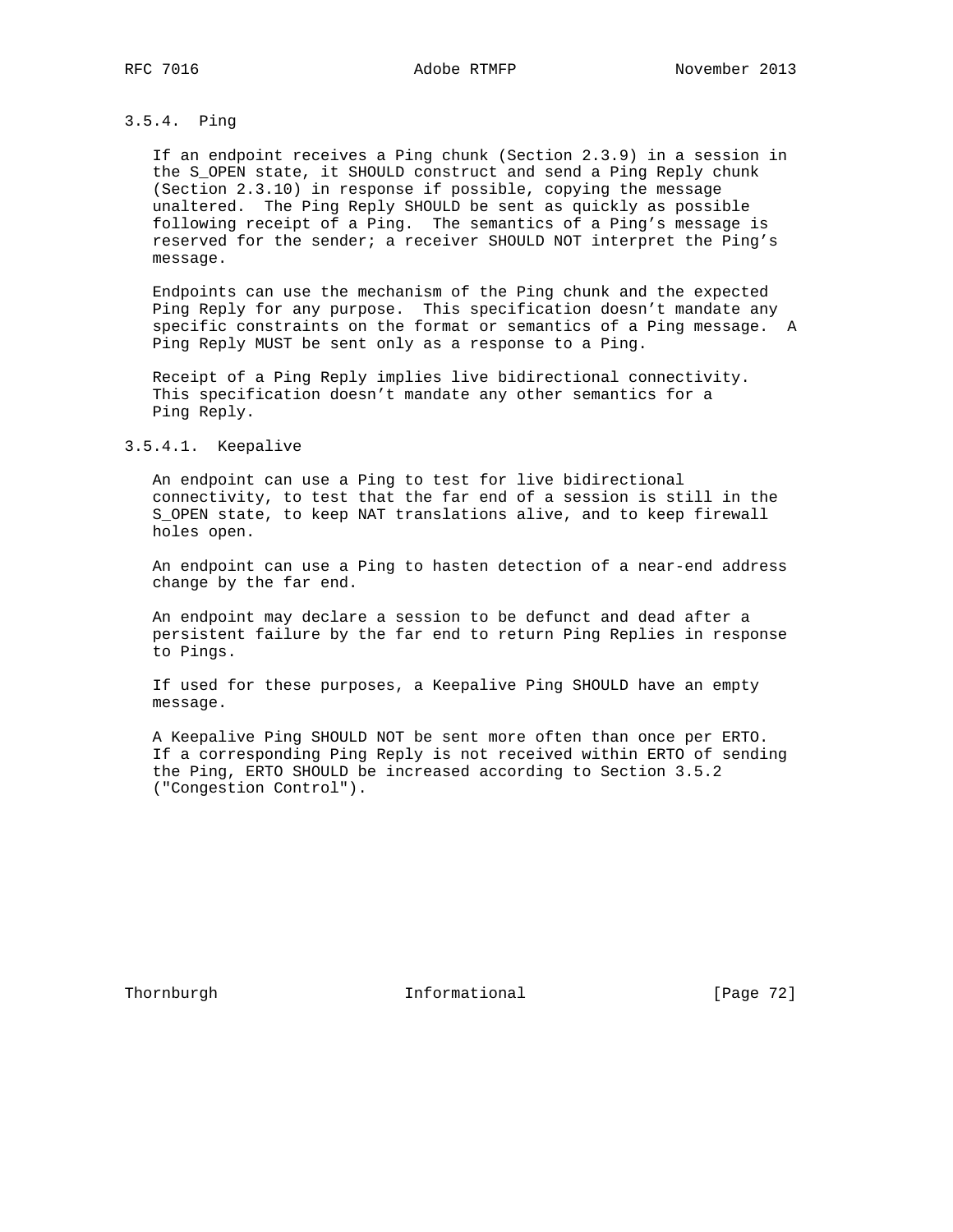### 3.5.4. Ping

If an endpoint receives a Ping chunk (Section 2.3.9) in a session in the S_OPEN state, it SHOULD construct and send a Ping Reply chunk (Section 2.3.10) in response if possible, copying the message unaltered. The Ping Reply SHOULD be sent as quickly as possible following receipt of a Ping. The semantics of a Ping's message is reserved for the sender; a receiver SHOULD NOT interpret the Ping's message.

Endpoints can use the mechanism of the Ping chunk and the expected Ping Reply for any purpose. This specification doesn't mandate any specific constraints on the format or semantics of a Ping message. A Ping Reply MUST be sent only as a response to a Ping.

Receipt of a Ping Reply implies live bidirectional connectivity. This specification doesn't mandate any other semantics for a Ping Reply.

#### 3.5.4.1. Keepalive

An endpoint can use a Ping to test for live bidirectional connectivity, to test that the far end of a session is still in the S_OPEN state, to keep NAT translations alive, and to keep firewall holes open.

An endpoint can use a Ping to hasten detection of a near-end address change by the far end.

An endpoint may declare a session to be defunct and dead after a persistent failure by the far end to return Ping Replies in response to Pings.

If used for these purposes, a Keepalive Ping SHOULD have an empty message.

A Keepalive Ping SHOULD NOT be sent more often than once per ERTO. If a corresponding Ping Reply is not received within ERTO of sending the Ping, ERTO SHOULD be increased according to Section 3.5.2 ("Congestion Control").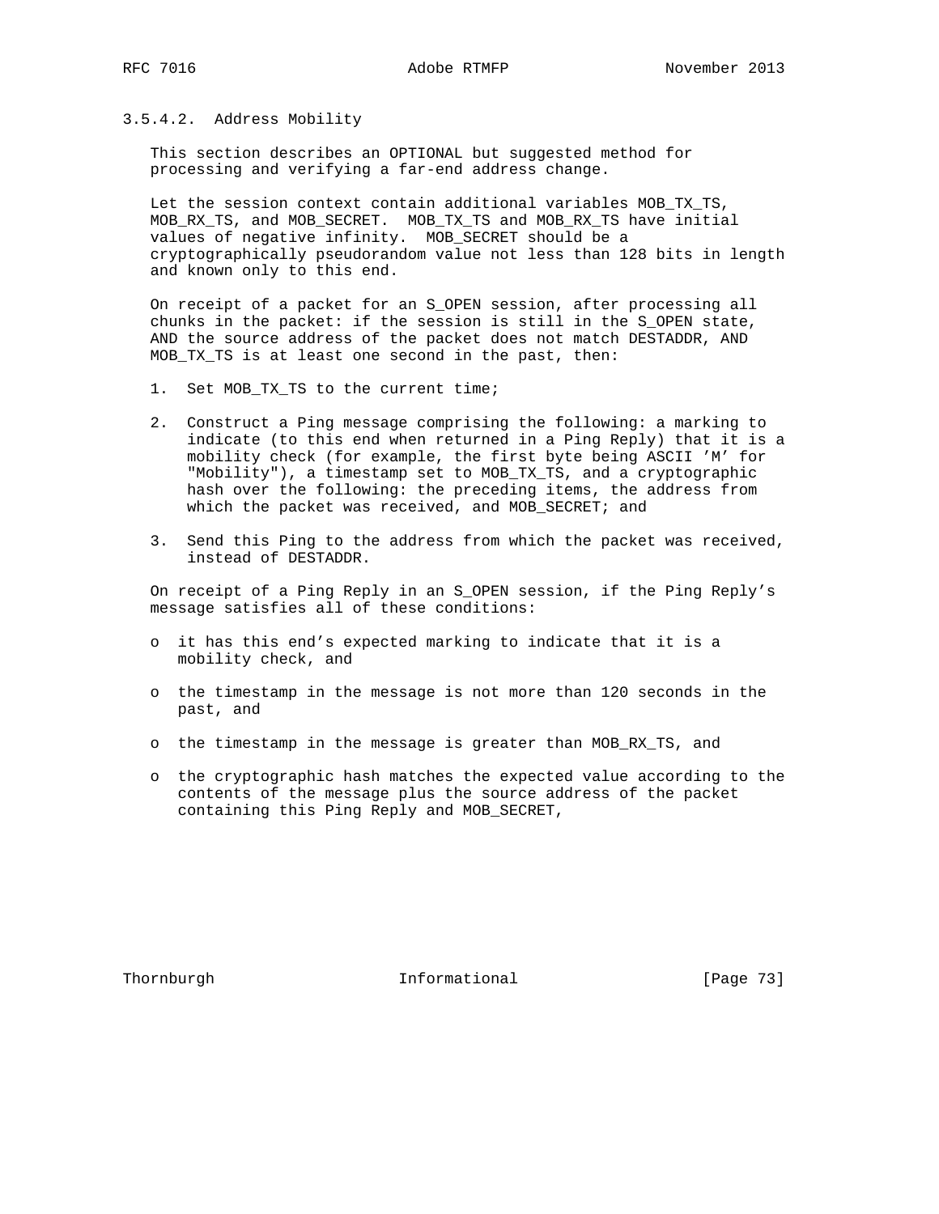#### 3.5.4.2. Address Mobility

This section describes an OPTIONAL but suggested method for processing and verifying a far-end address change.

Let the session context contain additional variables MOB_TX_TS, MOB_RX_TS, and MOB_SECRET. MOB_TX_TS and MOB_RX_TS have initial values of negative infinity. MOB_SECRET should be a cryptographically pseudorandom value not less than 128 bits in length and known only to this end.

On receipt of a packet for an S_OPEN session, after processing all chunks in the packet: if the session is still in the S_OPEN state, AND the source address of the packet does not match DESTADDR, AND MOB_TX_TS is at least one second in the past, then:

1. Set MOB_TX_TS to the current time;
2. Construct a Ping message comprising the following: a marking to indicate (to this end when returned in a Ping Reply) that it is a mobility check (for example, the first byte being ASCII 'M' for "Mobility"), a timestamp set to MOB_TX_TS, and a cryptographic hash over the following: the preceding items, the address from which the packet was received, and MOB_SECRET; and
3. Send this Ping to the address from which the packet was received, instead of DESTADDR.

On receipt of a Ping Reply in an S_OPEN session, if the Ping Reply's message satisfies all of these conditions:

- it has this end's expected marking to indicate that it is a mobility check, and
- the timestamp in the message is not more than 120 seconds in the past, and
- the timestamp in the message is greater than MOB_RX_TS, and
- the cryptographic hash matches the expected value according to the contents of the message plus the source address of the packet containing this Ping Reply and MOB_SECRET,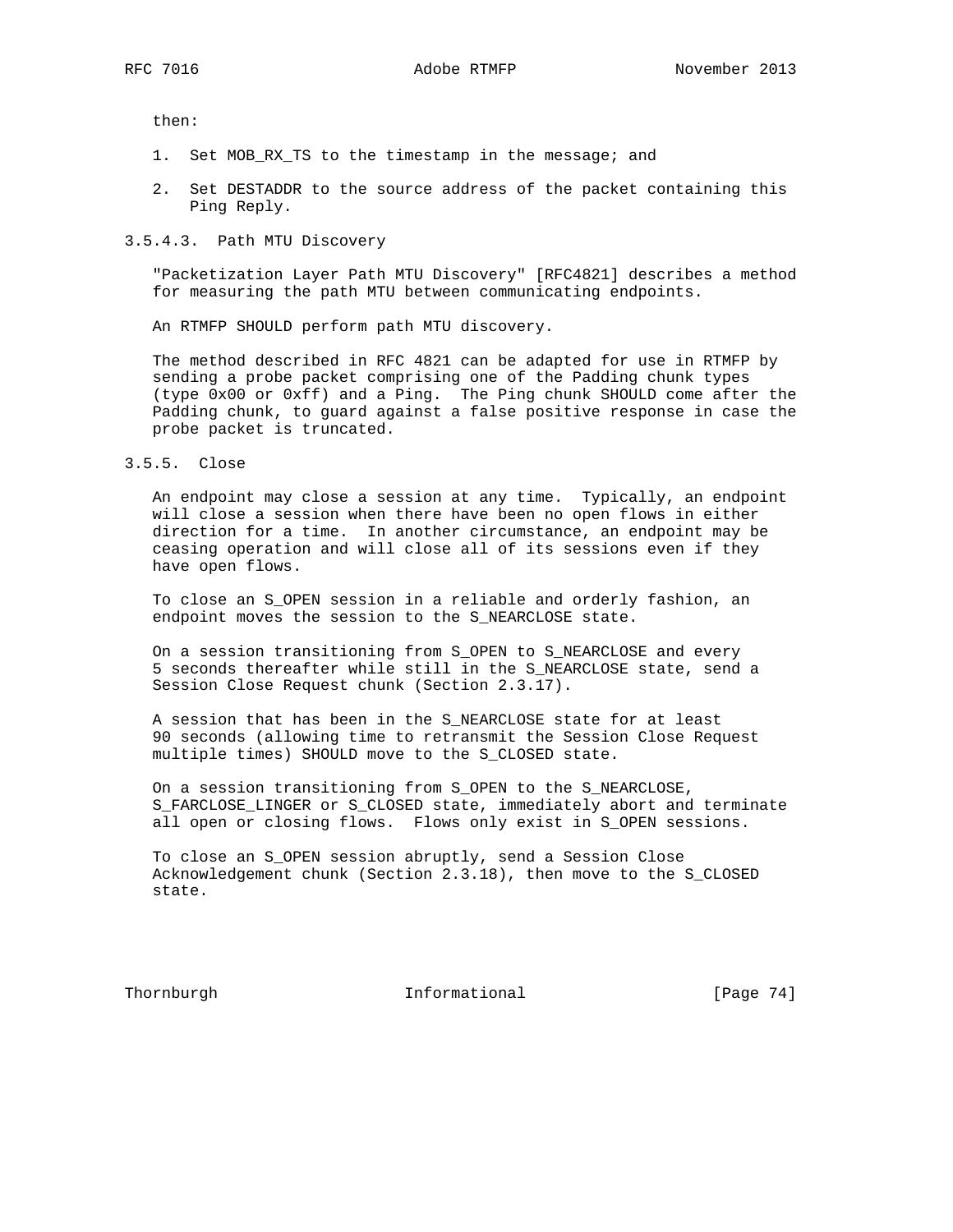then:

1. Set MOB_RX_TS to the timestamp in the message; and

2. Set DESTADDR to the source address of the packet containing this Ping Reply.

#### 3.5.4.3. Path MTU Discovery

"Packetization Layer Path MTU Discovery" [RFC4821] describes a method for measuring the path MTU between communicating endpoints.

An RTMFP SHOULD perform path MTU discovery.

The method described in RFC 4821 can be adapted for use in RTMFP by sending a probe packet comprising one of the Padding chunk types (type 0x00 or 0xff) and a Ping. The Ping chunk SHOULD come after the Padding chunk, to guard against a false positive response in case the probe packet is truncated.

### 3.5.5. Close

An endpoint may close a session at any time. Typically, an endpoint will close a session when there have been no open flows in either direction for a time. In another circumstance, an endpoint may be ceasing operation and will close all of its sessions even if they have open flows.

To close an S_OPEN session in a reliable and orderly fashion, an endpoint moves the session to the S_NEARCLOSE state.

On a session transitioning from S_OPEN to S_NEARCLOSE and every 5 seconds thereafter while still in the S_NEARCLOSE state, send a Session Close Request chunk (Section 2.3.17).

A session that has been in the S_NEARCLOSE state for at least 90 seconds (allowing time to retransmit the Session Close Request multiple times) SHOULD move to the S_CLOSED state.

On a session transitioning from S_OPEN to the S_NEARCLOSE, S_FARCLOSE_LINGER or S_CLOSED state, immediately abort and terminate all open or closing flows. Flows only exist in S_OPEN sessions.

To close an S_OPEN session abruptly, send a Session Close Acknowledgement chunk (Section 2.3.18), then move to the S_CLOSED state.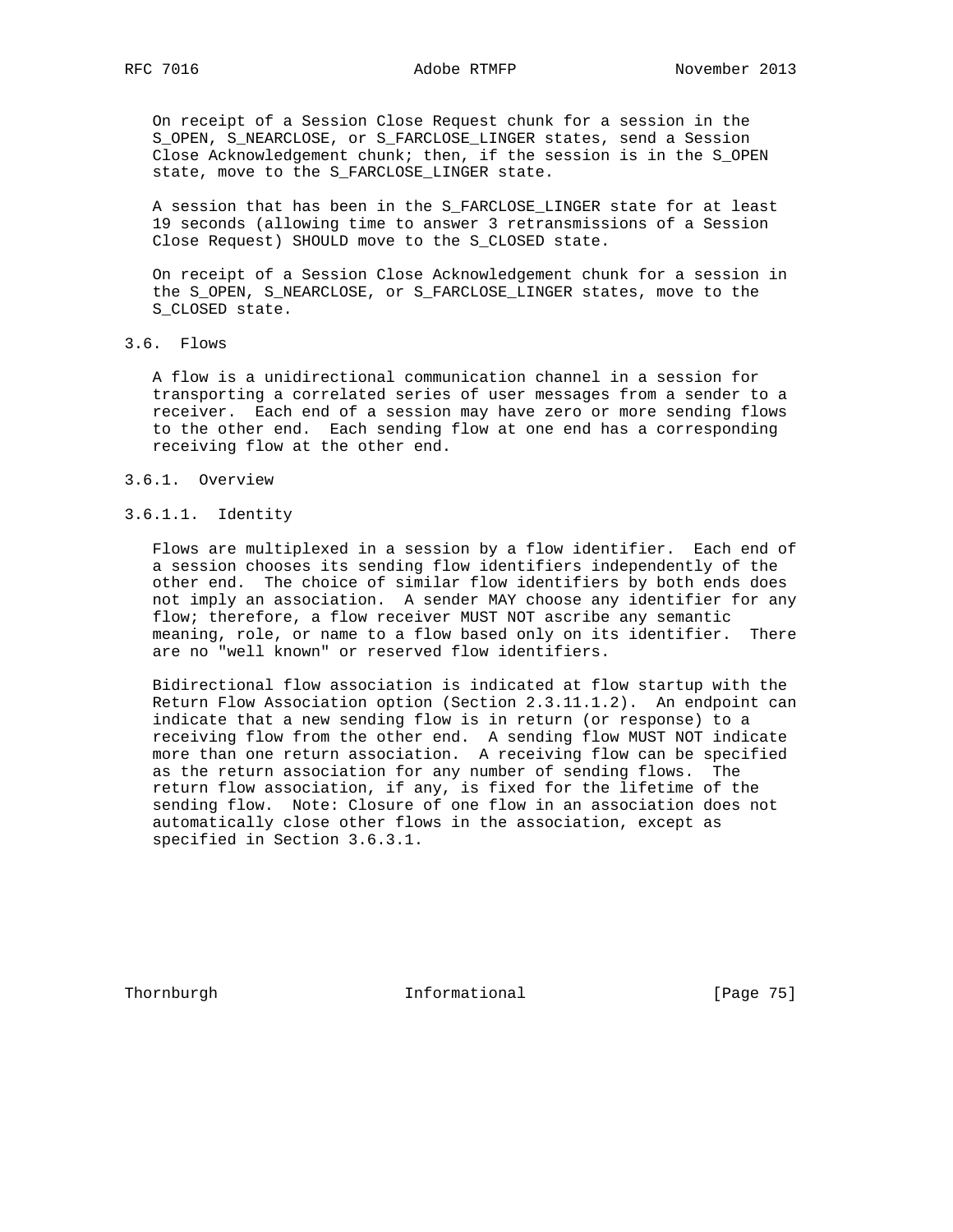On receipt of a Session Close Request chunk for a session in the S_OPEN, S_NEARCLOSE, or S_FARCLOSE_LINGER states, send a Session Close Acknowledgement chunk; then, if the session is in the S_OPEN state, move to the S_FARCLOSE_LINGER state.

A session that has been in the S_FARCLOSE_LINGER state for at least 19 seconds (allowing time to answer 3 retransmissions of a Session Close Request) SHOULD move to the S_CLOSED state.

On receipt of a Session Close Acknowledgement chunk for a session in the S_OPEN, S_NEARCLOSE, or S_FARCLOSE_LINGER states, move to the S_CLOSED state.

### 3.6. Flows

A flow is a unidirectional communication channel in a session for transporting a correlated series of user messages from a sender to a receiver. Each end of a session may have zero or more sending flows to the other end. Each sending flow at one end has a corresponding receiving flow at the other end.

#### 3.6.1. Overview

##### 3.6.1.1. Identity

Flows are multiplexed in a session by a flow identifier. Each end of a session chooses its sending flow identifiers independently of the other end. The choice of similar flow identifiers by both ends does not imply an association. A sender MAY choose any identifier for any flow; therefore, a flow receiver MUST NOT ascribe any semantic meaning, role, or name to a flow based only on its identifier. There are no "well known" or reserved flow identifiers.

Bidirectional flow association is indicated at flow startup with the Return Flow Association option (Section 2.3.11.1.2). An endpoint can indicate that a new sending flow is in return (or response) to a receiving flow from the other end. A sending flow MUST NOT indicate more than one return association. A receiving flow can be specified as the return association for any number of sending flows. The return flow association, if any, is fixed for the lifetime of the sending flow. Note: Closure of one flow in an association does not automatically close other flows in the association, except as specified in Section 3.6.3.1.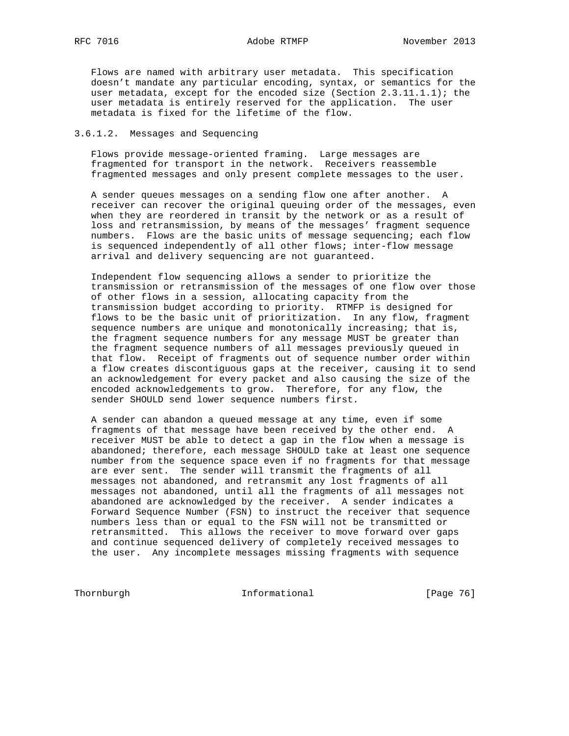Flows are named with arbitrary user metadata. This specification doesn't mandate any particular encoding, syntax, or semantics for the user metadata, except for the encoded size (Section 2.3.11.1.1); the user metadata is entirely reserved for the application. The user metadata is fixed for the lifetime of the flow.

#### 3.6.1.2. Messages and Sequencing

Flows provide message-oriented framing. Large messages are fragmented for transport in the network. Receivers reassemble fragmented messages and only present complete messages to the user.

A sender queues messages on a sending flow one after another. A receiver can recover the original queuing order of the messages, even when they are reordered in transit by the network or as a result of loss and retransmission, by means of the messages' fragment sequence numbers. Flows are the basic units of message sequencing; each flow is sequenced independently of all other flows; inter-flow message arrival and delivery sequencing are not guaranteed.

Independent flow sequencing allows a sender to prioritize the transmission or retransmission of the messages of one flow over those of other flows in a session, allocating capacity from the transmission budget according to priority. RTMFP is designed for flows to be the basic unit of prioritization. In any flow, fragment sequence numbers are unique and monotonically increasing; that is, the fragment sequence numbers for any message MUST be greater than the fragment sequence numbers of all messages previously queued in that flow. Receipt of fragments out of sequence number order within a flow creates discontiguous gaps at the receiver, causing it to send an acknowledgement for every packet and also causing the size of the encoded acknowledgements to grow. Therefore, for any flow, the sender SHOULD send lower sequence numbers first.

A sender can abandon a queued message at any time, even if some fragments of that message have been received by the other end. A receiver MUST be able to detect a gap in the flow when a message is abandoned; therefore, each message SHOULD take at least one sequence number from the sequence space even if no fragments for that message are ever sent. The sender will transmit the fragments of all messages not abandoned, and retransmit any lost fragments of all messages not abandoned, until all the fragments of all messages not abandoned are acknowledged by the receiver. A sender indicates a Forward Sequence Number (FSN) to instruct the receiver that sequence numbers less than or equal to the FSN will not be transmitted or retransmitted. This allows the receiver to move forward over gaps and continue sequenced delivery of completely received messages to the user. Any incomplete messages missing fragments with sequence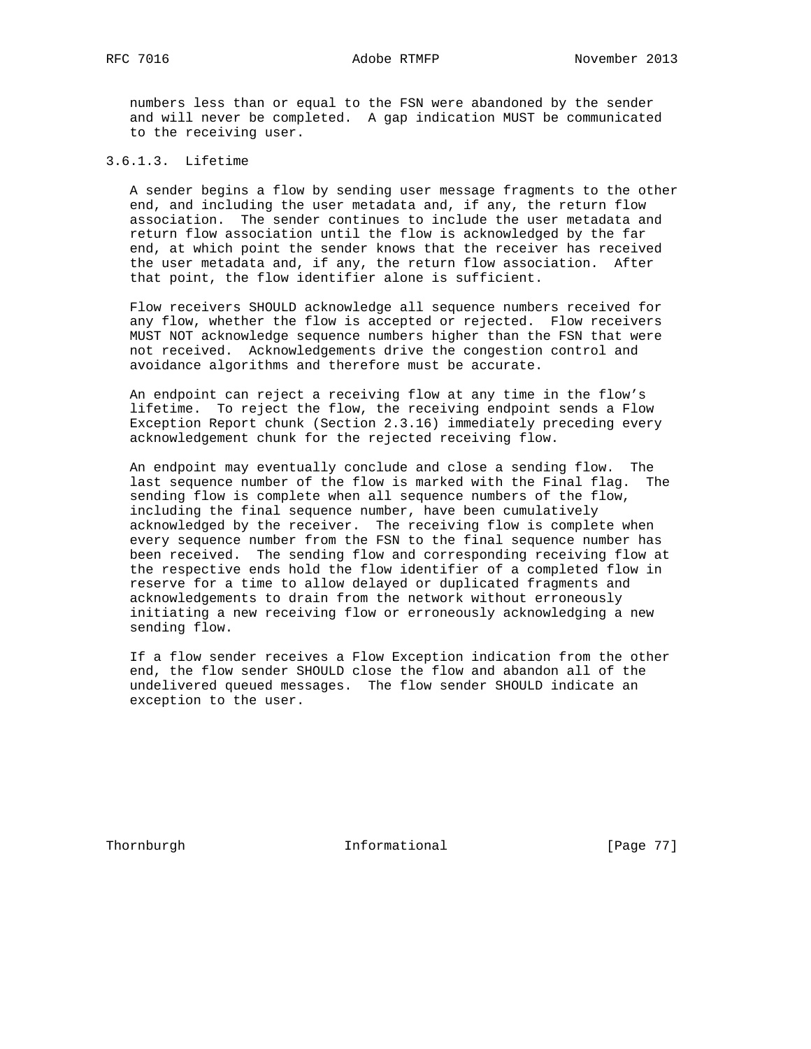numbers less than or equal to the FSN were abandoned by the sender and will never be completed. A gap indication MUST be communicated to the receiving user.

#### 3.6.1.3. Lifetime

A sender begins a flow by sending user message fragments to the other end, and including the user metadata and, if any, the return flow association. The sender continues to include the user metadata and return flow association until the flow is acknowledged by the far end, at which point the sender knows that the receiver has received the user metadata and, if any, the return flow association. After that point, the flow identifier alone is sufficient.

Flow receivers SHOULD acknowledge all sequence numbers received for any flow, whether the flow is accepted or rejected. Flow receivers MUST NOT acknowledge sequence numbers higher than the FSN that were not received. Acknowledgements drive the congestion control and avoidance algorithms and therefore must be accurate.

An endpoint can reject a receiving flow at any time in the flow's lifetime. To reject the flow, the receiving endpoint sends a Flow Exception Report chunk (Section 2.3.16) immediately preceding every acknowledgement chunk for the rejected receiving flow.

An endpoint may eventually conclude and close a sending flow. The last sequence number of the flow is marked with the Final flag. The sending flow is complete when all sequence numbers of the flow, including the final sequence number, have been cumulatively acknowledged by the receiver. The receiving flow is complete when every sequence number from the FSN to the final sequence number has been received. The sending flow and corresponding receiving flow at the respective ends hold the flow identifier of a completed flow in reserve for a time to allow delayed or duplicated fragments and acknowledgements to drain from the network without erroneously initiating a new receiving flow or erroneously acknowledging a new sending flow.

If a flow sender receives a Flow Exception indication from the other end, the flow sender SHOULD close the flow and abandon all of the undelivered queued messages. The flow sender SHOULD indicate an exception to the user.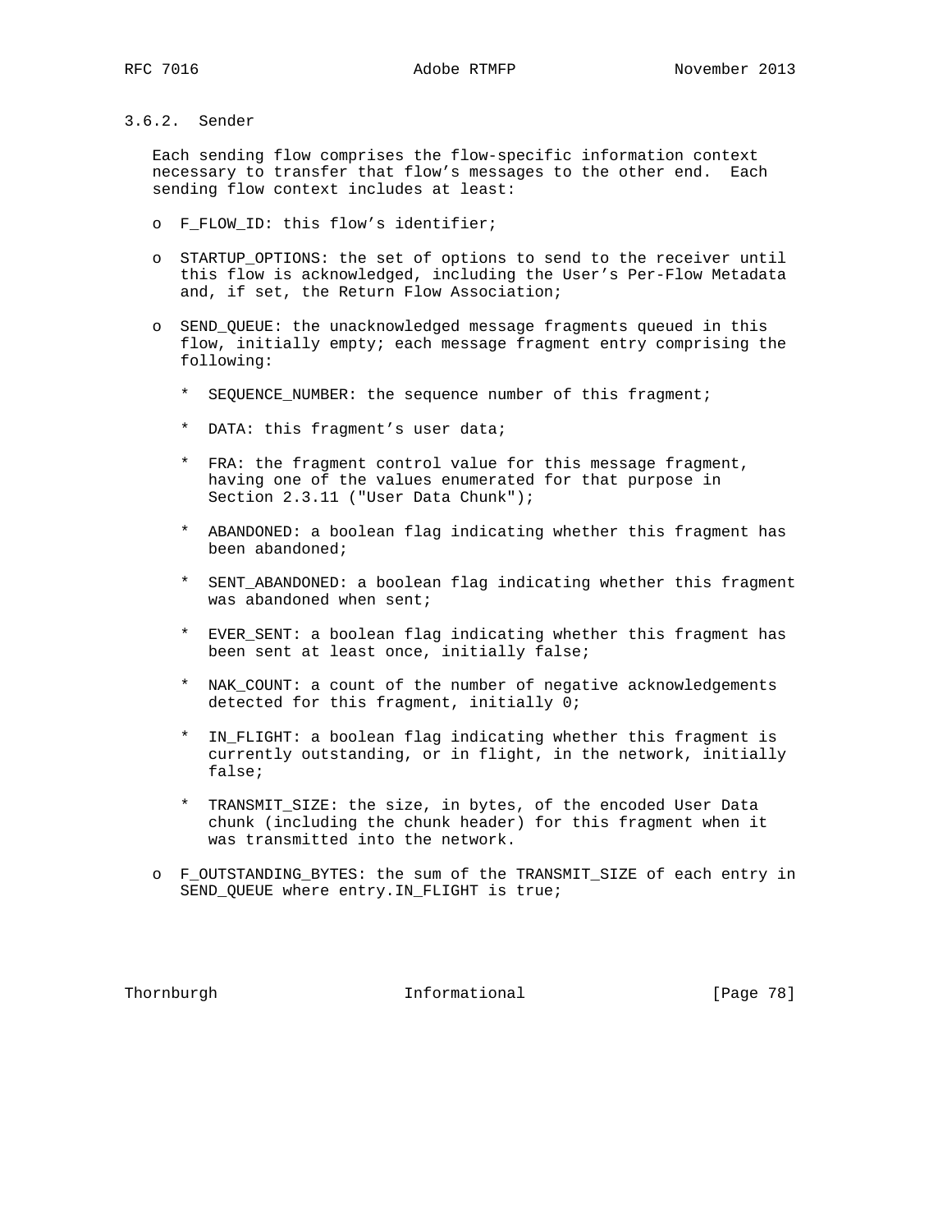### 3.6.2. Sender

Each sending flow comprises the flow-specific information context necessary to transfer that flow's messages to the other end. Each sending flow context includes at least:

- F_FLOW_ID: this flow's identifier;
- STARTUP_OPTIONS: the set of options to send to the receiver until this flow is acknowledged, including the User's Per-Flow Metadata and, if set, the Return Flow Association;
- SEND_QUEUE: the unacknowledged message fragments queued in this flow, initially empty; each message fragment entry comprising the following:
  - SEQUENCE_NUMBER: the sequence number of this fragment;
  - DATA: this fragment's user data;
  - FRA: the fragment control value for this message fragment, having one of the values enumerated for that purpose in Section 2.3.11 ("User Data Chunk");
  - ABANDONED: a boolean flag indicating whether this fragment has been abandoned;
  - SENT_ABANDONED: a boolean flag indicating whether this fragment was abandoned when sent;
  - EVER_SENT: a boolean flag indicating whether this fragment has been sent at least once, initially false;
  - NAK_COUNT: a count of the number of negative acknowledgements detected for this fragment, initially 0;
  - IN_FLIGHT: a boolean flag indicating whether this fragment is currently outstanding, or in flight, in the network, initially false;
  - TRANSMIT_SIZE: the size, in bytes, of the encoded User Data chunk (including the chunk header) for this fragment when it was transmitted into the network.
- F_OUTSTANDING_BYTES: the sum of the TRANSMIT_SIZE of each entry in SEND_QUEUE where entry.IN_FLIGHT is true;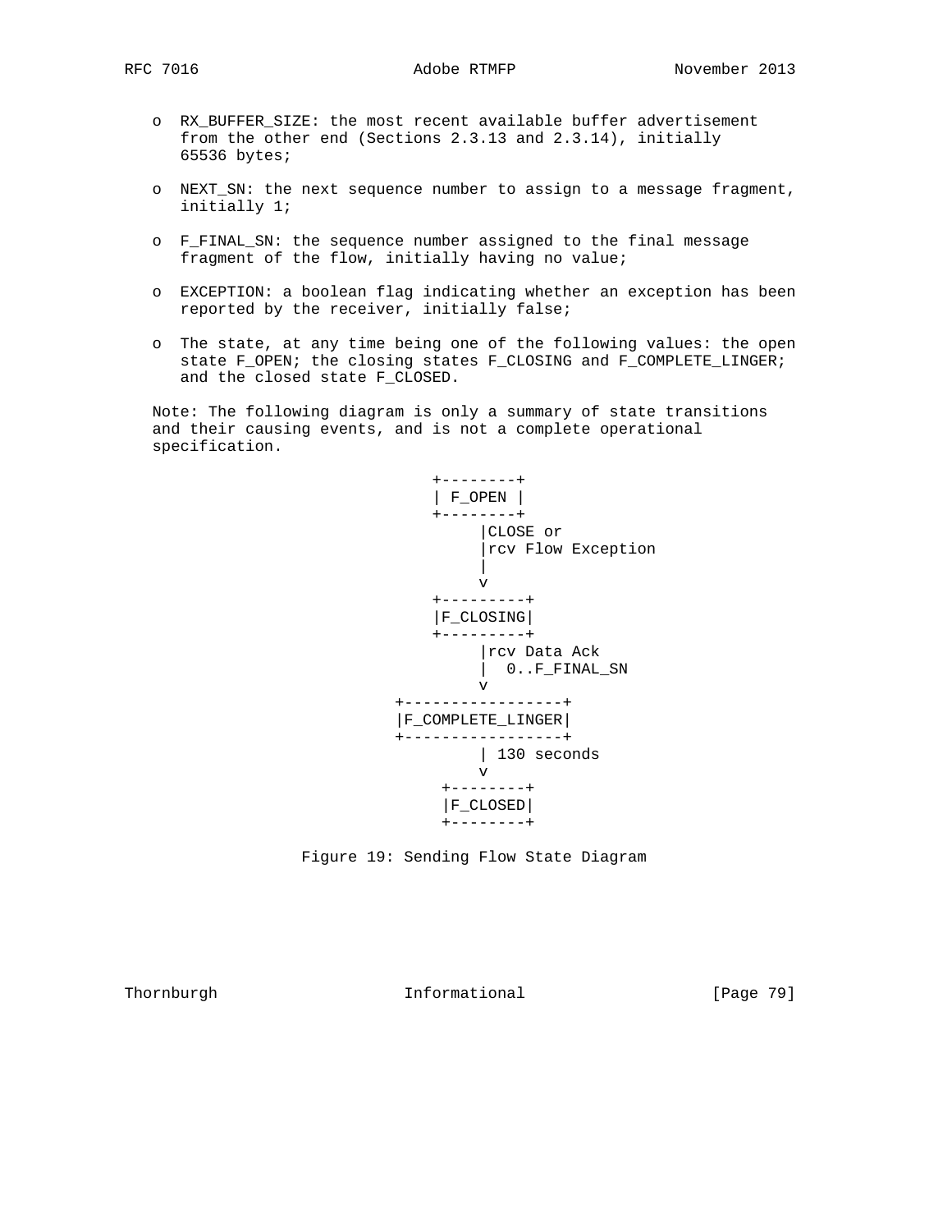- RX_BUFFER_SIZE: the most recent available buffer advertisement from the other end (Sections 2.3.13 and 2.3.14), initially 65536 bytes;

- NEXT_SN: the next sequence number to assign to a message fragment, initially 1;

- F_FINAL_SN: the sequence number assigned to the final message fragment of the flow, initially having no value;

- EXCEPTION: a boolean flag indicating whether an exception has been reported by the receiver, initially false;

- The state, at any time being one of the following values: the open state F_OPEN; the closing states F_CLOSING and F_COMPLETE_LINGER; and the closed state F_CLOSED.

Note: The following diagram is only a summary of state transitions and their causing events, and is not a complete operational specification.

```
                        +--------+
                        | F_OPEN |
                        +--------+
                             |CLOSE or
                             |rcv Flow Exception
                             |
                             v
                        +---------+
                        |F_CLOSING|
                        +---------+
                             |rcv Data Ack
                             |  0..F_FINAL_SN
                             v
                    +-----------------+
                    |F_COMPLETE_LINGER|
                    +-----------------+
                             | 130 seconds
                             v
                         +--------+
                         |F_CLOSED|
                         +--------+
```

Figure 19: Sending Flow State Diagram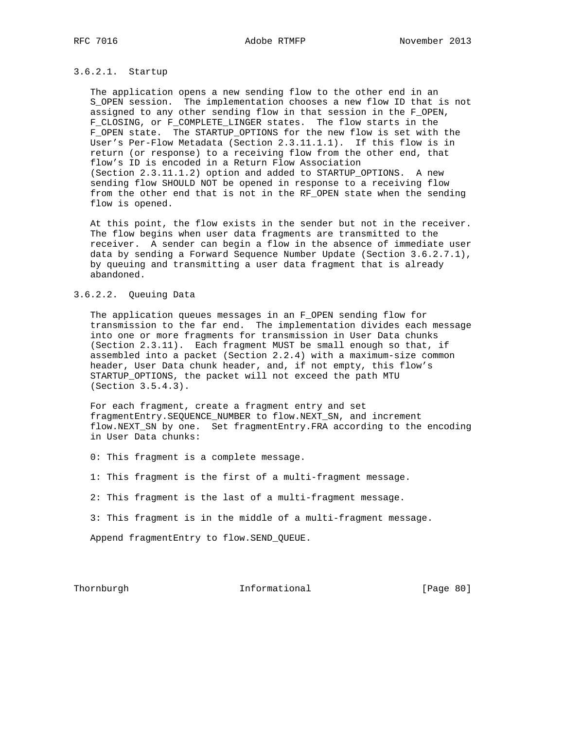#### 3.6.2.1. Startup

The application opens a new sending flow to the other end in an S_OPEN session. The implementation chooses a new flow ID that is not assigned to any other sending flow in that session in the F_OPEN, F_CLOSING, or F_COMPLETE_LINGER states. The flow starts in the F_OPEN state. The STARTUP_OPTIONS for the new flow is set with the User's Per-Flow Metadata (Section 2.3.11.1.1). If this flow is in return (or response) to a receiving flow from the other end, that flow's ID is encoded in a Return Flow Association (Section 2.3.11.1.2) option and added to STARTUP_OPTIONS. A new sending flow SHOULD NOT be opened in response to a receiving flow from the other end that is not in the RF_OPEN state when the sending flow is opened.

At this point, the flow exists in the sender but not in the receiver. The flow begins when user data fragments are transmitted to the receiver. A sender can begin a flow in the absence of immediate user data by sending a Forward Sequence Number Update (Section 3.6.2.7.1), by queuing and transmitting a user data fragment that is already abandoned.

#### 3.6.2.2. Queuing Data

The application queues messages in an F_OPEN sending flow for transmission to the far end. The implementation divides each message into one or more fragments for transmission in User Data chunks (Section 2.3.11). Each fragment MUST be small enough so that, if assembled into a packet (Section 2.2.4) with a maximum-size common header, User Data chunk header, and, if not empty, this flow's STARTUP_OPTIONS, the packet will not exceed the path MTU (Section 3.5.4.3).

For each fragment, create a fragment entry and set fragmentEntry.SEQUENCE_NUMBER to flow.NEXT_SN, and increment flow.NEXT_SN by one. Set fragmentEntry.FRA according to the encoding in User Data chunks:

0: This fragment is a complete message.

1: This fragment is the first of a multi-fragment message.

2: This fragment is the last of a multi-fragment message.

3: This fragment is in the middle of a multi-fragment message.

Append fragmentEntry to flow.SEND_QUEUE.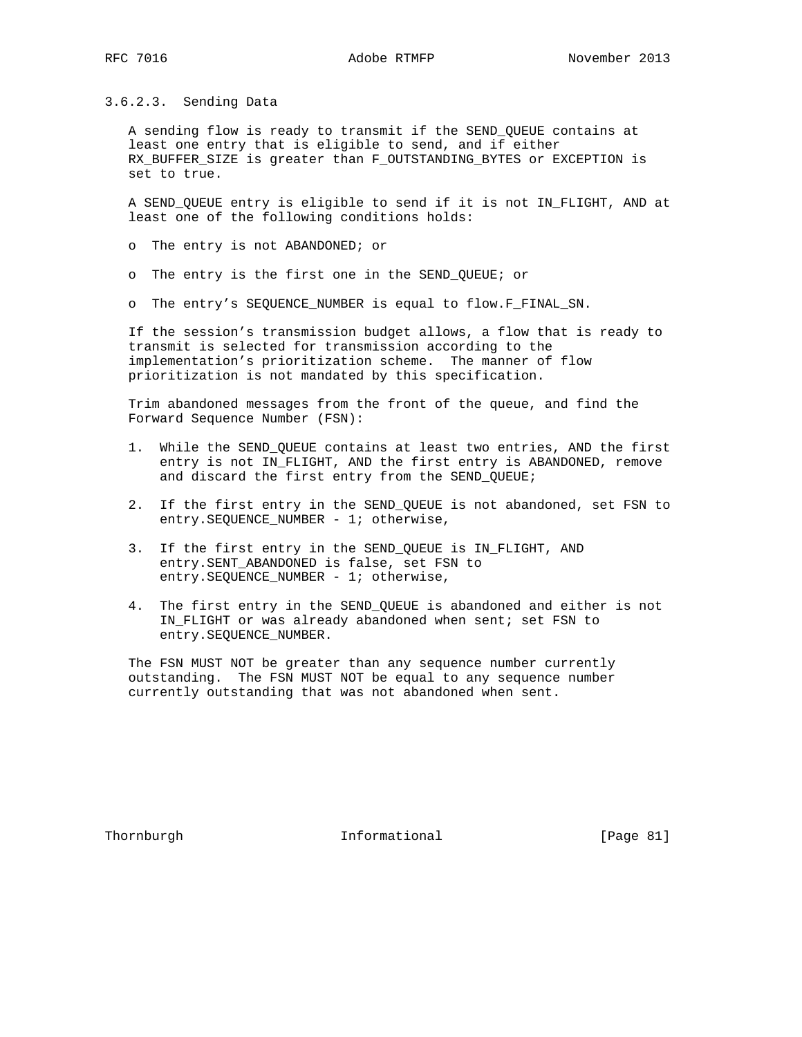#### 3.6.2.3. Sending Data

A sending flow is ready to transmit if the SEND_QUEUE contains at least one entry that is eligible to send, and if either RX_BUFFER_SIZE is greater than F_OUTSTANDING_BYTES or EXCEPTION is set to true.

A SEND_QUEUE entry is eligible to send if it is not IN_FLIGHT, AND at least one of the following conditions holds:

- The entry is not ABANDONED; or
- The entry is the first one in the SEND_QUEUE; or
- The entry's SEQUENCE_NUMBER is equal to flow.F_FINAL_SN.

If the session's transmission budget allows, a flow that is ready to transmit is selected for transmission according to the implementation's prioritization scheme. The manner of flow prioritization is not mandated by this specification.

Trim abandoned messages from the front of the queue, and find the Forward Sequence Number (FSN):

1. While the SEND_QUEUE contains at least two entries, AND the first entry is not IN_FLIGHT, AND the first entry is ABANDONED, remove and discard the first entry from the SEND_QUEUE;
2. If the first entry in the SEND_QUEUE is not abandoned, set FSN to entry.SEQUENCE_NUMBER - 1; otherwise,
3. If the first entry in the SEND_QUEUE is IN_FLIGHT, AND entry.SENT_ABANDONED is false, set FSN to entry.SEQUENCE_NUMBER - 1; otherwise,
4. The first entry in the SEND_QUEUE is abandoned and either is not IN_FLIGHT or was already abandoned when sent; set FSN to entry.SEQUENCE_NUMBER.

The FSN MUST NOT be greater than any sequence number currently outstanding. The FSN MUST NOT be equal to any sequence number currently outstanding that was not abandoned when sent.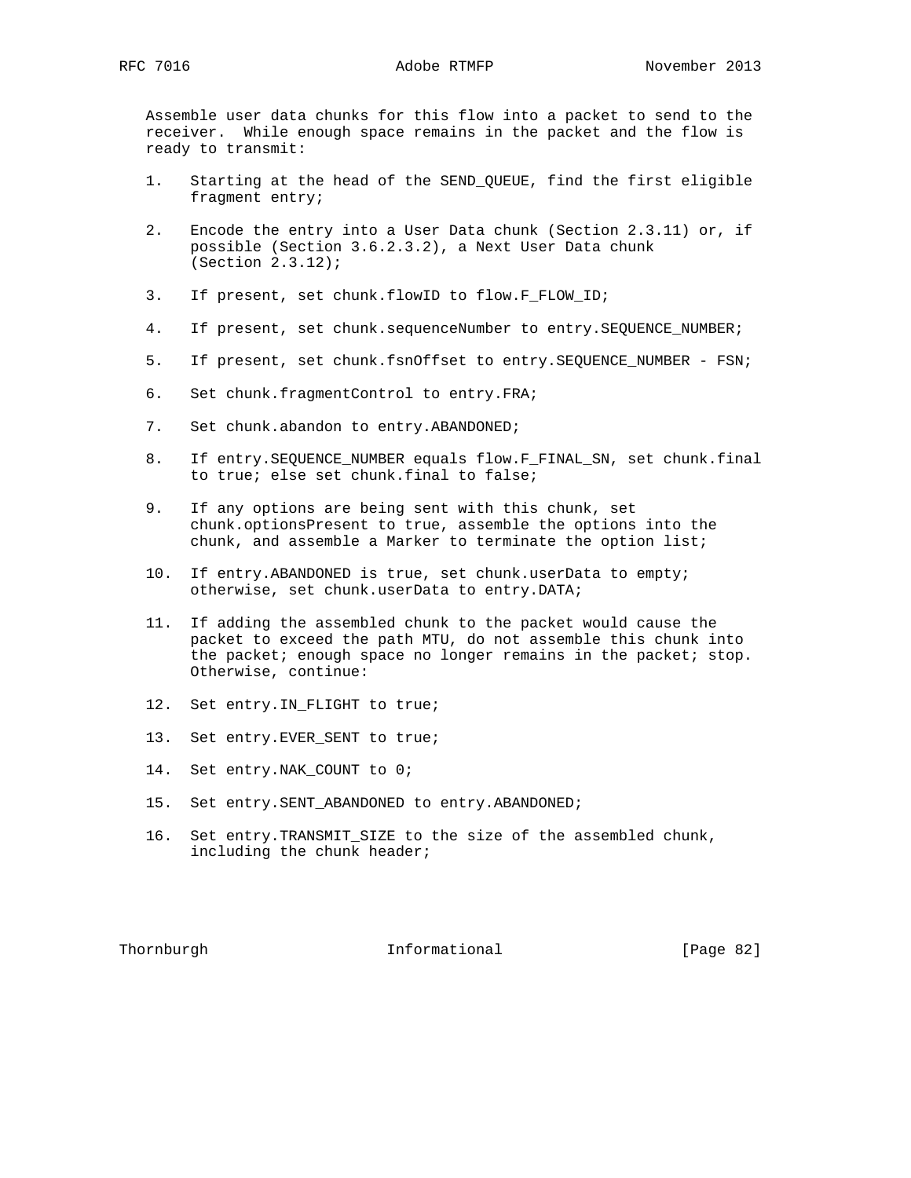Assemble user data chunks for this flow into a packet to send to the receiver. While enough space remains in the packet and the flow is ready to transmit:

1. Starting at the head of the SEND_QUEUE, find the first eligible fragment entry;
2. Encode the entry into a User Data chunk (Section 2.3.11) or, if possible (Section 3.6.2.3.2), a Next User Data chunk (Section 2.3.12);
3. If present, set chunk.flowID to flow.F_FLOW_ID;
4. If present, set chunk.sequenceNumber to entry.SEQUENCE_NUMBER;
5. If present, set chunk.fsnOffset to entry.SEQUENCE_NUMBER - FSN;
6. Set chunk.fragmentControl to entry.FRA;
7. Set chunk.abandon to entry.ABANDONED;
8. If entry.SEQUENCE_NUMBER equals flow.F_FINAL_SN, set chunk.final to true; else set chunk.final to false;
9. If any options are being sent with this chunk, set chunk.optionsPresent to true, assemble the options into the chunk, and assemble a Marker to terminate the option list;
10. If entry.ABANDONED is true, set chunk.userData to empty; otherwise, set chunk.userData to entry.DATA;
11. If adding the assembled chunk to the packet would cause the packet to exceed the path MTU, do not assemble this chunk into the packet; enough space no longer remains in the packet; stop. Otherwise, continue:
12. Set entry.IN_FLIGHT to true;
13. Set entry.EVER_SENT to true;
14. Set entry.NAK_COUNT to 0;
15. Set entry.SENT_ABANDONED to entry.ABANDONED;
16. Set entry.TRANSMIT_SIZE to the size of the assembled chunk, including the chunk header;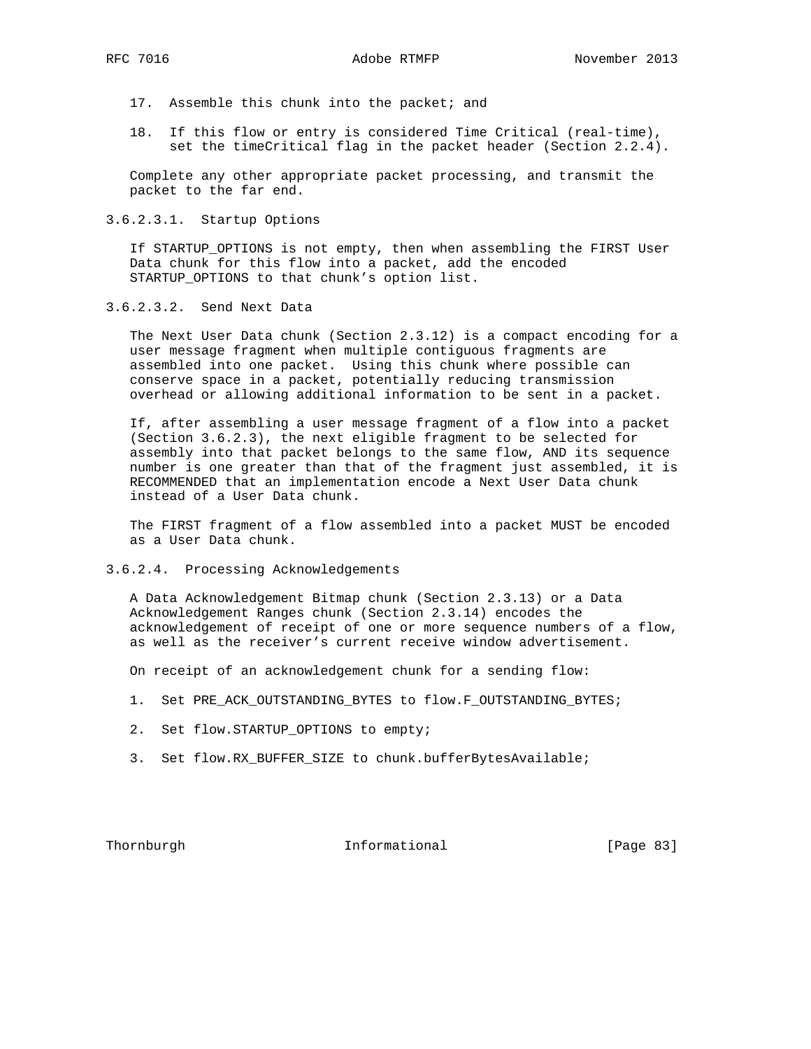17. Assemble this chunk into the packet; and

18. If this flow or entry is considered Time Critical (real-time), set the timeCritical flag in the packet header (Section 2.2.4).

Complete any other appropriate packet processing, and transmit the packet to the far end.

#### 3.6.2.3.1. Startup Options

If STARTUP_OPTIONS is not empty, then when assembling the FIRST User Data chunk for this flow into a packet, add the encoded STARTUP_OPTIONS to that chunk's option list.

#### 3.6.2.3.2. Send Next Data

The Next User Data chunk (Section 2.3.12) is a compact encoding for a user message fragment when multiple contiguous fragments are assembled into one packet. Using this chunk where possible can conserve space in a packet, potentially reducing transmission overhead or allowing additional information to be sent in a packet.

If, after assembling a user message fragment of a flow into a packet (Section 3.6.2.3), the next eligible fragment to be selected for assembly into that packet belongs to the same flow, AND its sequence number is one greater than that of the fragment just assembled, it is RECOMMENDED that an implementation encode a Next User Data chunk instead of a User Data chunk.

The FIRST fragment of a flow assembled into a packet MUST be encoded as a User Data chunk.

### 3.6.2.4. Processing Acknowledgements

A Data Acknowledgement Bitmap chunk (Section 2.3.13) or a Data Acknowledgement Ranges chunk (Section 2.3.14) encodes the acknowledgement of receipt of one or more sequence numbers of a flow, as well as the receiver's current receive window advertisement.

On receipt of an acknowledgement chunk for a sending flow:

1. Set PRE_ACK_OUTSTANDING_BYTES to flow.F_OUTSTANDING_BYTES;

2. Set flow.STARTUP_OPTIONS to empty;

3. Set flow.RX_BUFFER_SIZE to chunk.bufferBytesAvailable;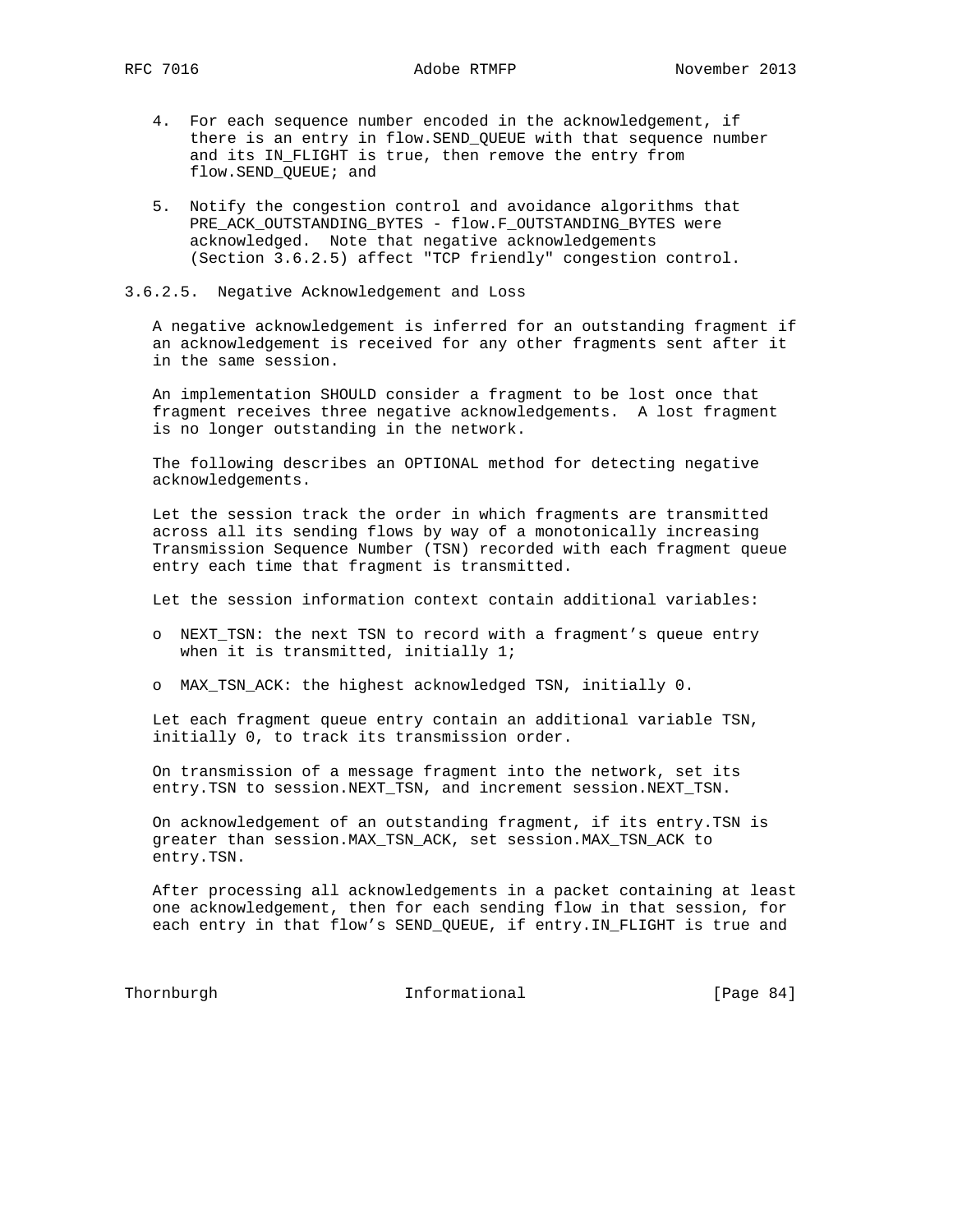4. For each sequence number encoded in the acknowledgement, if there is an entry in flow.SEND_QUEUE with that sequence number and its IN_FLIGHT is true, then remove the entry from flow.SEND_QUEUE; and

5. Notify the congestion control and avoidance algorithms that PRE_ACK_OUTSTANDING_BYTES - flow.F_OUTSTANDING_BYTES were acknowledged. Note that negative acknowledgements (Section 3.6.2.5) affect "TCP friendly" congestion control.

#### 3.6.2.5. Negative Acknowledgement and Loss

A negative acknowledgement is inferred for an outstanding fragment if an acknowledgement is received for any other fragments sent after it in the same session.

An implementation SHOULD consider a fragment to be lost once that fragment receives three negative acknowledgements. A lost fragment is no longer outstanding in the network.

The following describes an OPTIONAL method for detecting negative acknowledgements.

Let the session track the order in which fragments are transmitted across all its sending flows by way of a monotonically increasing Transmission Sequence Number (TSN) recorded with each fragment queue entry each time that fragment is transmitted.

Let the session information context contain additional variables:

- NEXT_TSN: the next TSN to record with a fragment's queue entry when it is transmitted, initially 1;

- MAX_TSN_ACK: the highest acknowledged TSN, initially 0.

Let each fragment queue entry contain an additional variable TSN, initially 0, to track its transmission order.

On transmission of a message fragment into the network, set its entry.TSN to session.NEXT_TSN, and increment session.NEXT_TSN.

On acknowledgement of an outstanding fragment, if its entry.TSN is greater than session.MAX_TSN_ACK, set session.MAX_TSN_ACK to entry.TSN.

After processing all acknowledgements in a packet containing at least one acknowledgement, then for each sending flow in that session, for each entry in that flow's SEND_QUEUE, if entry.IN_FLIGHT is true and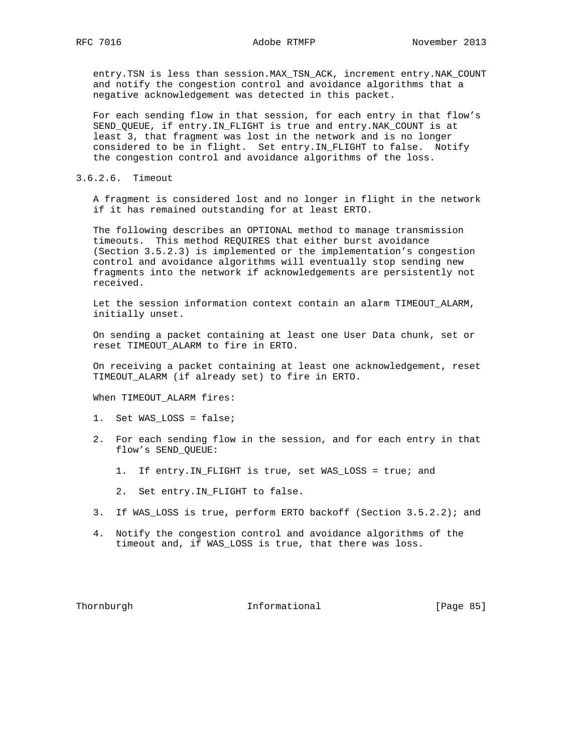entry.TSN is less than session.MAX_TSN_ACK, increment entry.NAK_COUNT and notify the congestion control and avoidance algorithms that a negative acknowledgement was detected in this packet.

For each sending flow in that session, for each entry in that flow's SEND_QUEUE, if entry.IN_FLIGHT is true and entry.NAK_COUNT is at least 3, that fragment was lost in the network and is no longer considered to be in flight. Set entry.IN_FLIGHT to false. Notify the congestion control and avoidance algorithms of the loss.

#### 3.6.2.6. Timeout

A fragment is considered lost and no longer in flight in the network if it has remained outstanding for at least ERTO.

The following describes an OPTIONAL method to manage transmission timeouts. This method REQUIRES that either burst avoidance (Section 3.5.2.3) is implemented or the implementation's congestion control and avoidance algorithms will eventually stop sending new fragments into the network if acknowledgements are persistently not received.

Let the session information context contain an alarm TIMEOUT_ALARM, initially unset.

On sending a packet containing at least one User Data chunk, set or reset TIMEOUT_ALARM to fire in ERTO.

On receiving a packet containing at least one acknowledgement, reset TIMEOUT_ALARM (if already set) to fire in ERTO.

When TIMEOUT_ALARM fires:

1. Set WAS_LOSS = false;

2. For each sending flow in the session, and for each entry in that flow's SEND_QUEUE:

    1. If entry.IN_FLIGHT is true, set WAS_LOSS = true; and

    2. Set entry.IN_FLIGHT to false.

3. If WAS_LOSS is true, perform ERTO backoff (Section 3.5.2.2); and

4. Notify the congestion control and avoidance algorithms of the timeout and, if WAS_LOSS is true, that there was loss.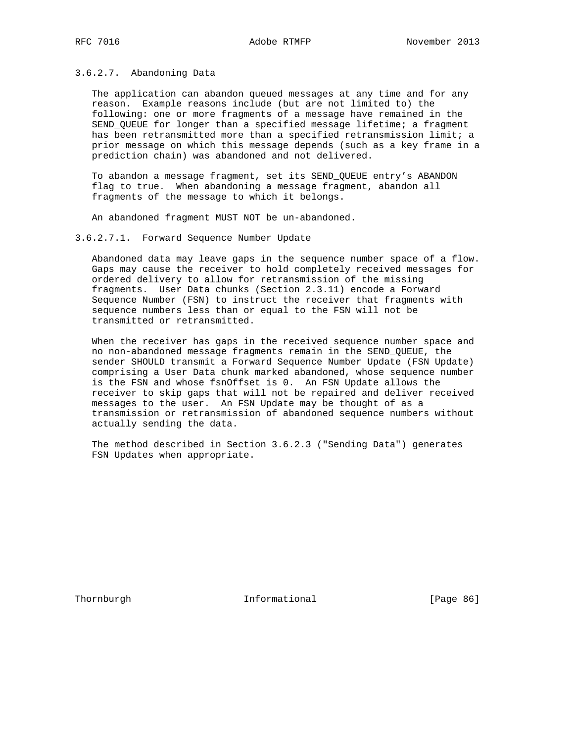#### 3.6.2.7. Abandoning Data

The application can abandon queued messages at any time and for any reason. Example reasons include (but are not limited to) the following: one or more fragments of a message have remained in the SEND_QUEUE for longer than a specified message lifetime; a fragment has been retransmitted more than a specified retransmission limit; a prior message on which this message depends (such as a key frame in a prediction chain) was abandoned and not delivered.

To abandon a message fragment, set its SEND_QUEUE entry's ABANDON flag to true. When abandoning a message fragment, abandon all fragments of the message to which it belongs.

An abandoned fragment MUST NOT be un-abandoned.

##### 3.6.2.7.1. Forward Sequence Number Update

Abandoned data may leave gaps in the sequence number space of a flow. Gaps may cause the receiver to hold completely received messages for ordered delivery to allow for retransmission of the missing fragments. User Data chunks (Section 2.3.11) encode a Forward Sequence Number (FSN) to instruct the receiver that fragments with sequence numbers less than or equal to the FSN will not be transmitted or retransmitted.

When the receiver has gaps in the received sequence number space and no non-abandoned message fragments remain in the SEND_QUEUE, the sender SHOULD transmit a Forward Sequence Number Update (FSN Update) comprising a User Data chunk marked abandoned, whose sequence number is the FSN and whose fsnOffset is 0. An FSN Update allows the receiver to skip gaps that will not be repaired and deliver received messages to the user. An FSN Update may be thought of as a transmission or retransmission of abandoned sequence numbers without actually sending the data.

The method described in Section 3.6.2.3 ("Sending Data") generates FSN Updates when appropriate.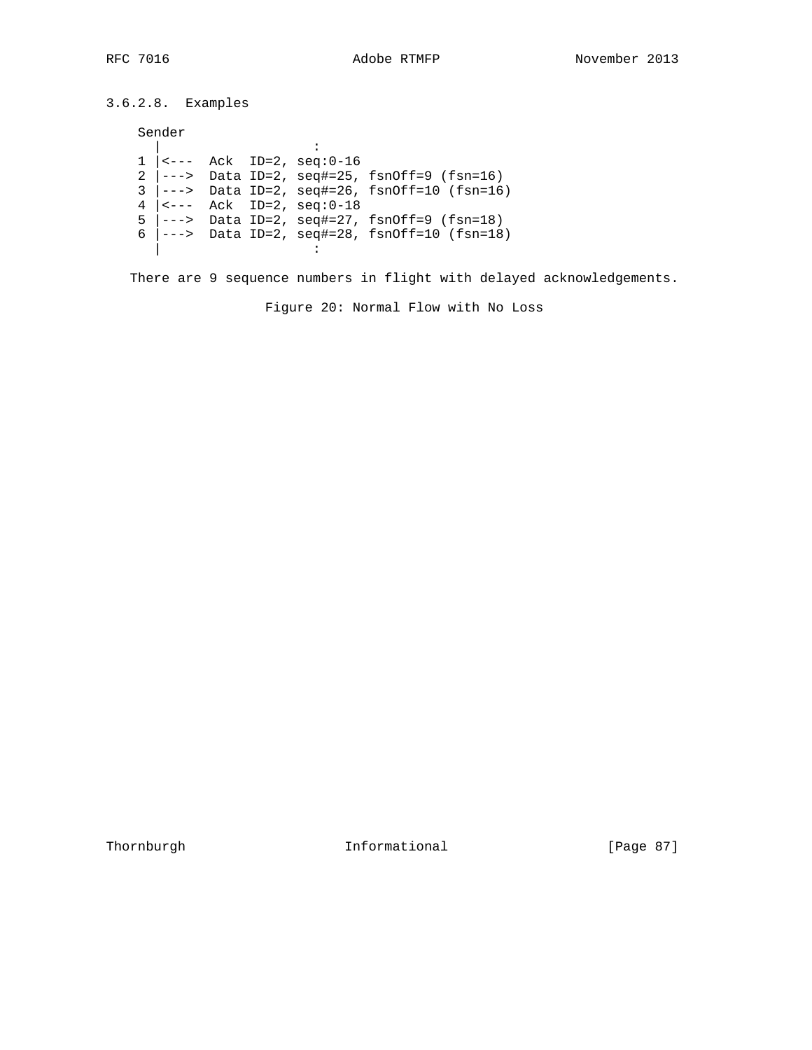#### 3.6.2.8. Examples

```
 Sender
   |                   :
 1 |<---  Ack  ID=2, seq:0-16
 2 |--->  Data ID=2, seq#=25, fsnOff=9 (fsn=16)
 3 |--->  Data ID=2, seq#=26, fsnOff=10 (fsn=16)
 4 |<---  Ack  ID=2, seq:0-18
 5 |--->  Data ID=2, seq#=27, fsnOff=9 (fsn=18)
 6 |--->  Data ID=2, seq#=28, fsnOff=10 (fsn=18)
   |                   :
```

There are 9 sequence numbers in flight with delayed acknowledgements.

Figure 20: Normal Flow with No Loss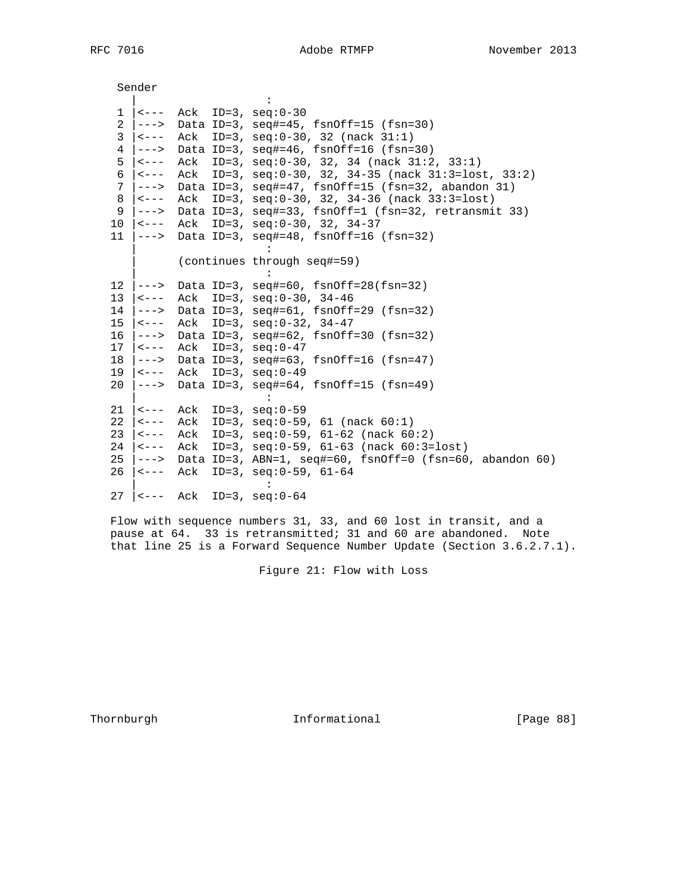```
     Sender
      |                   :
    1 |<---  Ack  ID=3, seq:0-30
    2 |--->  Data ID=3, seq#=45, fsnOff=15 (fsn=30)
    3 |<---  Ack  ID=3, seq:0-30, 32 (nack 31:1)
    4 |--->  Data ID=3, seq#=46, fsnOff=16 (fsn=30)
    5 |<---  Ack  ID=3, seq:0-30, 32, 34 (nack 31:2, 33:1)
    6 |<---  Ack  ID=3, seq:0-30, 32, 34-35 (nack 31:3=lost, 33:2)
    7 |--->  Data ID=3, seq#=47, fsnOff=15 (fsn=32, abandon 31)
    8 |<---  Ack  ID=3, seq:0-30, 32, 34-36 (nack 33:3=lost)
    9 |--->  Data ID=3, seq#=33, fsnOff=1 (fsn=32, retransmit 33)
   10 |<---  Ack  ID=3, seq:0-30, 32, 34-37
   11 |--->  Data ID=3, seq#=48, fsnOff=16 (fsn=32)
      |                   :
      |      (continues through seq#=59)
      |                   :
   12 |--->  Data ID=3, seq#=60, fsnOff=28(fsn=32)
   13 |<---  Ack  ID=3, seq:0-30, 34-46
   14 |--->  Data ID=3, seq#=61, fsnOff=29 (fsn=32)
   15 |<---  Ack  ID=3, seq:0-32, 34-47
   16 |--->  Data ID=3, seq#=62, fsnOff=30 (fsn=32)
   17 |<---  Ack  ID=3, seq:0-47
   18 |--->  Data ID=3, seq#=63, fsnOff=16 (fsn=47)
   19 |<---  Ack  ID=3, seq:0-49
   20 |--->  Data ID=3, seq#=64, fsnOff=15 (fsn=49)
      |                   :
   21 |<---  Ack  ID=3, seq:0-59
   22 |<---  Ack  ID=3, seq:0-59, 61 (nack 60:1)
   23 |<---  Ack  ID=3, seq:0-59, 61-62 (nack 60:2)
   24 |<---  Ack  ID=3, seq:0-59, 61-63 (nack 60:3=lost)
   25 |--->  Data ID=3, ABN=1, seq#=60, fsnOff=0 (fsn=60, abandon 60)
   26 |<---  Ack  ID=3, seq:0-59, 61-64
      |                   :
   27 |<---  Ack  ID=3, seq:0-64
```

Flow with sequence numbers 31, 33, and 60 lost in transit, and a pause at 64. 33 is retransmitted; 31 and 60 are abandoned. Note that line 25 is a Forward Sequence Number Update (Section 3.6.2.7.1).

Figure 21: Flow with Loss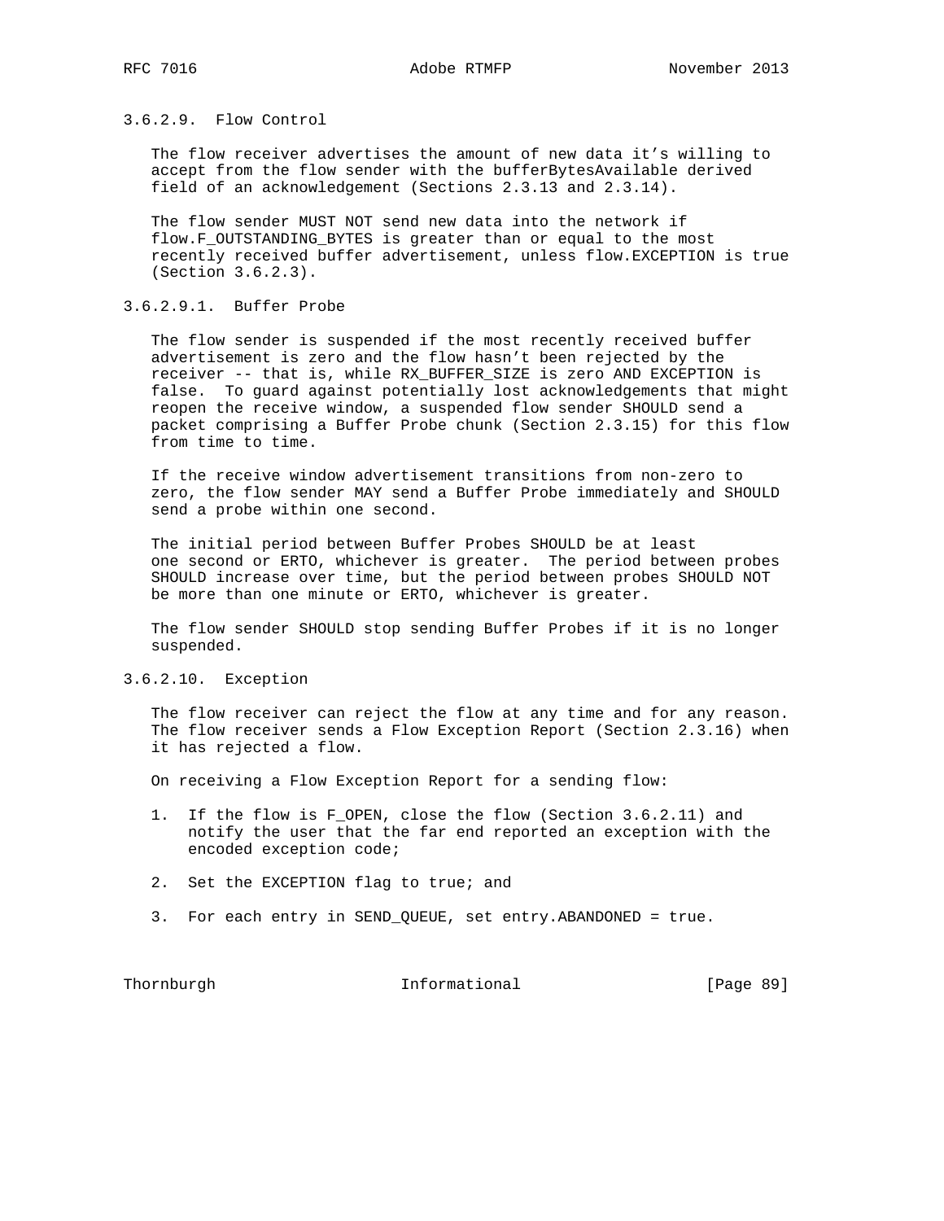#### 3.6.2.9. Flow Control

The flow receiver advertises the amount of new data it's willing to accept from the flow sender with the bufferBytesAvailable derived field of an acknowledgement (Sections 2.3.13 and 2.3.14).

The flow sender MUST NOT send new data into the network if flow.F_OUTSTANDING_BYTES is greater than or equal to the most recently received buffer advertisement, unless flow.EXCEPTION is true (Section 3.6.2.3).

##### 3.6.2.9.1. Buffer Probe

The flow sender is suspended if the most recently received buffer advertisement is zero and the flow hasn't been rejected by the receiver -- that is, while RX_BUFFER_SIZE is zero AND EXCEPTION is false. To guard against potentially lost acknowledgements that might reopen the receive window, a suspended flow sender SHOULD send a packet comprising a Buffer Probe chunk (Section 2.3.15) for this flow from time to time.

If the receive window advertisement transitions from non-zero to zero, the flow sender MAY send a Buffer Probe immediately and SHOULD send a probe within one second.

The initial period between Buffer Probes SHOULD be at least one second or ERTO, whichever is greater. The period between probes SHOULD increase over time, but the period between probes SHOULD NOT be more than one minute or ERTO, whichever is greater.

The flow sender SHOULD stop sending Buffer Probes if it is no longer suspended.

#### 3.6.2.10. Exception

The flow receiver can reject the flow at any time and for any reason. The flow receiver sends a Flow Exception Report (Section 2.3.16) when it has rejected a flow.

On receiving a Flow Exception Report for a sending flow:

1. If the flow is F_OPEN, close the flow (Section 3.6.2.11) and notify the user that the far end reported an exception with the encoded exception code;

2. Set the EXCEPTION flag to true; and

3. For each entry in SEND_QUEUE, set entry.ABANDONED = true.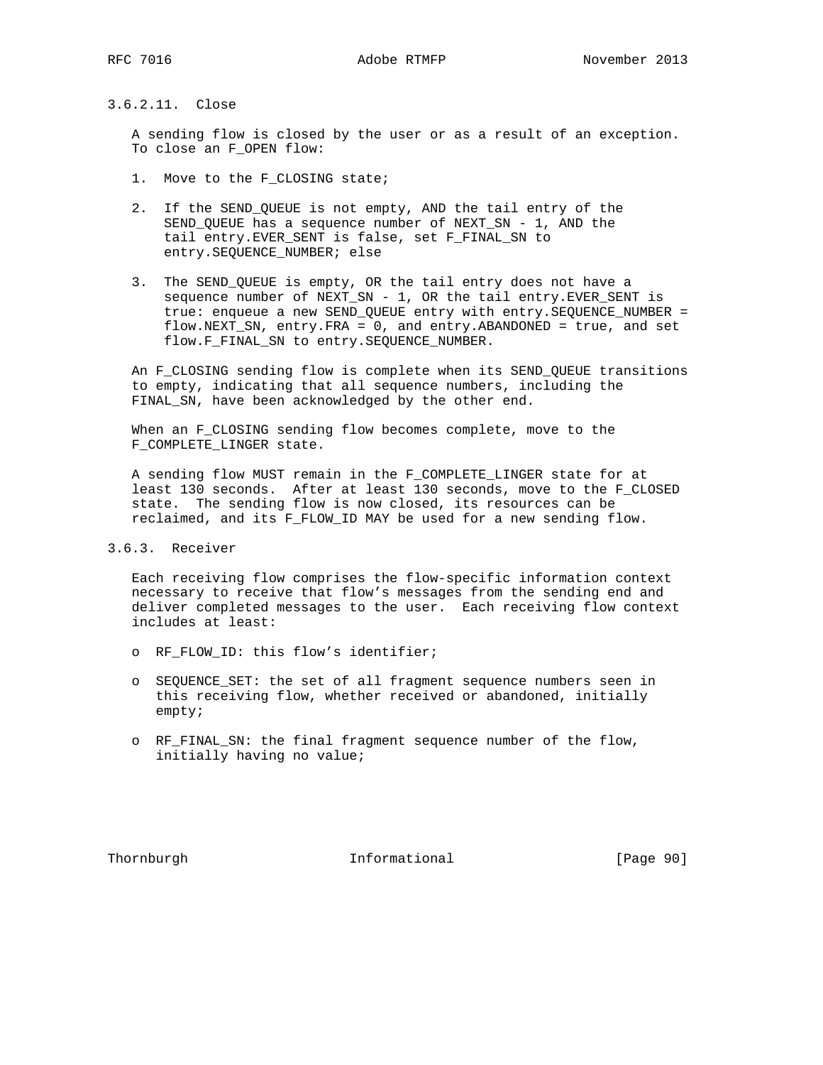#### 3.6.2.11. Close

A sending flow is closed by the user or as a result of an exception. To close an F_OPEN flow:

1. Move to the F_CLOSING state;

2. If the SEND_QUEUE is not empty, AND the tail entry of the SEND_QUEUE has a sequence number of NEXT_SN - 1, AND the tail entry.EVER_SENT is false, set F_FINAL_SN to entry.SEQUENCE_NUMBER; else

3. The SEND_QUEUE is empty, OR the tail entry does not have a sequence number of NEXT_SN - 1, OR the tail entry.EVER_SENT is true: enqueue a new SEND_QUEUE entry with entry.SEQUENCE_NUMBER = flow.NEXT_SN, entry.FRA = 0, and entry.ABANDONED = true, and set flow.F_FINAL_SN to entry.SEQUENCE_NUMBER.

An F_CLOSING sending flow is complete when its SEND_QUEUE transitions to empty, indicating that all sequence numbers, including the FINAL_SN, have been acknowledged by the other end.

When an F_CLOSING sending flow becomes complete, move to the F_COMPLETE_LINGER state.

A sending flow MUST remain in the F_COMPLETE_LINGER state for at least 130 seconds. After at least 130 seconds, move to the F_CLOSED state. The sending flow is now closed, its resources can be reclaimed, and its F_FLOW_ID MAY be used for a new sending flow.

### 3.6.3. Receiver

Each receiving flow comprises the flow-specific information context necessary to receive that flow's messages from the sending end and deliver completed messages to the user. Each receiving flow context includes at least:

- RF_FLOW_ID: this flow's identifier;

- SEQUENCE_SET: the set of all fragment sequence numbers seen in this receiving flow, whether received or abandoned, initially empty;

- RF_FINAL_SN: the final fragment sequence number of the flow, initially having no value;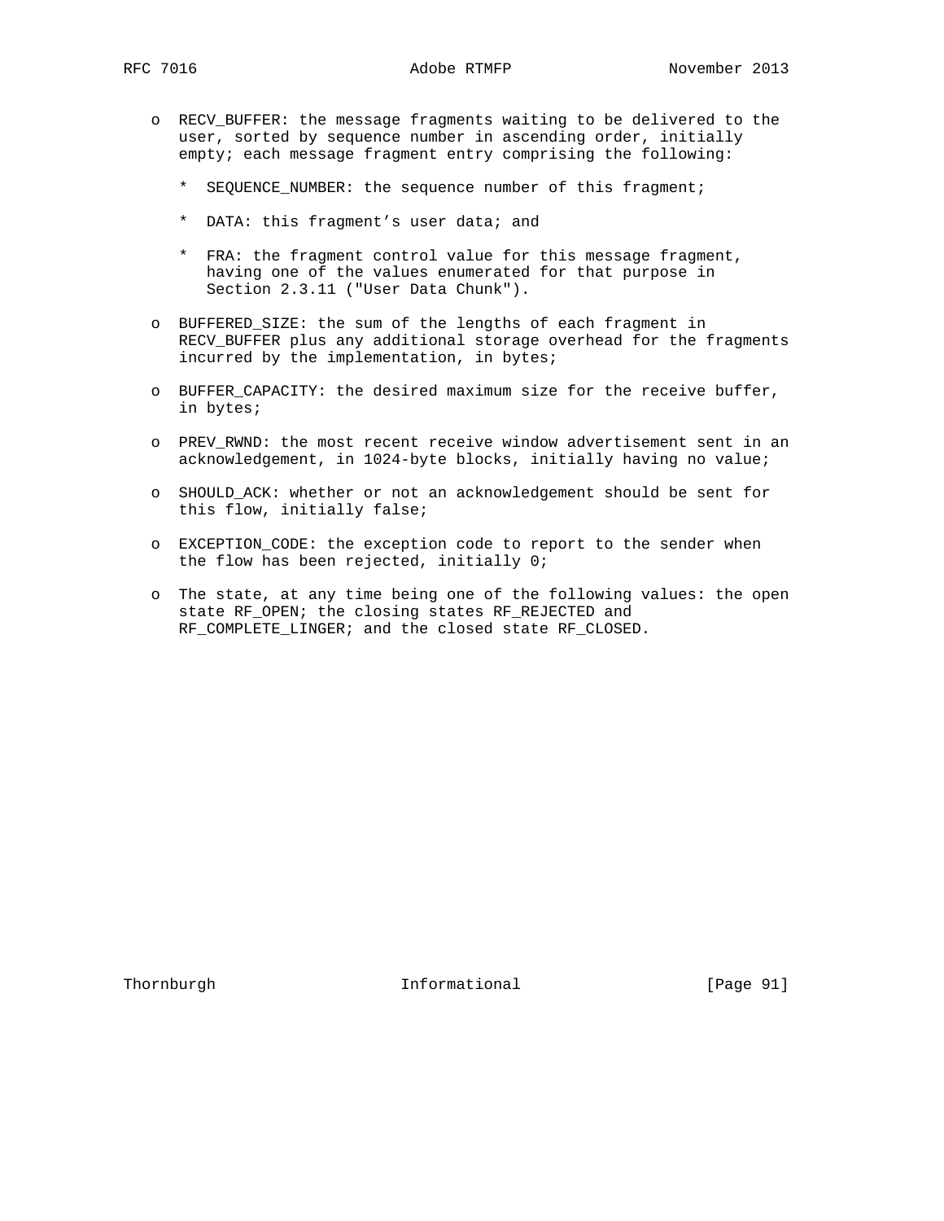- RECV_BUFFER: the message fragments waiting to be delivered to the user, sorted by sequence number in ascending order, initially empty; each message fragment entry comprising the following:

  * SEQUENCE_NUMBER: the sequence number of this fragment;

  * DATA: this fragment's user data; and

  * FRA: the fragment control value for this message fragment, having one of the values enumerated for that purpose in Section 2.3.11 ("User Data Chunk").

- BUFFERED_SIZE: the sum of the lengths of each fragment in RECV_BUFFER plus any additional storage overhead for the fragments incurred by the implementation, in bytes;

- BUFFER_CAPACITY: the desired maximum size for the receive buffer, in bytes;

- PREV_RWND: the most recent receive window advertisement sent in an acknowledgement, in 1024-byte blocks, initially having no value;

- SHOULD_ACK: whether or not an acknowledgement should be sent for this flow, initially false;

- EXCEPTION_CODE: the exception code to report to the sender when the flow has been rejected, initially 0;

- The state, at any time being one of the following values: the open state RF_OPEN; the closing states RF_REJECTED and RF_COMPLETE_LINGER; and the closed state RF_CLOSED.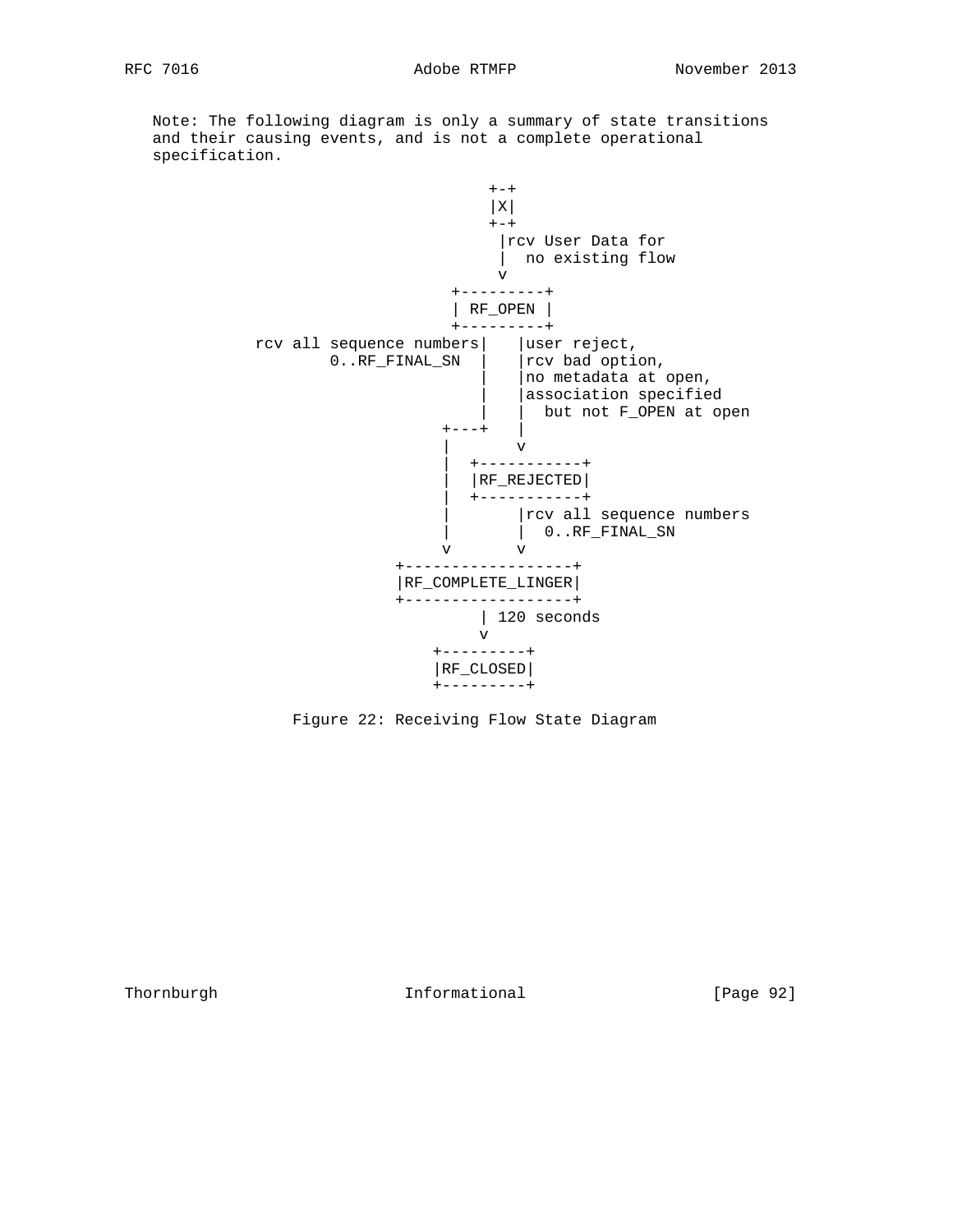Note: The following diagram is only a summary of state transitions and their causing events, and is not a complete operational specification.

```
                                 +-+
                                 |X|
                                 +-+
                                  |rcv User Data for
                                  |  no existing flow
                                  v
                             +---------+
                             | RF_OPEN |
                             +---------+
     rcv all sequence numbers|   |user reject,
             0..RF_FINAL_SN  |   |rcv bad option,
                             |   |no metadata at open,
                             |   |association specified
                             |   |  but not F_OPEN at open
                         +---+   |
                         |       v
                         |  +-----------+
                         |  |RF_REJECTED|
                         |  +-----------+
                         |       |rcv all sequence numbers
                         |       |  0..RF_FINAL_SN
                         v       v
                    +------------------+
                    |RF_COMPLETE_LINGER|
                    +------------------+
                             | 120 seconds
                             v
                        +---------+
                        |RF_CLOSED|
                        +---------+
```

Figure 22: Receiving Flow State Diagram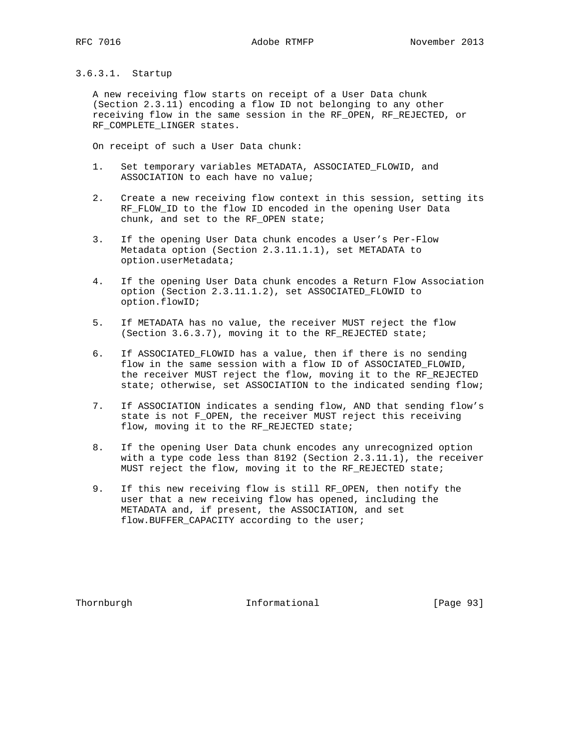#### 3.6.3.1. Startup

A new receiving flow starts on receipt of a User Data chunk (Section 2.3.11) encoding a flow ID not belonging to any other receiving flow in the same session in the RF_OPEN, RF_REJECTED, or RF_COMPLETE_LINGER states.

On receipt of such a User Data chunk:

1. Set temporary variables METADATA, ASSOCIATED_FLOWID, and ASSOCIATION to each have no value;

2. Create a new receiving flow context in this session, setting its RF_FLOW_ID to the flow ID encoded in the opening User Data chunk, and set to the RF_OPEN state;

3. If the opening User Data chunk encodes a User's Per-Flow Metadata option (Section 2.3.11.1.1), set METADATA to option.userMetadata;

4. If the opening User Data chunk encodes a Return Flow Association option (Section 2.3.11.1.2), set ASSOCIATED_FLOWID to option.flowID;

5. If METADATA has no value, the receiver MUST reject the flow (Section 3.6.3.7), moving it to the RF_REJECTED state;

6. If ASSOCIATED_FLOWID has a value, then if there is no sending flow in the same session with a flow ID of ASSOCIATED_FLOWID, the receiver MUST reject the flow, moving it to the RF_REJECTED state; otherwise, set ASSOCIATION to the indicated sending flow;

7. If ASSOCIATION indicates a sending flow, AND that sending flow's state is not F_OPEN, the receiver MUST reject this receiving flow, moving it to the RF_REJECTED state;

8. If the opening User Data chunk encodes any unrecognized option with a type code less than 8192 (Section 2.3.11.1), the receiver MUST reject the flow, moving it to the RF_REJECTED state;

9. If this new receiving flow is still RF_OPEN, then notify the user that a new receiving flow has opened, including the METADATA and, if present, the ASSOCIATION, and set flow.BUFFER_CAPACITY according to the user;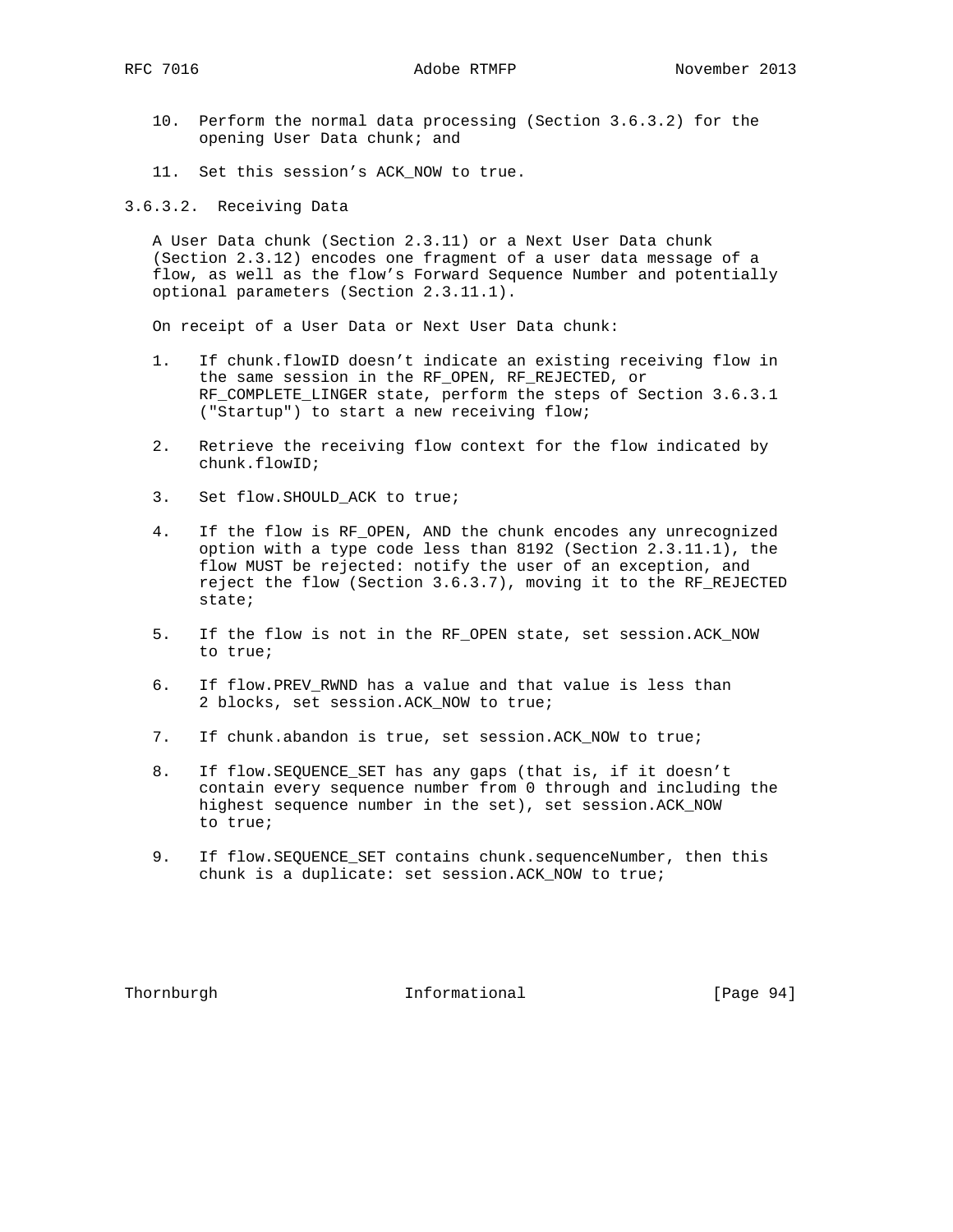10. Perform the normal data processing (Section 3.6.3.2) for the opening User Data chunk; and

11. Set this session's ACK_NOW to true.

#### 3.6.3.2. Receiving Data

A User Data chunk (Section 2.3.11) or a Next User Data chunk (Section 2.3.12) encodes one fragment of a user data message of a flow, as well as the flow's Forward Sequence Number and potentially optional parameters (Section 2.3.11.1).

On receipt of a User Data or Next User Data chunk:

1. If chunk.flowID doesn't indicate an existing receiving flow in the same session in the RF_OPEN, RF_REJECTED, or RF_COMPLETE_LINGER state, perform the steps of Section 3.6.3.1 ("Startup") to start a new receiving flow;

2. Retrieve the receiving flow context for the flow indicated by chunk.flowID;

3. Set flow.SHOULD_ACK to true;

4. If the flow is RF_OPEN, AND the chunk encodes any unrecognized option with a type code less than 8192 (Section 2.3.11.1), the flow MUST be rejected: notify the user of an exception, and reject the flow (Section 3.6.3.7), moving it to the RF_REJECTED state;

5. If the flow is not in the RF_OPEN state, set session.ACK_NOW to true;

6. If flow.PREV_RWND has a value and that value is less than 2 blocks, set session.ACK_NOW to true;

7. If chunk.abandon is true, set session.ACK_NOW to true;

8. If flow.SEQUENCE_SET has any gaps (that is, if it doesn't contain every sequence number from 0 through and including the highest sequence number in the set), set session.ACK_NOW to true;

9. If flow.SEQUENCE_SET contains chunk.sequenceNumber, then this chunk is a duplicate: set session.ACK_NOW to true;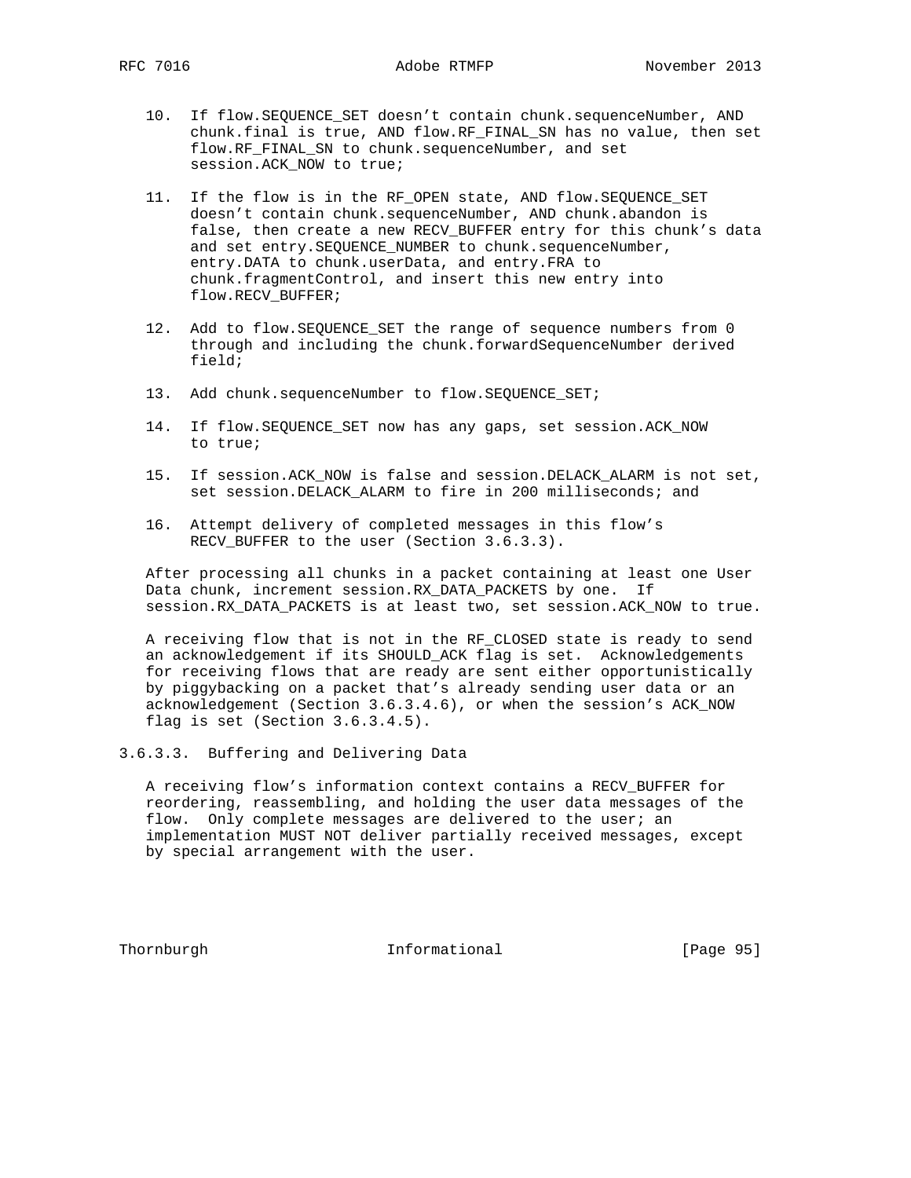10. If flow.SEQUENCE_SET doesn't contain chunk.sequenceNumber, AND chunk.final is true, AND flow.RF_FINAL_SN has no value, then set flow.RF_FINAL_SN to chunk.sequenceNumber, and set session.ACK_NOW to true;

11. If the flow is in the RF_OPEN state, AND flow.SEQUENCE_SET doesn't contain chunk.sequenceNumber, AND chunk.abandon is false, then create a new RECV_BUFFER entry for this chunk's data and set entry.SEQUENCE_NUMBER to chunk.sequenceNumber, entry.DATA to chunk.userData, and entry.FRA to chunk.fragmentControl, and insert this new entry into flow.RECV_BUFFER;

12. Add to flow.SEQUENCE_SET the range of sequence numbers from 0 through and including the chunk.forwardSequenceNumber derived field;

13. Add chunk.sequenceNumber to flow.SEQUENCE_SET;

14. If flow.SEQUENCE_SET now has any gaps, set session.ACK_NOW to true;

15. If session.ACK_NOW is false and session.DELACK_ALARM is not set, set session.DELACK_ALARM to fire in 200 milliseconds; and

16. Attempt delivery of completed messages in this flow's RECV_BUFFER to the user (Section 3.6.3.3).

After processing all chunks in a packet containing at least one User Data chunk, increment session.RX_DATA_PACKETS by one. If session.RX_DATA_PACKETS is at least two, set session.ACK_NOW to true.

A receiving flow that is not in the RF_CLOSED state is ready to send an acknowledgement if its SHOULD_ACK flag is set. Acknowledgements for receiving flows that are ready are sent either opportunistically by piggybacking on a packet that's already sending user data or an acknowledgement (Section 3.6.3.4.6), or when the session's ACK_NOW flag is set (Section 3.6.3.4.5).

### 3.6.3.3. Buffering and Delivering Data

A receiving flow's information context contains a RECV_BUFFER for reordering, reassembling, and holding the user data messages of the flow. Only complete messages are delivered to the user; an implementation MUST NOT deliver partially received messages, except by special arrangement with the user.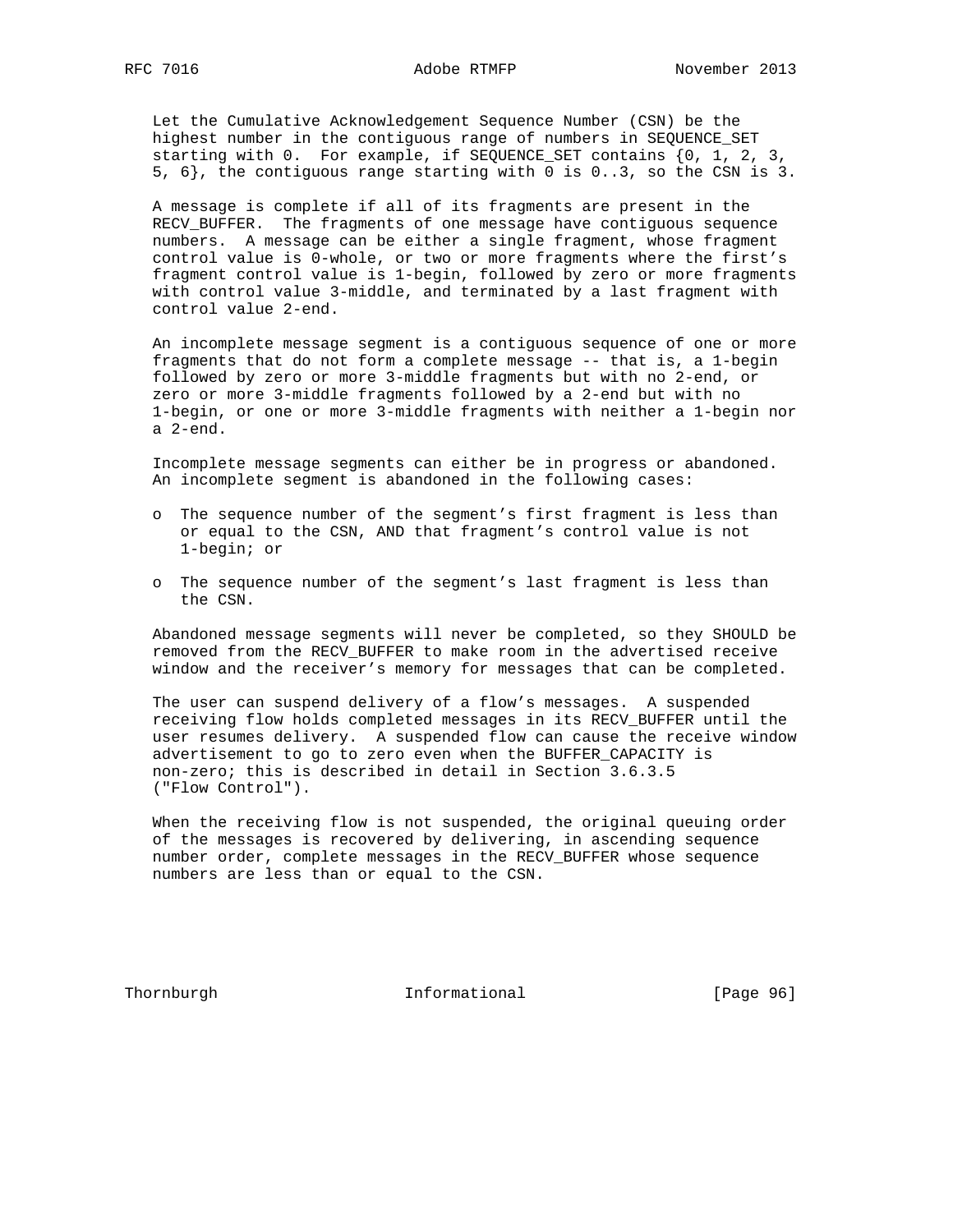Let the Cumulative Acknowledgement Sequence Number (CSN) be the highest number in the contiguous range of numbers in SEQUENCE_SET starting with 0. For example, if SEQUENCE_SET contains {0, 1, 2, 3, 5, 6}, the contiguous range starting with 0 is 0..3, so the CSN is 3.

A message is complete if all of its fragments are present in the RECV_BUFFER. The fragments of one message have contiguous sequence numbers. A message can be either a single fragment, whose fragment control value is 0-whole, or two or more fragments where the first's fragment control value is 1-begin, followed by zero or more fragments with control value 3-middle, and terminated by a last fragment with control value 2-end.

An incomplete message segment is a contiguous sequence of one or more fragments that do not form a complete message -- that is, a 1-begin followed by zero or more 3-middle fragments but with no 2-end, or zero or more 3-middle fragments followed by a 2-end but with no 1-begin, or one or more 3-middle fragments with neither a 1-begin nor a 2-end.

Incomplete message segments can either be in progress or abandoned. An incomplete segment is abandoned in the following cases:

- The sequence number of the segment's first fragment is less than or equal to the CSN, AND that fragment's control value is not 1-begin; or
- The sequence number of the segment's last fragment is less than the CSN.

Abandoned message segments will never be completed, so they SHOULD be removed from the RECV_BUFFER to make room in the advertised receive window and the receiver's memory for messages that can be completed.

The user can suspend delivery of a flow's messages. A suspended receiving flow holds completed messages in its RECV_BUFFER until the user resumes delivery. A suspended flow can cause the receive window advertisement to go to zero even when the BUFFER_CAPACITY is non-zero; this is described in detail in Section 3.6.3.5 ("Flow Control").

When the receiving flow is not suspended, the original queuing order of the messages is recovered by delivering, in ascending sequence number order, complete messages in the RECV_BUFFER whose sequence numbers are less than or equal to the CSN.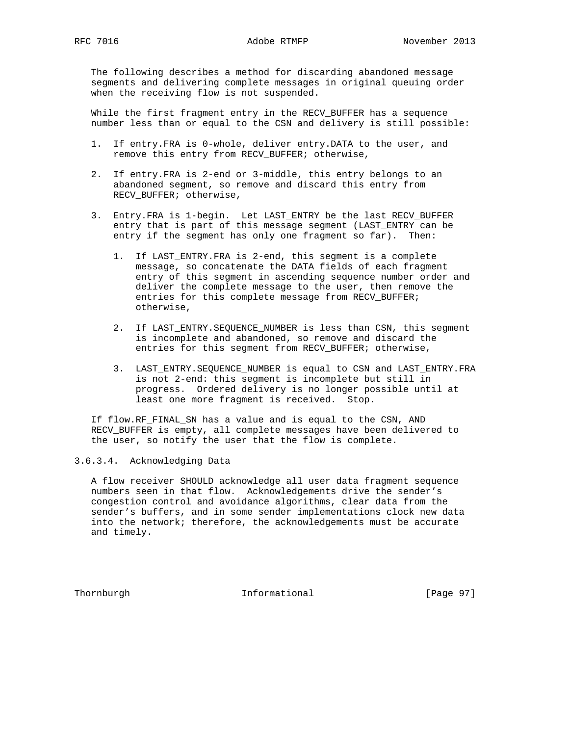The following describes a method for discarding abandoned message segments and delivering complete messages in original queuing order when the receiving flow is not suspended.

While the first fragment entry in the RECV_BUFFER has a sequence number less than or equal to the CSN and delivery is still possible:

1. If entry.FRA is 0-whole, deliver entry.DATA to the user, and remove this entry from RECV_BUFFER; otherwise,

2. If entry.FRA is 2-end or 3-middle, this entry belongs to an abandoned segment, so remove and discard this entry from RECV_BUFFER; otherwise,

3. Entry.FRA is 1-begin. Let LAST_ENTRY be the last RECV_BUFFER entry that is part of this message segment (LAST_ENTRY can be entry if the segment has only one fragment so far). Then:

    1. If LAST_ENTRY.FRA is 2-end, this segment is a complete message, so concatenate the DATA fields of each fragment entry of this segment in ascending sequence number order and deliver the complete message to the user, then remove the entries for this complete message from RECV_BUFFER; otherwise,

    2. If LAST_ENTRY.SEQUENCE_NUMBER is less than CSN, this segment is incomplete and abandoned, so remove and discard the entries for this segment from RECV_BUFFER; otherwise,

    3. LAST_ENTRY.SEQUENCE_NUMBER is equal to CSN and LAST_ENTRY.FRA is not 2-end: this segment is incomplete but still in progress. Ordered delivery is no longer possible until at least one more fragment is received. Stop.

If flow.RF_FINAL_SN has a value and is equal to the CSN, AND RECV_BUFFER is empty, all complete messages have been delivered to the user, so notify the user that the flow is complete.

#### 3.6.3.4. Acknowledging Data

A flow receiver SHOULD acknowledge all user data fragment sequence numbers seen in that flow. Acknowledgements drive the sender's congestion control and avoidance algorithms, clear data from the sender's buffers, and in some sender implementations clock new data into the network; therefore, the acknowledgements must be accurate and timely.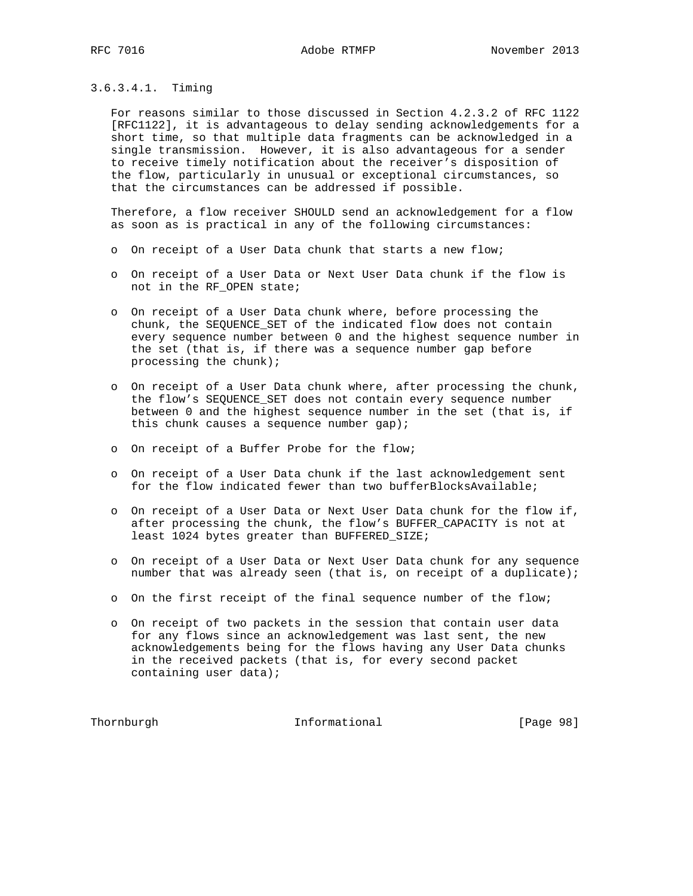#### 3.6.3.4.1. Timing

For reasons similar to those discussed in Section 4.2.3.2 of RFC 1122 [RFC1122], it is advantageous to delay sending acknowledgements for a short time, so that multiple data fragments can be acknowledged in a single transmission. However, it is also advantageous for a sender to receive timely notification about the receiver's disposition of the flow, particularly in unusual or exceptional circumstances, so that the circumstances can be addressed if possible.

Therefore, a flow receiver SHOULD send an acknowledgement for a flow as soon as is practical in any of the following circumstances:

- On receipt of a User Data chunk that starts a new flow;
- On receipt of a User Data or Next User Data chunk if the flow is not in the RF_OPEN state;
- On receipt of a User Data chunk where, before processing the chunk, the SEQUENCE_SET of the indicated flow does not contain every sequence number between 0 and the highest sequence number in the set (that is, if there was a sequence number gap before processing the chunk);
- On receipt of a User Data chunk where, after processing the chunk, the flow's SEQUENCE_SET does not contain every sequence number between 0 and the highest sequence number in the set (that is, if this chunk causes a sequence number gap);
- On receipt of a Buffer Probe for the flow;
- On receipt of a User Data chunk if the last acknowledgement sent for the flow indicated fewer than two bufferBlocksAvailable;
- On receipt of a User Data or Next User Data chunk for the flow if, after processing the chunk, the flow's BUFFER_CAPACITY is not at least 1024 bytes greater than BUFFERED_SIZE;
- On receipt of a User Data or Next User Data chunk for any sequence number that was already seen (that is, on receipt of a duplicate);
- On the first receipt of the final sequence number of the flow;
- On receipt of two packets in the session that contain user data for any flows since an acknowledgement was last sent, the new acknowledgements being for the flows having any User Data chunks in the received packets (that is, for every second packet containing user data);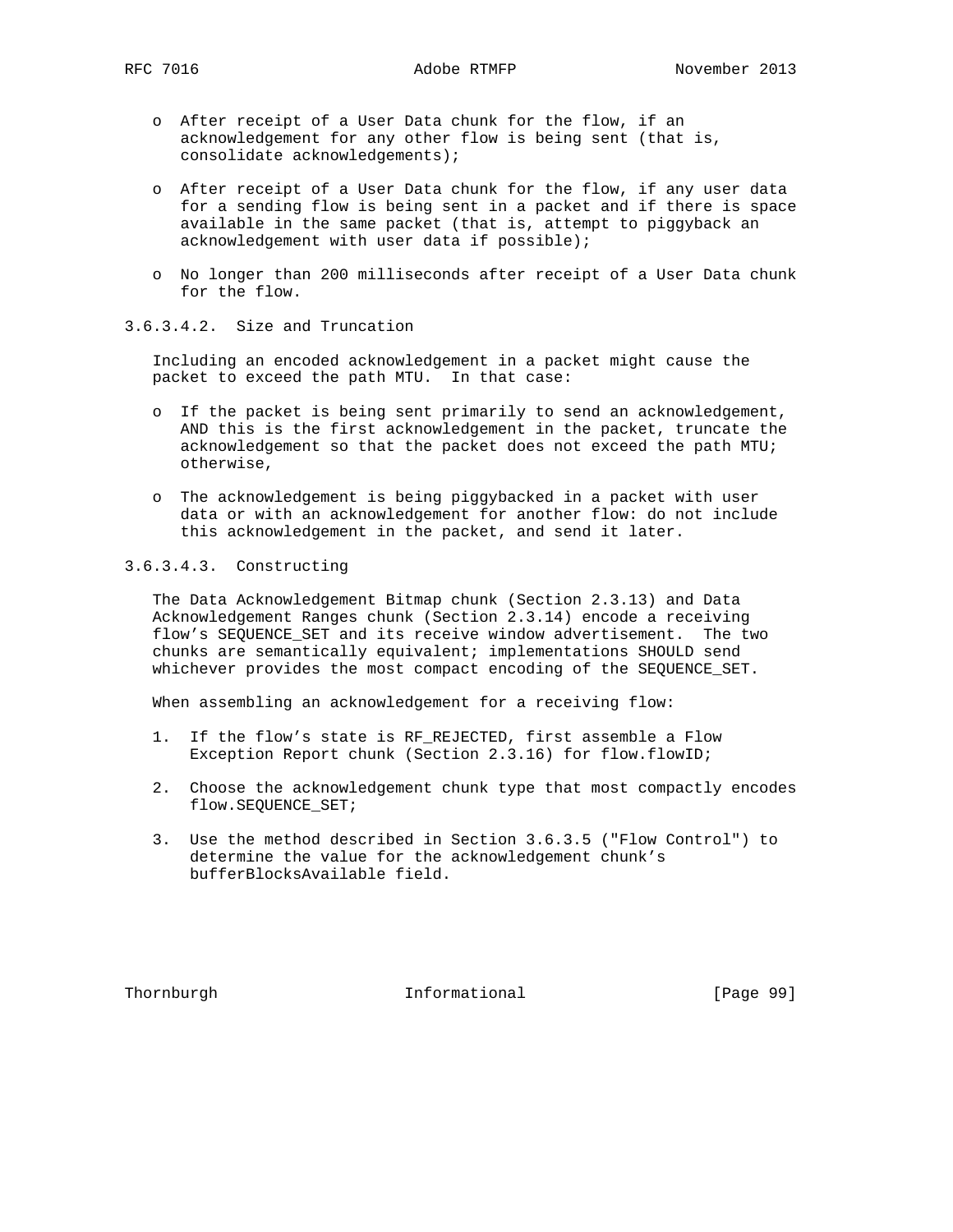- After receipt of a User Data chunk for the flow, if an acknowledgement for any other flow is being sent (that is, consolidate acknowledgements);
- After receipt of a User Data chunk for the flow, if any user data for a sending flow is being sent in a packet and if there is space available in the same packet (that is, attempt to piggyback an acknowledgement with user data if possible);
- No longer than 200 milliseconds after receipt of a User Data chunk for the flow.

#### 3.6.3.4.2. Size and Truncation

Including an encoded acknowledgement in a packet might cause the packet to exceed the path MTU. In that case:

- If the packet is being sent primarily to send an acknowledgement, AND this is the first acknowledgement in the packet, truncate the acknowledgement so that the packet does not exceed the path MTU; otherwise,
- The acknowledgement is being piggybacked in a packet with user data or with an acknowledgement for another flow: do not include this acknowledgement in the packet, and send it later.

#### 3.6.3.4.3. Constructing

The Data Acknowledgement Bitmap chunk (Section 2.3.13) and Data Acknowledgement Ranges chunk (Section 2.3.14) encode a receiving flow's SEQUENCE_SET and its receive window advertisement. The two chunks are semantically equivalent; implementations SHOULD send whichever provides the most compact encoding of the SEQUENCE_SET.

When assembling an acknowledgement for a receiving flow:

1. If the flow's state is RF_REJECTED, first assemble a Flow Exception Report chunk (Section 2.3.16) for flow.flowID;
2. Choose the acknowledgement chunk type that most compactly encodes flow.SEQUENCE_SET;
3. Use the method described in Section 3.6.3.5 ("Flow Control") to determine the value for the acknowledgement chunk's bufferBlocksAvailable field.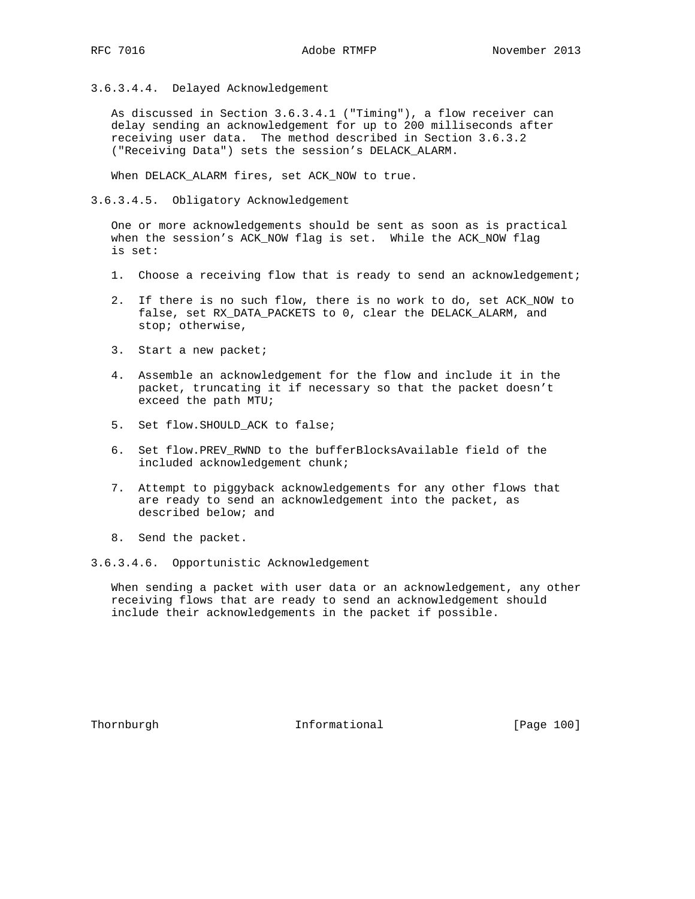#### 3.6.3.4.4. Delayed Acknowledgement

As discussed in Section 3.6.3.4.1 ("Timing"), a flow receiver can delay sending an acknowledgement for up to 200 milliseconds after receiving user data. The method described in Section 3.6.3.2 ("Receiving Data") sets the session's DELACK_ALARM.

When DELACK_ALARM fires, set ACK_NOW to true.

#### 3.6.3.4.5. Obligatory Acknowledgement

One or more acknowledgements should be sent as soon as is practical when the session's ACK_NOW flag is set. While the ACK_NOW flag is set:

1. Choose a receiving flow that is ready to send an acknowledgement;
2. If there is no such flow, there is no work to do, set ACK_NOW to false, set RX_DATA_PACKETS to 0, clear the DELACK_ALARM, and stop; otherwise,
3. Start a new packet;
4. Assemble an acknowledgement for the flow and include it in the packet, truncating it if necessary so that the packet doesn't exceed the path MTU;
5. Set flow.SHOULD_ACK to false;
6. Set flow.PREV_RWND to the bufferBlocksAvailable field of the included acknowledgement chunk;
7. Attempt to piggyback acknowledgements for any other flows that are ready to send an acknowledgement into the packet, as described below; and
8. Send the packet.

#### 3.6.3.4.6. Opportunistic Acknowledgement

When sending a packet with user data or an acknowledgement, any other receiving flows that are ready to send an acknowledgement should include their acknowledgements in the packet if possible.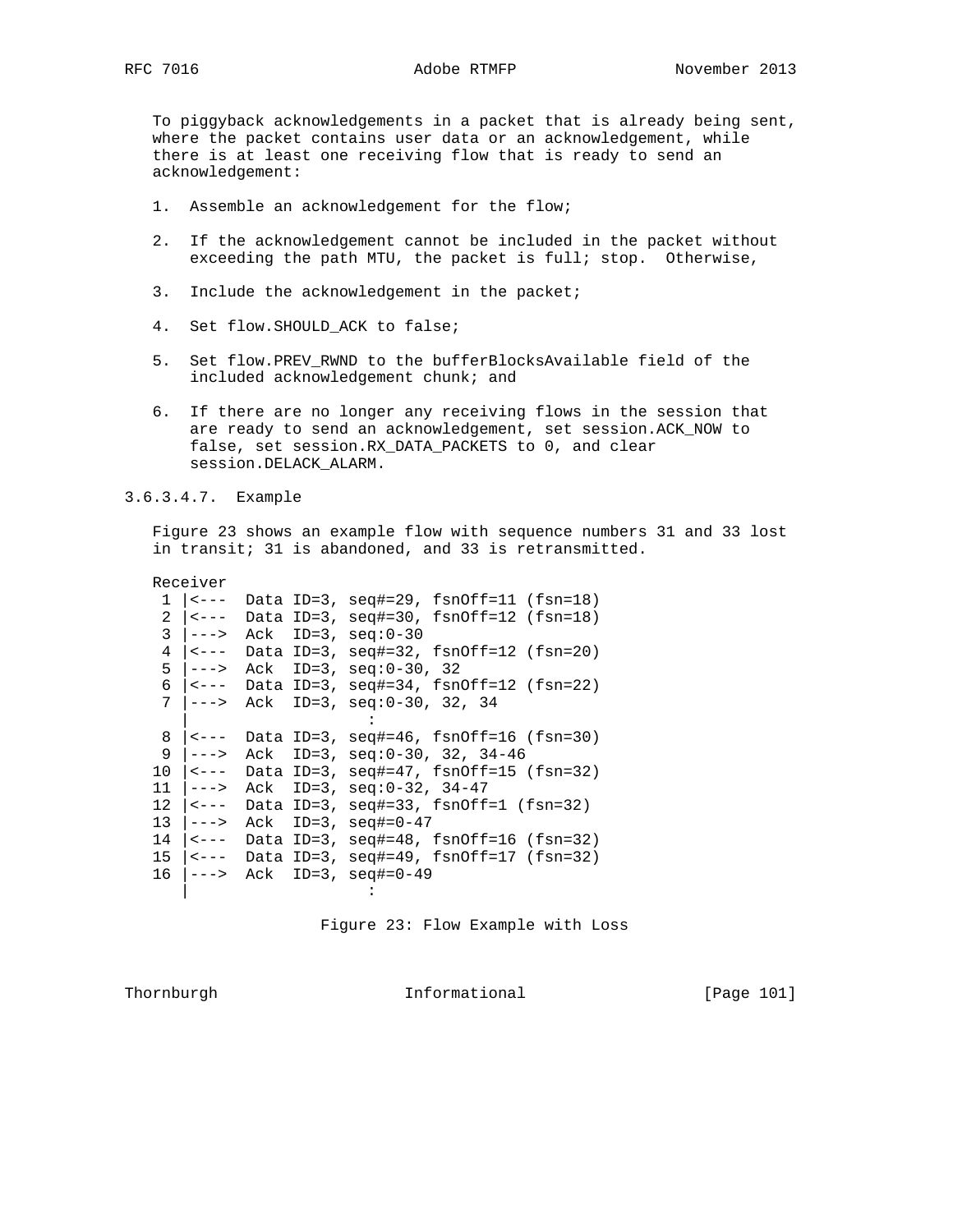To piggyback acknowledgements in a packet that is already being sent, where the packet contains user data or an acknowledgement, while there is at least one receiving flow that is ready to send an acknowledgement:

1. Assemble an acknowledgement for the flow;
2. If the acknowledgement cannot be included in the packet without exceeding the path MTU, the packet is full; stop. Otherwise,
3. Include the acknowledgement in the packet;
4. Set flow.SHOULD_ACK to false;
5. Set flow.PREV_RWND to the bufferBlocksAvailable field of the included acknowledgement chunk; and
6. If there are no longer any receiving flows in the session that are ready to send an acknowledgement, set session.ACK_NOW to false, set session.RX_DATA_PACKETS to 0, and clear session.DELACK_ALARM.

###### 3.6.3.4.7. Example

Figure 23 shows an example flow with sequence numbers 31 and 33 lost in transit; 31 is abandoned, and 33 is retransmitted.

```
Receiver
 1 |<---  Data ID=3, seq#=29, fsnOff=11 (fsn=18)
 2 |<---  Data ID=3, seq#=30, fsnOff=12 (fsn=18)
 3 |--->  Ack  ID=3, seq:0-30
 4 |<---  Data ID=3, seq#=32, fsnOff=12 (fsn=20)
 5 |--->  Ack  ID=3, seq:0-30, 32
 6 |<---  Data ID=3, seq#=34, fsnOff=12 (fsn=22)
 7 |--->  Ack  ID=3, seq:0-30, 32, 34
   |                    :
 8 |<---  Data ID=3, seq#=46, fsnOff=16 (fsn=30)
 9 |--->  Ack  ID=3, seq:0-30, 32, 34-46
10 |<---  Data ID=3, seq#=47, fsnOff=15 (fsn=32)
11 |--->  Ack  ID=3, seq:0-32, 34-47
12 |<---  Data ID=3, seq#=33, fsnOff=1 (fsn=32)
13 |--->  Ack  ID=3, seq#=0-47
14 |<---  Data ID=3, seq#=48, fsnOff=16 (fsn=32)
15 |<---  Data ID=3, seq#=49, fsnOff=17 (fsn=32)
16 |--->  Ack  ID=3, seq#=0-49
   |                    :
```

Figure 23: Flow Example with Loss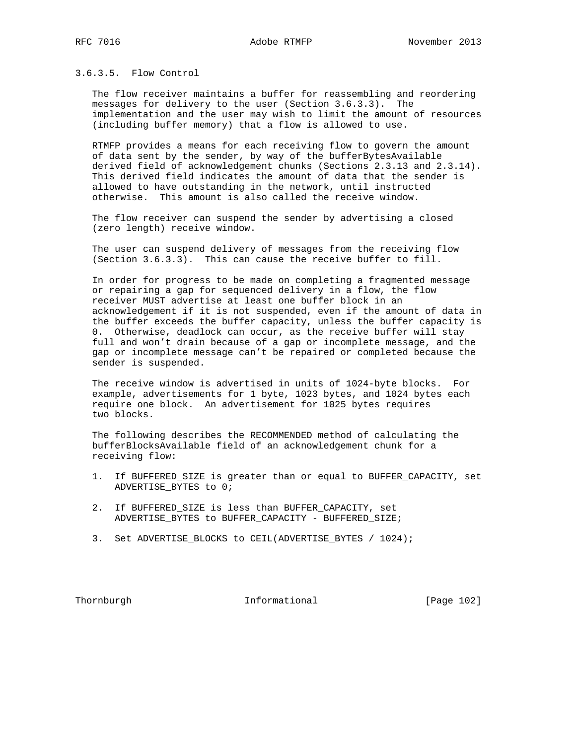### 3.6.3.5. Flow Control

The flow receiver maintains a buffer for reassembling and reordering messages for delivery to the user (Section 3.6.3.3). The implementation and the user may wish to limit the amount of resources (including buffer memory) that a flow is allowed to use.

RTMFP provides a means for each receiving flow to govern the amount of data sent by the sender, by way of the bufferBytesAvailable derived field of acknowledgement chunks (Sections 2.3.13 and 2.3.14). This derived field indicates the amount of data that the sender is allowed to have outstanding in the network, until instructed otherwise. This amount is also called the receive window.

The flow receiver can suspend the sender by advertising a closed (zero length) receive window.

The user can suspend delivery of messages from the receiving flow (Section 3.6.3.3). This can cause the receive buffer to fill.

In order for progress to be made on completing a fragmented message or repairing a gap for sequenced delivery in a flow, the flow receiver MUST advertise at least one buffer block in an acknowledgement if it is not suspended, even if the amount of data in the buffer exceeds the buffer capacity, unless the buffer capacity is 0. Otherwise, deadlock can occur, as the receive buffer will stay full and won't drain because of a gap or incomplete message, and the gap or incomplete message can't be repaired or completed because the sender is suspended.

The receive window is advertised in units of 1024-byte blocks. For example, advertisements for 1 byte, 1023 bytes, and 1024 bytes each require one block. An advertisement for 1025 bytes requires two blocks.

The following describes the RECOMMENDED method of calculating the bufferBlocksAvailable field of an acknowledgement chunk for a receiving flow:

1. If BUFFERED_SIZE is greater than or equal to BUFFER_CAPACITY, set ADVERTISE_BYTES to 0;

2. If BUFFERED_SIZE is less than BUFFER_CAPACITY, set ADVERTISE_BYTES to BUFFER_CAPACITY - BUFFERED_SIZE;

3. Set ADVERTISE_BLOCKS to CEIL(ADVERTISE_BYTES / 1024);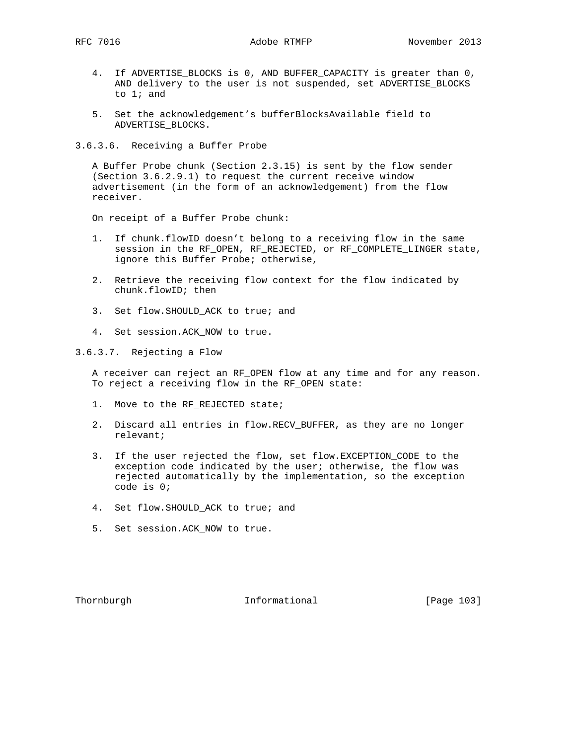4. If ADVERTISE_BLOCKS is 0, AND BUFFER_CAPACITY is greater than 0, AND delivery to the user is not suspended, set ADVERTISE_BLOCKS to 1; and

5. Set the acknowledgement's bufferBlocksAvailable field to ADVERTISE_BLOCKS.

#### 3.6.3.6. Receiving a Buffer Probe

A Buffer Probe chunk (Section 2.3.15) is sent by the flow sender (Section 3.6.2.9.1) to request the current receive window advertisement (in the form of an acknowledgement) from the flow receiver.

On receipt of a Buffer Probe chunk:

1. If chunk.flowID doesn't belong to a receiving flow in the same session in the RF_OPEN, RF_REJECTED, or RF_COMPLETE_LINGER state, ignore this Buffer Probe; otherwise,

2. Retrieve the receiving flow context for the flow indicated by chunk.flowID; then

3. Set flow.SHOULD_ACK to true; and

4. Set session.ACK_NOW to true.

#### 3.6.3.7. Rejecting a Flow

A receiver can reject an RF_OPEN flow at any time and for any reason. To reject a receiving flow in the RF_OPEN state:

1. Move to the RF_REJECTED state;

2. Discard all entries in flow.RECV_BUFFER, as they are no longer relevant;

3. If the user rejected the flow, set flow.EXCEPTION_CODE to the exception code indicated by the user; otherwise, the flow was rejected automatically by the implementation, so the exception code is 0;

4. Set flow.SHOULD_ACK to true; and

5. Set session.ACK_NOW to true.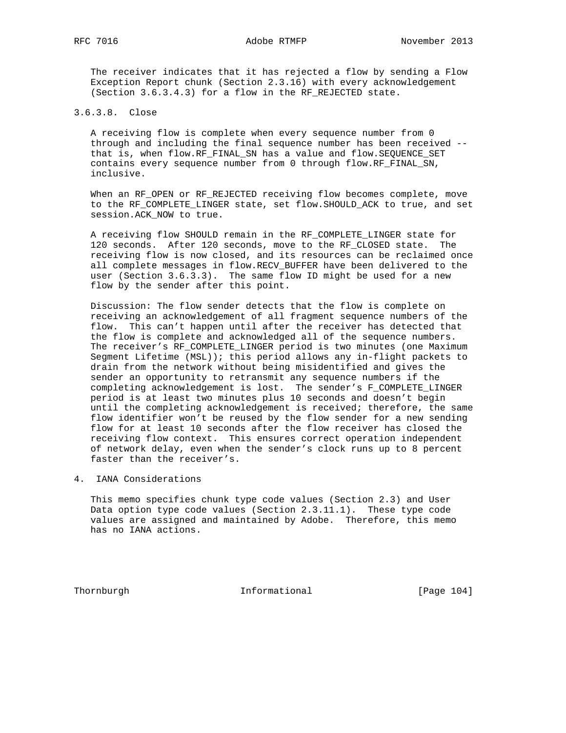The receiver indicates that it has rejected a flow by sending a Flow Exception Report chunk (Section 2.3.16) with every acknowledgement (Section 3.6.3.4.3) for a flow in the RF_REJECTED state.

#### 3.6.3.8. Close

A receiving flow is complete when every sequence number from 0 through and including the final sequence number has been received -- that is, when flow.RF_FINAL_SN has a value and flow.SEQUENCE_SET contains every sequence number from 0 through flow.RF_FINAL_SN, inclusive.

When an RF_OPEN or RF_REJECTED receiving flow becomes complete, move to the RF_COMPLETE_LINGER state, set flow.SHOULD_ACK to true, and set session.ACK_NOW to true.

A receiving flow SHOULD remain in the RF_COMPLETE_LINGER state for 120 seconds. After 120 seconds, move to the RF_CLOSED state. The receiving flow is now closed, and its resources can be reclaimed once all complete messages in flow.RECV_BUFFER have been delivered to the user (Section 3.6.3.3). The same flow ID might be used for a new flow by the sender after this point.

Discussion: The flow sender detects that the flow is complete on receiving an acknowledgement of all fragment sequence numbers of the flow. This can't happen until after the receiver has detected that the flow is complete and acknowledged all of the sequence numbers. The receiver's RF_COMPLETE_LINGER period is two minutes (one Maximum Segment Lifetime (MSL)); this period allows any in-flight packets to drain from the network without being misidentified and gives the sender an opportunity to retransmit any sequence numbers if the completing acknowledgement is lost. The sender's F_COMPLETE_LINGER period is at least two minutes plus 10 seconds and doesn't begin until the completing acknowledgement is received; therefore, the same flow identifier won't be reused by the flow sender for a new sending flow for at least 10 seconds after the flow receiver has closed the receiving flow context. This ensures correct operation independent of network delay, even when the sender's clock runs up to 8 percent faster than the receiver's.

## 4. IANA Considerations

This memo specifies chunk type code values (Section 2.3) and User Data option type code values (Section 2.3.11.1). These type code values are assigned and maintained by Adobe. Therefore, this memo has no IANA actions.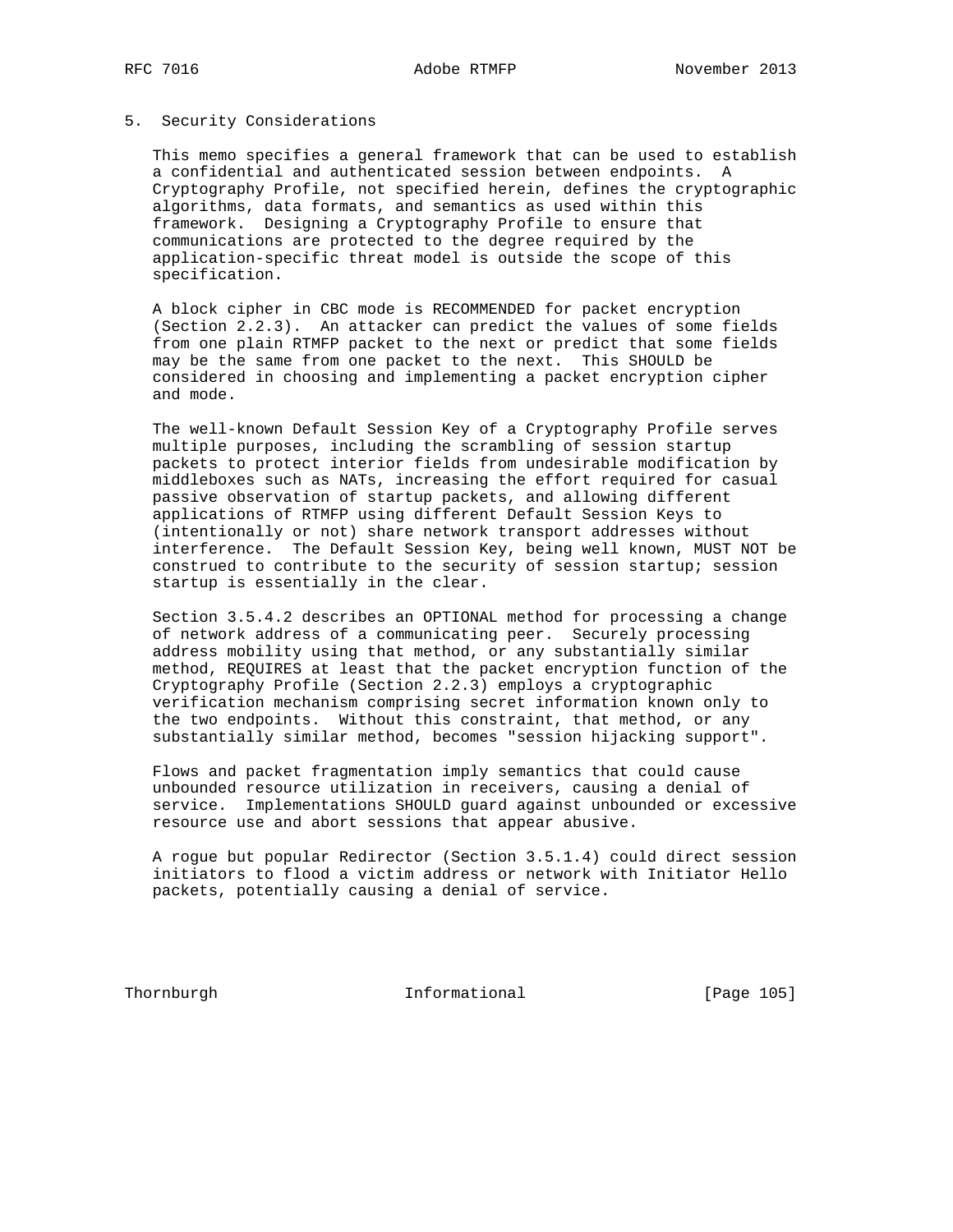# 5. Security Considerations

This memo specifies a general framework that can be used to establish a confidential and authenticated session between endpoints. A Cryptography Profile, not specified herein, defines the cryptographic algorithms, data formats, and semantics as used within this framework. Designing a Cryptography Profile to ensure that communications are protected to the degree required by the application-specific threat model is outside the scope of this specification.

A block cipher in CBC mode is RECOMMENDED for packet encryption (Section 2.2.3). An attacker can predict the values of some fields from one plain RTMFP packet to the next or predict that some fields may be the same from one packet to the next. This SHOULD be considered in choosing and implementing a packet encryption cipher and mode.

The well-known Default Session Key of a Cryptography Profile serves multiple purposes, including the scrambling of session startup packets to protect interior fields from undesirable modification by middleboxes such as NATs, increasing the effort required for casual passive observation of startup packets, and allowing different applications of RTMFP using different Default Session Keys to (intentionally or not) share network transport addresses without interference. The Default Session Key, being well known, MUST NOT be construed to contribute to the security of session startup; session startup is essentially in the clear.

Section 3.5.4.2 describes an OPTIONAL method for processing a change of network address of a communicating peer. Securely processing address mobility using that method, or any substantially similar method, REQUIRES at least that the packet encryption function of the Cryptography Profile (Section 2.2.3) employs a cryptographic verification mechanism comprising secret information known only to the two endpoints. Without this constraint, that method, or any substantially similar method, becomes "session hijacking support".

Flows and packet fragmentation imply semantics that could cause unbounded resource utilization in receivers, causing a denial of service. Implementations SHOULD guard against unbounded or excessive resource use and abort sessions that appear abusive.

A rogue but popular Redirector (Section 3.5.1.4) could direct session initiators to flood a victim address or network with Initiator Hello packets, potentially causing a denial of service.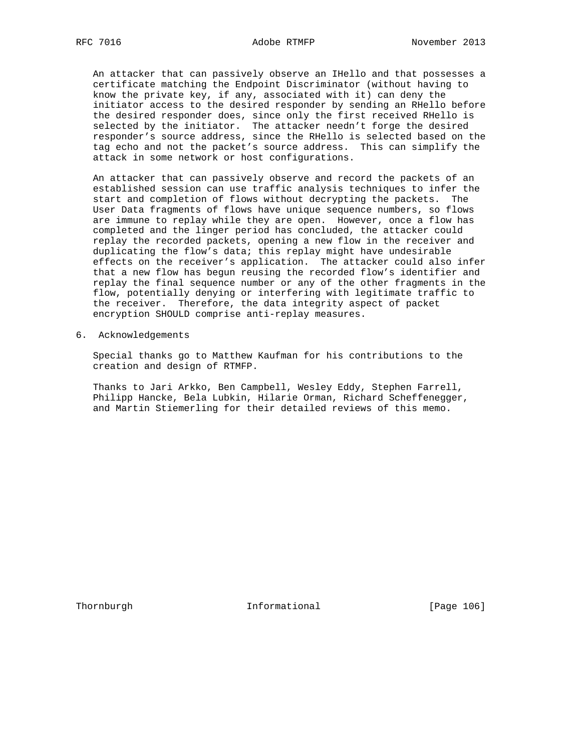An attacker that can passively observe an IHello and that possesses a certificate matching the Endpoint Discriminator (without having to know the private key, if any, associated with it) can deny the initiator access to the desired responder by sending an RHello before the desired responder does, since only the first received RHello is selected by the initiator. The attacker needn't forge the desired responder's source address, since the RHello is selected based on the tag echo and not the packet's source address. This can simplify the attack in some network or host configurations.

An attacker that can passively observe and record the packets of an established session can use traffic analysis techniques to infer the start and completion of flows without decrypting the packets. The User Data fragments of flows have unique sequence numbers, so flows are immune to replay while they are open. However, once a flow has completed and the linger period has concluded, the attacker could replay the recorded packets, opening a new flow in the receiver and duplicating the flow's data; this replay might have undesirable effects on the receiver's application. The attacker could also infer that a new flow has begun reusing the recorded flow's identifier and replay the final sequence number or any of the other fragments in the flow, potentially denying or interfering with legitimate traffic to the receiver. Therefore, the data integrity aspect of packet encryption SHOULD comprise anti-replay measures.

## 6. Acknowledgements

Special thanks go to Matthew Kaufman for his contributions to the creation and design of RTMFP.

Thanks to Jari Arkko, Ben Campbell, Wesley Eddy, Stephen Farrell, Philipp Hancke, Bela Lubkin, Hilarie Orman, Richard Scheffenegger, and Martin Stiemerling for their detailed reviews of this memo.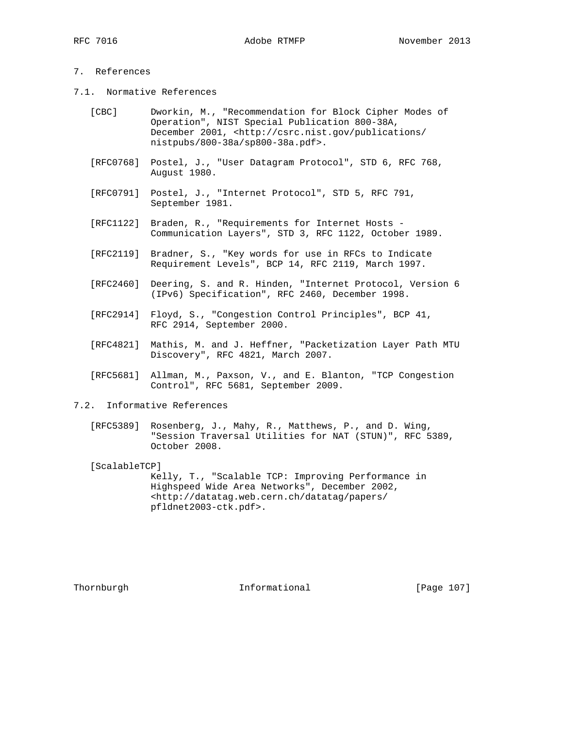## 7. References

### 7.1. Normative References

[CBC] Dworkin, M., "Recommendation for Block Cipher Modes of Operation", NIST Special Publication 800-38A, December 2001, <http://csrc.nist.gov/publications/nistpubs/800-38a/sp800-38a.pdf>.

[RFC0768] Postel, J., "User Datagram Protocol", STD 6, RFC 768, August 1980.

[RFC0791] Postel, J., "Internet Protocol", STD 5, RFC 791, September 1981.

[RFC1122] Braden, R., "Requirements for Internet Hosts - Communication Layers", STD 3, RFC 1122, October 1989.

[RFC2119] Bradner, S., "Key words for use in RFCs to Indicate Requirement Levels", BCP 14, RFC 2119, March 1997.

[RFC2460] Deering, S. and R. Hinden, "Internet Protocol, Version 6 (IPv6) Specification", RFC 2460, December 1998.

[RFC2914] Floyd, S., "Congestion Control Principles", BCP 41, RFC 2914, September 2000.

[RFC4821] Mathis, M. and J. Heffner, "Packetization Layer Path MTU Discovery", RFC 4821, March 2007.

[RFC5681] Allman, M., Paxson, V., and E. Blanton, "TCP Congestion Control", RFC 5681, September 2009.

### 7.2. Informative References

[RFC5389] Rosenberg, J., Mahy, R., Matthews, P., and D. Wing, "Session Traversal Utilities for NAT (STUN)", RFC 5389, October 2008.

[ScalableTCP] Kelly, T., "Scalable TCP: Improving Performance in Highspeed Wide Area Networks", December 2002, <http://datatag.web.cern.ch/datatag/papers/pfldnet2003-ctk.pdf>.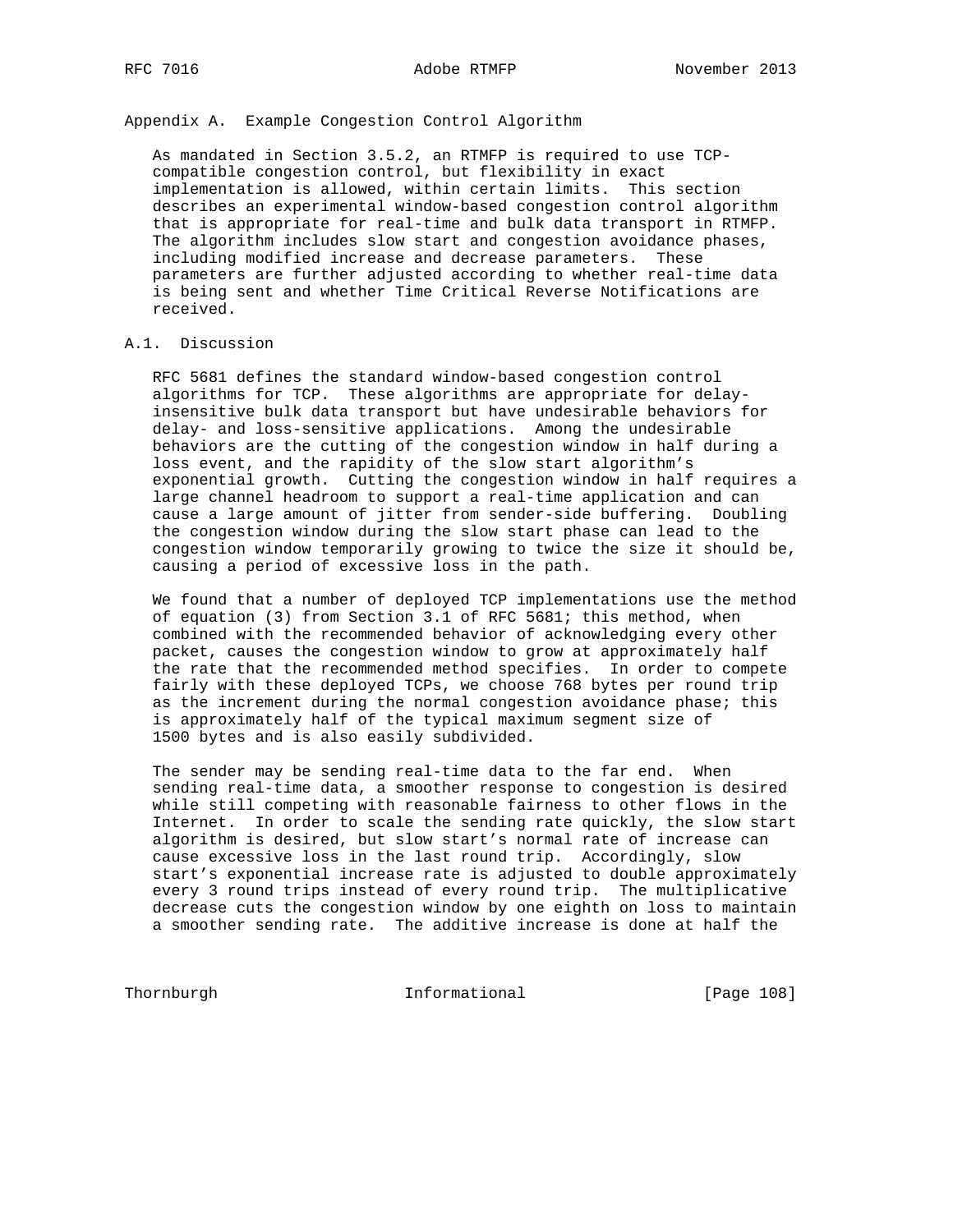## Appendix A. Example Congestion Control Algorithm

As mandated in Section 3.5.2, an RTMFP is required to use TCP-compatible congestion control, but flexibility in exact implementation is allowed, within certain limits. This section describes an experimental window-based congestion control algorithm that is appropriate for real-time and bulk data transport in RTMFP. The algorithm includes slow start and congestion avoidance phases, including modified increase and decrease parameters. These parameters are further adjusted according to whether real-time data is being sent and whether Time Critical Reverse Notifications are received.

### A.1. Discussion

RFC 5681 defines the standard window-based congestion control algorithms for TCP. These algorithms are appropriate for delay-insensitive bulk data transport but have undesirable behaviors for delay- and loss-sensitive applications. Among the undesirable behaviors are the cutting of the congestion window in half during a loss event, and the rapidity of the slow start algorithm's exponential growth. Cutting the congestion window in half requires a large channel headroom to support a real-time application and can cause a large amount of jitter from sender-side buffering. Doubling the congestion window during the slow start phase can lead to the congestion window temporarily growing to twice the size it should be, causing a period of excessive loss in the path.

We found that a number of deployed TCP implementations use the method of equation (3) from Section 3.1 of RFC 5681; this method, when combined with the recommended behavior of acknowledging every other packet, causes the congestion window to grow at approximately half the rate that the recommended method specifies. In order to compete fairly with these deployed TCPs, we choose 768 bytes per round trip as the increment during the normal congestion avoidance phase; this is approximately half of the typical maximum segment size of 1500 bytes and is also easily subdivided.

The sender may be sending real-time data to the far end. When sending real-time data, a smoother response to congestion is desired while still competing with reasonable fairness to other flows in the Internet. In order to scale the sending rate quickly, the slow start algorithm is desired, but slow start's normal rate of increase can cause excessive loss in the last round trip. Accordingly, slow start's exponential increase rate is adjusted to double approximately every 3 round trips instead of every round trip. The multiplicative decrease cuts the congestion window by one eighth on loss to maintain a smoother sending rate. The additive increase is done at half the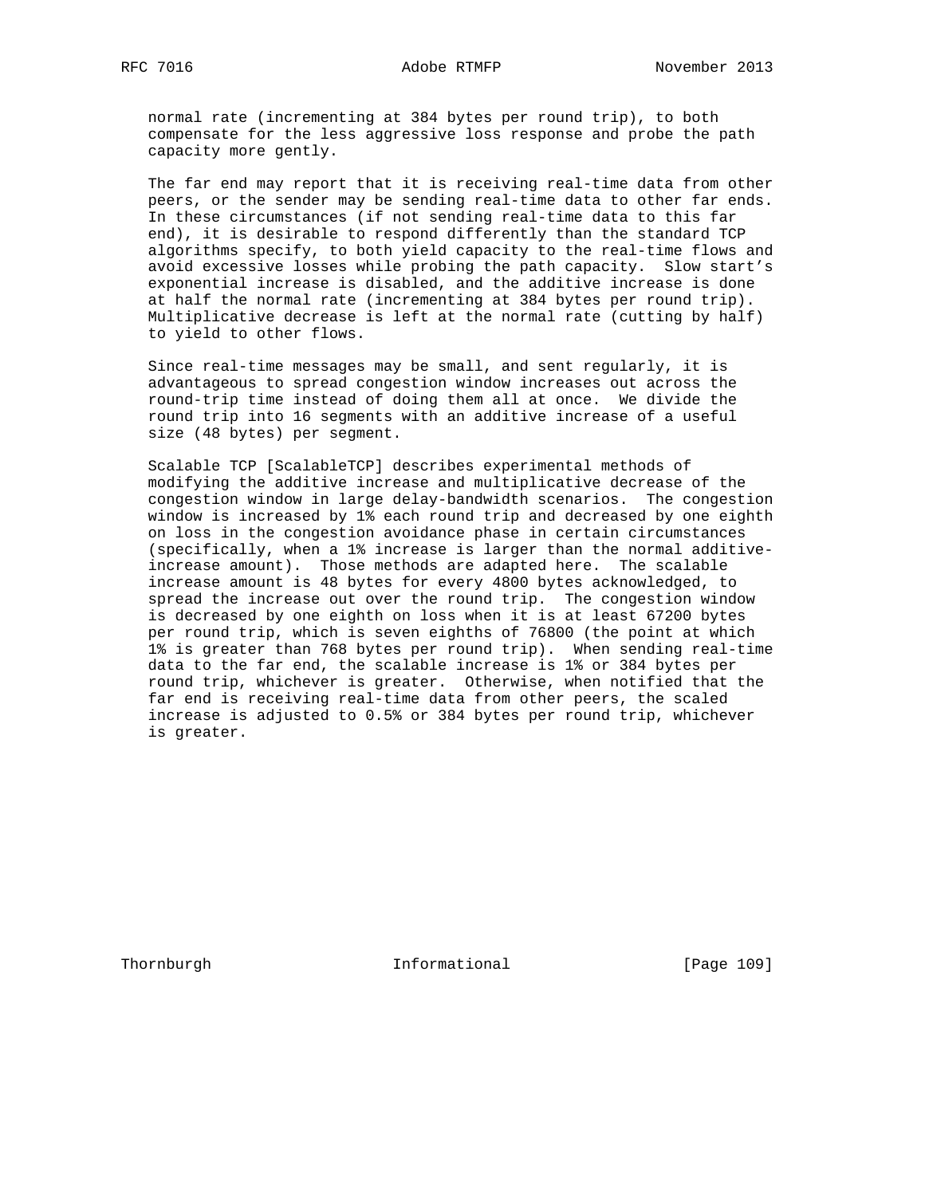normal rate (incrementing at 384 bytes per round trip), to both compensate for the less aggressive loss response and probe the path capacity more gently.

The far end may report that it is receiving real-time data from other peers, or the sender may be sending real-time data to other far ends. In these circumstances (if not sending real-time data to this far end), it is desirable to respond differently than the standard TCP algorithms specify, to both yield capacity to the real-time flows and avoid excessive losses while probing the path capacity. Slow start's exponential increase is disabled, and the additive increase is done at half the normal rate (incrementing at 384 bytes per round trip). Multiplicative decrease is left at the normal rate (cutting by half) to yield to other flows.

Since real-time messages may be small, and sent regularly, it is advantageous to spread congestion window increases out across the round-trip time instead of doing them all at once. We divide the round trip into 16 segments with an additive increase of a useful size (48 bytes) per segment.

Scalable TCP [ScalableTCP] describes experimental methods of modifying the additive increase and multiplicative decrease of the congestion window in large delay-bandwidth scenarios. The congestion window is increased by 1% each round trip and decreased by one eighth on loss in the congestion avoidance phase in certain circumstances (specifically, when a 1% increase is larger than the normal additive-increase amount). Those methods are adapted here. The scalable increase amount is 48 bytes for every 4800 bytes acknowledged, to spread the increase out over the round trip. The congestion window is decreased by one eighth on loss when it is at least 67200 bytes per round trip, which is seven eighths of 76800 (the point at which 1% is greater than 768 bytes per round trip). When sending real-time data to the far end, the scalable increase is 1% or 384 bytes per round trip, whichever is greater. Otherwise, when notified that the far end is receiving real-time data from other peers, the scaled increase is adjusted to 0.5% or 384 bytes per round trip, whichever is greater.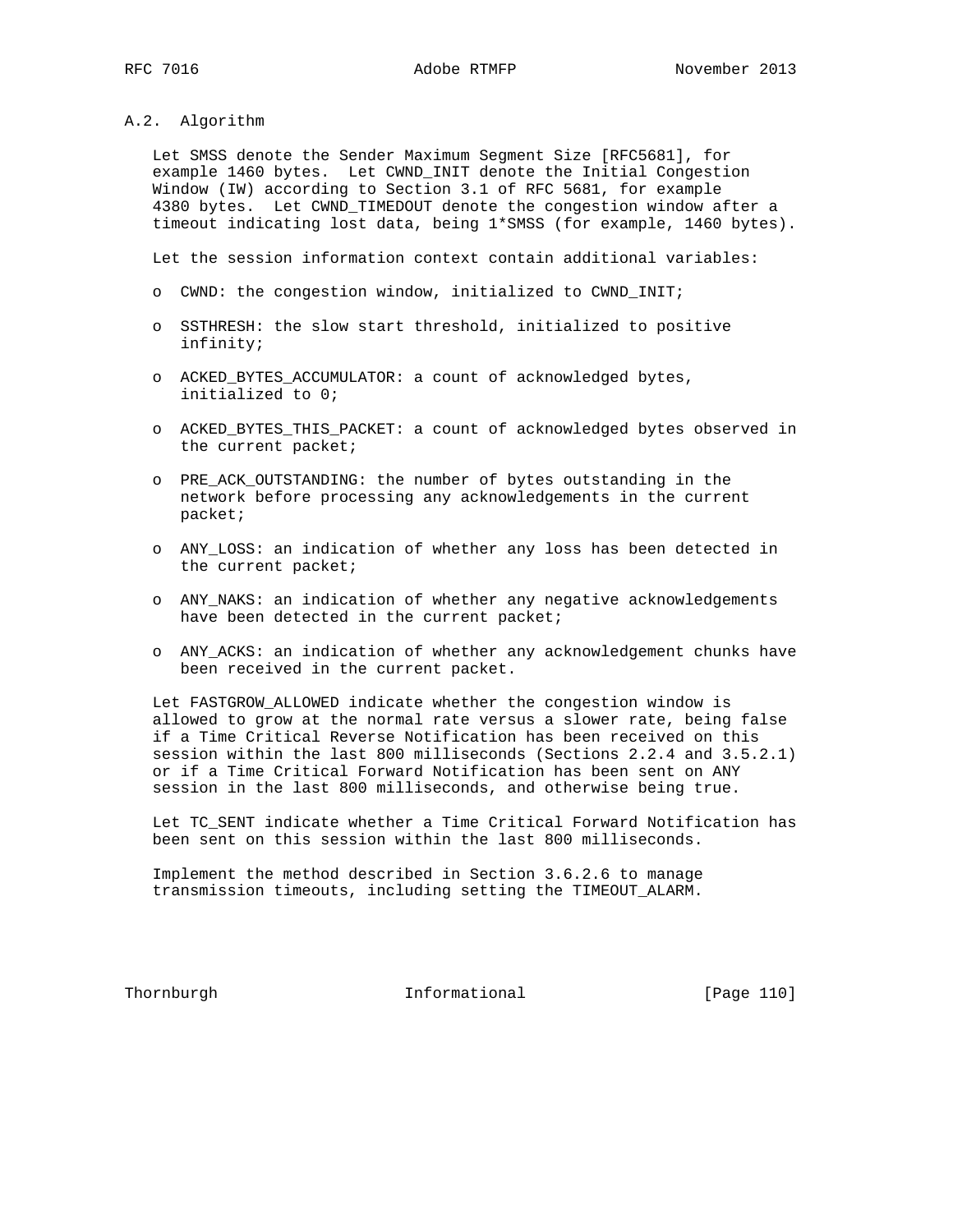## A.2. Algorithm

Let SMSS denote the Sender Maximum Segment Size [RFC5681], for example 1460 bytes. Let CWND_INIT denote the Initial Congestion Window (IW) according to Section 3.1 of RFC 5681, for example 4380 bytes. Let CWND_TIMEDOUT denote the congestion window after a timeout indicating lost data, being 1*SMSS (for example, 1460 bytes).

Let the session information context contain additional variables:

- CWND: the congestion window, initialized to CWND_INIT;
- SSTHRESH: the slow start threshold, initialized to positive infinity;
- ACKED_BYTES_ACCUMULATOR: a count of acknowledged bytes, initialized to 0;
- ACKED_BYTES_THIS_PACKET: a count of acknowledged bytes observed in the current packet;
- PRE_ACK_OUTSTANDING: the number of bytes outstanding in the network before processing any acknowledgements in the current packet;
- ANY_LOSS: an indication of whether any loss has been detected in the current packet;
- ANY_NAKS: an indication of whether any negative acknowledgements have been detected in the current packet;
- ANY_ACKS: an indication of whether any acknowledgement chunks have been received in the current packet.

Let FASTGROW_ALLOWED indicate whether the congestion window is allowed to grow at the normal rate versus a slower rate, being false if a Time Critical Reverse Notification has been received on this session within the last 800 milliseconds (Sections 2.2.4 and 3.5.2.1) or if a Time Critical Forward Notification has been sent on ANY session in the last 800 milliseconds, and otherwise being true.

Let TC_SENT indicate whether a Time Critical Forward Notification has been sent on this session within the last 800 milliseconds.

Implement the method described in Section 3.6.2.6 to manage transmission timeouts, including setting the TIMEOUT_ALARM.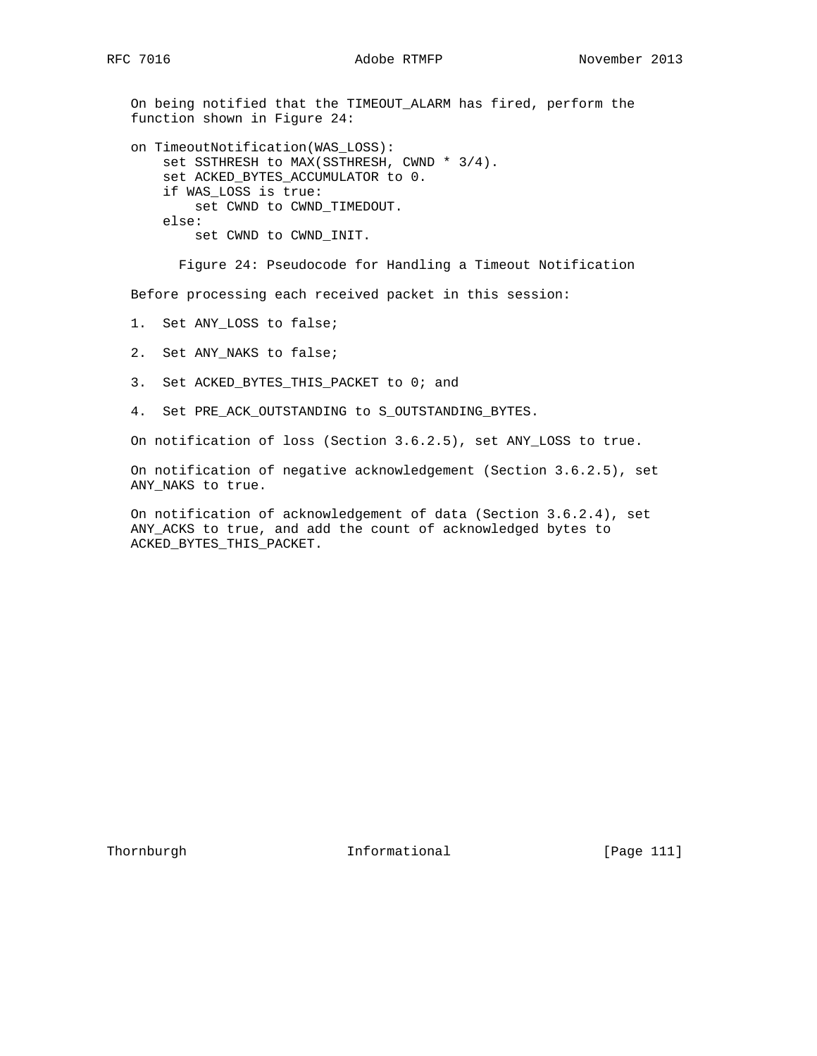On being notified that the TIMEOUT_ALARM has fired, perform the function shown in Figure 24:

```
on TimeoutNotification(WAS_LOSS):
    set SSTHRESH to MAX(SSTHRESH, CWND * 3/4).
    set ACKED_BYTES_ACCUMULATOR to 0.
    if WAS_LOSS is true:
        set CWND to CWND_TIMEDOUT.
    else:
        set CWND to CWND_INIT.
```

Figure 24: Pseudocode for Handling a Timeout Notification

Before processing each received packet in this session:

1. Set ANY_LOSS to false;

2. Set ANY_NAKS to false;

3. Set ACKED_BYTES_THIS_PACKET to 0; and

4. Set PRE_ACK_OUTSTANDING to S_OUTSTANDING_BYTES.

On notification of loss (Section 3.6.2.5), set ANY_LOSS to true.

On notification of negative acknowledgement (Section 3.6.2.5), set ANY_NAKS to true.

On notification of acknowledgement of data (Section 3.6.2.4), set ANY_ACKS to true, and add the count of acknowledged bytes to ACKED_BYTES_THIS_PACKET.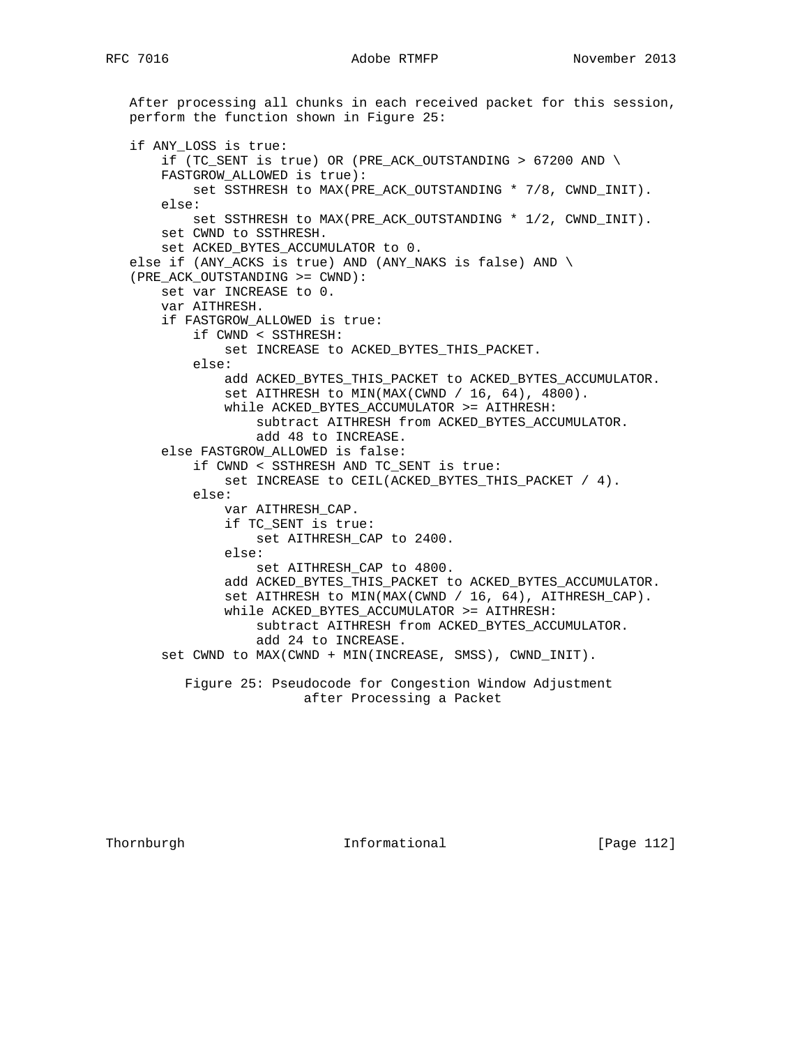After processing all chunks in each received packet for this session, perform the function shown in Figure 25:

```
if ANY_LOSS is true:
    if (TC_SENT is true) OR (PRE_ACK_OUTSTANDING > 67200 AND \
    FASTGROW_ALLOWED is true):
        set SSTHRESH to MAX(PRE_ACK_OUTSTANDING * 7/8, CWND_INIT).
    else:
        set SSTHRESH to MAX(PRE_ACK_OUTSTANDING * 1/2, CWND_INIT).
    set CWND to SSTHRESH.
    set ACKED_BYTES_ACCUMULATOR to 0.
else if (ANY_ACKS is true) AND (ANY_NAKS is false) AND \
(PRE_ACK_OUTSTANDING >= CWND):
    set var INCREASE to 0.
    var AITHRESH.
    if FASTGROW_ALLOWED is true:
        if CWND < SSTHRESH:
            set INCREASE to ACKED_BYTES_THIS_PACKET.
        else:
            add ACKED_BYTES_THIS_PACKET to ACKED_BYTES_ACCUMULATOR.
            set AITHRESH to MIN(MAX(CWND / 16, 64), 4800).
            while ACKED_BYTES_ACCUMULATOR >= AITHRESH:
                subtract AITHRESH from ACKED_BYTES_ACCUMULATOR.
                add 48 to INCREASE.
    else FASTGROW_ALLOWED is false:
        if CWND < SSTHRESH AND TC_SENT is true:
            set INCREASE to CEIL(ACKED_BYTES_THIS_PACKET / 4).
        else:
            var AITHRESH_CAP.
            if TC_SENT is true:
                set AITHRESH_CAP to 2400.
            else:
                set AITHRESH_CAP to 4800.
            add ACKED_BYTES_THIS_PACKET to ACKED_BYTES_ACCUMULATOR.
            set AITHRESH to MIN(MAX(CWND / 16, 64), AITHRESH_CAP).
            while ACKED_BYTES_ACCUMULATOR >= AITHRESH:
                subtract AITHRESH from ACKED_BYTES_ACCUMULATOR.
                add 24 to INCREASE.
    set CWND to MAX(CWND + MIN(INCREASE, SMSS), CWND_INIT).
```

Figure 25: Pseudocode for Congestion Window Adjustment after Processing a Packet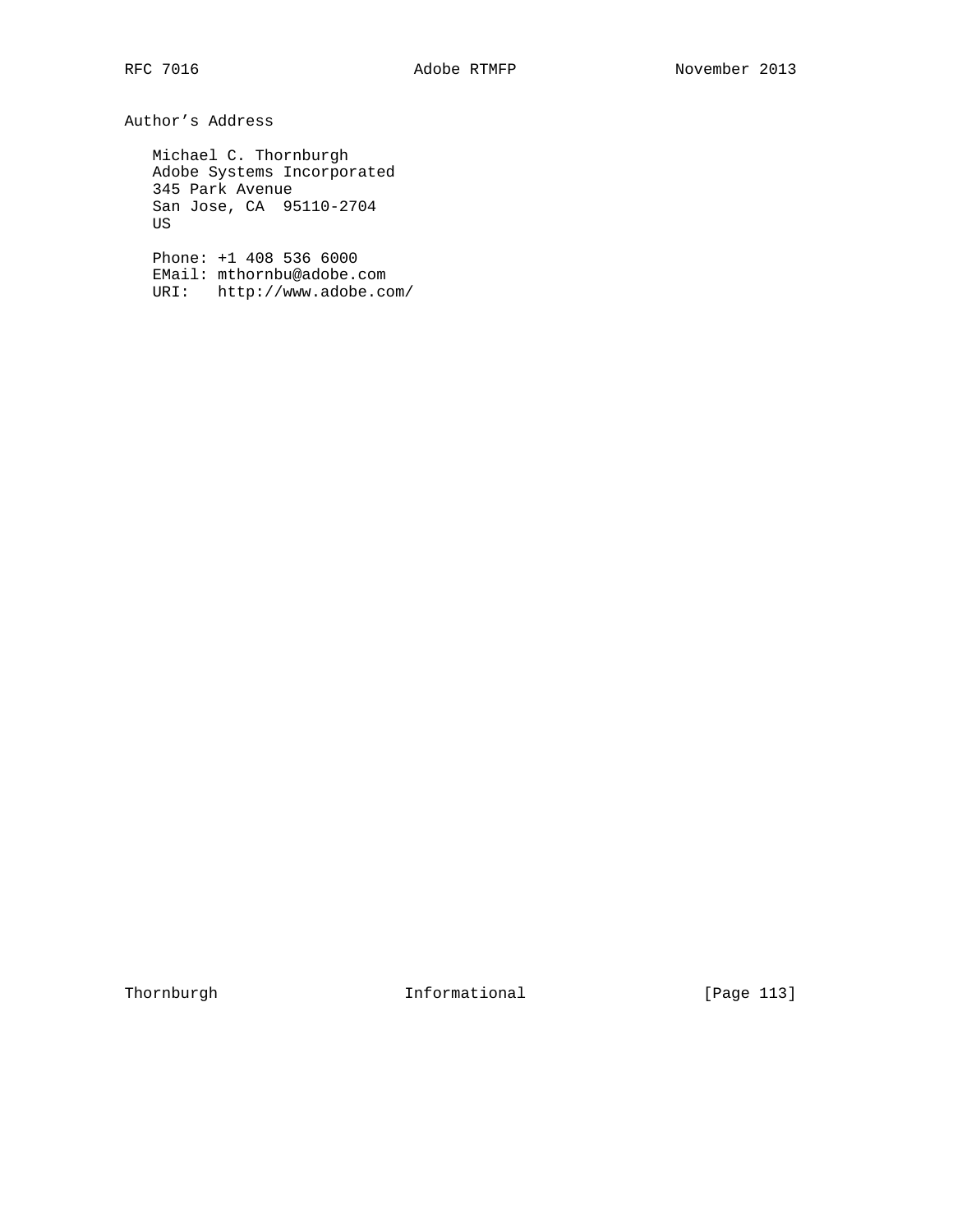## Author's Address

Michael C. Thornburgh
Adobe Systems Incorporated
345 Park Avenue
San Jose, CA  95110-2704
US

Phone: +1 408 536 6000
EMail: mthornbu@adobe.com
URI:   http://www.adobe.com/